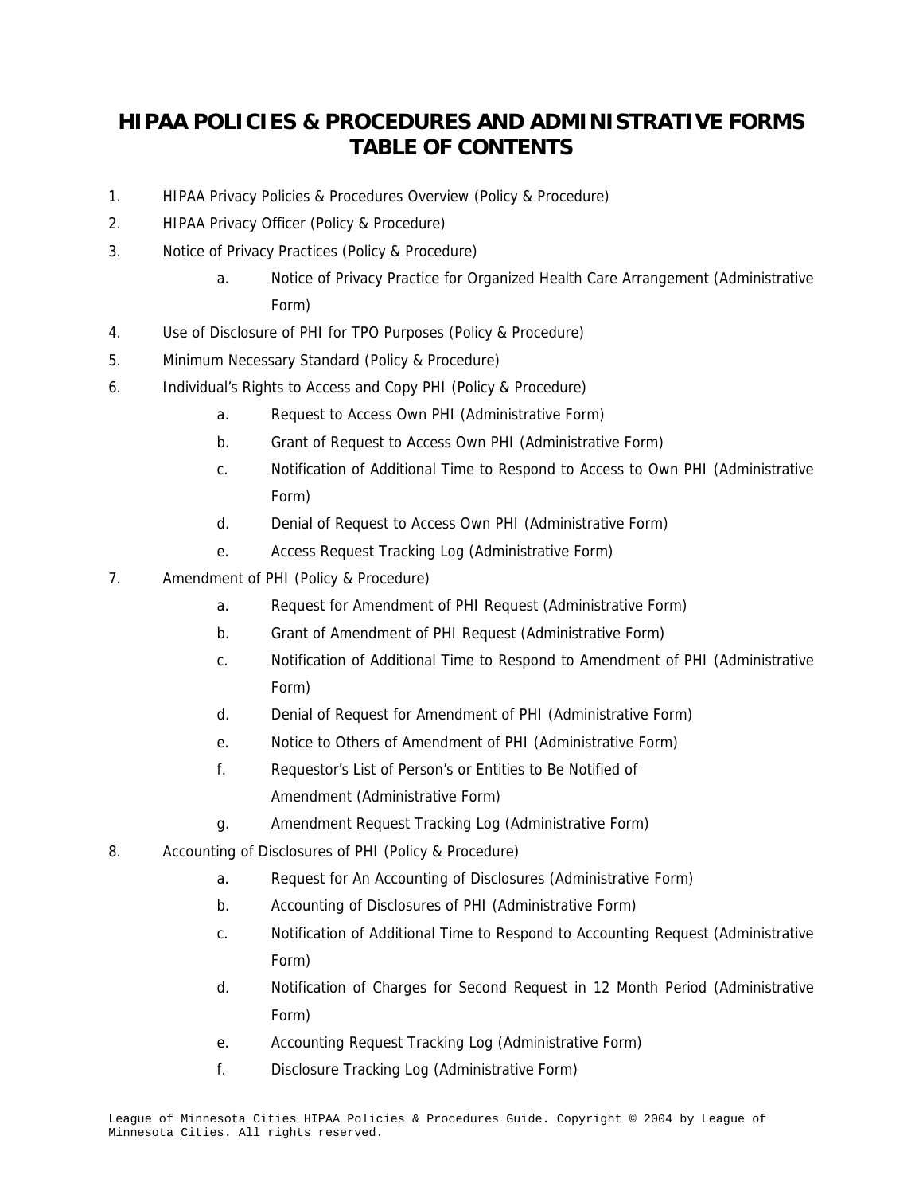# HIPAA POLICIES & PROCEDURES AND ADMINISTRATIVE FORMS
# TABLE OF CONTENTS

1. HIPAA Privacy Policies & Procedures Overview (Policy & Procedure)
2. HIPAA Privacy Officer (Policy & Procedure)
3. Notice of Privacy Practices (Policy & Procedure)
    a. Notice of Privacy Practice for Organized Health Care Arrangement (Administrative Form)
4. Use of Disclosure of PHI for TPO Purposes (Policy & Procedure)
5. Minimum Necessary Standard (Policy & Procedure)
6. Individual's Rights to Access and Copy PHI (Policy & Procedure)
    a. Request to Access Own PHI (Administrative Form)
    b. Grant of Request to Access Own PHI (Administrative Form)
    c. Notification of Additional Time to Respond to Access to Own PHI (Administrative Form)
    d. Denial of Request to Access Own PHI (Administrative Form)
    e. Access Request Tracking Log (Administrative Form)
7. Amendment of PHI (Policy & Procedure)
    a. Request for Amendment of PHI Request (Administrative Form)
    b. Grant of Amendment of PHI Request (Administrative Form)
    c. Notification of Additional Time to Respond to Amendment of PHI (Administrative Form)
    d. Denial of Request for Amendment of PHI (Administrative Form)
    e. Notice to Others of Amendment of PHI (Administrative Form)
    f. Requestor's List of Person's or Entities to Be Notified of Amendment (Administrative Form)
    g. Amendment Request Tracking Log (Administrative Form)
8. Accounting of Disclosures of PHI (Policy & Procedure)
    a. Request for An Accounting of Disclosures (Administrative Form)
    b. Accounting of Disclosures of PHI (Administrative Form)
    c. Notification of Additional Time to Respond to Accounting Request (Administrative Form)
    d. Notification of Charges for Second Request in 12 Month Period (Administrative Form)
    e. Accounting Request Tracking Log (Administrative Form)
    f. Disclosure Tracking Log (Administrative Form)

League of Minnesota Cities HIPAA Policies & Procedures Guide. Copyright © 2004 by League of Minnesota Cities. All rights reserved.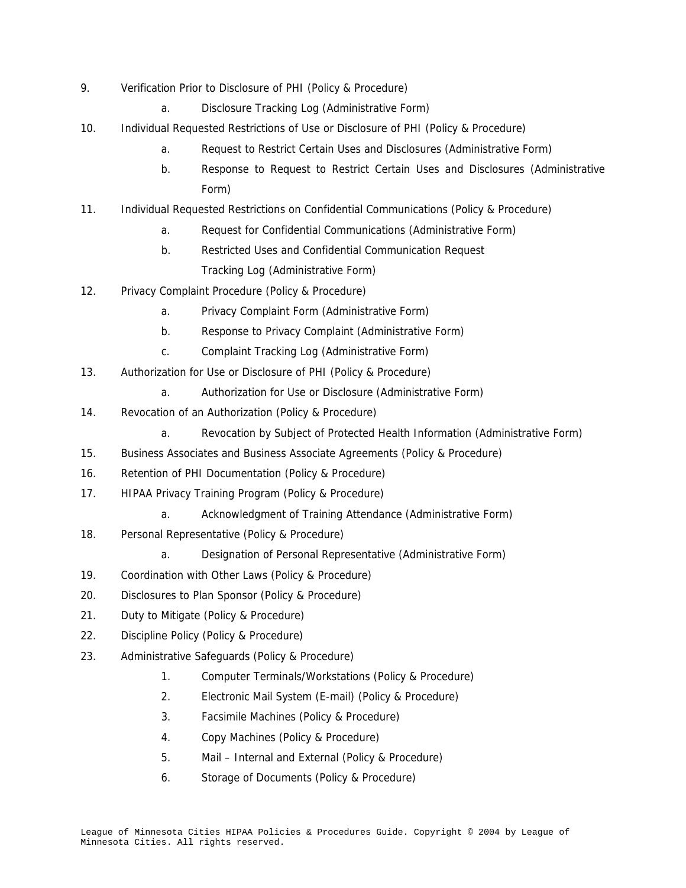9. Verification Prior to Disclosure of PHI (Policy & Procedure)
    a. Disclosure Tracking Log (Administrative Form)
10. Individual Requested Restrictions of Use or Disclosure of PHI (Policy & Procedure)
    a. Request to Restrict Certain Uses and Disclosures (Administrative Form)
    b. Response to Request to Restrict Certain Uses and Disclosures (Administrative Form)
11. Individual Requested Restrictions on Confidential Communications (Policy & Procedure)
    a. Request for Confidential Communications (Administrative Form)
    b. Restricted Uses and Confidential Communication Request Tracking Log (Administrative Form)
12. Privacy Complaint Procedure (Policy & Procedure)
    a. Privacy Complaint Form (Administrative Form)
    b. Response to Privacy Complaint (Administrative Form)
    c. Complaint Tracking Log (Administrative Form)
13. Authorization for Use or Disclosure of PHI (Policy & Procedure)
    a. Authorization for Use or Disclosure (Administrative Form)
14. Revocation of an Authorization (Policy & Procedure)
    a. Revocation by Subject of Protected Health Information (Administrative Form)
15. Business Associates and Business Associate Agreements (Policy & Procedure)
16. Retention of PHI Documentation (Policy & Procedure)
17. HIPAA Privacy Training Program (Policy & Procedure)
    a. Acknowledgment of Training Attendance (Administrative Form)
18. Personal Representative (Policy & Procedure)
    a. Designation of Personal Representative (Administrative Form)
19. Coordination with Other Laws (Policy & Procedure)
20. Disclosures to Plan Sponsor (Policy & Procedure)
21. Duty to Mitigate (Policy & Procedure)
22. Discipline Policy (Policy & Procedure)
23. Administrative Safeguards (Policy & Procedure)
    1. Computer Terminals/Workstations (Policy & Procedure)
    2. Electronic Mail System (E-mail) (Policy & Procedure)
    3. Facsimile Machines (Policy & Procedure)
    4. Copy Machines (Policy & Procedure)
    5. Mail – Internal and External (Policy & Procedure)
    6. Storage of Documents (Policy & Procedure)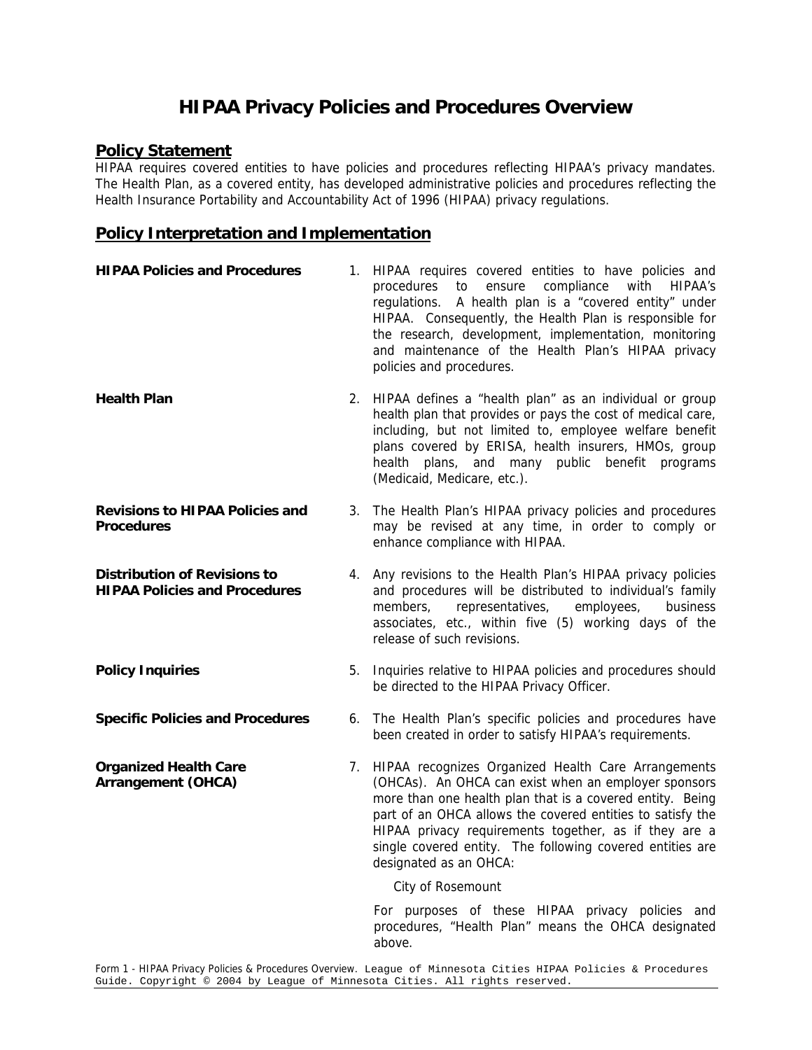# HIPAA Privacy Policies and Procedures Overview

## Policy Statement

HIPAA requires covered entities to have policies and procedures reflecting HIPAA's privacy mandates. The Health Plan, as a covered entity, has developed administrative policies and procedures reflecting the Health Insurance Portability and Accountability Act of 1996 (HIPAA) privacy regulations.

## Policy Interpretation and Implementation

**HIPAA Policies and Procedures**

1. HIPAA requires covered entities to have policies and procedures to ensure compliance with HIPAA's regulations. A health plan is a "covered entity" under HIPAA. Consequently, the Health Plan is responsible for the research, development, implementation, monitoring and maintenance of the Health Plan's HIPAA privacy policies and procedures.

**Health Plan**

2. HIPAA defines a "health plan" as an individual or group health plan that provides or pays the cost of medical care, including, but not limited to, employee welfare benefit plans covered by ERISA, health insurers, HMOs, group health plans, and many public benefit programs (Medicaid, Medicare, etc.).

**Revisions to HIPAA Policies and Procedures**

3. The Health Plan's HIPAA privacy policies and procedures may be revised at any time, in order to comply or enhance compliance with HIPAA.

**Distribution of Revisions to HIPAA Policies and Procedures**

4. Any revisions to the Health Plan's HIPAA privacy policies and procedures will be distributed to individual's family members, representatives, employees, business associates, etc., within five (5) working days of the release of such revisions.

**Policy Inquiries**

5. Inquiries relative to HIPAA policies and procedures should be directed to the HIPAA Privacy Officer.

**Specific Policies and Procedures**

6. The Health Plan's specific policies and procedures have been created in order to satisfy HIPAA's requirements.

**Organized Health Care Arrangement (OHCA)**

7. HIPAA recognizes Organized Health Care Arrangements (OHCAs). An OHCA can exist when an employer sponsors more than one health plan that is a covered entity. Being part of an OHCA allows the covered entities to satisfy the HIPAA privacy requirements together, as if they are a single covered entity. The following covered entities are designated as an OHCA:

   City of Rosemount

   For purposes of these HIPAA privacy policies and procedures, "Health Plan" means the OHCA designated above.

Form 1 - HIPAA Privacy Policies & Procedures Overview. League of Minnesota Cities HIPAA Policies & Procedures Guide. Copyright © 2004 by League of Minnesota Cities. All rights reserved.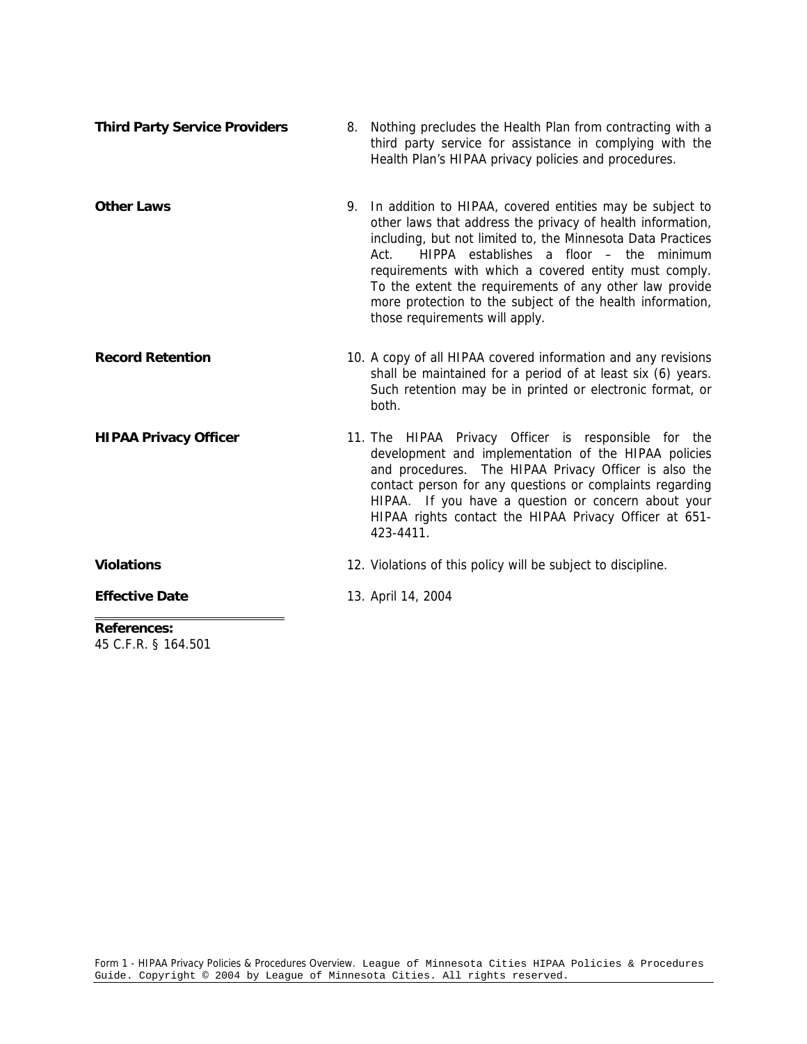**Third Party Service Providers**

8. Nothing precludes the Health Plan from contracting with a third party service for assistance in complying with the Health Plan's HIPAA privacy policies and procedures.

**Other Laws**

9. In addition to HIPAA, covered entities may be subject to other laws that address the privacy of health information, including, but not limited to, the Minnesota Data Practices Act. HIPPA establishes a floor – the minimum requirements with which a covered entity must comply. To the extent the requirements of any other law provide more protection to the subject of the health information, those requirements will apply.

**Record Retention**

10. A copy of all HIPAA covered information and any revisions shall be maintained for a period of at least six (6) years. Such retention may be in printed or electronic format, or both.

**HIPAA Privacy Officer**

11. The HIPAA Privacy Officer is responsible for the development and implementation of the HIPAA policies and procedures. The HIPAA Privacy Officer is also the contact person for any questions or complaints regarding HIPAA. If you have a question or concern about your HIPAA rights contact the HIPAA Privacy Officer at 651-423-4411.

**Violations**

12. Violations of this policy will be subject to discipline.

**Effective Date**

13. April 14, 2004

**References:**
45 C.F.R. § 164.501

Form 1 - HIPAA Privacy Policies & Procedures Overview. League of Minnesota Cities HIPAA Policies & Procedures Guide. Copyright © 2004 by League of Minnesota Cities. All rights reserved.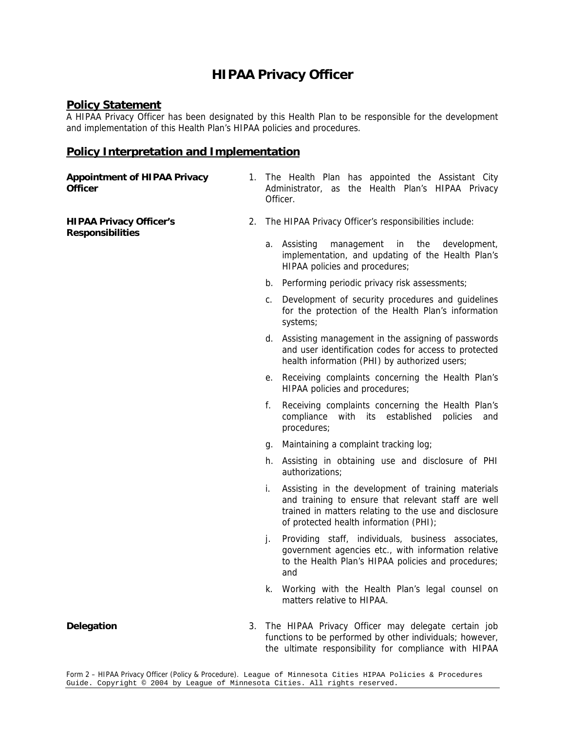# HIPAA Privacy Officer

## Policy Statement

A HIPAA Privacy Officer has been designated by this Health Plan to be responsible for the development and implementation of this Health Plan's HIPAA policies and procedures.

## Policy Interpretation and Implementation

**Appointment of HIPAA Privacy Officer**

1. The Health Plan has appointed the Assistant City Administrator, as the Health Plan's HIPAA Privacy Officer.

**HIPAA Privacy Officer's Responsibilities**

2. The HIPAA Privacy Officer's responsibilities include:

   a. Assisting management in the development, implementation, and updating of the Health Plan's HIPAA policies and procedures;

   b. Performing periodic privacy risk assessments;

   c. Development of security procedures and guidelines for the protection of the Health Plan's information systems;

   d. Assisting management in the assigning of passwords and user identification codes for access to protected health information (PHI) by authorized users;

   e. Receiving complaints concerning the Health Plan's HIPAA policies and procedures;

   f. Receiving complaints concerning the Health Plan's compliance with its established policies and procedures;

   g. Maintaining a complaint tracking log;

   h. Assisting in obtaining use and disclosure of PHI authorizations;

   i. Assisting in the development of training materials and training to ensure that relevant staff are well trained in matters relating to the use and disclosure of protected health information (PHI);

   j. Providing staff, individuals, business associates, government agencies etc., with information relative to the Health Plan's HIPAA policies and procedures; and

   k. Working with the Health Plan's legal counsel on matters relative to HIPAA.

**Delegation**

3. The HIPAA Privacy Officer may delegate certain job functions to be performed by other individuals; however, the ultimate responsibility for compliance with HIPAA

Form 2 – HIPAA Privacy Officer (Policy & Procedure). League of Minnesota Cities HIPAA Policies & Procedures Guide. Copyright © 2004 by League of Minnesota Cities. All rights reserved.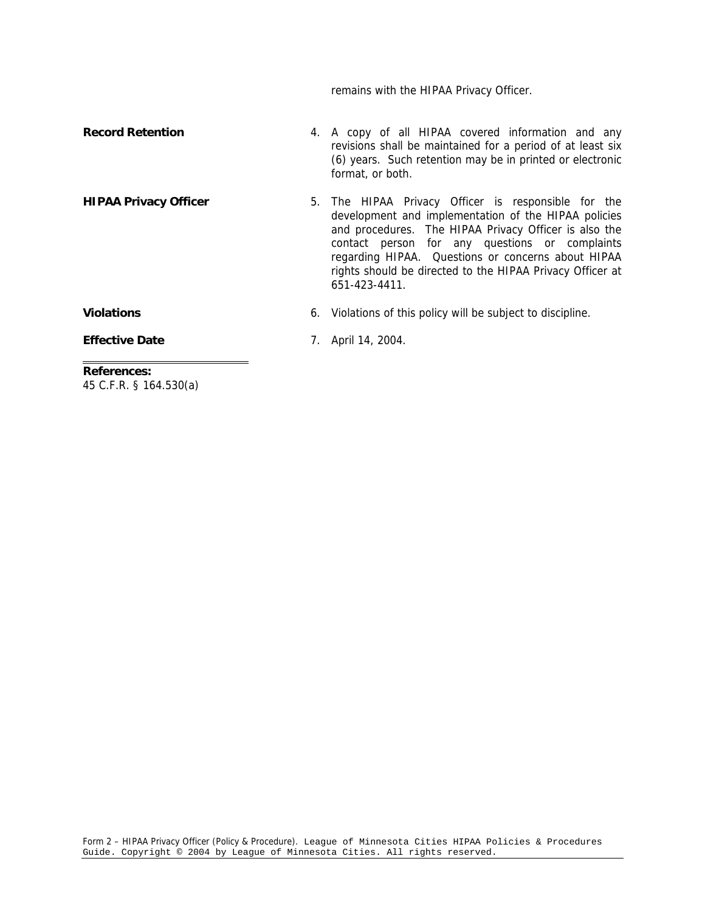remains with the HIPAA Privacy Officer.

**Record Retention**

4. A copy of all HIPAA covered information and any revisions shall be maintained for a period of at least six (6) years. Such retention may be in printed or electronic format, or both.

**HIPAA Privacy Officer**

5. The HIPAA Privacy Officer is responsible for the development and implementation of the HIPAA policies and procedures. The HIPAA Privacy Officer is also the contact person for any questions or complaints regarding HIPAA. Questions or concerns about HIPAA rights should be directed to the HIPAA Privacy Officer at 651-423-4411.

**Violations**

6. Violations of this policy will be subject to discipline.

**Effective Date**

7. April 14, 2004.

**References:**
45 C.F.R. § 164.530(a)

Form 2 – HIPAA Privacy Officer (Policy & Procedure). League of Minnesota Cities HIPAA Policies & Procedures Guide. Copyright © 2004 by League of Minnesota Cities. All rights reserved.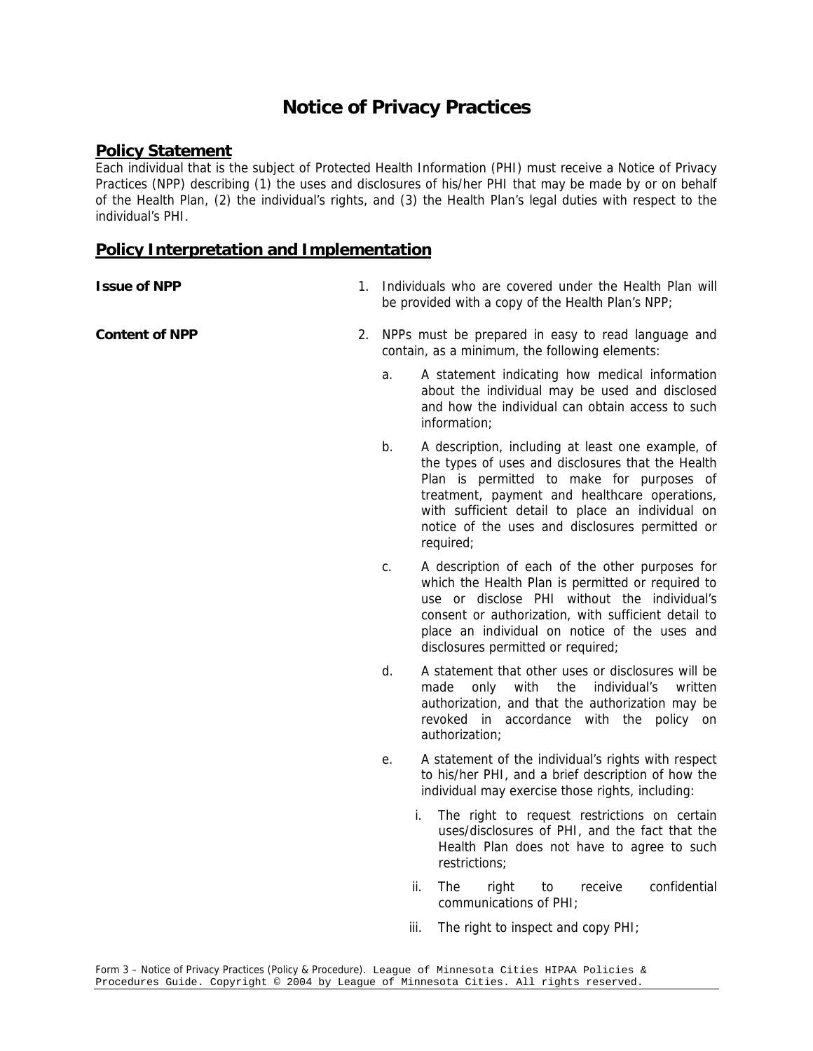# Notice of Privacy Practices

## Policy Statement

Each individual that is the subject of Protected Health Information (PHI) must receive a Notice of Privacy Practices (NPP) describing (1) the uses and disclosures of his/her PHI that may be made by or on behalf of the Health Plan, (2) the individual's rights, and (3) the Health Plan's legal duties with respect to the individual's PHI.

## Policy Interpretation and Implementation

**Issue of NPP**

1. Individuals who are covered under the Health Plan will be provided with a copy of the Health Plan's NPP;

**Content of NPP**

2. NPPs must be prepared in easy to read language and contain, as a minimum, the following elements:

   a. A statement indicating how medical information about the individual may be used and disclosed and how the individual can obtain access to such information;

   b. A description, including at least one example, of the types of uses and disclosures that the Health Plan is permitted to make for purposes of treatment, payment and healthcare operations, with sufficient detail to place an individual on notice of the uses and disclosures permitted or required;

   c. A description of each of the other purposes for which the Health Plan is permitted or required to use or disclose PHI without the individual's consent or authorization, with sufficient detail to place an individual on notice of the uses and disclosures permitted or required;

   d. A statement that other uses or disclosures will be made only with the individual's written authorization, and that the authorization may be revoked in accordance with the policy on authorization;

   e. A statement of the individual's rights with respect to his/her PHI, and a brief description of how the individual may exercise those rights, including:

      i. The right to request restrictions on certain uses/disclosures of PHI, and the fact that the Health Plan does not have to agree to such restrictions;

      ii. The right to receive confidential communications of PHI;

      iii. The right to inspect and copy PHI;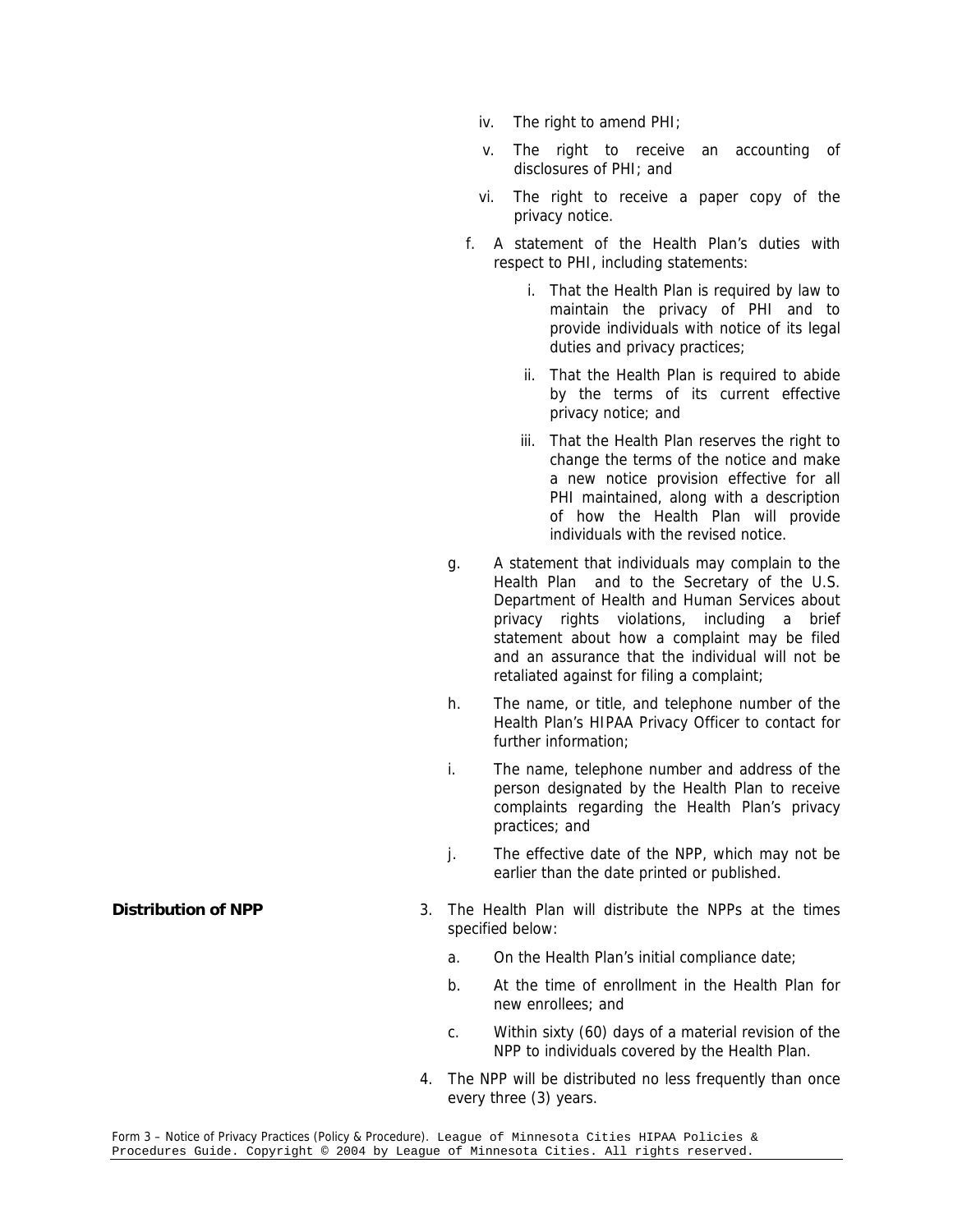iv. The right to amend PHI;

   v. The right to receive an accounting of disclosures of PHI; and

   vi. The right to receive a paper copy of the privacy notice.

f. A statement of the Health Plan's duties with respect to PHI, including statements:

   i. That the Health Plan is required by law to maintain the privacy of PHI and to provide individuals with notice of its legal duties and privacy practices;

   ii. That the Health Plan is required to abide by the terms of its current effective privacy notice; and

   iii. That the Health Plan reserves the right to change the terms of the notice and make a new notice provision effective for all PHI maintained, along with a description of how the Health Plan will provide individuals with the revised notice.

g. A statement that individuals may complain to the Health Plan and to the Secretary of the U.S. Department of Health and Human Services about privacy rights violations, including a brief statement about how a complaint may be filed and an assurance that the individual will not be retaliated against for filing a complaint;

h. The name, or title, and telephone number of the Health Plan's HIPAA Privacy Officer to contact for further information;

i. The name, telephone number and address of the person designated by the Health Plan to receive complaints regarding the Health Plan's privacy practices; and

j. The effective date of the NPP, which may not be earlier than the date printed or published.

**Distribution of NPP**

3. The Health Plan will distribute the NPPs at the times specified below:

   a. On the Health Plan's initial compliance date;

   b. At the time of enrollment in the Health Plan for new enrollees; and

   c. Within sixty (60) days of a material revision of the NPP to individuals covered by the Health Plan.

4. The NPP will be distributed no less frequently than once every three (3) years.

Form 3 – Notice of Privacy Practices (Policy & Procedure). League of Minnesota Cities HIPAA Policies & Procedures Guide. Copyright © 2004 by League of Minnesota Cities. All rights reserved.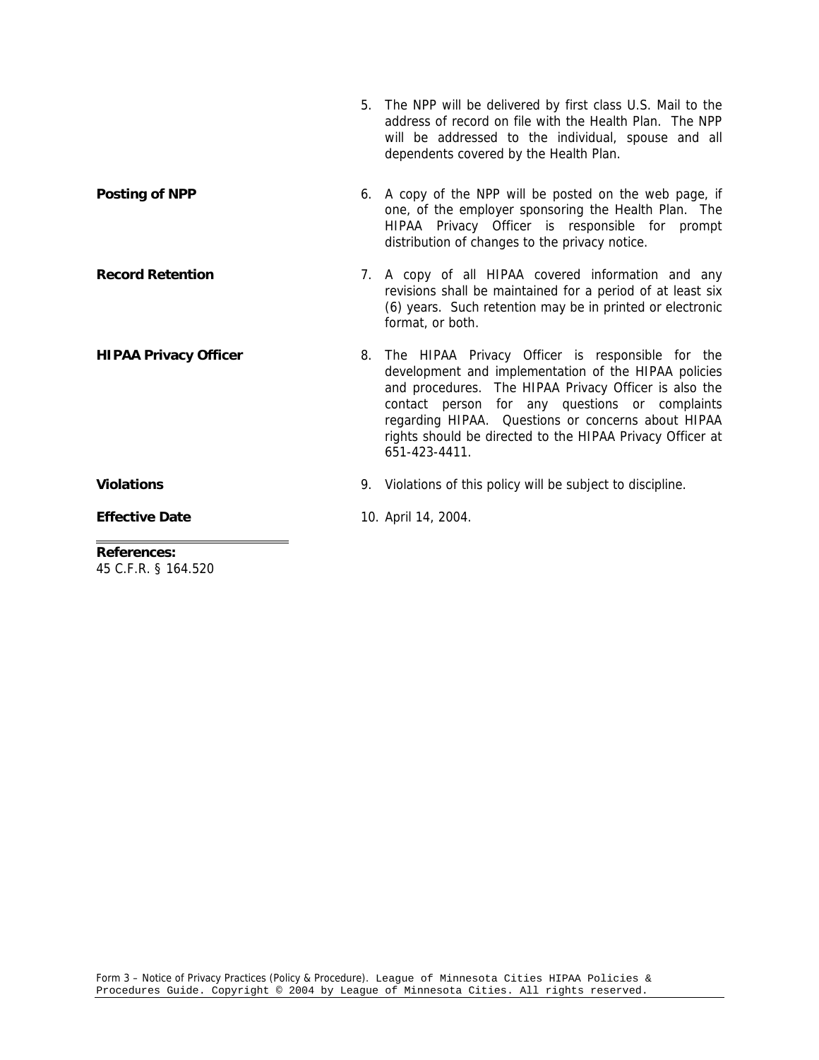5. The NPP will be delivered by first class U.S. Mail to the address of record on file with the Health Plan. The NPP will be addressed to the individual, spouse and all dependents covered by the Health Plan.

**Posting of NPP**

6. A copy of the NPP will be posted on the web page, if one, of the employer sponsoring the Health Plan. The HIPAA Privacy Officer is responsible for prompt distribution of changes to the privacy notice.

**Record Retention**

7. A copy of all HIPAA covered information and any revisions shall be maintained for a period of at least six (6) years. Such retention may be in printed or electronic format, or both.

**HIPAA Privacy Officer**

8. The HIPAA Privacy Officer is responsible for the development and implementation of the HIPAA policies and procedures. The HIPAA Privacy Officer is also the contact person for any questions or complaints regarding HIPAA. Questions or concerns about HIPAA rights should be directed to the HIPAA Privacy Officer at 651-423-4411.

**Violations**

9. Violations of this policy will be subject to discipline.

**Effective Date**

10. April 14, 2004.

**References:**
45 C.F.R. § 164.520

Form 3 – Notice of Privacy Practices (Policy & Procedure). League of Minnesota Cities HIPAA Policies & Procedures Guide. Copyright © 2004 by League of Minnesota Cities. All rights reserved.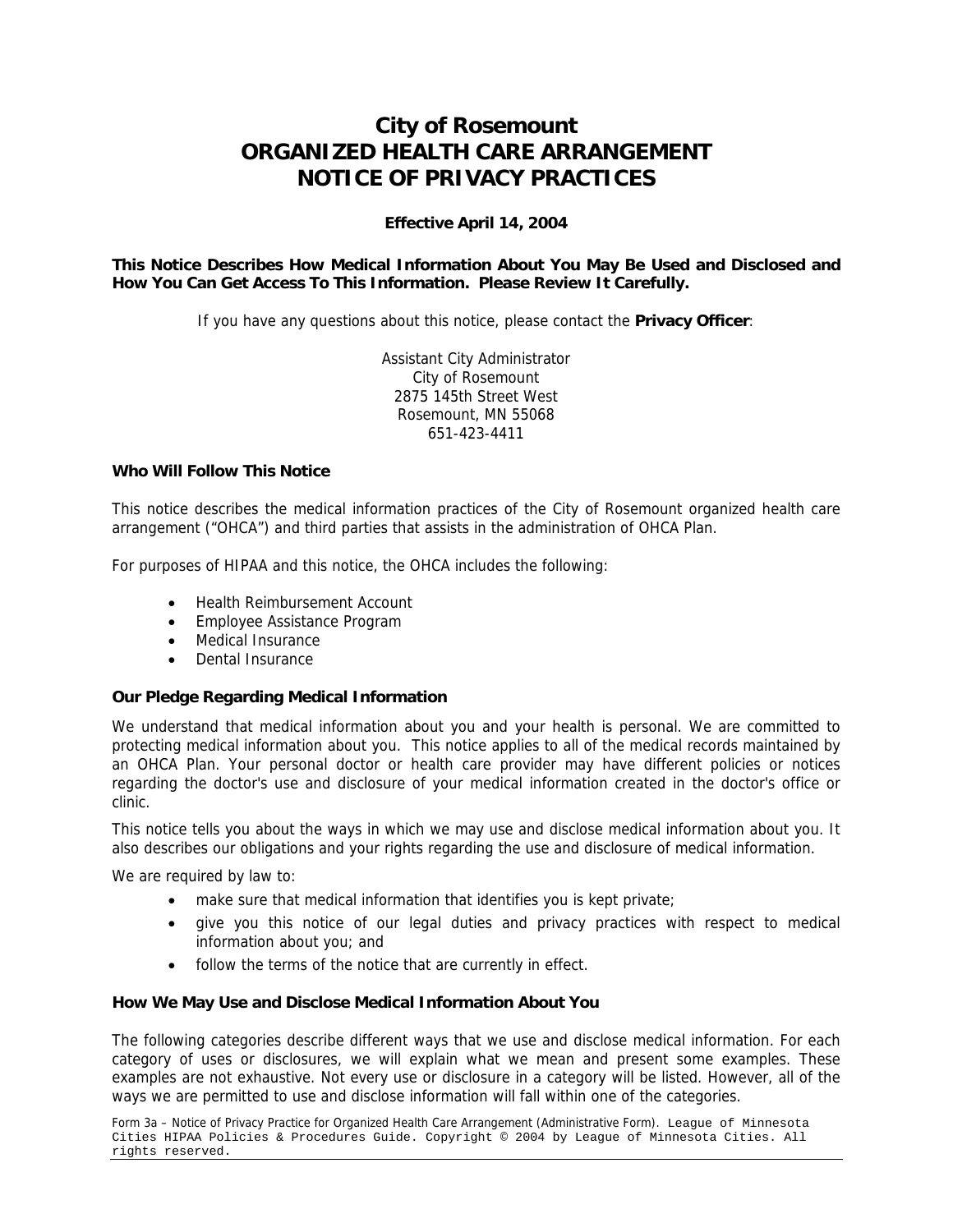# City of Rosemount
# ORGANIZED HEALTH CARE ARRANGEMENT
# NOTICE OF PRIVACY PRACTICES

**Effective April 14, 2004**

**This Notice Describes How Medical Information About You May Be Used and Disclosed and How You Can Get Access To This Information. Please Review It Carefully.**

If you have any questions about this notice, please contact the **Privacy Officer**:

Assistant City Administrator
City of Rosemount
2875 145th Street West
Rosemount, MN 55068
651-423-4411

### Who Will Follow This Notice

This notice describes the medical information practices of the City of Rosemount organized health care arrangement ("OHCA") and third parties that assists in the administration of OHCA Plan.

For purposes of HIPAA and this notice, the OHCA includes the following:

- Health Reimbursement Account
- Employee Assistance Program
- Medical Insurance
- Dental Insurance

### Our Pledge Regarding Medical Information

We understand that medical information about you and your health is personal. We are committed to protecting medical information about you. This notice applies to all of the medical records maintained by an OHCA Plan. Your personal doctor or health care provider may have different policies or notices regarding the doctor's use and disclosure of your medical information created in the doctor's office or clinic.

This notice tells you about the ways in which we may use and disclose medical information about you. It also describes our obligations and your rights regarding the use and disclosure of medical information.

We are required by law to:

- make sure that medical information that identifies you is kept private;
- give you this notice of our legal duties and privacy practices with respect to medical information about you; and
- follow the terms of the notice that are currently in effect.

### How We May Use and Disclose Medical Information About You

The following categories describe different ways that we use and disclose medical information. For each category of uses or disclosures, we will explain what we mean and present some examples. These examples are not exhaustive. Not every use or disclosure in a category will be listed. However, all of the ways we are permitted to use and disclose information will fall within one of the categories.

Form 3a – Notice of Privacy Practice for Organized Health Care Arrangement (Administrative Form). League of Minnesota Cities HIPAA Policies & Procedures Guide. Copyright © 2004 by League of Minnesota Cities. All rights reserved.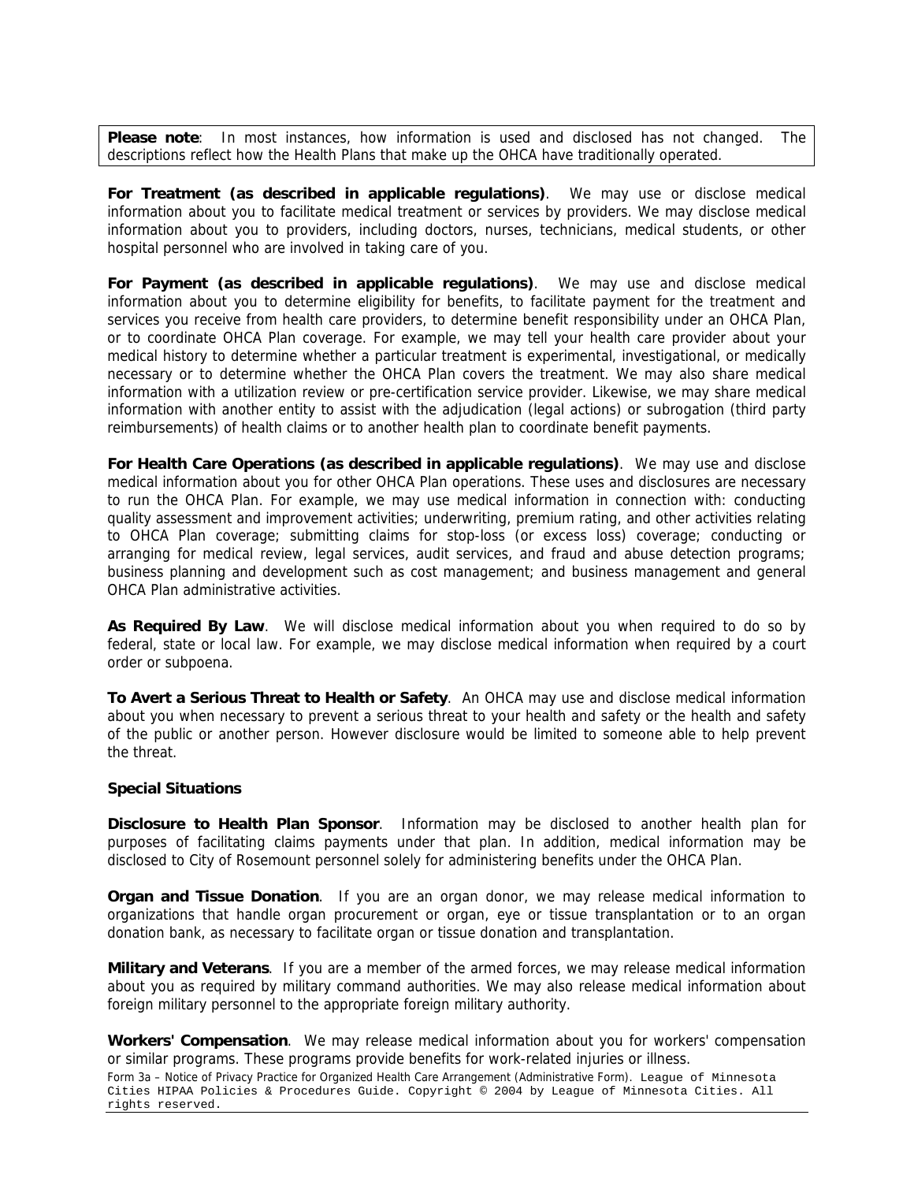**Please note**: In most instances, how information is used and disclosed has not changed. The descriptions reflect how the Health Plans that make up the OHCA have traditionally operated.

**For Treatment (as described in applicable regulations)**. We may use or disclose medical information about you to facilitate medical treatment or services by providers. We may disclose medical information about you to providers, including doctors, nurses, technicians, medical students, or other hospital personnel who are involved in taking care of you.

**For Payment (as described in applicable regulations)**. We may use and disclose medical information about you to determine eligibility for benefits, to facilitate payment for the treatment and services you receive from health care providers, to determine benefit responsibility under an OHCA Plan, or to coordinate OHCA Plan coverage. For example, we may tell your health care provider about your medical history to determine whether a particular treatment is experimental, investigational, or medically necessary or to determine whether the OHCA Plan covers the treatment. We may also share medical information with a utilization review or pre-certification service provider. Likewise, we may share medical information with another entity to assist with the adjudication (legal actions) or subrogation (third party reimbursements) of health claims or to another health plan to coordinate benefit payments.

**For Health Care Operations (as described in applicable regulations)**. We may use and disclose medical information about you for other OHCA Plan operations. These uses and disclosures are necessary to run the OHCA Plan. For example, we may use medical information in connection with: conducting quality assessment and improvement activities; underwriting, premium rating, and other activities relating to OHCA Plan coverage; submitting claims for stop-loss (or excess loss) coverage; conducting or arranging for medical review, legal services, audit services, and fraud and abuse detection programs; business planning and development such as cost management; and business management and general OHCA Plan administrative activities.

**As Required By Law**. We will disclose medical information about you when required to do so by federal, state or local law. For example, we may disclose medical information when required by a court order or subpoena.

**To Avert a Serious Threat to Health or Safety**. An OHCA may use and disclose medical information about you when necessary to prevent a serious threat to your health and safety or the health and safety of the public or another person. However disclosure would be limited to someone able to help prevent the threat.

**Special Situations**

**Disclosure to Health Plan Sponsor**. Information may be disclosed to another health plan for purposes of facilitating claims payments under that plan. In addition, medical information may be disclosed to City of Rosemount personnel solely for administering benefits under the OHCA Plan.

**Organ and Tissue Donation**. If you are an organ donor, we may release medical information to organizations that handle organ procurement or organ, eye or tissue transplantation or to an organ donation bank, as necessary to facilitate organ or tissue donation and transplantation.

**Military and Veterans**. If you are a member of the armed forces, we may release medical information about you as required by military command authorities. We may also release medical information about foreign military personnel to the appropriate foreign military authority.

**Workers' Compensation**. We may release medical information about you for workers' compensation or similar programs. These programs provide benefits for work-related injuries or illness.

Form 3a – Notice of Privacy Practice for Organized Health Care Arrangement (Administrative Form). League of Minnesota Cities HIPAA Policies & Procedures Guide. Copyright © 2004 by League of Minnesota Cities. All rights reserved.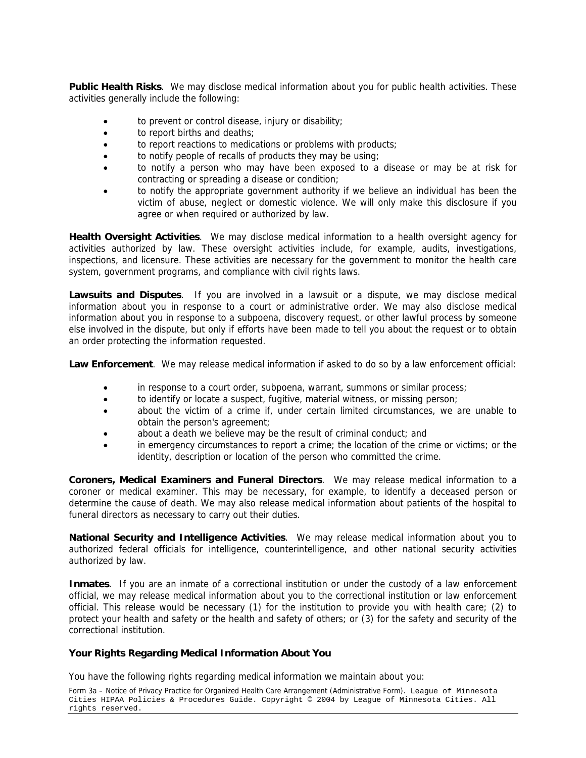**Public Health Risks**. We may disclose medical information about you for public health activities. These activities generally include the following:

- to prevent or control disease, injury or disability;
- to report births and deaths;
- to report reactions to medications or problems with products;
- to notify people of recalls of products they may be using;
- to notify a person who may have been exposed to a disease or may be at risk for contracting or spreading a disease or condition;
- to notify the appropriate government authority if we believe an individual has been the victim of abuse, neglect or domestic violence. We will only make this disclosure if you agree or when required or authorized by law.

**Health Oversight Activities**. We may disclose medical information to a health oversight agency for activities authorized by law. These oversight activities include, for example, audits, investigations, inspections, and licensure. These activities are necessary for the government to monitor the health care system, government programs, and compliance with civil rights laws.

**Lawsuits and Disputes**. If you are involved in a lawsuit or a dispute, we may disclose medical information about you in response to a court or administrative order. We may also disclose medical information about you in response to a subpoena, discovery request, or other lawful process by someone else involved in the dispute, but only if efforts have been made to tell you about the request or to obtain an order protecting the information requested.

**Law Enforcement**. We may release medical information if asked to do so by a law enforcement official:

- in response to a court order, subpoena, warrant, summons or similar process;
- to identify or locate a suspect, fugitive, material witness, or missing person;
- about the victim of a crime if, under certain limited circumstances, we are unable to obtain the person's agreement;
- about a death we believe may be the result of criminal conduct; and
- in emergency circumstances to report a crime; the location of the crime or victims; or the identity, description or location of the person who committed the crime.

**Coroners, Medical Examiners and Funeral Directors**. We may release medical information to a coroner or medical examiner. This may be necessary, for example, to identify a deceased person or determine the cause of death. We may also release medical information about patients of the hospital to funeral directors as necessary to carry out their duties.

**National Security and Intelligence Activities**. We may release medical information about you to authorized federal officials for intelligence, counterintelligence, and other national security activities authorized by law.

**Inmates**. If you are an inmate of a correctional institution or under the custody of a law enforcement official, we may release medical information about you to the correctional institution or law enforcement official. This release would be necessary (1) for the institution to provide you with health care; (2) to protect your health and safety or the health and safety of others; or (3) for the safety and security of the correctional institution.

**Your Rights Regarding Medical Information About You**

You have the following rights regarding medical information we maintain about you: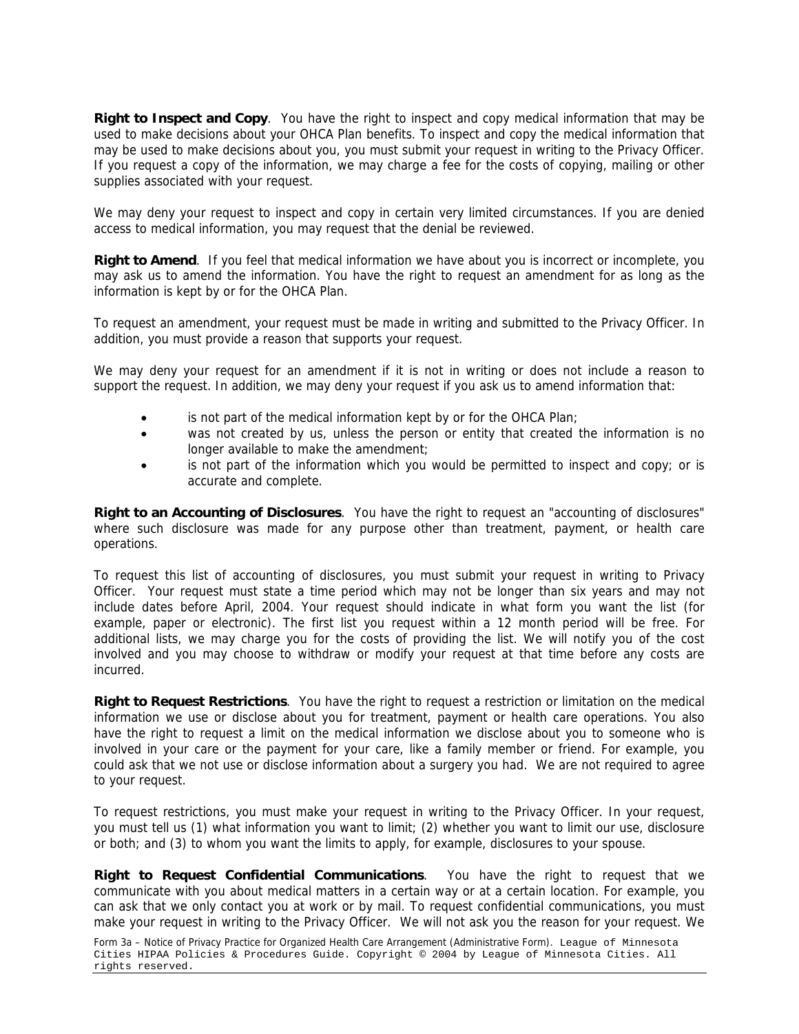**Right to Inspect and Copy**. You have the right to inspect and copy medical information that may be used to make decisions about your OHCA Plan benefits. To inspect and copy the medical information that may be used to make decisions about you, you must submit your request in writing to the Privacy Officer. If you request a copy of the information, we may charge a fee for the costs of copying, mailing or other supplies associated with your request.

We may deny your request to inspect and copy in certain very limited circumstances. If you are denied access to medical information, you may request that the denial be reviewed.

**Right to Amend**. If you feel that medical information we have about you is incorrect or incomplete, you may ask us to amend the information. You have the right to request an amendment for as long as the information is kept by or for the OHCA Plan.

To request an amendment, your request must be made in writing and submitted to the Privacy Officer. In addition, you must provide a reason that supports your request.

We may deny your request for an amendment if it is not in writing or does not include a reason to support the request. In addition, we may deny your request if you ask us to amend information that:

- is not part of the medical information kept by or for the OHCA Plan;
- was not created by us, unless the person or entity that created the information is no longer available to make the amendment;
- is not part of the information which you would be permitted to inspect and copy; or is accurate and complete.

**Right to an Accounting of Disclosures**. You have the right to request an "accounting of disclosures" where such disclosure was made for any purpose other than treatment, payment, or health care operations.

To request this list of accounting of disclosures, you must submit your request in writing to Privacy Officer. Your request must state a time period which may not be longer than six years and may not include dates before April, 2004. Your request should indicate in what form you want the list (for example, paper or electronic). The first list you request within a 12 month period will be free. For additional lists, we may charge you for the costs of providing the list. We will notify you of the cost involved and you may choose to withdraw or modify your request at that time before any costs are incurred.

**Right to Request Restrictions**. You have the right to request a restriction or limitation on the medical information we use or disclose about you for treatment, payment or health care operations. You also have the right to request a limit on the medical information we disclose about you to someone who is involved in your care or the payment for your care, like a family member or friend. For example, you could ask that we not use or disclose information about a surgery you had. We are not required to agree to your request.

To request restrictions, you must make your request in writing to the Privacy Officer. In your request, you must tell us (1) what information you want to limit; (2) whether you want to limit our use, disclosure or both; and (3) to whom you want the limits to apply, for example, disclosures to your spouse.

**Right to Request Confidential Communications**. You have the right to request that we communicate with you about medical matters in a certain way or at a certain location. For example, you can ask that we only contact you at work or by mail. To request confidential communications, you must make your request in writing to the Privacy Officer. We will not ask you the reason for your request. We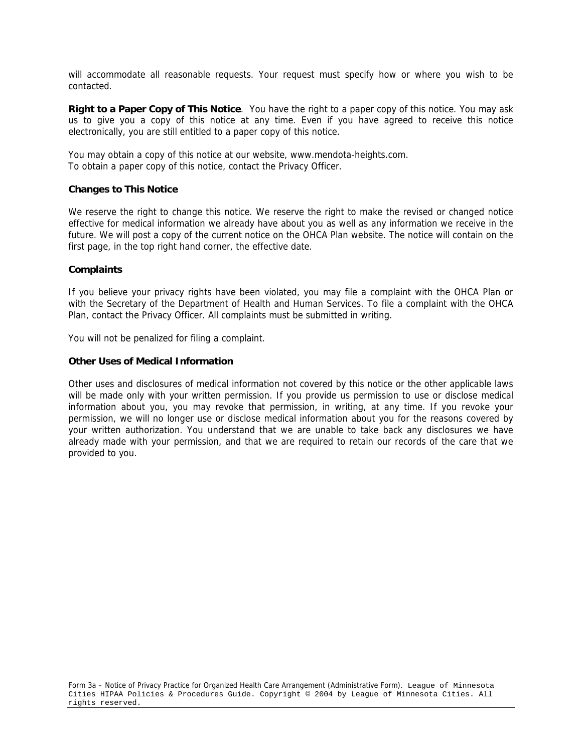will accommodate all reasonable requests. Your request must specify how or where you wish to be contacted.

**Right to a Paper Copy of This Notice**. You have the right to a paper copy of this notice. You may ask us to give you a copy of this notice at any time. Even if you have agreed to receive this notice electronically, you are still entitled to a paper copy of this notice.

You may obtain a copy of this notice at our website, www.mendota-heights.com.
To obtain a paper copy of this notice, contact the Privacy Officer.

**Changes to This Notice**

We reserve the right to change this notice. We reserve the right to make the revised or changed notice effective for medical information we already have about you as well as any information we receive in the future. We will post a copy of the current notice on the OHCA Plan website. The notice will contain on the first page, in the top right hand corner, the effective date.

**Complaints**

If you believe your privacy rights have been violated, you may file a complaint with the OHCA Plan or with the Secretary of the Department of Health and Human Services. To file a complaint with the OHCA Plan, contact the Privacy Officer. All complaints must be submitted in writing.

You will not be penalized for filing a complaint.

**Other Uses of Medical Information**

Other uses and disclosures of medical information not covered by this notice or the other applicable laws will be made only with your written permission. If you provide us permission to use or disclose medical information about you, you may revoke that permission, in writing, at any time. If you revoke your permission, we will no longer use or disclose medical information about you for the reasons covered by your written authorization. You understand that we are unable to take back any disclosures we have already made with your permission, and that we are required to retain our records of the care that we provided to you.

Form 3a – Notice of Privacy Practice for Organized Health Care Arrangement (Administrative Form). League of Minnesota Cities HIPAA Policies & Procedures Guide. Copyright © 2004 by League of Minnesota Cities. All rights reserved.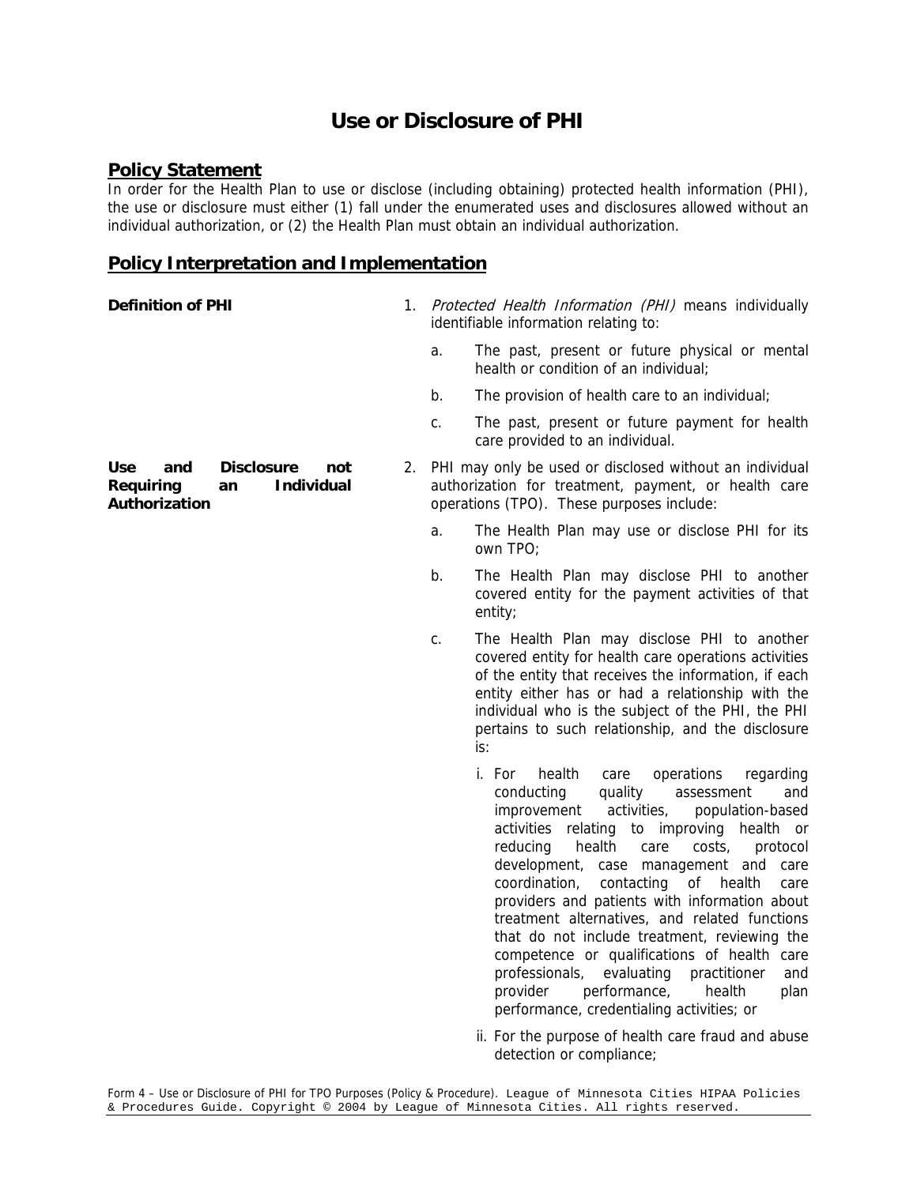# Use or Disclosure of PHI

## Policy Statement

In order for the Health Plan to use or disclose (including obtaining) protected health information (PHI), the use or disclosure must either (1) fall under the enumerated uses and disclosures allowed without an individual authorization, or (2) the Health Plan must obtain an individual authorization.

## Policy Interpretation and Implementation

**Definition of PHI**

1. *Protected Health Information (PHI)* means individually identifiable information relating to:

   a. The past, present or future physical or mental health or condition of an individual;

   b. The provision of health care to an individual;

   c. The past, present or future payment for health care provided to an individual.

**Use and Disclosure not Requiring an Individual Authorization**

2. PHI may only be used or disclosed without an individual authorization for treatment, payment, or health care operations (TPO). These purposes include:

   a. The Health Plan may use or disclose PHI for its own TPO;

   b. The Health Plan may disclose PHI to another covered entity for the payment activities of that entity;

   c. The Health Plan may disclose PHI to another covered entity for health care operations activities of the entity that receives the information, if each entity either has or had a relationship with the individual who is the subject of the PHI, the PHI pertains to such relationship, and the disclosure is:

      i. For health care operations regarding conducting quality assessment and improvement activities, population-based activities relating to improving health or reducing health care costs, protocol development, case management and care coordination, contacting of health care providers and patients with information about treatment alternatives, and related functions that do not include treatment, reviewing the competence or qualifications of health care professionals, evaluating practitioner and provider performance, health plan performance, credentialing activities; or

      ii. For the purpose of health care fraud and abuse detection or compliance;

Form 4 – Use or Disclosure of PHI for TPO Purposes (Policy & Procedure). League of Minnesota Cities HIPAA Policies & Procedures Guide. Copyright © 2004 by League of Minnesota Cities. All rights reserved.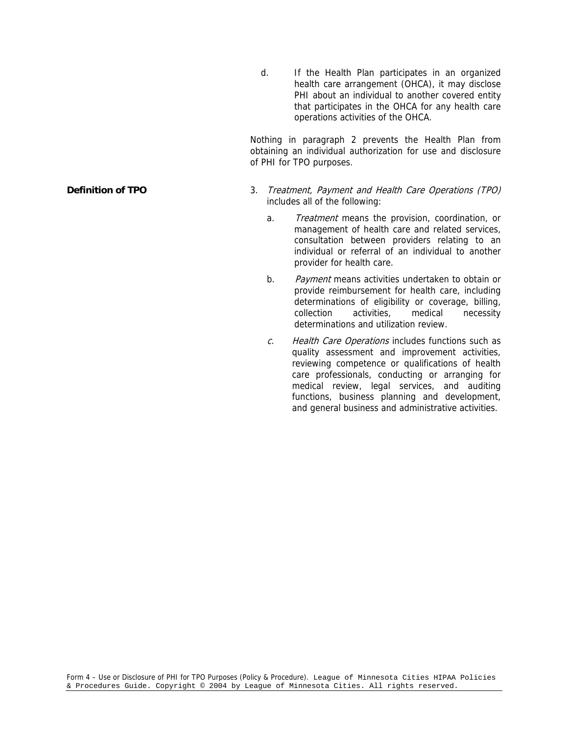d. If the Health Plan participates in an organized health care arrangement (OHCA), it may disclose PHI about an individual to another covered entity that participates in the OHCA for any health care operations activities of the OHCA.

Nothing in paragraph 2 prevents the Health Plan from obtaining an individual authorization for use and disclosure of PHI for TPO purposes.

**Definition of TPO**

3. *Treatment, Payment and Health Care Operations (TPO)* includes all of the following:

   a. *Treatment* means the provision, coordination, or management of health care and related services, consultation between providers relating to an individual or referral of an individual to another provider for health care.

   b. *Payment* means activities undertaken to obtain or provide reimbursement for health care, including determinations of eligibility or coverage, billing, collection activities, medical necessity determinations and utilization review.

   *c.* *Health Care Operations* includes functions such as quality assessment and improvement activities, reviewing competence or qualifications of health care professionals, conducting or arranging for medical review, legal services, and auditing functions, business planning and development, and general business and administrative activities.

Form 4 – Use or Disclosure of PHI for TPO Purposes (Policy & Procedure). League of Minnesota Cities HIPAA Policies & Procedures Guide. Copyright © 2004 by League of Minnesota Cities. All rights reserved.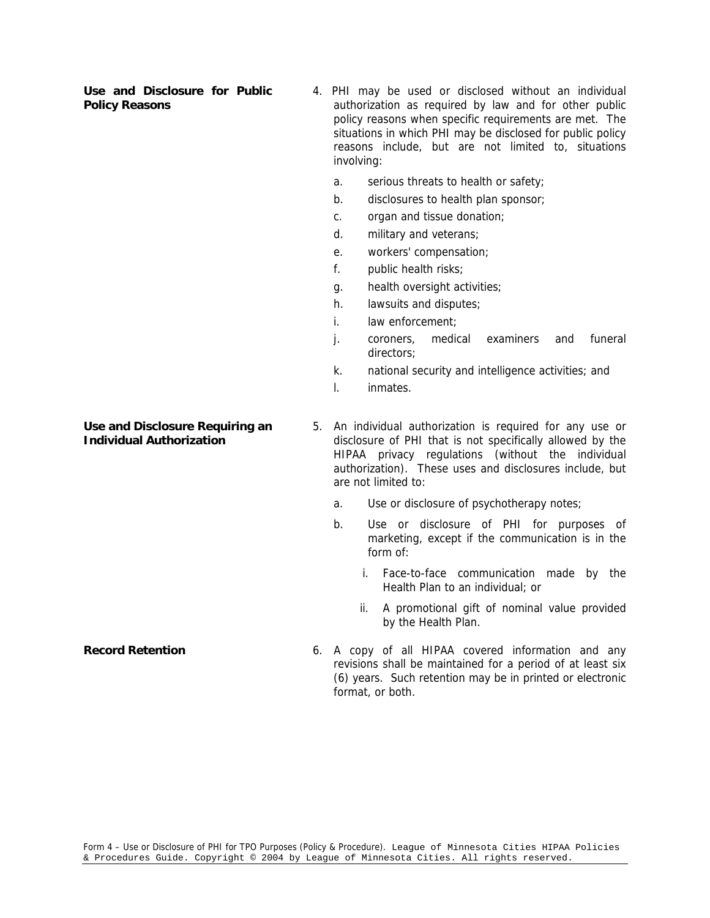**Use and Disclosure for Public Policy Reasons**

4. PHI may be used or disclosed without an individual authorization as required by law and for other public policy reasons when specific requirements are met. The situations in which PHI may be disclosed for public policy reasons include, but are not limited to, situations involving:

   a. serious threats to health or safety;
   b. disclosures to health plan sponsor;
   c. organ and tissue donation;
   d. military and veterans;
   e. workers' compensation;
   f. public health risks;
   g. health oversight activities;
   h. lawsuits and disputes;
   i. law enforcement;
   j. coroners, medical examiners and funeral directors;
   k. national security and intelligence activities; and
   l. inmates.

**Use and Disclosure Requiring an Individual Authorization**

5. An individual authorization is required for any use or disclosure of PHI that is not specifically allowed by the HIPAA privacy regulations (without the individual authorization). These uses and disclosures include, but are not limited to:

   a. Use or disclosure of psychotherapy notes;
   b. Use or disclosure of PHI for purposes of marketing, except if the communication is in the form of:
      i. Face-to-face communication made by the Health Plan to an individual; or
      ii. A promotional gift of nominal value provided by the Health Plan.

**Record Retention**

6. A copy of all HIPAA covered information and any revisions shall be maintained for a period of at least six (6) years. Such retention may be in printed or electronic format, or both.

Form 4 – Use or Disclosure of PHI for TPO Purposes (Policy & Procedure). League of Minnesota Cities HIPAA Policies & Procedures Guide. Copyright © 2004 by League of Minnesota Cities. All rights reserved.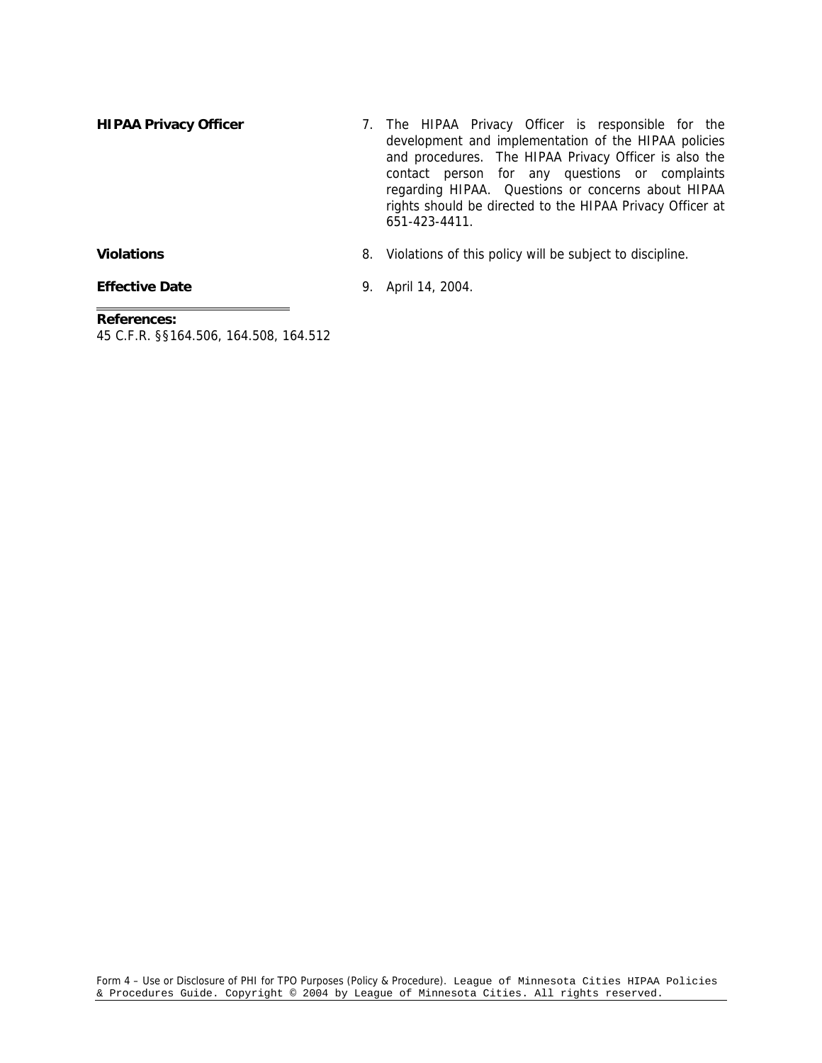**HIPAA Privacy Officer**

7. The HIPAA Privacy Officer is responsible for the development and implementation of the HIPAA policies and procedures. The HIPAA Privacy Officer is also the contact person for any questions or complaints regarding HIPAA. Questions or concerns about HIPAA rights should be directed to the HIPAA Privacy Officer at 651-423-4411.

**Violations**

8. Violations of this policy will be subject to discipline.

**Effective Date**

9. April 14, 2004.

**References:**
45 C.F.R. §§164.506, 164.508, 164.512

Form 4 – Use or Disclosure of PHI for TPO Purposes (Policy & Procedure). League of Minnesota Cities HIPAA Policies & Procedures Guide. Copyright © 2004 by League of Minnesota Cities. All rights reserved.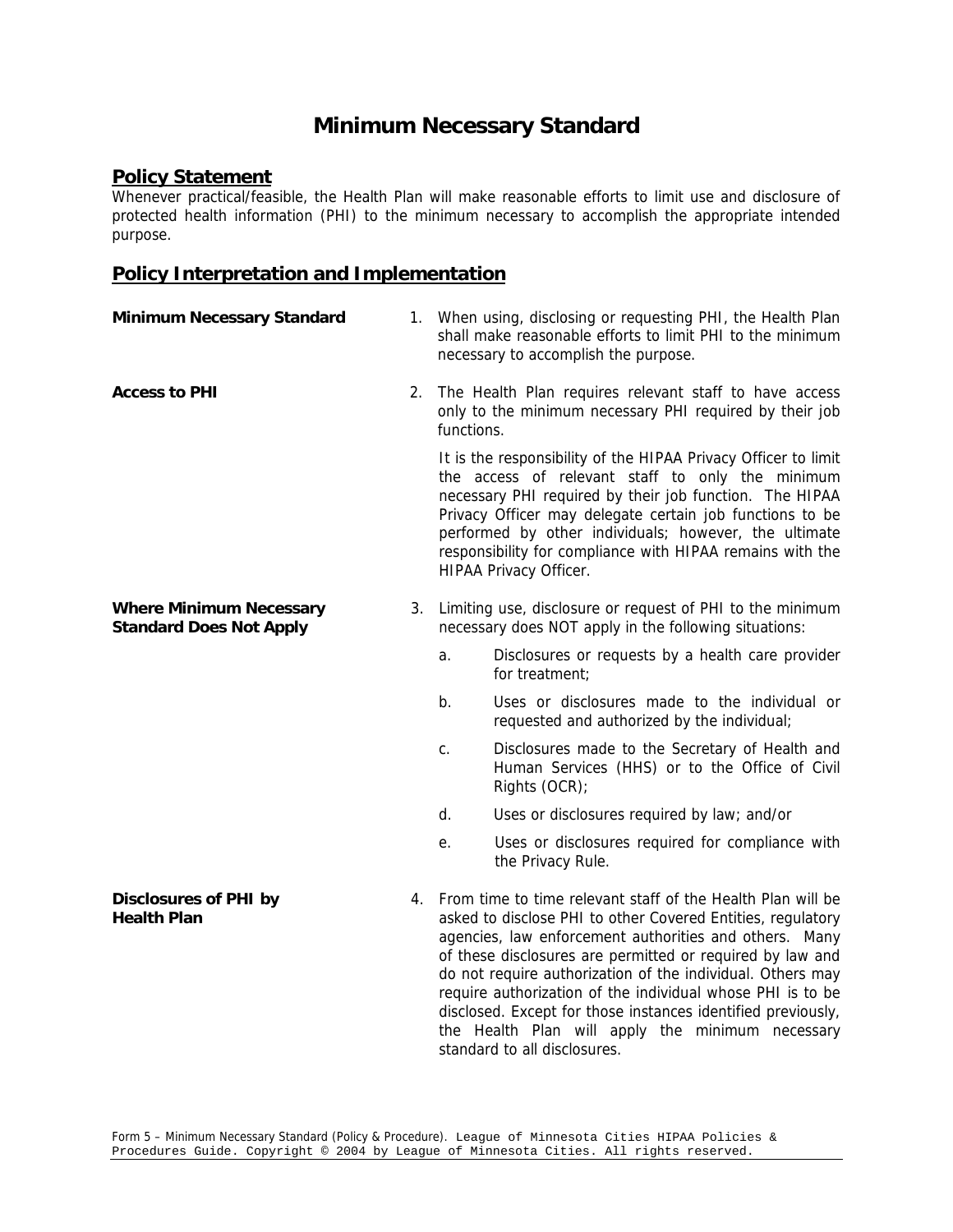# Minimum Necessary Standard

## Policy Statement

Whenever practical/feasible, the Health Plan will make reasonable efforts to limit use and disclosure of protected health information (PHI) to the minimum necessary to accomplish the appropriate intended purpose.

## Policy Interpretation and Implementation

**Minimum Necessary Standard**

1. When using, disclosing or requesting PHI, the Health Plan shall make reasonable efforts to limit PHI to the minimum necessary to accomplish the purpose.

**Access to PHI**

2. The Health Plan requires relevant staff to have access only to the minimum necessary PHI required by their job functions.

   It is the responsibility of the HIPAA Privacy Officer to limit the access of relevant staff to only the minimum necessary PHI required by their job function. The HIPAA Privacy Officer may delegate certain job functions to be performed by other individuals; however, the ultimate responsibility for compliance with HIPAA remains with the HIPAA Privacy Officer.

**Where Minimum Necessary Standard Does Not Apply**

3. Limiting use, disclosure or request of PHI to the minimum necessary does NOT apply in the following situations:

   a. Disclosures or requests by a health care provider for treatment;

   b. Uses or disclosures made to the individual or requested and authorized by the individual;

   c. Disclosures made to the Secretary of Health and Human Services (HHS) or to the Office of Civil Rights (OCR);

   d. Uses or disclosures required by law; and/or

   e. Uses or disclosures required for compliance with the Privacy Rule.

**Disclosures of PHI by Health Plan**

4. From time to time relevant staff of the Health Plan will be asked to disclose PHI to other Covered Entities, regulatory agencies, law enforcement authorities and others. Many of these disclosures are permitted or required by law and do not require authorization of the individual. Others may require authorization of the individual whose PHI is to be disclosed. Except for those instances identified previously, the Health Plan will apply the minimum necessary standard to all disclosures.

Form 5 – Minimum Necessary Standard (Policy & Procedure). League of Minnesota Cities HIPAA Policies & Procedures Guide. Copyright © 2004 by League of Minnesota Cities. All rights reserved.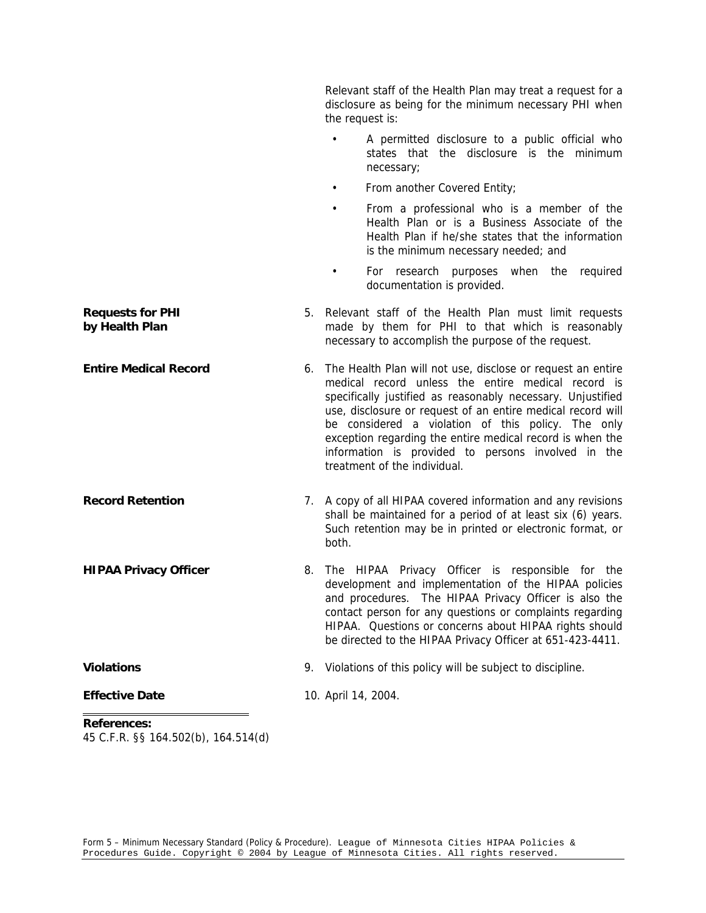Relevant staff of the Health Plan may treat a request for a disclosure as being for the minimum necessary PHI when the request is:

- A permitted disclosure to a public official who states that the disclosure is the minimum necessary;
- From another Covered Entity;
- From a professional who is a member of the Health Plan or is a Business Associate of the Health Plan if he/she states that the information is the minimum necessary needed; and
- For research purposes when the required documentation is provided.

**Requests for PHI by Health Plan**

5. Relevant staff of the Health Plan must limit requests made by them for PHI to that which is reasonably necessary to accomplish the purpose of the request.

**Entire Medical Record**

6. The Health Plan will not use, disclose or request an entire medical record unless the entire medical record is specifically justified as reasonably necessary. Unjustified use, disclosure or request of an entire medical record will be considered a violation of this policy. The only exception regarding the entire medical record is when the information is provided to persons involved in the treatment of the individual.

**Record Retention**

7. A copy of all HIPAA covered information and any revisions shall be maintained for a period of at least six (6) years. Such retention may be in printed or electronic format, or both.

**HIPAA Privacy Officer**

8. The HIPAA Privacy Officer is responsible for the development and implementation of the HIPAA policies and procedures. The HIPAA Privacy Officer is also the contact person for any questions or complaints regarding HIPAA. Questions or concerns about HIPAA rights should be directed to the HIPAA Privacy Officer at 651-423-4411.

**Violations**

9. Violations of this policy will be subject to discipline.

**Effective Date**

10. April 14, 2004.

---

**References:**
45 C.F.R. §§ 164.502(b), 164.514(d)

Form 5 – Minimum Necessary Standard (Policy & Procedure). League of Minnesota Cities HIPAA Policies & Procedures Guide. Copyright © 2004 by League of Minnesota Cities. All rights reserved.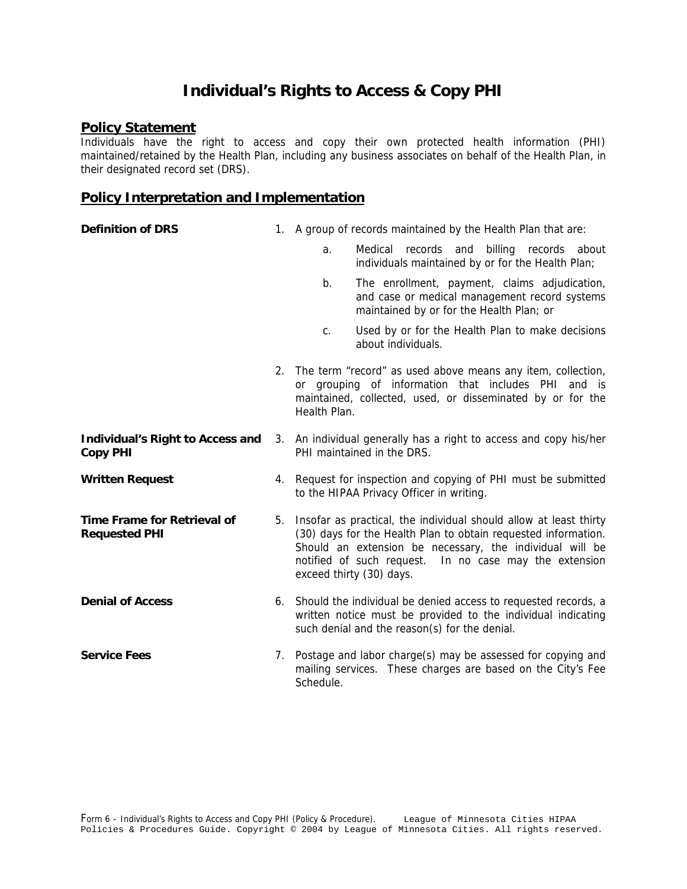# Individual's Rights to Access & Copy PHI

## Policy Statement

Individuals have the right to access and copy their own protected health information (PHI) maintained/retained by the Health Plan, including any business associates on behalf of the Health Plan, in their designated record set (DRS).

## Policy Interpretation and Implementation

**Definition of DRS**

1. A group of records maintained by the Health Plan that are:
   a. Medical records and billing records about individuals maintained by or for the Health Plan;
   b. The enrollment, payment, claims adjudication, and case or medical management record systems maintained by or for the Health Plan; or
   c. Used by or for the Health Plan to make decisions about individuals.
2. The term "record" as used above means any item, collection, or grouping of information that includes PHI and is maintained, collected, used, or disseminated by or for the Health Plan.

**Individual's Right to Access and Copy PHI**

3. An individual generally has a right to access and copy his/her PHI maintained in the DRS.

**Written Request**

4. Request for inspection and copying of PHI must be submitted to the HIPAA Privacy Officer in writing.

**Time Frame for Retrieval of Requested PHI**

5. Insofar as practical, the individual should allow at least thirty (30) days for the Health Plan to obtain requested information. Should an extension be necessary, the individual will be notified of such request. In no case may the extension exceed thirty (30) days.

**Denial of Access**

6. Should the individual be denied access to requested records, a written notice must be provided to the individual indicating such denial and the reason(s) for the denial.

**Service Fees**

7. Postage and labor charge(s) may be assessed for copying and mailing services. These charges are based on the City's Fee Schedule.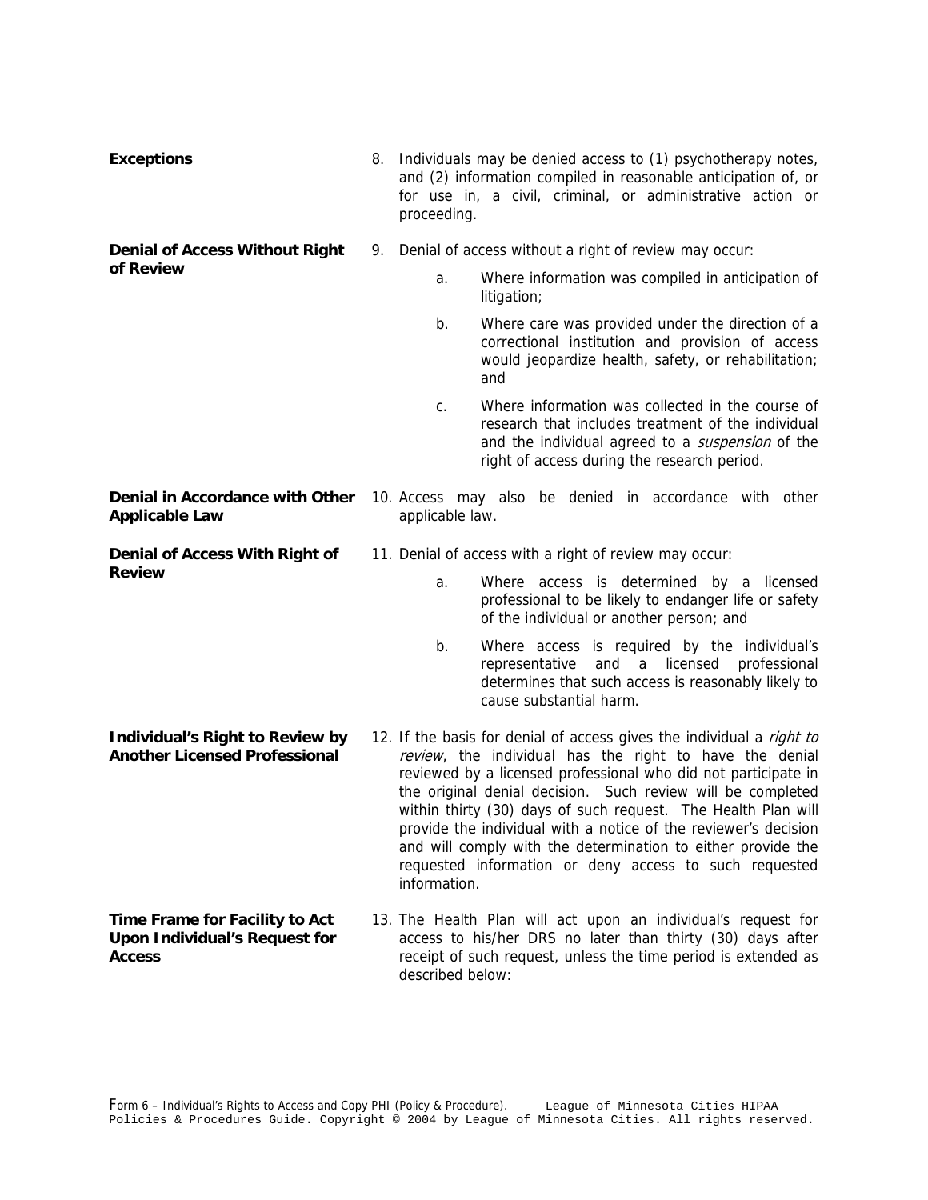**Exceptions**

8. Individuals may be denied access to (1) psychotherapy notes, and (2) information compiled in reasonable anticipation of, or for use in, a civil, criminal, or administrative action or proceeding.

**Denial of Access Without Right of Review**

9. Denial of access without a right of review may occur:

   a. Where information was compiled in anticipation of litigation;

   b. Where care was provided under the direction of a correctional institution and provision of access would jeopardize health, safety, or rehabilitation; and

   c. Where information was collected in the course of research that includes treatment of the individual and the individual agreed to a *suspension* of the right of access during the research period.

**Denial in Accordance with Other Applicable Law**

10. Access may also be denied in accordance with other applicable law.

**Denial of Access With Right of Review**

11. Denial of access with a right of review may occur:

    a. Where access is determined by a licensed professional to be likely to endanger life or safety of the individual or another person; and

    b. Where access is required by the individual's representative and a licensed professional determines that such access is reasonably likely to cause substantial harm.

**Individual's Right to Review by Another Licensed Professional**

12. If the basis for denial of access gives the individual a *right to review*, the individual has the right to have the denial reviewed by a licensed professional who did not participate in the original denial decision. Such review will be completed within thirty (30) days of such request. The Health Plan will provide the individual with a notice of the reviewer's decision and will comply with the determination to either provide the requested information or deny access to such requested information.

**Time Frame for Facility to Act Upon Individual's Request for Access**

13. The Health Plan will act upon an individual's request for access to his/her DRS no later than thirty (30) days after receipt of such request, unless the time period is extended as described below: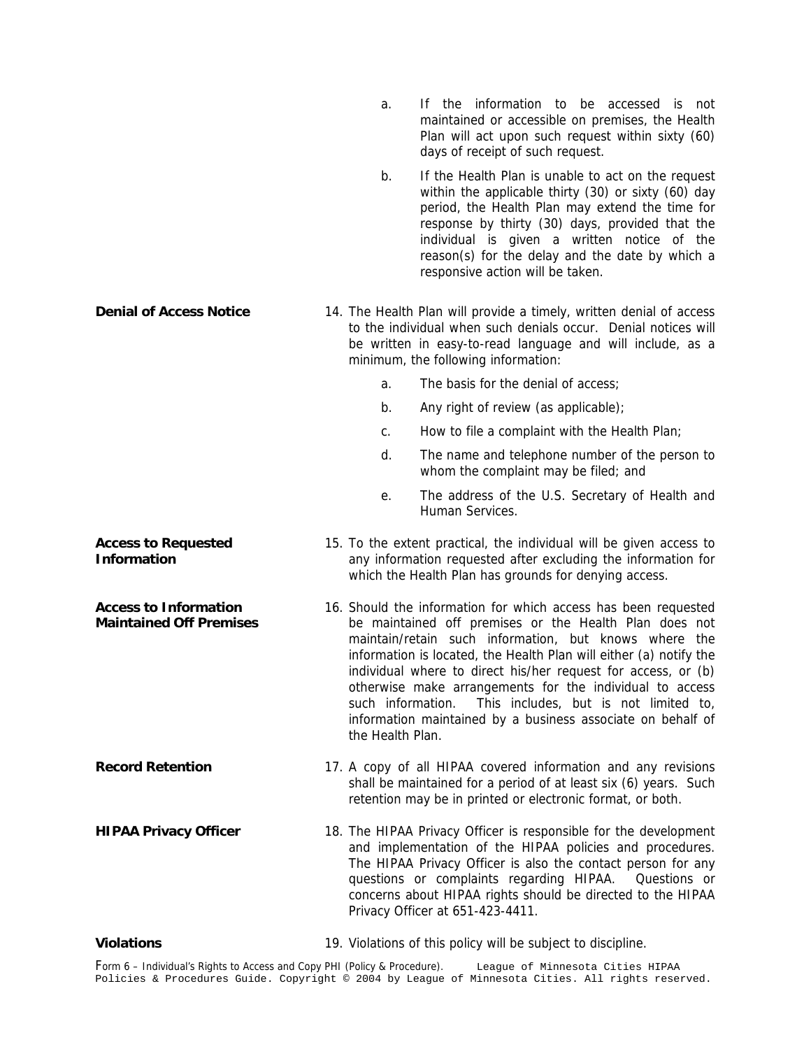a. If the information to be accessed is not maintained or accessible on premises, the Health Plan will act upon such request within sixty (60) days of receipt of such request.

b. If the Health Plan is unable to act on the request within the applicable thirty (30) or sixty (60) day period, the Health Plan may extend the time for response by thirty (30) days, provided that the individual is given a written notice of the reason(s) for the delay and the date by which a responsive action will be taken.

**Denial of Access Notice**

14. The Health Plan will provide a timely, written denial of access to the individual when such denials occur. Denial notices will be written in easy-to-read language and will include, as a minimum, the following information:

    a. The basis for the denial of access;

    b. Any right of review (as applicable);

    c. How to file a complaint with the Health Plan;

    d. The name and telephone number of the person to whom the complaint may be filed; and

    e. The address of the U.S. Secretary of Health and Human Services.

**Access to Requested Information**

15. To the extent practical, the individual will be given access to any information requested after excluding the information for which the Health Plan has grounds for denying access.

**Access to Information Maintained Off Premises**

16. Should the information for which access has been requested be maintained off premises or the Health Plan does not maintain/retain such information, but knows where the information is located, the Health Plan will either (a) notify the individual where to direct his/her request for access, or (b) otherwise make arrangements for the individual to access such information. This includes, but is not limited to, information maintained by a business associate on behalf of the Health Plan.

**Record Retention**

17. A copy of all HIPAA covered information and any revisions shall be maintained for a period of at least six (6) years. Such retention may be in printed or electronic format, or both.

**HIPAA Privacy Officer**

18. The HIPAA Privacy Officer is responsible for the development and implementation of the HIPAA policies and procedures. The HIPAA Privacy Officer is also the contact person for any questions or complaints regarding HIPAA. Questions or concerns about HIPAA rights should be directed to the HIPAA Privacy Officer at 651-423-4411.

**Violations**

19. Violations of this policy will be subject to discipline.

Form 6 – Individual's Rights to Access and Copy PHI (Policy & Procedure). League of Minnesota Cities HIPAA Policies & Procedures Guide. Copyright © 2004 by League of Minnesota Cities. All rights reserved.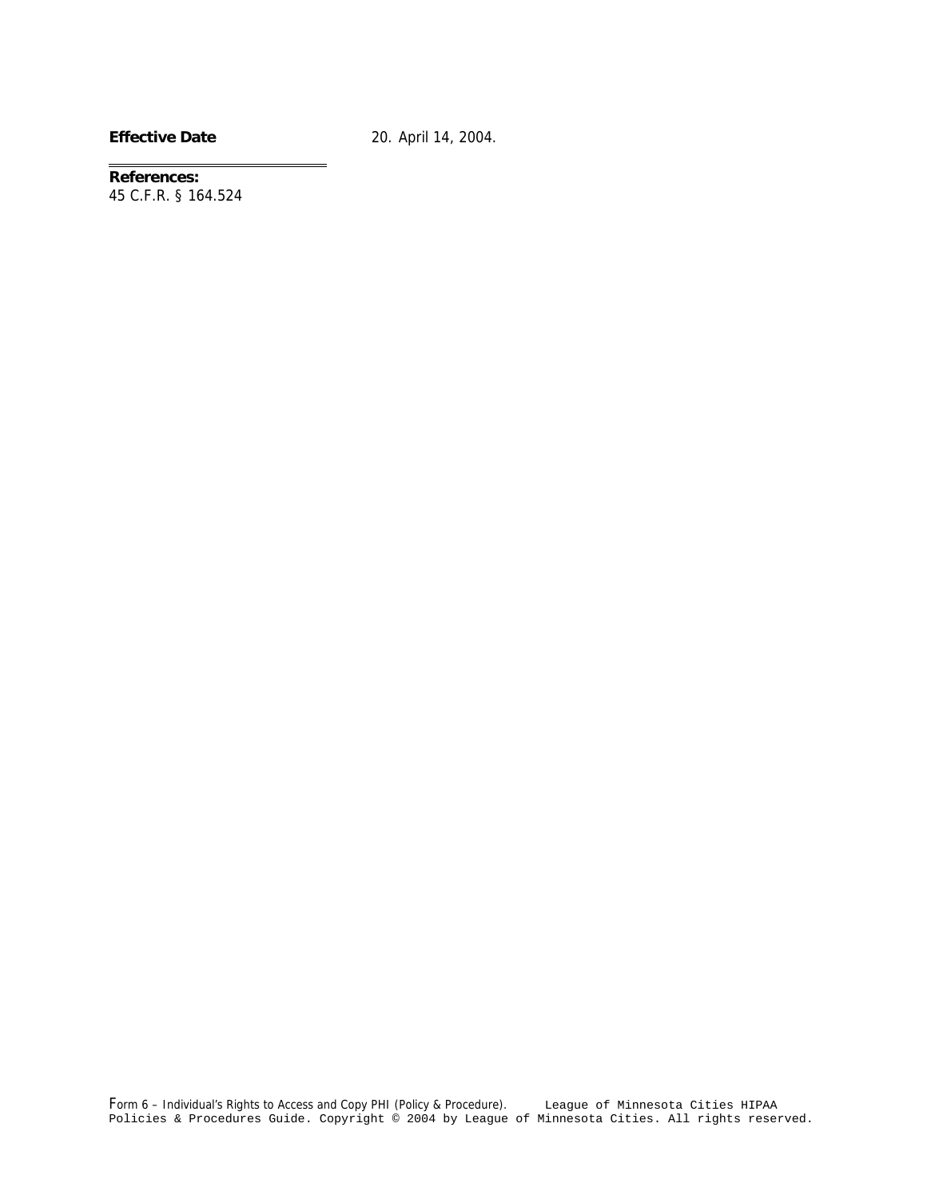**Effective Date** 20. April 14, 2004.

**References:**
45 C.F.R. § 164.524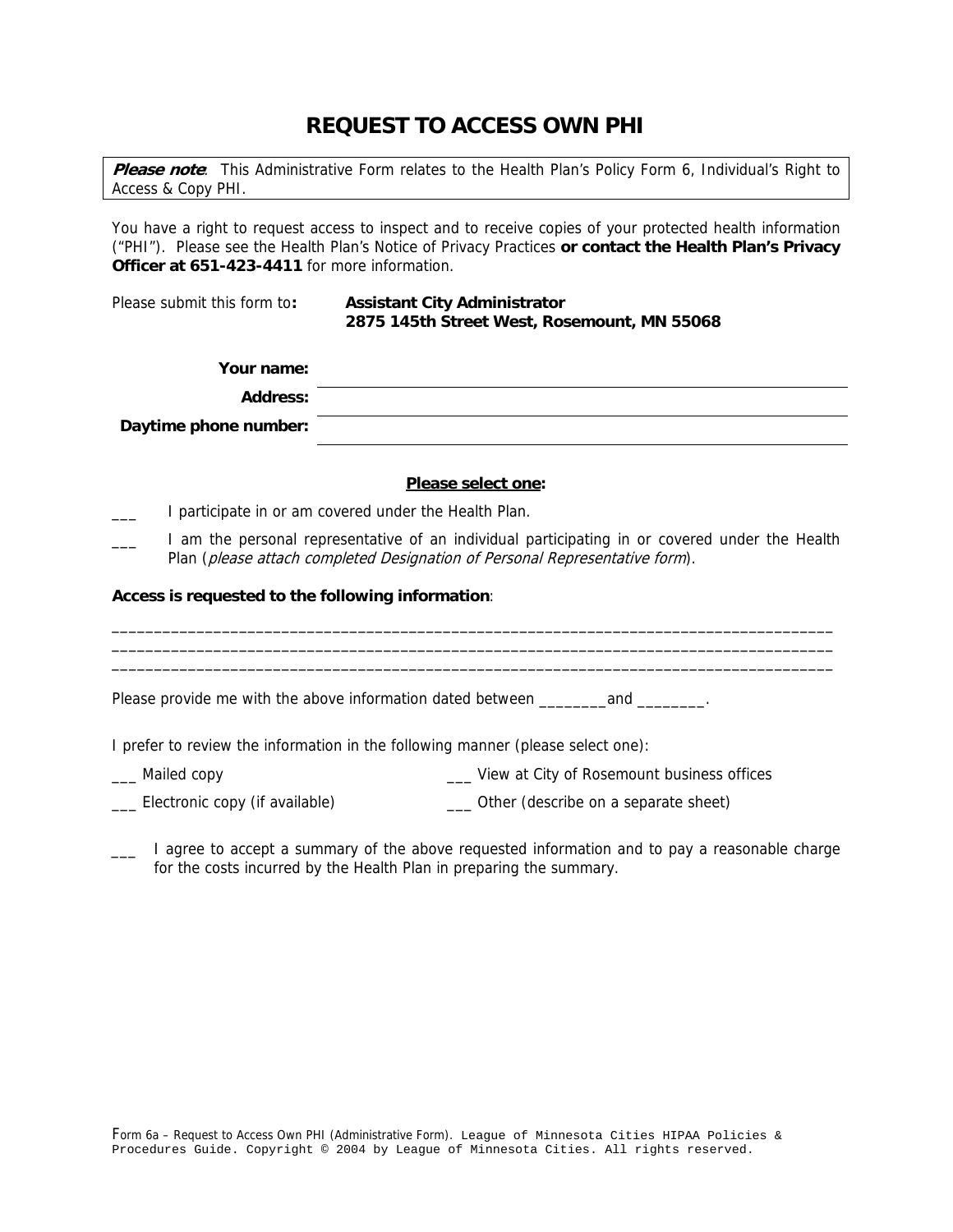# REQUEST TO ACCESS OWN PHI

> ***Please note***: This Administrative Form relates to the Health Plan's Policy Form 6, Individual's Right to Access & Copy PHI.

You have a right to request access to inspect and to receive copies of your protected health information ("PHI"). Please see the Health Plan's Notice of Privacy Practices **or contact the Health Plan's Privacy Officer at 651-423-4411** for more information.

Please submit this form to**:** **Assistant City Administrator**
**2875 145th Street West, Rosemount, MN 55068**

**Your name:** ______________________________

**Address:** ______________________________

**Daytime phone number:** ______________________________

**<u>Please select one</u>:**

___ I participate in or am covered under the Health Plan.

___ I am the personal representative of an individual participating in or covered under the Health Plan (*please attach completed Designation of Personal Representative form*).

**Access is requested to the following information**:

_______________________________________________________________________________________
_______________________________________________________________________________________
_______________________________________________________________________________________

Please provide me with the above information dated between ________and ________.

I prefer to review the information in the following manner (please select one):

___ Mailed copy

___ View at City of Rosemount business offices

___ Electronic copy (if available)

___ Other (describe on a separate sheet)

___ I agree to accept a summary of the above requested information and to pay a reasonable charge for the costs incurred by the Health Plan in preparing the summary.

Form 6a – Request to Access Own PHI (Administrative Form). League of Minnesota Cities HIPAA Policies & Procedures Guide. Copyright © 2004 by League of Minnesota Cities. All rights reserved.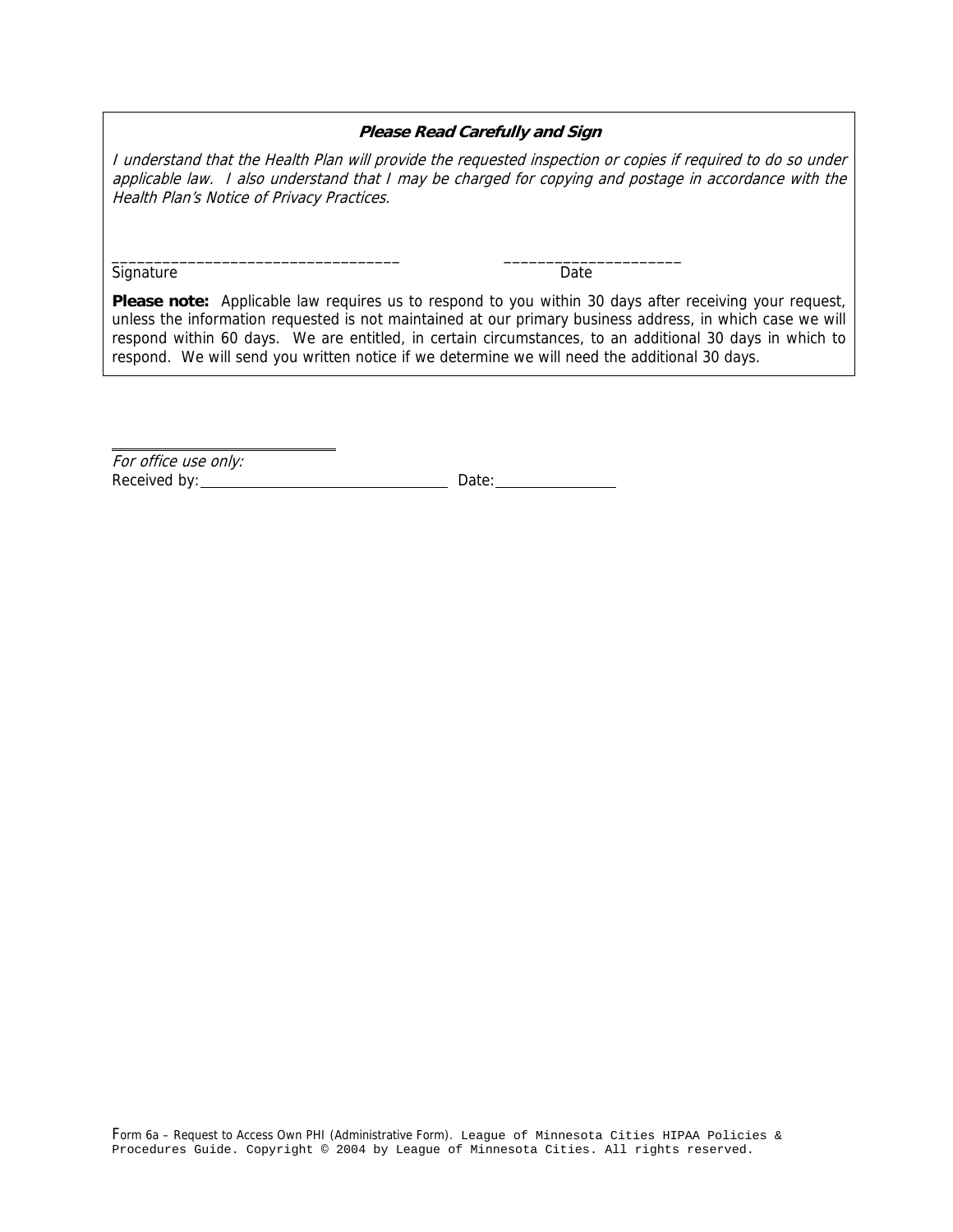**_Please Read Carefully and Sign_**

*I understand that the Health Plan will provide the requested inspection or copies if required to do so under applicable law. I also understand that I may be charged for copying and postage in accordance with the Health Plan's Notice of Privacy Practices.*

___________________________________ ______________________
Signature Date

**Please note:** Applicable law requires us to respond to you within 30 days after receiving your request, unless the information requested is not maintained at our primary business address, in which case we will respond within 60 days. We are entitled, in certain circumstances, to an additional 30 days in which to respond. We will send you written notice if we determine we will need the additional 30 days.

*For office use only:*
Received by:________________________________ Date:________________

Form 6a – Request to Access Own PHI (Administrative Form). League of Minnesota Cities HIPAA Policies & Procedures Guide. Copyright © 2004 by League of Minnesota Cities. All rights reserved.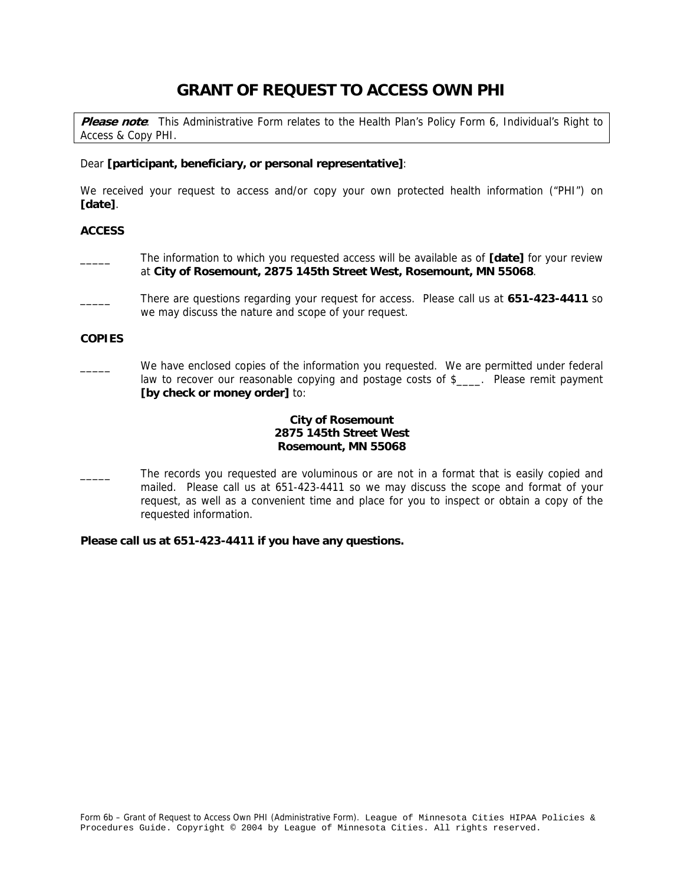# GRANT OF REQUEST TO ACCESS OWN PHI

***Please note***: This Administrative Form relates to the Health Plan's Policy Form 6, Individual's Right to Access & Copy PHI.

Dear **[participant, beneficiary, or personal representative]**:

We received your request to access and/or copy your own protected health information ("PHI") on **[date]**.

**ACCESS**

_____ The information to which you requested access will be available as of **[date]** for your review at **City of Rosemount, 2875 145th Street West, Rosemount, MN 55068**.

_____ There are questions regarding your request for access. Please call us at **651-423-4411** so we may discuss the nature and scope of your request.

**COPIES**

_____ We have enclosed copies of the information you requested. We are permitted under federal law to recover our reasonable copying and postage costs of $____. Please remit payment **[by check or money order]** to:

**City of Rosemount**
**2875 145th Street West**
**Rosemount, MN 55068**

_____ The records you requested are voluminous or are not in a format that is easily copied and mailed. Please call us at 651-423-4411 so we may discuss the scope and format of your request, as well as a convenient time and place for you to inspect or obtain a copy of the requested information.

**Please call us at 651-423-4411 if you have any questions.**

Form 6b – Grant of Request to Access Own PHI (Administrative Form). League of Minnesota Cities HIPAA Policies & Procedures Guide. Copyright © 2004 by League of Minnesota Cities. All rights reserved.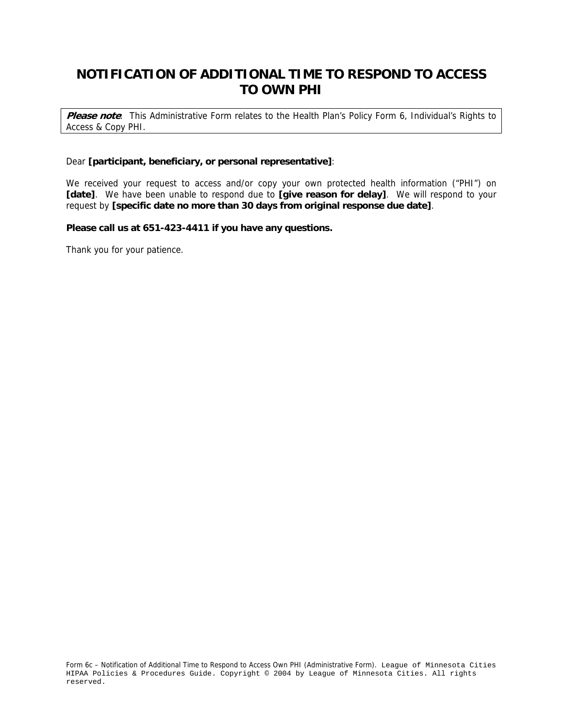# NOTIFICATION OF ADDITIONAL TIME TO RESPOND TO ACCESS TO OWN PHI

> ***Please note***: This Administrative Form relates to the Health Plan's Policy Form 6, Individual's Rights to Access & Copy PHI.

Dear **[participant, beneficiary, or personal representative]**:

We received your request to access and/or copy your own protected health information ("PHI") on **[date]**. We have been unable to respond due to **[give reason for delay]**. We will respond to your request by **[specific date no more than 30 days from original response due date]**.

**Please call us at 651-423-4411 if you have any questions.**

Thank you for your patience.

Form 6c – Notification of Additional Time to Respond to Access Own PHI (Administrative Form). League of Minnesota Cities HIPAA Policies & Procedures Guide. Copyright © 2004 by League of Minnesota Cities. All rights reserved.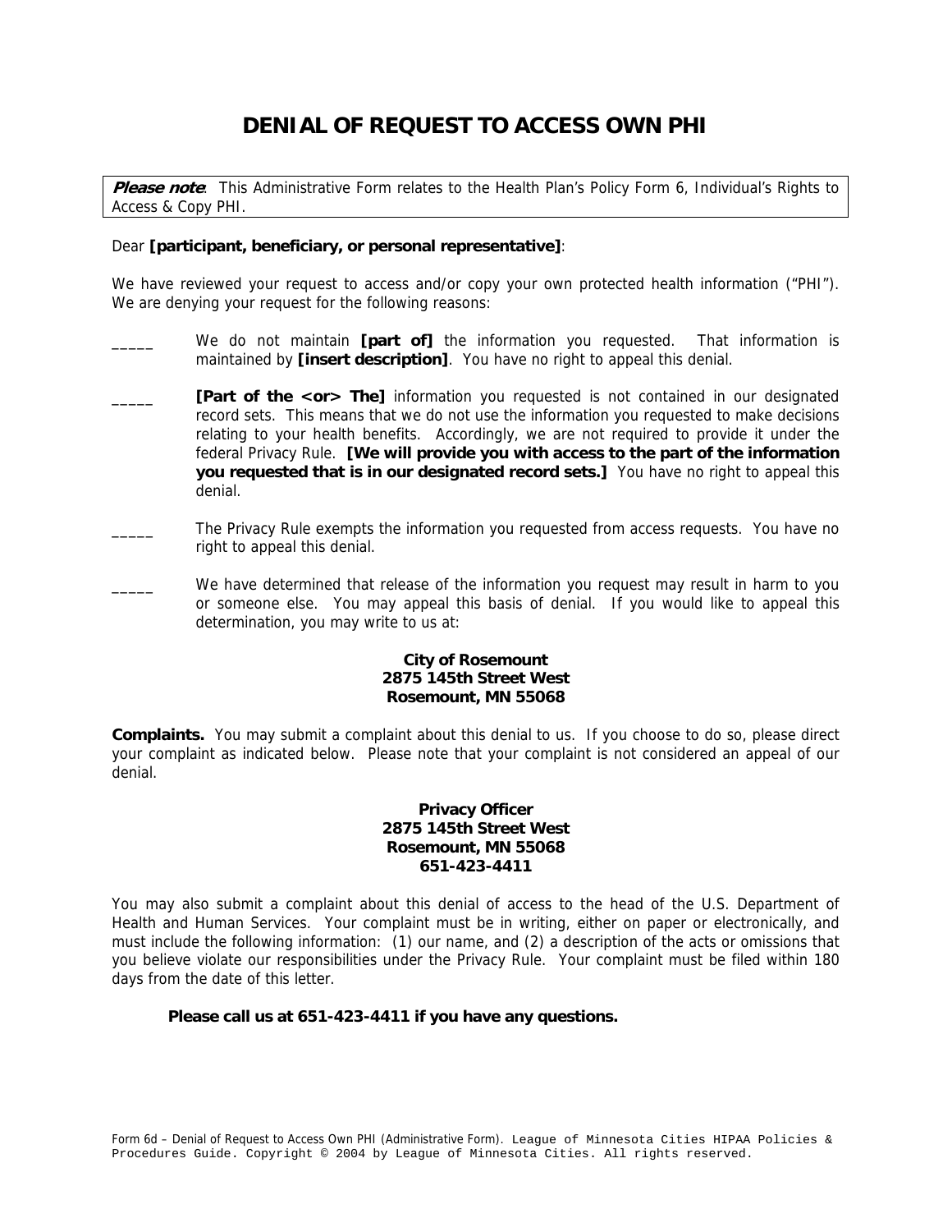# DENIAL OF REQUEST TO ACCESS OWN PHI

***Please note***: This Administrative Form relates to the Health Plan's Policy Form 6, Individual's Rights to Access & Copy PHI.

Dear **[participant, beneficiary, or personal representative]**:

We have reviewed your request to access and/or copy your own protected health information ("PHI"). We are denying your request for the following reasons:

_____ We do not maintain **[part of]** the information you requested. That information is maintained by **[insert description]**. You have no right to appeal this denial.

_____ **[Part of the <or> The]** information you requested is not contained in our designated record sets. This means that we do not use the information you requested to make decisions relating to your health benefits. Accordingly, we are not required to provide it under the federal Privacy Rule. **[We will provide you with access to the part of the information you requested that is in our designated record sets.]** You have no right to appeal this denial.

_____ The Privacy Rule exempts the information you requested from access requests. You have no right to appeal this denial.

_____ We have determined that release of the information you request may result in harm to you or someone else. You may appeal this basis of denial. If you would like to appeal this determination, you may write to us at:

**City of Rosemount**
**2875 145th Street West**
**Rosemount, MN 55068**

**Complaints.** You may submit a complaint about this denial to us. If you choose to do so, please direct your complaint as indicated below. Please note that your complaint is not considered an appeal of our denial.

**Privacy Officer**
**2875 145th Street West**
**Rosemount, MN 55068**
**651-423-4411**

You may also submit a complaint about this denial of access to the head of the U.S. Department of Health and Human Services. Your complaint must be in writing, either on paper or electronically, and must include the following information: (1) our name, and (2) a description of the acts or omissions that you believe violate our responsibilities under the Privacy Rule. Your complaint must be filed within 180 days from the date of this letter.

**Please call us at 651-423-4411 if you have any questions.**

Form 6d – Denial of Request to Access Own PHI (Administrative Form). League of Minnesota Cities HIPAA Policies & Procedures Guide. Copyright © 2004 by League of Minnesota Cities. All rights reserved.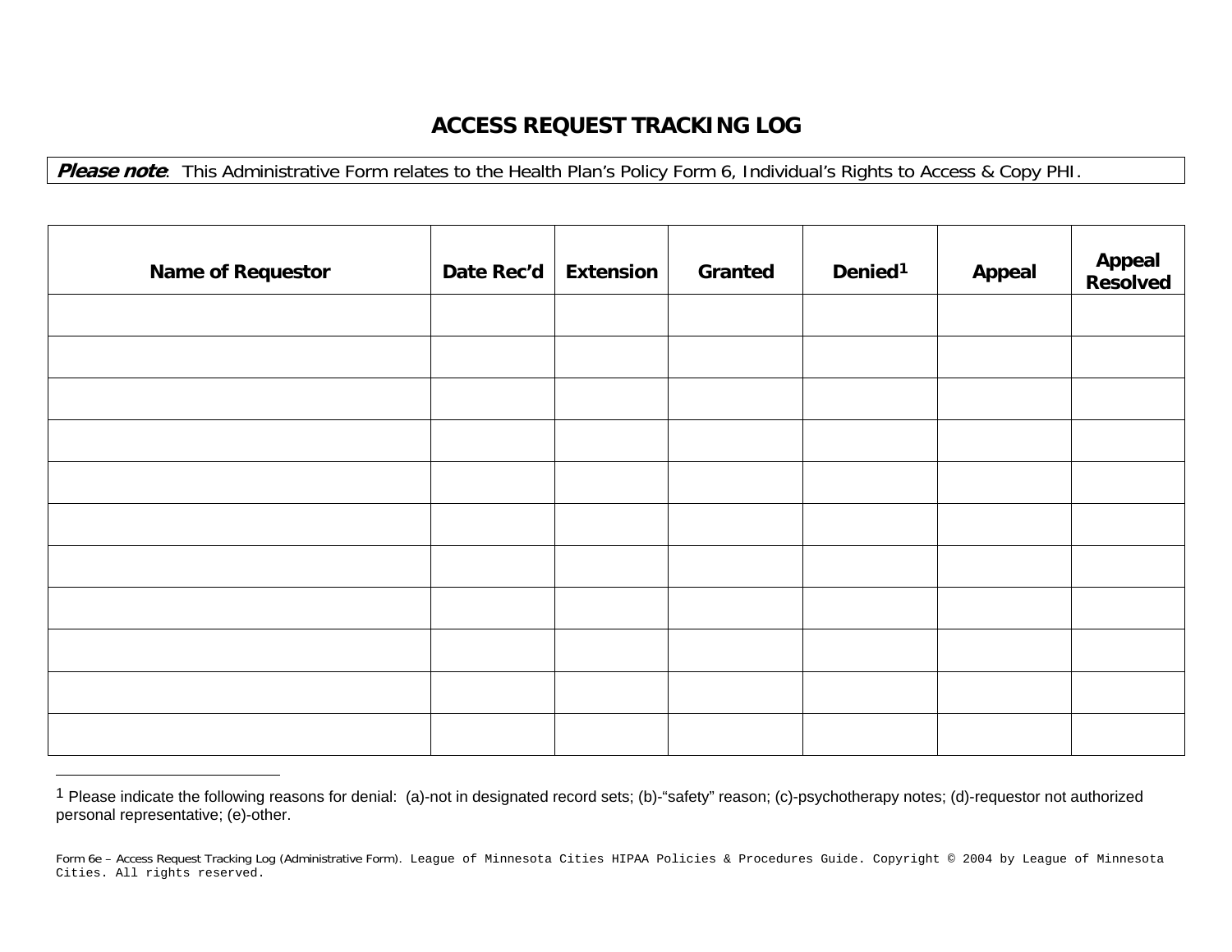# ACCESS REQUEST TRACKING LOG

***Please note***: This Administrative Form relates to the Health Plan's Policy Form 6, Individual's Rights to Access & Copy PHI.

| Name of Requestor | Date Rec'd | Extension | Granted | Denied[1] | Appeal | Appeal Resolved |
|---|---|---|---|---|---|---|
| | | | | | | |
| | | | | | | |
| | | | | | | |
| | | | | | | |
| | | | | | | |
| | | | | | | |
| | | | | | | |
| | | | | | | |
| | | | | | | |
| | | | | | | |
| | | | | | | |

[1] Please indicate the following reasons for denial: (a)-not in designated record sets; (b)-"safety" reason; (c)-psychotherapy notes; (d)-requestor not authorized personal representative; (e)-other.

Form 6e – Access Request Tracking Log (Administrative Form). League of Minnesota Cities HIPAA Policies & Procedures Guide. Copyright © 2004 by League of Minnesota Cities. All rights reserved.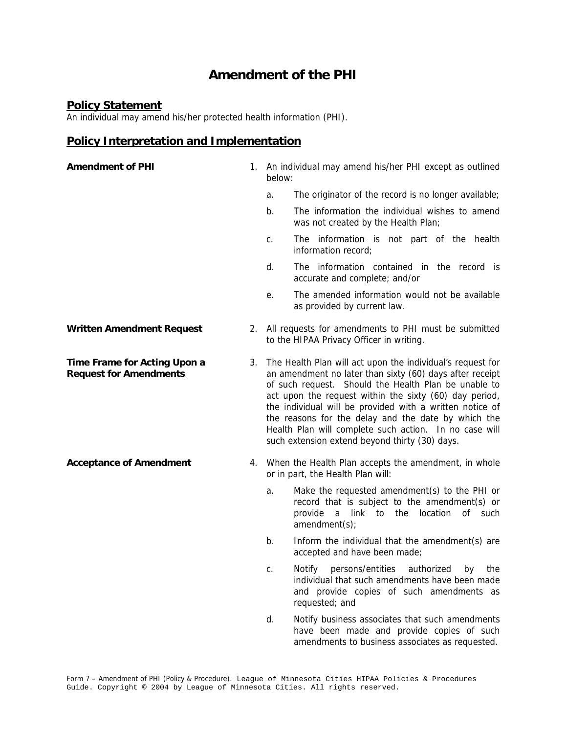# Amendment of the PHI

## Policy Statement

An individual may amend his/her protected health information (PHI).

## Policy Interpretation and Implementation

**Amendment of PHI**

1. An individual may amend his/her PHI except as outlined below:
   - a. The originator of the record is no longer available;
   - b. The information the individual wishes to amend was not created by the Health Plan;
   - c. The information is not part of the health information record;
   - d. The information contained in the record is accurate and complete; and/or
   - e. The amended information would not be available as provided by current law.

**Written Amendment Request**

2. All requests for amendments to PHI must be submitted to the HIPAA Privacy Officer in writing.

**Time Frame for Acting Upon a Request for Amendments**

3. The Health Plan will act upon the individual's request for an amendment no later than sixty (60) days after receipt of such request. Should the Health Plan be unable to act upon the request within the sixty (60) day period, the individual will be provided with a written notice of the reasons for the delay and the date by which the Health Plan will complete such action. In no case will such extension extend beyond thirty (30) days.

**Acceptance of Amendment**

4. When the Health Plan accepts the amendment, in whole or in part, the Health Plan will:
   - a. Make the requested amendment(s) to the PHI or record that is subject to the amendment(s) or provide a link to the location of such amendment(s);
   - b. Inform the individual that the amendment(s) are accepted and have been made;
   - c. Notify persons/entities authorized by the individual that such amendments have been made and provide copies of such amendments as requested; and
   - d. Notify business associates that such amendments have been made and provide copies of such amendments to business associates as requested.

Form 7 – Amendment of PHI (Policy & Procedure). League of Minnesota Cities HIPAA Policies & Procedures Guide. Copyright © 2004 by League of Minnesota Cities. All rights reserved.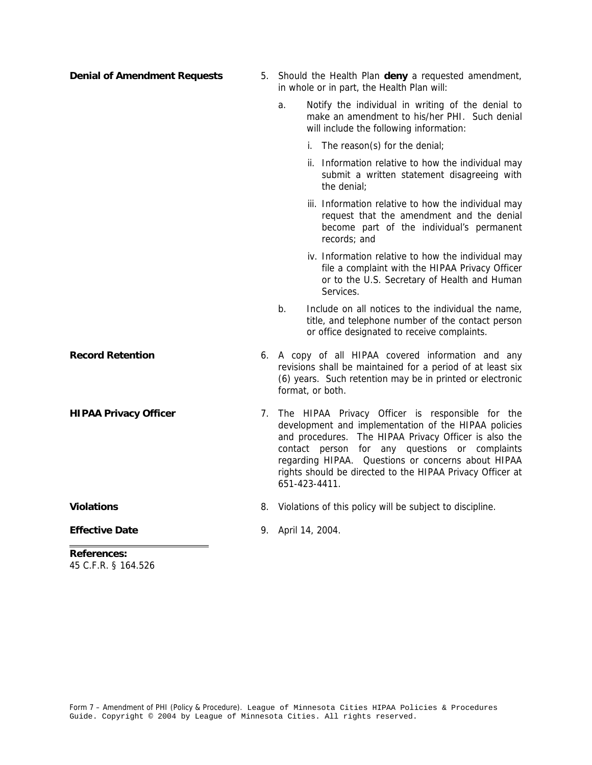**Denial of Amendment Requests**

5. Should the Health Plan **deny** a requested amendment, in whole or in part, the Health Plan will:

   a. Notify the individual in writing of the denial to make an amendment to his/her PHI. Such denial will include the following information:

      i. The reason(s) for the denial;

      ii. Information relative to how the individual may submit a written statement disagreeing with the denial;

      iii. Information relative to how the individual may request that the amendment and the denial become part of the individual's permanent records; and

      iv. Information relative to how the individual may file a complaint with the HIPAA Privacy Officer or to the U.S. Secretary of Health and Human Services.

   b. Include on all notices to the individual the name, title, and telephone number of the contact person or office designated to receive complaints.

**Record Retention**

6. A copy of all HIPAA covered information and any revisions shall be maintained for a period of at least six (6) years. Such retention may be in printed or electronic format, or both.

**HIPAA Privacy Officer**

7. The HIPAA Privacy Officer is responsible for the development and implementation of the HIPAA policies and procedures. The HIPAA Privacy Officer is also the contact person for any questions or complaints regarding HIPAA. Questions or concerns about HIPAA rights should be directed to the HIPAA Privacy Officer at 651-423-4411.

**Violations**

8. Violations of this policy will be subject to discipline.

**Effective Date**

9. April 14, 2004.

**References:**
45 C.F.R. § 164.526

Form 7 – Amendment of PHI (Policy & Procedure). League of Minnesota Cities HIPAA Policies & Procedures Guide. Copyright © 2004 by League of Minnesota Cities. All rights reserved.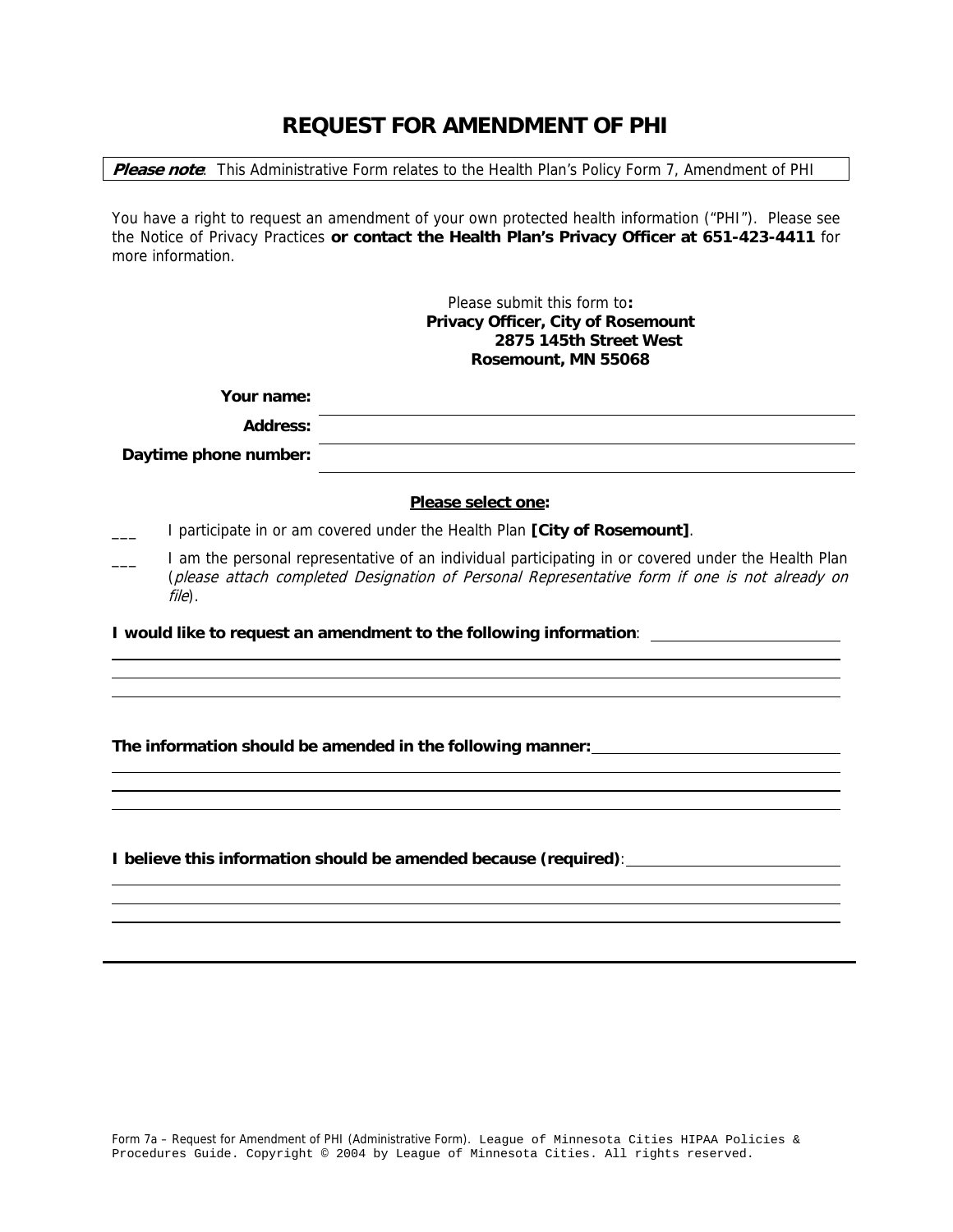# REQUEST FOR AMENDMENT OF PHI

***Please note***: This Administrative Form relates to the Health Plan's Policy Form 7, Amendment of PHI

You have a right to request an amendment of your own protected health information ("PHI"). Please see the Notice of Privacy Practices **or contact the Health Plan's Privacy Officer at 651-423-4411** for more information.

Please submit this form to**:**
**Privacy Officer, City of Rosemount**
**2875 145th Street West**
**Rosemount, MN 55068**

**Your name:** ______________________________

**Address:** ______________________________

**Daytime phone number:** ______________________________

**Please select one:**

___ I participate in or am covered under the Health Plan **[City of Rosemount]**.

___ I am the personal representative of an individual participating in or covered under the Health Plan (*please attach completed Designation of Personal Representative form if one is not already on file*).

**I would like to request an amendment to the following information**: ______________________________

______________________________________________________________________

______________________________________________________________________

______________________________________________________________________

**The information should be amended in the following manner:** ______________________________

______________________________________________________________________

______________________________________________________________________

______________________________________________________________________

**I believe this information should be amended because (required)**: ______________________________

______________________________________________________________________

______________________________________________________________________

______________________________________________________________________

Form 7a – Request for Amendment of PHI (Administrative Form). League of Minnesota Cities HIPAA Policies & Procedures Guide. Copyright © 2004 by League of Minnesota Cities. All rights reserved.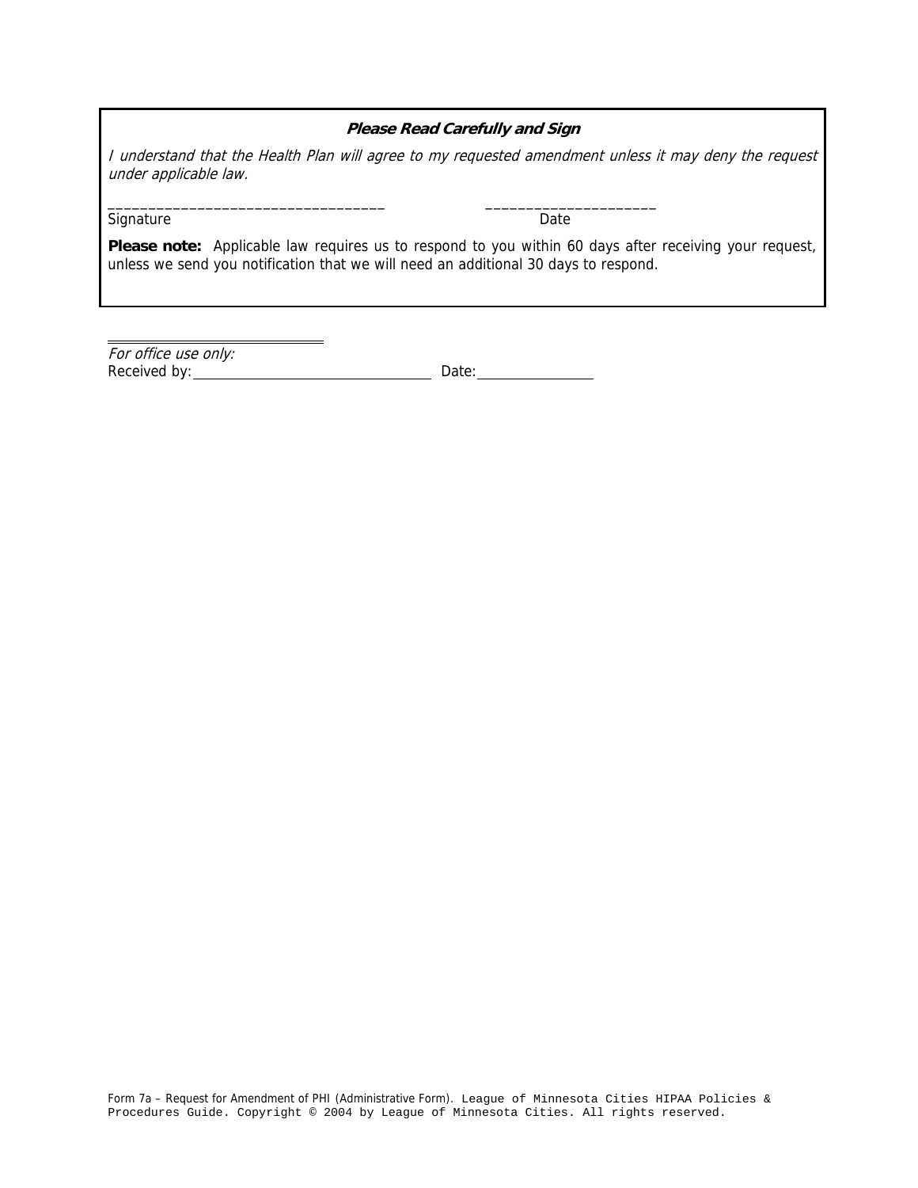### *Please Read Carefully and Sign*

*I understand that the Health Plan will agree to my requested amendment unless it may deny the request under applicable law.*

___________________________________ ______________________

Signature Date

**Please note:** Applicable law requires us to respond to you within 60 days after receiving your request, unless we send you notification that we will need an additional 30 days to respond.

---

*For office use only:*

Received by: ________________________________ Date: ________________

Form 7a – Request for Amendment of PHI (Administrative Form). League of Minnesota Cities HIPAA Policies & Procedures Guide. Copyright © 2004 by League of Minnesota Cities. All rights reserved.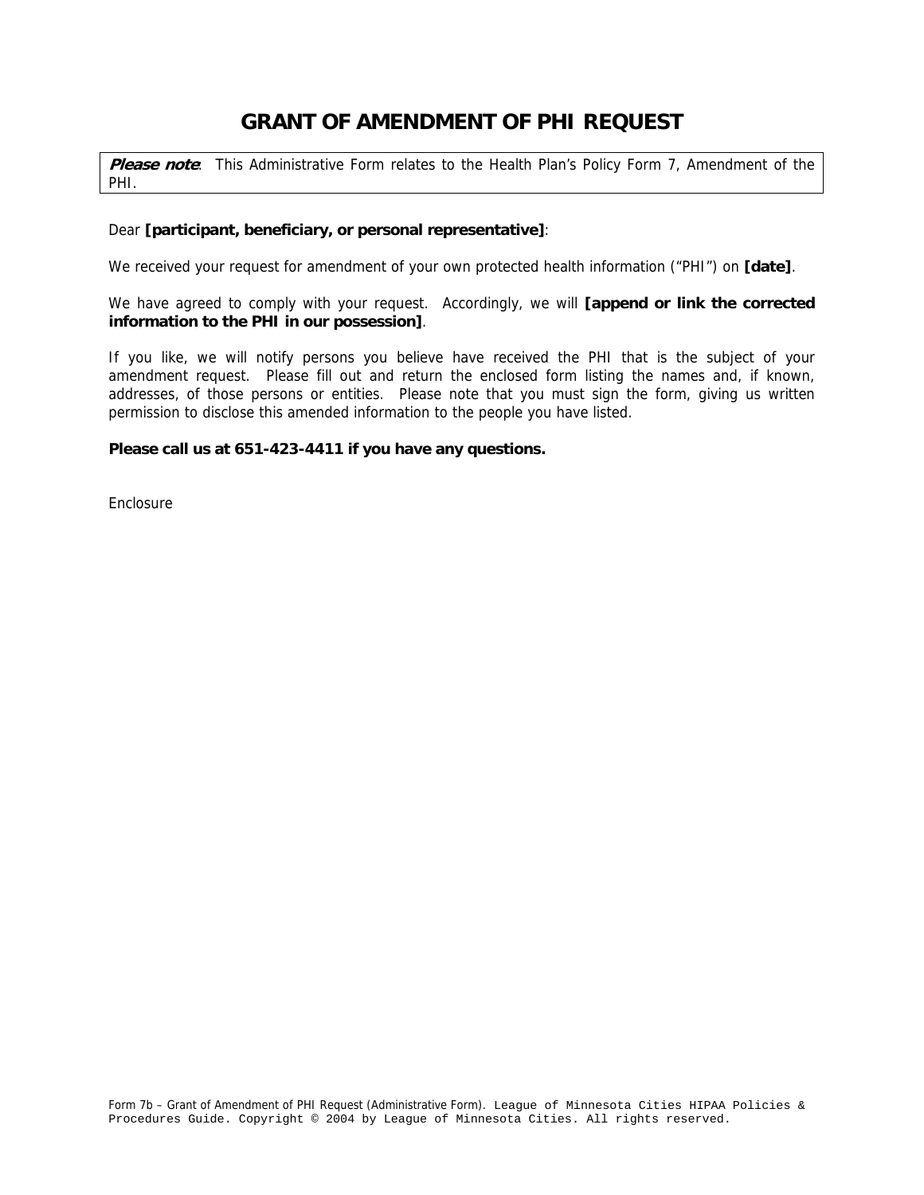# GRANT OF AMENDMENT OF PHI REQUEST

***Please note***: This Administrative Form relates to the Health Plan's Policy Form 7, Amendment of the PHI.

Dear **[participant, beneficiary, or personal representative]**:

We received your request for amendment of your own protected health information ("PHI") on **[date]**.

We have agreed to comply with your request. Accordingly, we will **[append or link the corrected information to the PHI in our possession]**.

If you like, we will notify persons you believe have received the PHI that is the subject of your amendment request. Please fill out and return the enclosed form listing the names and, if known, addresses, of those persons or entities. Please note that you must sign the form, giving us written permission to disclose this amended information to the people you have listed.

**Please call us at 651-423-4411 if you have any questions.**

Enclosure

Form 7b – Grant of Amendment of PHI Request (Administrative Form). League of Minnesota Cities HIPAA Policies & Procedures Guide. Copyright © 2004 by League of Minnesota Cities. All rights reserved.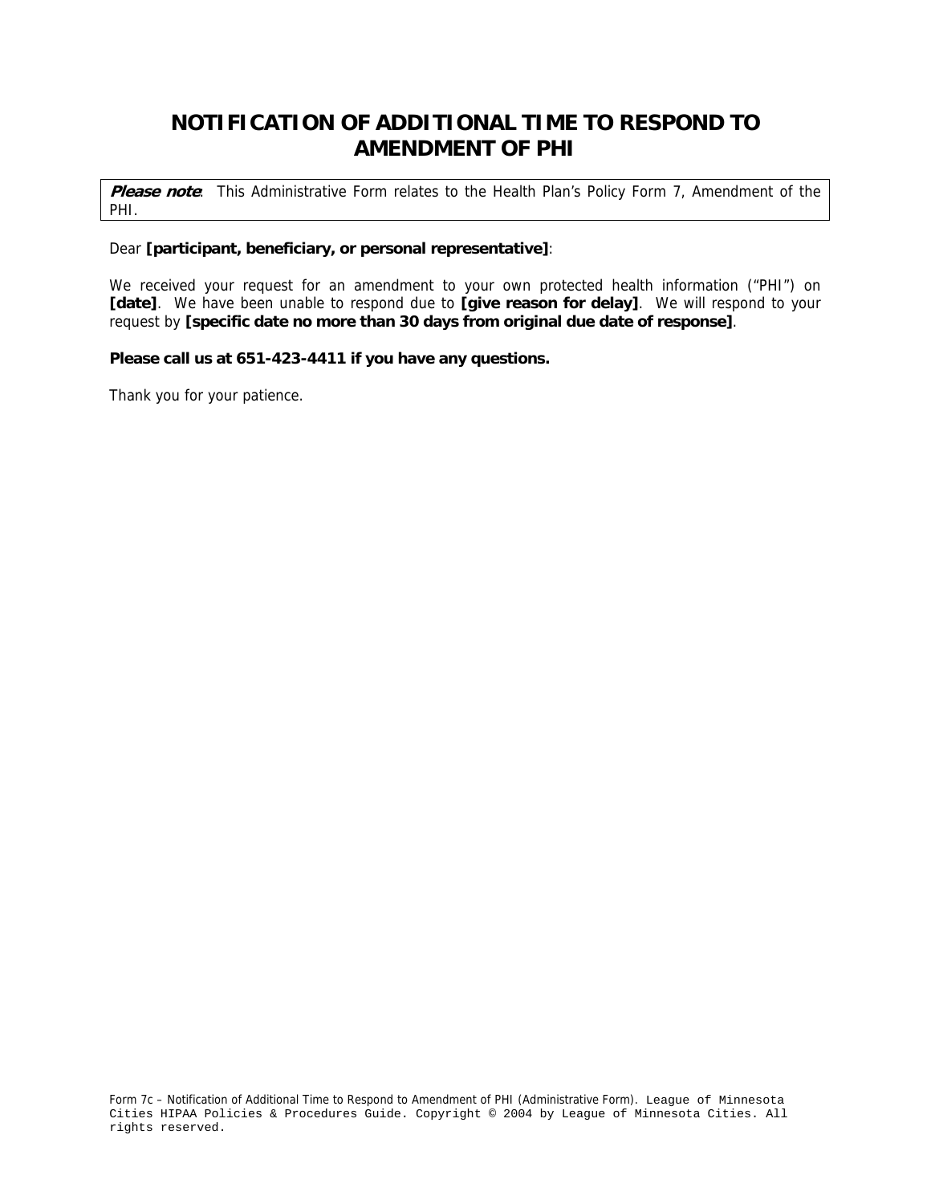# NOTIFICATION OF ADDITIONAL TIME TO RESPOND TO AMENDMENT OF PHI

> ***Please note***: This Administrative Form relates to the Health Plan's Policy Form 7, Amendment of the PHI.

Dear **[participant, beneficiary, or personal representative]**:

We received your request for an amendment to your own protected health information ("PHI") on **[date]**. We have been unable to respond due to **[give reason for delay]**. We will respond to your request by **[specific date no more than 30 days from original due date of response]**.

**Please call us at 651-423-4411 if you have any questions.**

Thank you for your patience.

Form 7c – Notification of Additional Time to Respond to Amendment of PHI (Administrative Form). League of Minnesota Cities HIPAA Policies & Procedures Guide. Copyright © 2004 by League of Minnesota Cities. All rights reserved.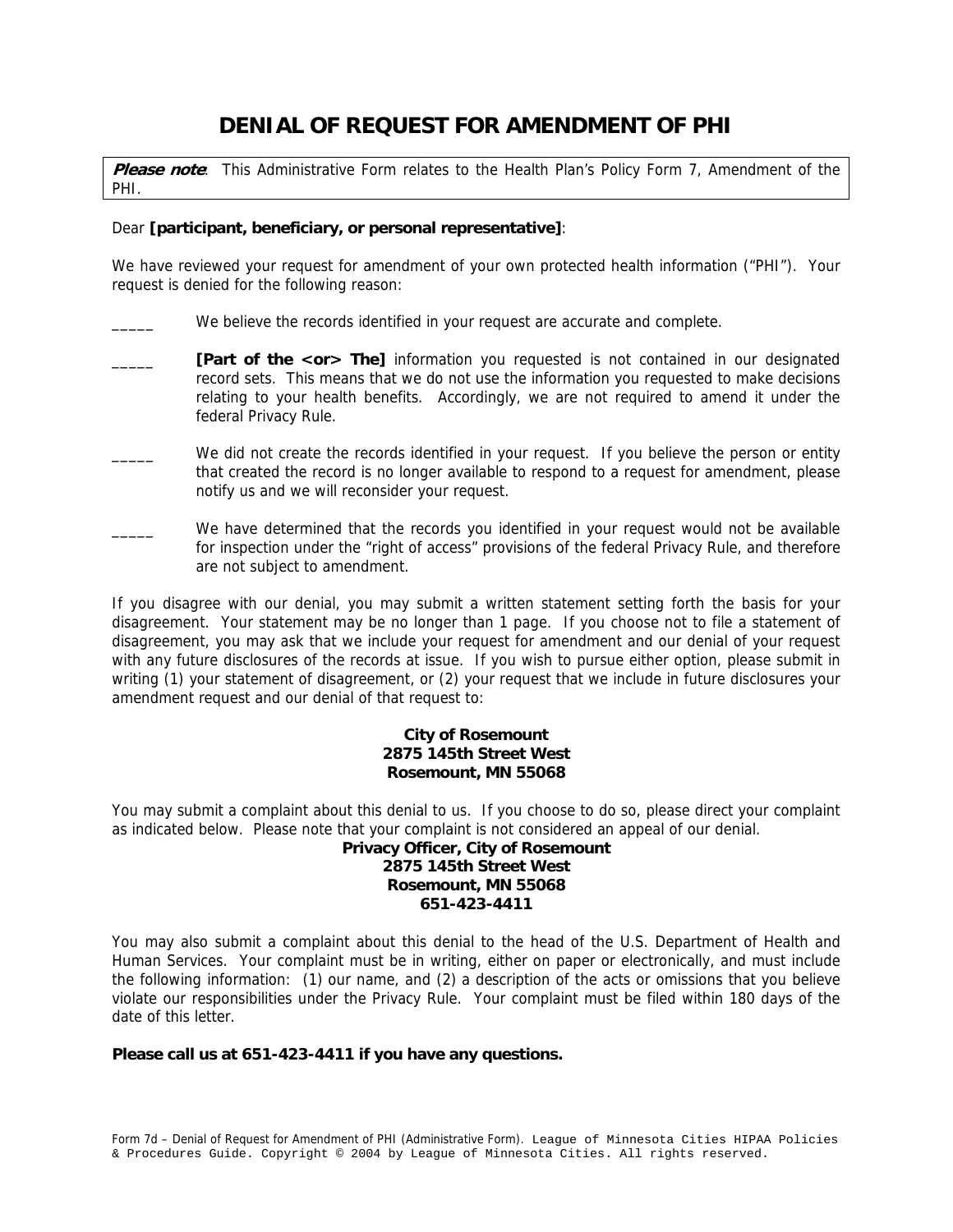# DENIAL OF REQUEST FOR AMENDMENT OF PHI

***Please note***: This Administrative Form relates to the Health Plan's Policy Form 7, Amendment of the PHI.

Dear **[participant, beneficiary, or personal representative]**:

We have reviewed your request for amendment of your own protected health information ("PHI"). Your request is denied for the following reason:

_____ We believe the records identified in your request are accurate and complete.

_____ **[Part of the <or> The]** information you requested is not contained in our designated record sets. This means that we do not use the information you requested to make decisions relating to your health benefits. Accordingly, we are not required to amend it under the federal Privacy Rule.

_____ We did not create the records identified in your request. If you believe the person or entity that created the record is no longer available to respond to a request for amendment, please notify us and we will reconsider your request.

_____ We have determined that the records you identified in your request would not be available for inspection under the "right of access" provisions of the federal Privacy Rule, and therefore are not subject to amendment.

If you disagree with our denial, you may submit a written statement setting forth the basis for your disagreement. Your statement may be no longer than 1 page. If you choose not to file a statement of disagreement, you may ask that we include your request for amendment and our denial of your request with any future disclosures of the records at issue. If you wish to pursue either option, please submit in writing (1) your statement of disagreement, or (2) your request that we include in future disclosures your amendment request and our denial of that request to:

**City of Rosemount**
**2875 145th Street West**
**Rosemount, MN 55068**

You may submit a complaint about this denial to us. If you choose to do so, please direct your complaint as indicated below. Please note that your complaint is not considered an appeal of our denial.

**Privacy Officer, City of Rosemount**
**2875 145th Street West**
**Rosemount, MN 55068**
**651-423-4411**

You may also submit a complaint about this denial to the head of the U.S. Department of Health and Human Services. Your complaint must be in writing, either on paper or electronically, and must include the following information: (1) our name, and (2) a description of the acts or omissions that you believe violate our responsibilities under the Privacy Rule. Your complaint must be filed within 180 days of the date of this letter.

**Please call us at 651-423-4411 if you have any questions.**

Form 7d – Denial of Request for Amendment of PHI (Administrative Form). League of Minnesota Cities HIPAA Policies & Procedures Guide. Copyright © 2004 by League of Minnesota Cities. All rights reserved.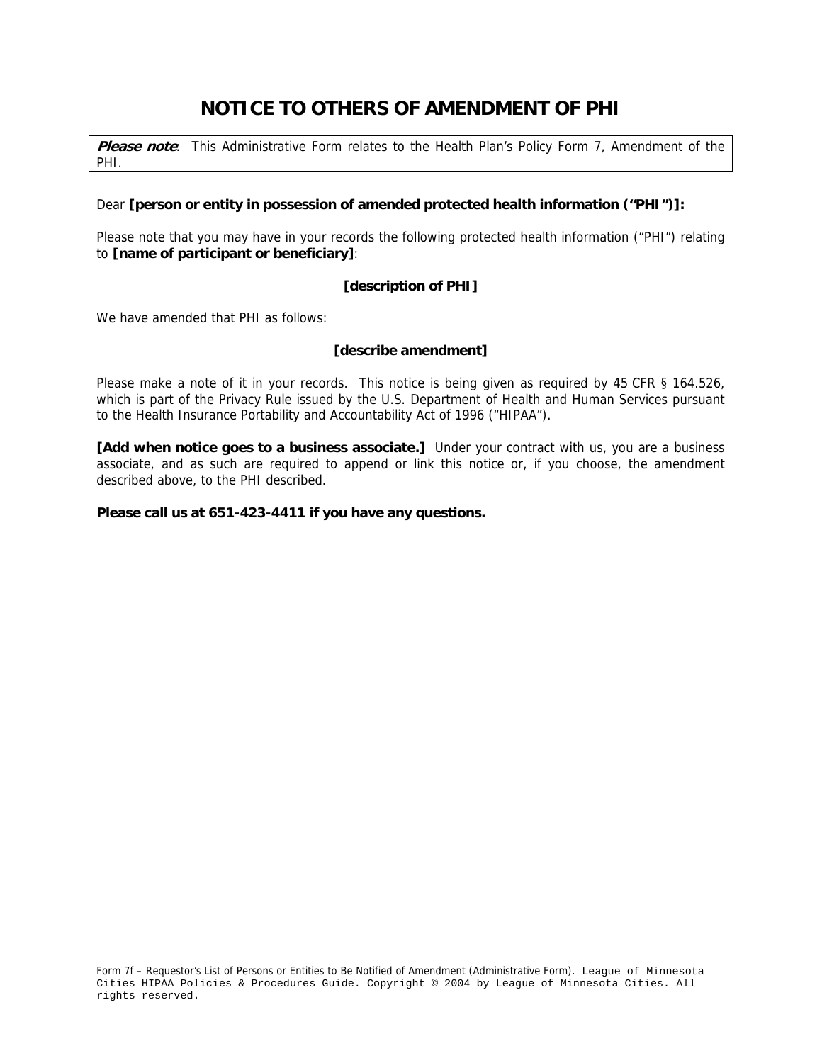# NOTICE TO OTHERS OF AMENDMENT OF PHI

***Please note***: This Administrative Form relates to the Health Plan's Policy Form 7, Amendment of the PHI.

Dear **[person or entity in possession of amended protected health information ("PHI")]:**

Please note that you may have in your records the following protected health information ("PHI") relating to **[name of participant or beneficiary]**:

**[description of PHI]**

We have amended that PHI as follows:

**[describe amendment]**

Please make a note of it in your records. This notice is being given as required by 45 CFR § 164.526, which is part of the Privacy Rule issued by the U.S. Department of Health and Human Services pursuant to the Health Insurance Portability and Accountability Act of 1996 ("HIPAA").

**[Add when notice goes to a business associate.]** Under your contract with us, you are a business associate, and as such are required to append or link this notice or, if you choose, the amendment described above, to the PHI described.

**Please call us at 651-423-4411 if you have any questions.**

Form 7f – Requestor's List of Persons or Entities to Be Notified of Amendment (Administrative Form). League of Minnesota Cities HIPAA Policies & Procedures Guide. Copyright © 2004 by League of Minnesota Cities. All rights reserved.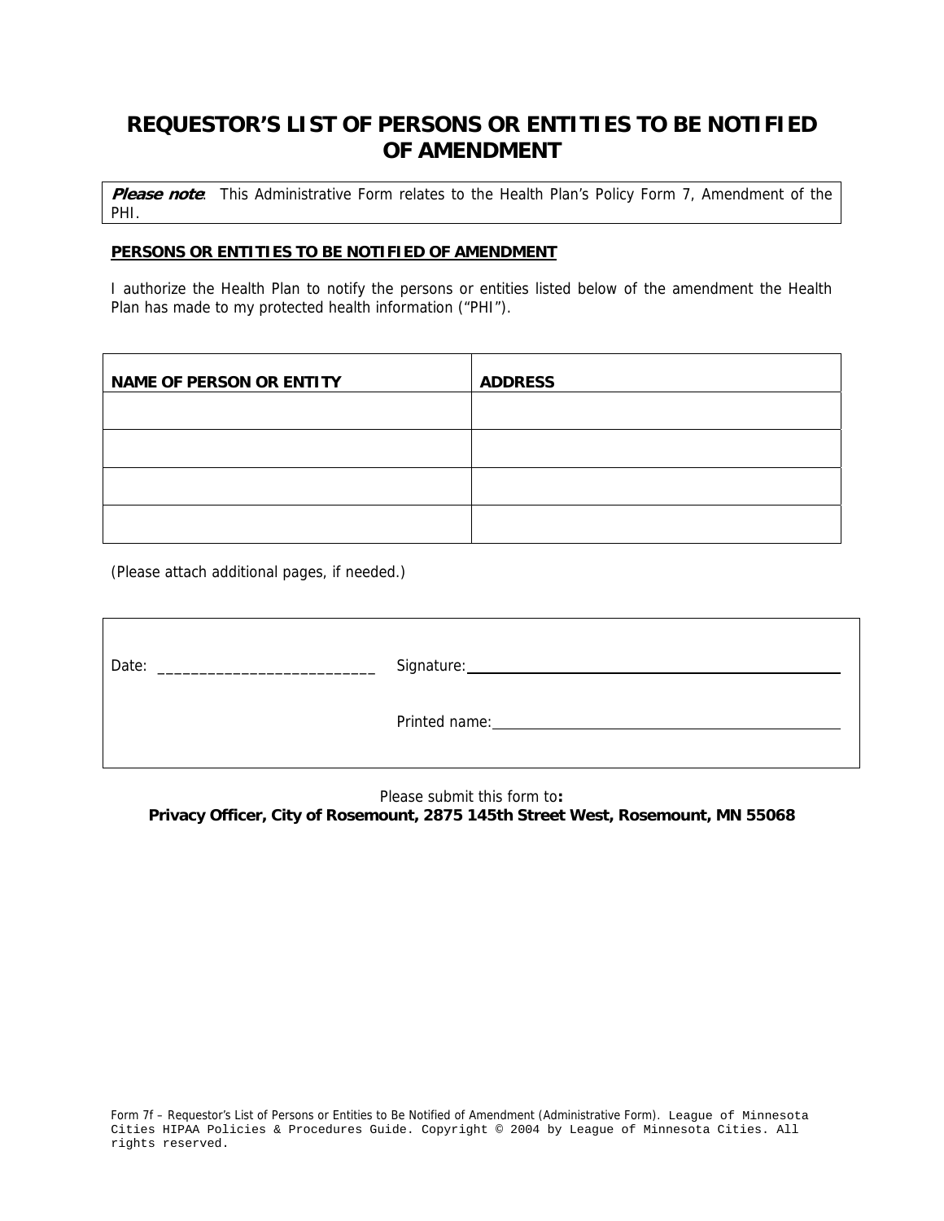# REQUESTOR'S LIST OF PERSONS OR ENTITIES TO BE NOTIFIED OF AMENDMENT

***Please note***: This Administrative Form relates to the Health Plan's Policy Form 7, Amendment of the PHI.

**PERSONS OR ENTITIES TO BE NOTIFIED OF AMENDMENT**

I authorize the Health Plan to notify the persons or entities listed below of the amendment the Health Plan has made to my protected health information ("PHI").

| NAME OF PERSON OR ENTITY | ADDRESS |
|---|---|
| | |
| | |
| | |
| | |

(Please attach additional pages, if needed.)

Date: ___________________________ Signature: ___________________________

Printed name: ___________________________

Please submit this form to**:**
**Privacy Officer, City of Rosemount, 2875 145th Street West, Rosemount, MN 55068**

Form 7f – Requestor's List of Persons or Entities to Be Notified of Amendment (Administrative Form). League of Minnesota Cities HIPAA Policies & Procedures Guide. Copyright © 2004 by League of Minnesota Cities. All rights reserved.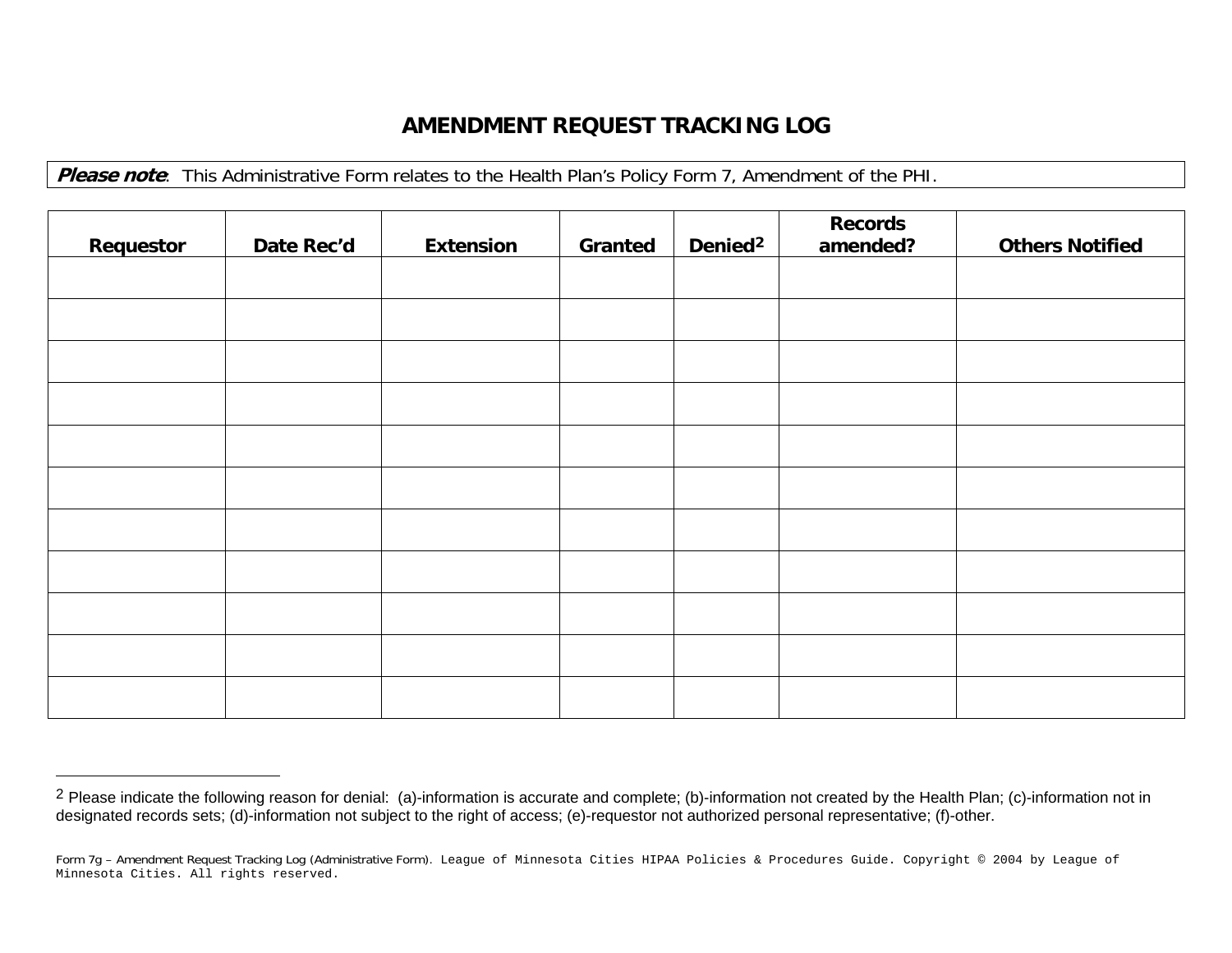# AMENDMENT REQUEST TRACKING LOG

***Please note***: This Administrative Form relates to the Health Plan's Policy Form 7, Amendment of the PHI.

| Requestor | Date Rec'd | Extension | Granted | Denied[2] | Records amended? | Others Notified |
|---|---|---|---|---|---|---|
| | | | | | | |
| | | | | | | |
| | | | | | | |
| | | | | | | |
| | | | | | | |
| | | | | | | |
| | | | | | | |
| | | | | | | |
| | | | | | | |
| | | | | | | |
| | | | | | | |

[2] Please indicate the following reason for denial: (a)-information is accurate and complete; (b)-information not created by the Health Plan; (c)-information not in designated records sets; (d)-information not subject to the right of access; (e)-requestor not authorized personal representative; (f)-other.

Form 7g – Amendment Request Tracking Log (Administrative Form). League of Minnesota Cities HIPAA Policies & Procedures Guide. Copyright © 2004 by League of Minnesota Cities. All rights reserved.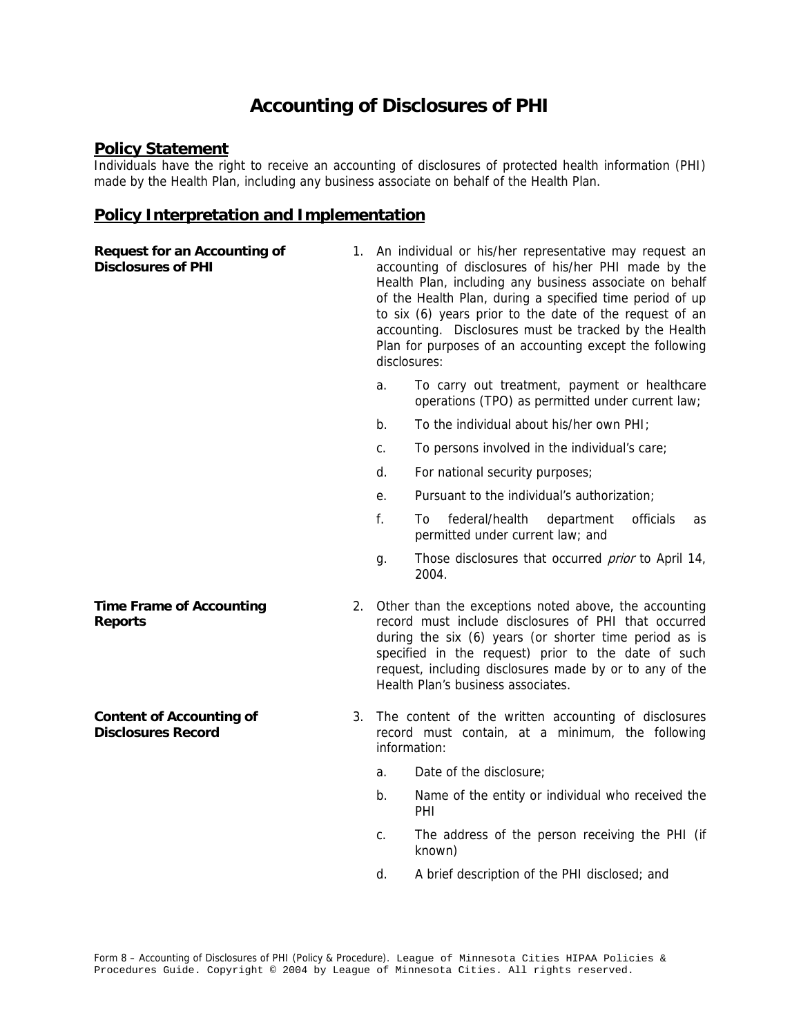# Accounting of Disclosures of PHI

## Policy Statement

Individuals have the right to receive an accounting of disclosures of protected health information (PHI) made by the Health Plan, including any business associate on behalf of the Health Plan.

## Policy Interpretation and Implementation

**Request for an Accounting of Disclosures of PHI**

1. An individual or his/her representative may request an accounting of disclosures of his/her PHI made by the Health Plan, including any business associate on behalf of the Health Plan, during a specified time period of up to six (6) years prior to the date of the request of an accounting. Disclosures must be tracked by the Health Plan for purposes of an accounting except the following disclosures:

   a. To carry out treatment, payment or healthcare operations (TPO) as permitted under current law;

   b. To the individual about his/her own PHI;

   c. To persons involved in the individual's care;

   d. For national security purposes;

   e. Pursuant to the individual's authorization;

   f. To federal/health department officials as permitted under current law; and

   g. Those disclosures that occurred *prior* to April 14, 2004.

**Time Frame of Accounting Reports**

2. Other than the exceptions noted above, the accounting record must include disclosures of PHI that occurred during the six (6) years (or shorter time period as is specified in the request) prior to the date of such request, including disclosures made by or to any of the Health Plan's business associates.

**Content of Accounting of Disclosures Record**

3. The content of the written accounting of disclosures record must contain, at a minimum, the following information:

   a. Date of the disclosure;

   b. Name of the entity or individual who received the PHI

   c. The address of the person receiving the PHI (if known)

   d. A brief description of the PHI disclosed; and

Form 8 – Accounting of Disclosures of PHI (Policy & Procedure). League of Minnesota Cities HIPAA Policies & Procedures Guide. Copyright © 2004 by League of Minnesota Cities. All rights reserved.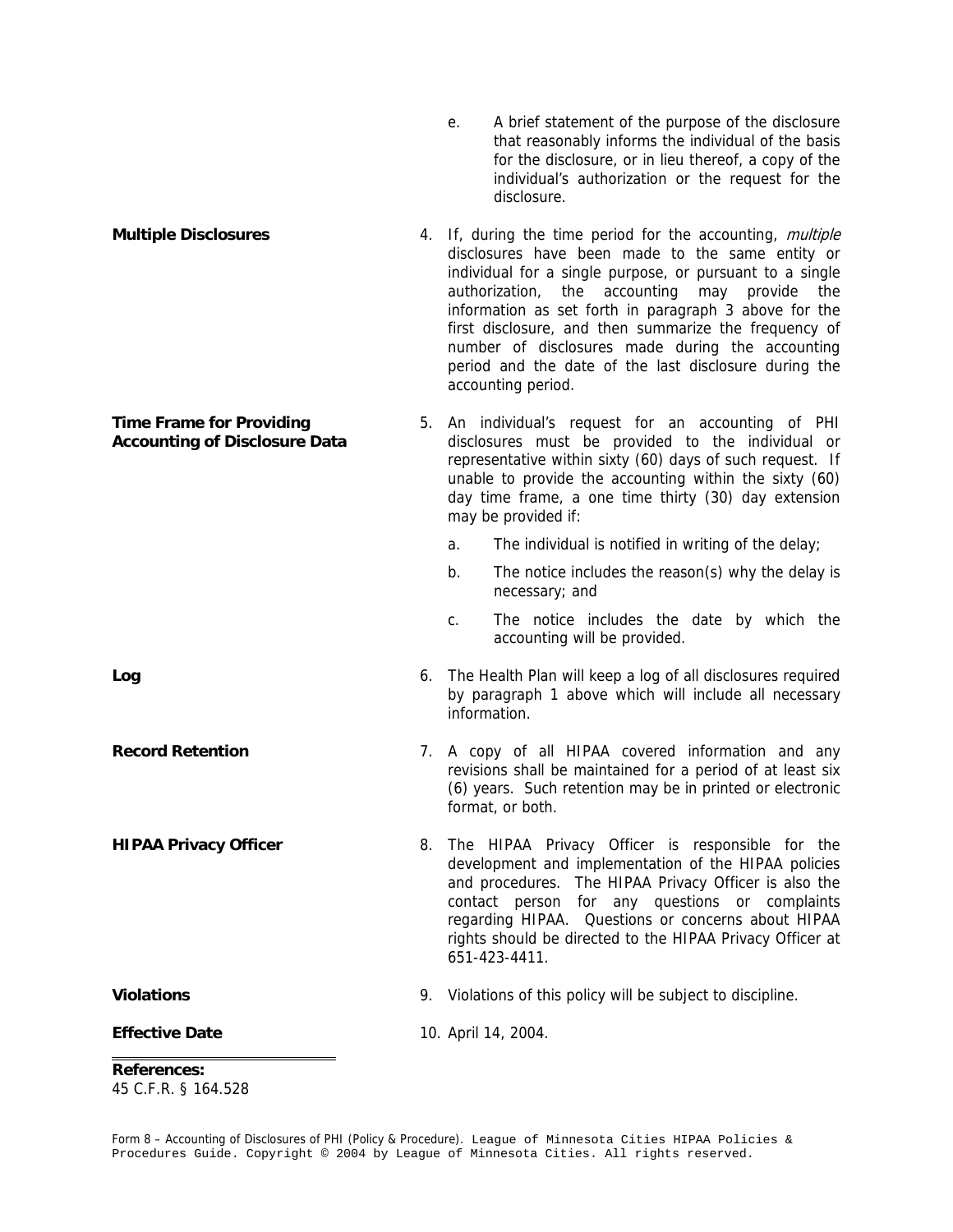e. A brief statement of the purpose of the disclosure that reasonably informs the individual of the basis for the disclosure, or in lieu thereof, a copy of the individual's authorization or the request for the disclosure.

**Multiple Disclosures**

4. If, during the time period for the accounting, *multiple* disclosures have been made to the same entity or individual for a single purpose, or pursuant to a single authorization, the accounting may provide the information as set forth in paragraph 3 above for the first disclosure, and then summarize the frequency of number of disclosures made during the accounting period and the date of the last disclosure during the accounting period.

**Time Frame for Providing Accounting of Disclosure Data**

5. An individual's request for an accounting of PHI disclosures must be provided to the individual or representative within sixty (60) days of such request. If unable to provide the accounting within the sixty (60) day time frame, a one time thirty (30) day extension may be provided if:

   a. The individual is notified in writing of the delay;

   b. The notice includes the reason(s) why the delay is necessary; and

   c. The notice includes the date by which the accounting will be provided.

**Log**

6. The Health Plan will keep a log of all disclosures required by paragraph 1 above which will include all necessary information.

**Record Retention**

7. A copy of all HIPAA covered information and any revisions shall be maintained for a period of at least six (6) years. Such retention may be in printed or electronic format, or both.

**HIPAA Privacy Officer**

8. The HIPAA Privacy Officer is responsible for the development and implementation of the HIPAA policies and procedures. The HIPAA Privacy Officer is also the contact person for any questions or complaints regarding HIPAA. Questions or concerns about HIPAA rights should be directed to the HIPAA Privacy Officer at 651-423-4411.

**Violations**

9. Violations of this policy will be subject to discipline.

**Effective Date**

10. April 14, 2004.

**References:**
45 C.F.R. § 164.528

Form 8 – Accounting of Disclosures of PHI (Policy & Procedure). League of Minnesota Cities HIPAA Policies & Procedures Guide. Copyright © 2004 by League of Minnesota Cities. All rights reserved.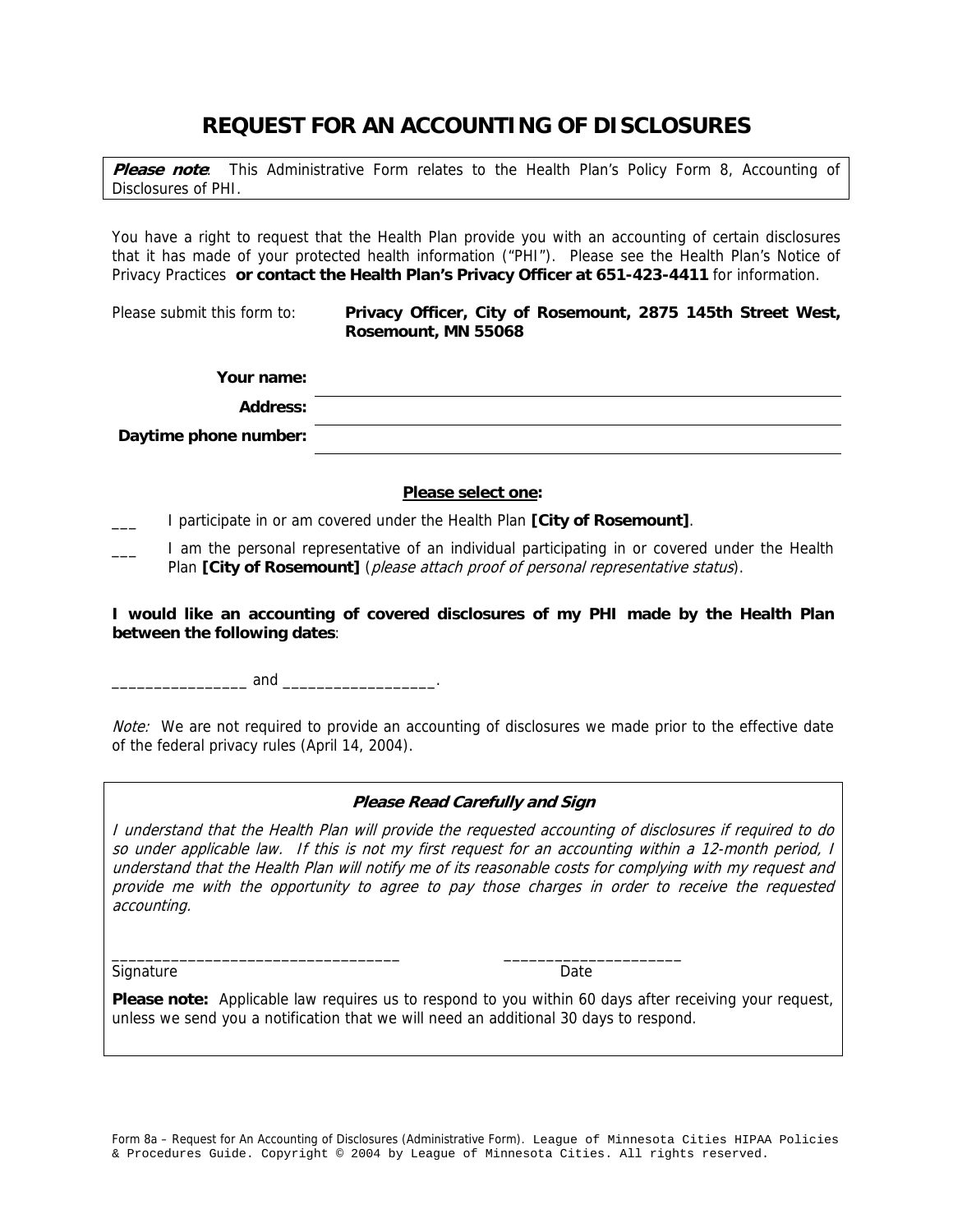# REQUEST FOR AN ACCOUNTING OF DISCLOSURES

***Please note***: This Administrative Form relates to the Health Plan's Policy Form 8, Accounting of Disclosures of PHI.

You have a right to request that the Health Plan provide you with an accounting of certain disclosures that it has made of your protected health information ("PHI"). Please see the Health Plan's Notice of Privacy Practices **or contact the Health Plan's Privacy Officer at 651-423-4411** for information.

Please submit this form to: **Privacy Officer, City of Rosemount, 2875 145th Street West, Rosemount, MN 55068**

**Your name:** ______________________________

**Address:** ______________________________

**Daytime phone number:** ______________________________

**Please select one:**

___ I participate in or am covered under the Health Plan **[City of Rosemount]**.

___ I am the personal representative of an individual participating in or covered under the Health Plan **[City of Rosemount]** (*please attach proof of personal representative status*).

**I would like an accounting of covered disclosures of my PHI made by the Health Plan between the following dates**:

_______________ and _________________.

*Note:* We are not required to provide an accounting of disclosures we made prior to the effective date of the federal privacy rules (April 14, 2004).

***Please Read Carefully and Sign***

*I understand that the Health Plan will provide the requested accounting of disclosures if required to do so under applicable law. If this is not my first request for an accounting within a 12-month period, I understand that the Health Plan will notify me of its reasonable costs for complying with my request and provide me with the opportunity to agree to pay those charges in order to receive the requested accounting.*

_________________________________ _____________________

Signature Date

**Please note:** Applicable law requires us to respond to you within 60 days after receiving your request, unless we send you a notification that we will need an additional 30 days to respond.

Form 8a – Request for An Accounting of Disclosures (Administrative Form). League of Minnesota Cities HIPAA Policies & Procedures Guide. Copyright © 2004 by League of Minnesota Cities. All rights reserved.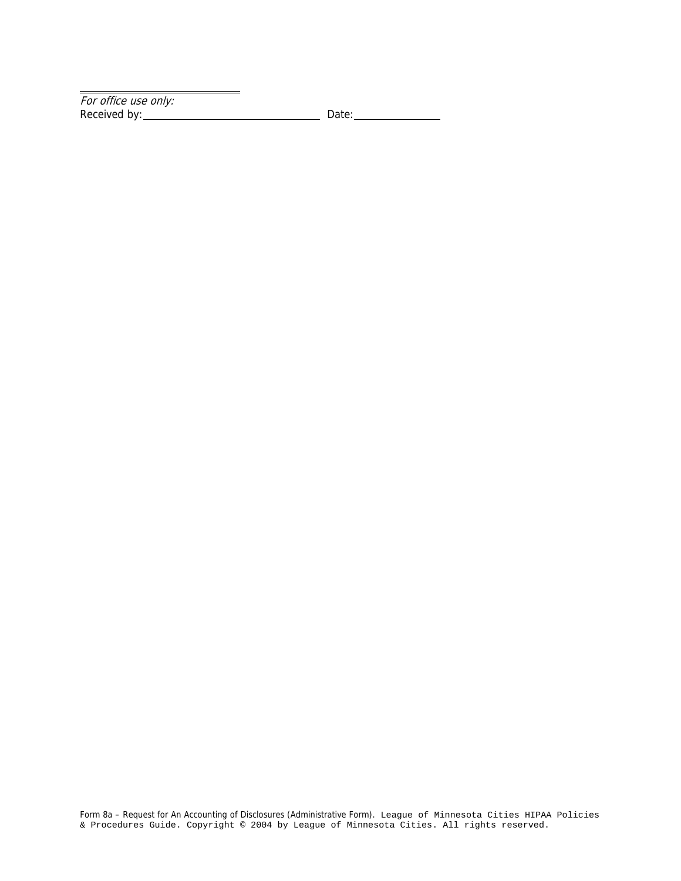---

*For office use only:*
Received by: ______________________________ Date: _______________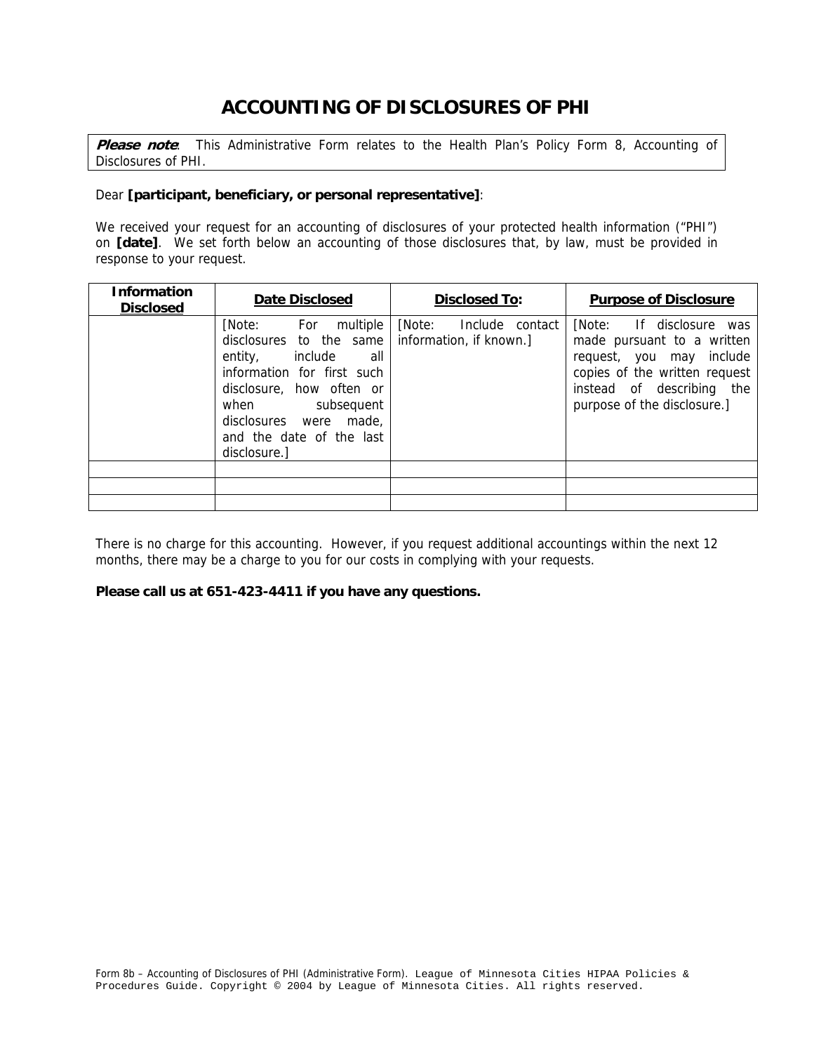# ACCOUNTING OF DISCLOSURES OF PHI

***Please note***: This Administrative Form relates to the Health Plan's Policy Form 8, Accounting of Disclosures of PHI.

Dear **[participant, beneficiary, or personal representative]**:

We received your request for an accounting of disclosures of your protected health information ("PHI") on **[date]**. We set forth below an accounting of those disclosures that, by law, must be provided in response to your request.

| Information Disclosed | Date Disclosed | Disclosed To: | Purpose of Disclosure |
|---|---|---|---|
| | [Note: For multiple disclosures to the same entity, include all information for first such disclosure, how often or when subsequent disclosures were made, and the date of the last disclosure.] | [Note: Include contact information, if known.] | [Note: If disclosure was made pursuant to a written request, you may include copies of the written request instead of describing the purpose of the disclosure.] |
| | | | |
| | | | |
| | | | |

There is no charge for this accounting. However, if you request additional accountings within the next 12 months, there may be a charge to you for our costs in complying with your requests.

**Please call us at 651-423-4411 if you have any questions.**

Form 8b – Accounting of Disclosures of PHI (Administrative Form). League of Minnesota Cities HIPAA Policies & Procedures Guide. Copyright © 2004 by League of Minnesota Cities. All rights reserved.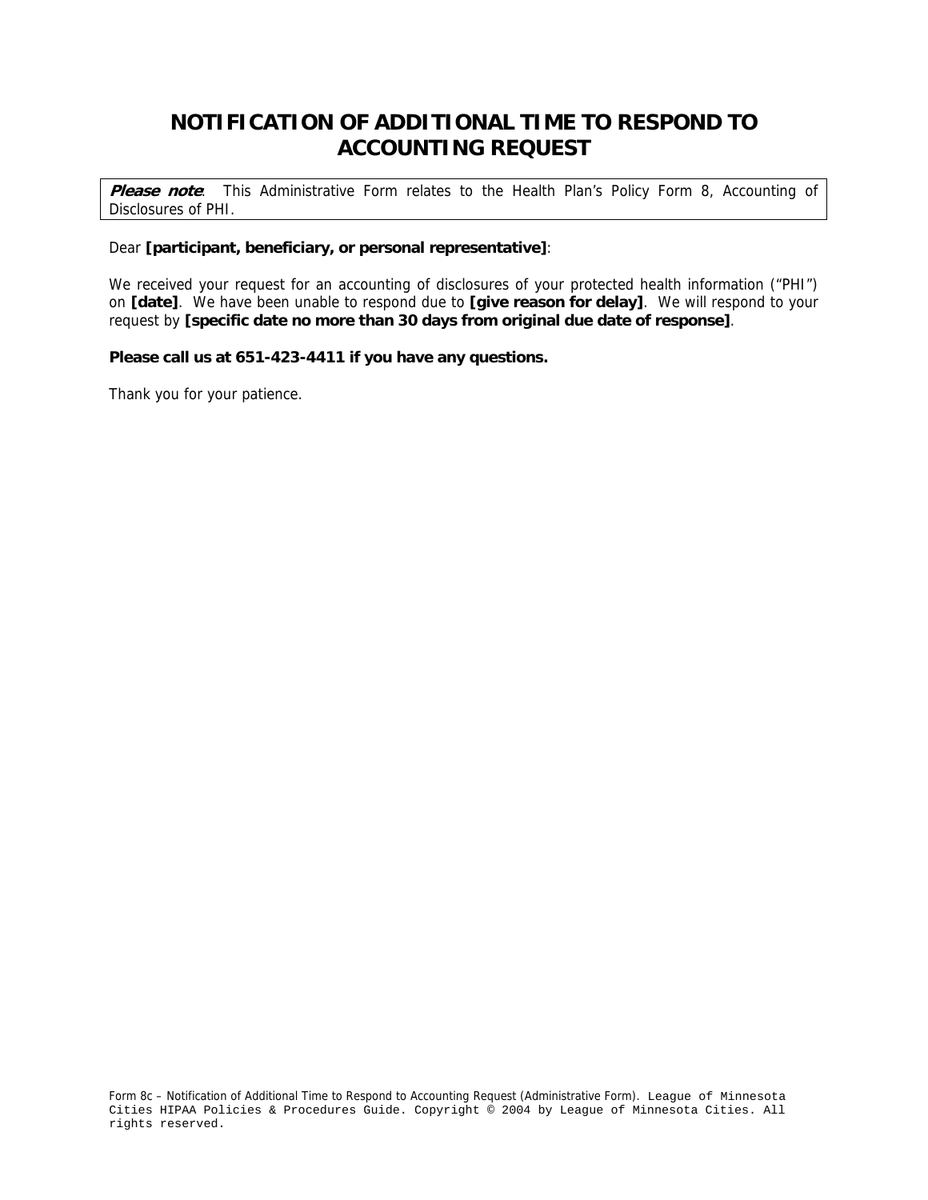# NOTIFICATION OF ADDITIONAL TIME TO RESPOND TO ACCOUNTING REQUEST

> ***Please note***: This Administrative Form relates to the Health Plan's Policy Form 8, Accounting of Disclosures of PHI.

Dear **[participant, beneficiary, or personal representative]**:

We received your request for an accounting of disclosures of your protected health information ("PHI") on **[date]**. We have been unable to respond due to **[give reason for delay]**. We will respond to your request by **[specific date no more than 30 days from original due date of response]**.

**Please call us at 651-423-4411 if you have any questions.**

Thank you for your patience.

Form 8c – Notification of Additional Time to Respond to Accounting Request (Administrative Form). League of Minnesota Cities HIPAA Policies & Procedures Guide. Copyright © 2004 by League of Minnesota Cities. All rights reserved.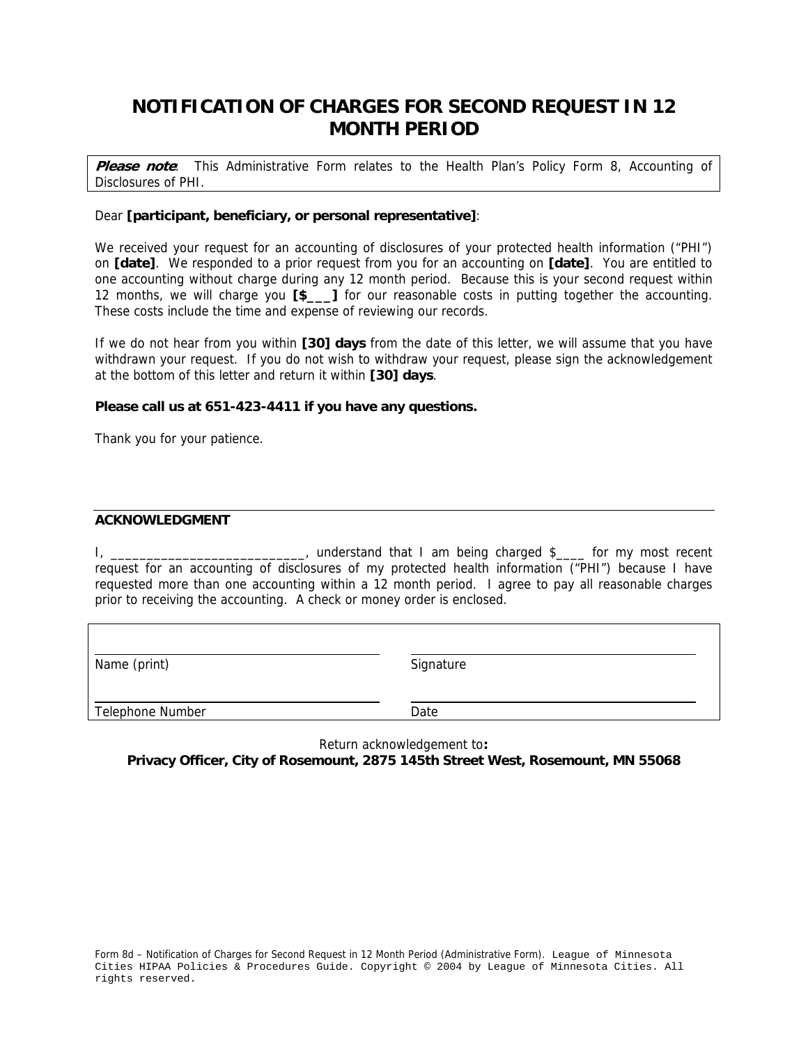# NOTIFICATION OF CHARGES FOR SECOND REQUEST IN 12 MONTH PERIOD

***Please note***: This Administrative Form relates to the Health Plan's Policy Form 8, Accounting of Disclosures of PHI.

Dear **[participant, beneficiary, or personal representative]**:

We received your request for an accounting of disclosures of your protected health information ("PHI") on **[date]**. We responded to a prior request from you for an accounting on **[date]**. You are entitled to one accounting without charge during any 12 month period. Because this is your second request within 12 months, we will charge you **[$___]** for our reasonable costs in putting together the accounting. These costs include the time and expense of reviewing our records.

If we do not hear from you within **[30] days** from the date of this letter, we will assume that you have withdrawn your request. If you do not wish to withdraw your request, please sign the acknowledgement at the bottom of this letter and return it within **[30] days**.

**Please call us at 651-423-4411 if you have any questions.**

Thank you for your patience.

---

**ACKNOWLEDGMENT**

I, ___________________________, understand that I am being charged $____ for my most recent request for an accounting of disclosures of my protected health information ("PHI") because I have requested more than one accounting within a 12 month period. I agree to pay all reasonable charges prior to receiving the accounting. A check or money order is enclosed.

| | |
|---|---|
| ______________________________ | ______________________________ |
| Name (print) | Signature |
| ______________________________ | ______________________________ |
| Telephone Number | Date |

Return acknowledgement to**:**
**Privacy Officer, City of Rosemount, 2875 145th Street West, Rosemount, MN 55068**

Form 8d – Notification of Charges for Second Request in 12 Month Period (Administrative Form). League of Minnesota Cities HIPAA Policies & Procedures Guide. Copyright © 2004 by League of Minnesota Cities. All rights reserved.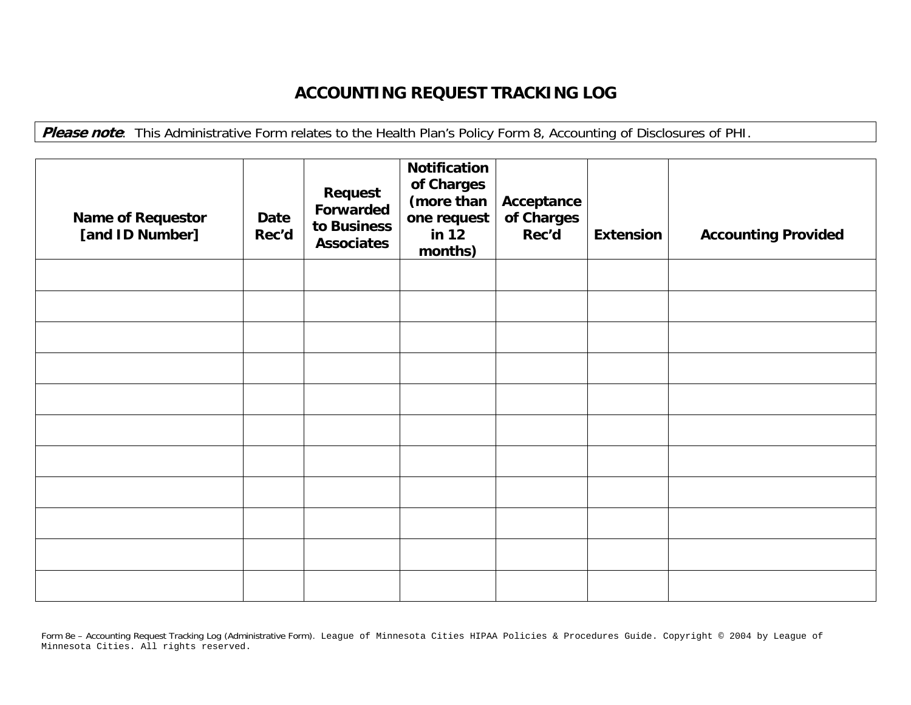# ACCOUNTING REQUEST TRACKING LOG

***Please note***: This Administrative Form relates to the Health Plan's Policy Form 8, Accounting of Disclosures of PHI.

| Name of Requestor [and ID Number] | Date Rec'd | Request Forwarded to Business Associates | Notification of Charges (more than one request in 12 months) | Acceptance of Charges Rec'd | Extension | Accounting Provided |
|---|---|---|---|---|---|---|
| | | | | | | |
| | | | | | | |
| | | | | | | |
| | | | | | | |
| | | | | | | |
| | | | | | | |
| | | | | | | |
| | | | | | | |
| | | | | | | |
| | | | | | | |
| | | | | | | |

Form 8e – Accounting Request Tracking Log (Administrative Form). League of Minnesota Cities HIPAA Policies & Procedures Guide. Copyright © 2004 by League of Minnesota Cities. All rights reserved.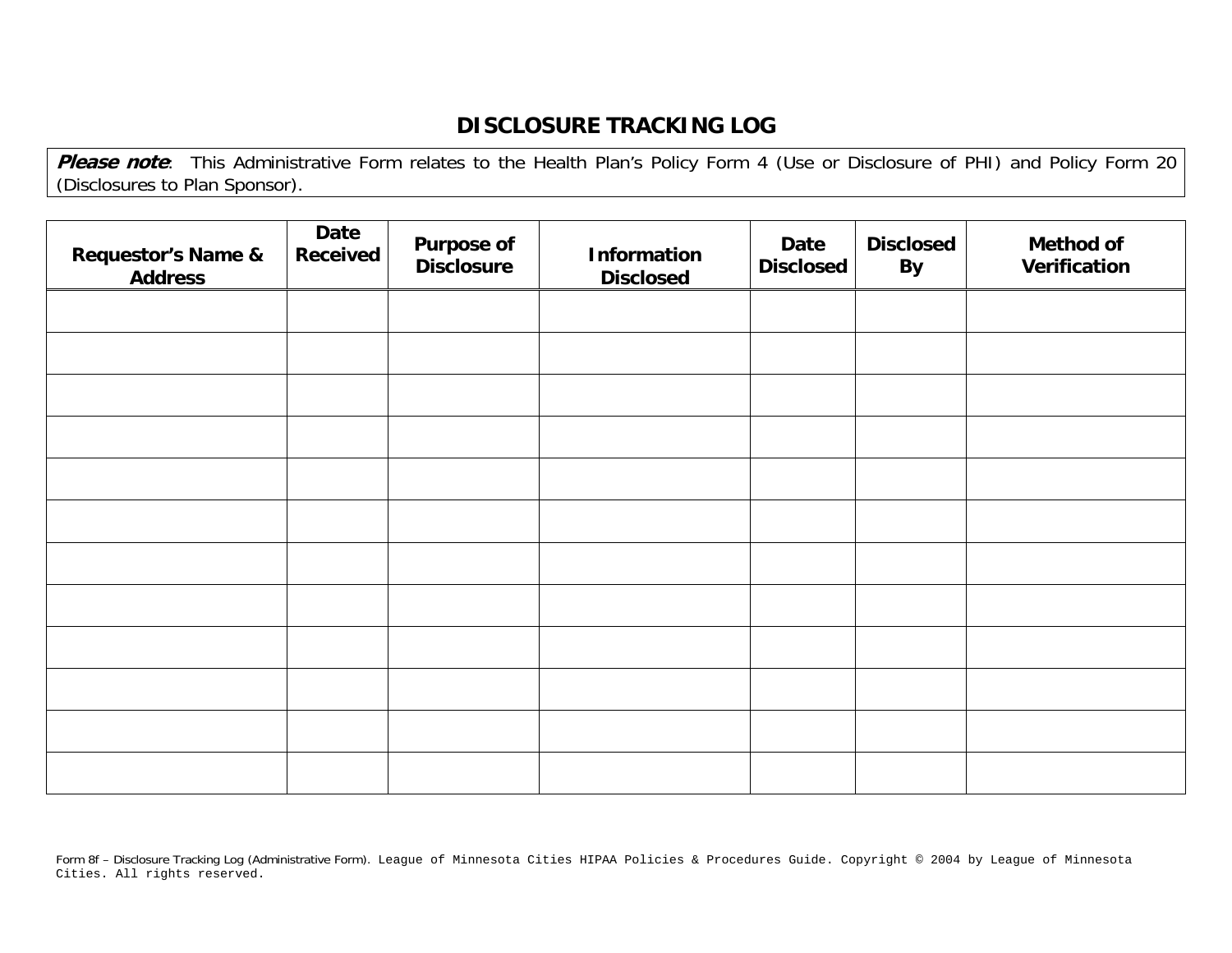# DISCLOSURE TRACKING LOG

***Please note***: This Administrative Form relates to the Health Plan's Policy Form 4 (Use or Disclosure of PHI) and Policy Form 20 (Disclosures to Plan Sponsor).

| Requestor's Name & Address | Date Received | Purpose of Disclosure | Information Disclosed | Date Disclosed | Disclosed By | Method of Verification |
|---|---|---|---|---|---|---|
| | | | | | | |
| | | | | | | |
| | | | | | | |
| | | | | | | |
| | | | | | | |
| | | | | | | |
| | | | | | | |
| | | | | | | |
| | | | | | | |
| | | | | | | |
| | | | | | | |
| | | | | | | |

Form 8f – Disclosure Tracking Log (Administrative Form). League of Minnesota Cities HIPAA Policies & Procedures Guide. Copyright © 2004 by League of Minnesota Cities. All rights reserved.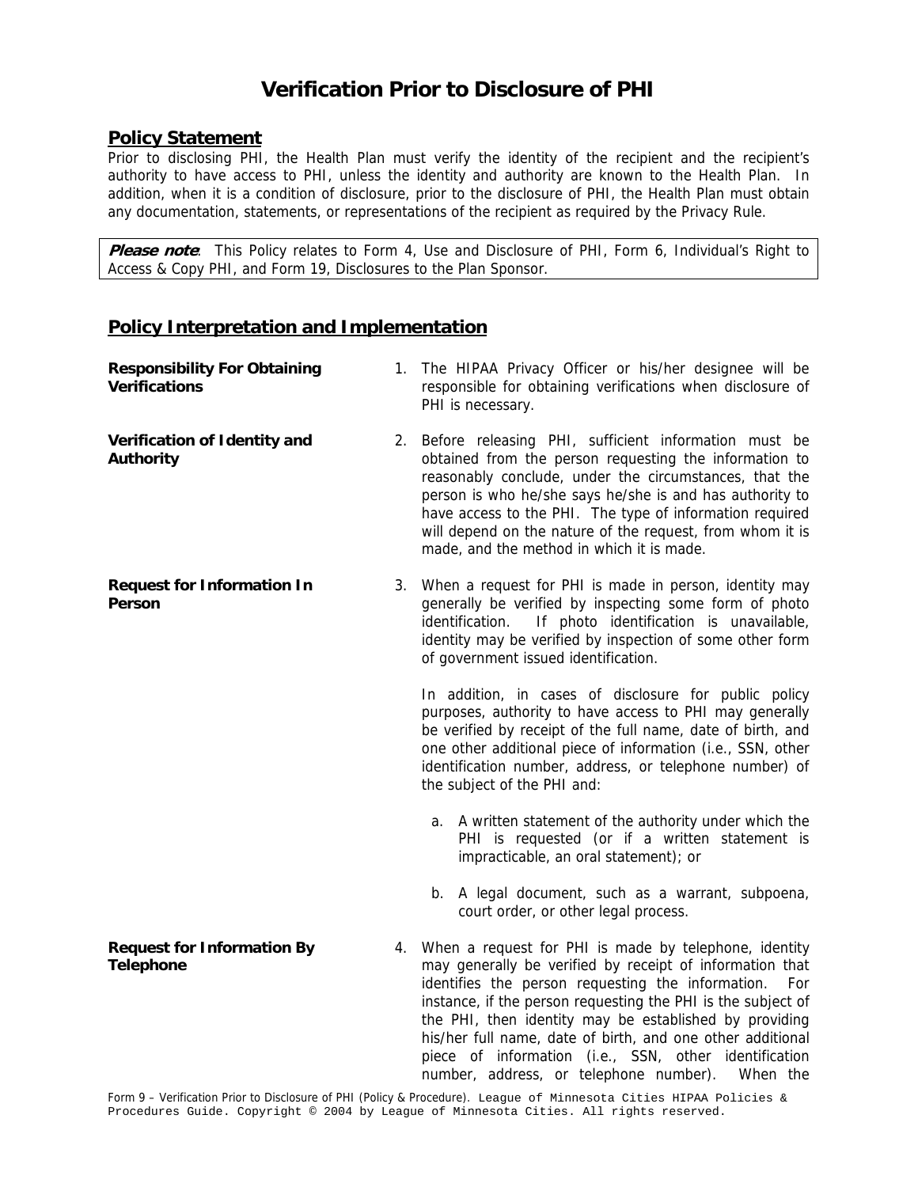# Verification Prior to Disclosure of PHI

## Policy Statement

Prior to disclosing PHI, the Health Plan must verify the identity of the recipient and the recipient's authority to have access to PHI, unless the identity and authority are known to the Health Plan. In addition, when it is a condition of disclosure, prior to the disclosure of PHI, the Health Plan must obtain any documentation, statements, or representations of the recipient as required by the Privacy Rule.

> ***Please note***: This Policy relates to Form 4, Use and Disclosure of PHI, Form 6, Individual's Right to Access & Copy PHI, and Form 19, Disclosures to the Plan Sponsor.

## Policy Interpretation and Implementation

**Responsibility For Obtaining Verifications**

1. The HIPAA Privacy Officer or his/her designee will be responsible for obtaining verifications when disclosure of PHI is necessary.

**Verification of Identity and Authority**

2. Before releasing PHI, sufficient information must be obtained from the person requesting the information to reasonably conclude, under the circumstances, that the person is who he/she says he/she is and has authority to have access to the PHI. The type of information required will depend on the nature of the request, from whom it is made, and the method in which it is made.

**Request for Information In Person**

3. When a request for PHI is made in person, identity may generally be verified by inspecting some form of photo identification. If photo identification is unavailable, identity may be verified by inspection of some other form of government issued identification.

   In addition, in cases of disclosure for public policy purposes, authority to have access to PHI may generally be verified by receipt of the full name, date of birth, and one other additional piece of information (i.e., SSN, other identification number, address, or telephone number) of the subject of the PHI and:

   a. A written statement of the authority under which the PHI is requested (or if a written statement is impracticable, an oral statement); or

   b. A legal document, such as a warrant, subpoena, court order, or other legal process.

**Request for Information By Telephone**

4. When a request for PHI is made by telephone, identity may generally be verified by receipt of information that identifies the person requesting the information. For instance, if the person requesting the PHI is the subject of the PHI, then identity may be established by providing his/her full name, date of birth, and one other additional piece of information (i.e., SSN, other identification number, address, or telephone number). When the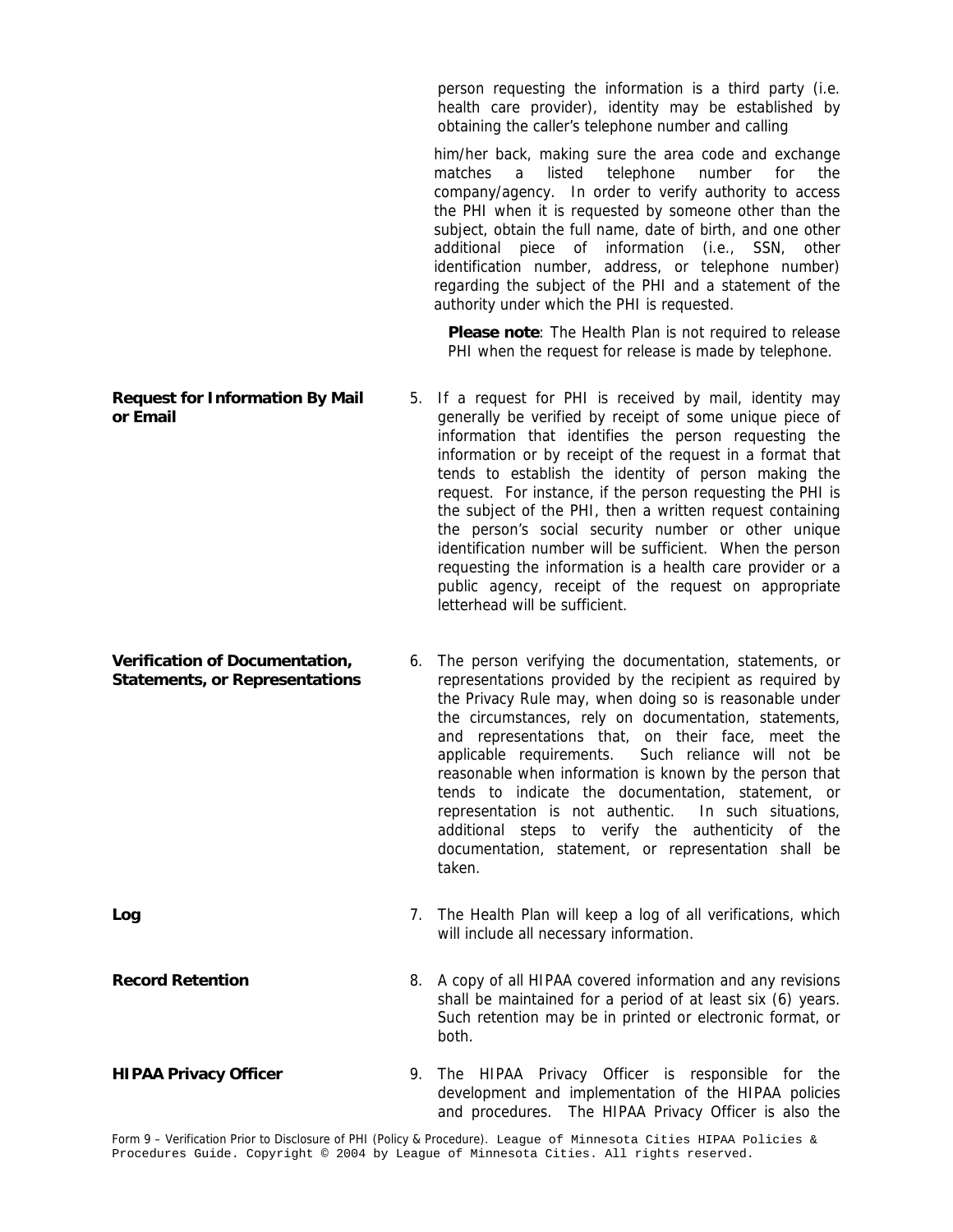person requesting the information is a third party (i.e. health care provider), identity may be established by obtaining the caller's telephone number and calling him/her back, making sure the area code and exchange matches a listed telephone number for the company/agency. In order to verify authority to access the PHI when it is requested by someone other than the subject, obtain the full name, date of birth, and one other additional piece of information (i.e., SSN, other identification number, address, or telephone number) regarding the subject of the PHI and a statement of the authority under which the PHI is requested.

**Please note**: The Health Plan is not required to release PHI when the request for release is made by telephone.

**Request for Information By Mail or Email**

5. If a request for PHI is received by mail, identity may generally be verified by receipt of some unique piece of information that identifies the person requesting the information or by receipt of the request in a format that tends to establish the identity of person making the request. For instance, if the person requesting the PHI is the subject of the PHI, then a written request containing the person's social security number or other unique identification number will be sufficient. When the person requesting the information is a health care provider or a public agency, receipt of the request on appropriate letterhead will be sufficient.

**Verification of Documentation, Statements, or Representations**

6. The person verifying the documentation, statements, or representations provided by the recipient as required by the Privacy Rule may, when doing so is reasonable under the circumstances, rely on documentation, statements, and representations that, on their face, meet the applicable requirements. Such reliance will not be reasonable when information is known by the person that tends to indicate the documentation, statement, or representation is not authentic. In such situations, additional steps to verify the authenticity of the documentation, statement, or representation shall be taken.

**Log**

7. The Health Plan will keep a log of all verifications, which will include all necessary information.

**Record Retention**

8. A copy of all HIPAA covered information and any revisions shall be maintained for a period of at least six (6) years. Such retention may be in printed or electronic format, or both.

**HIPAA Privacy Officer**

9. The HIPAA Privacy Officer is responsible for the development and implementation of the HIPAA policies and procedures. The HIPAA Privacy Officer is also the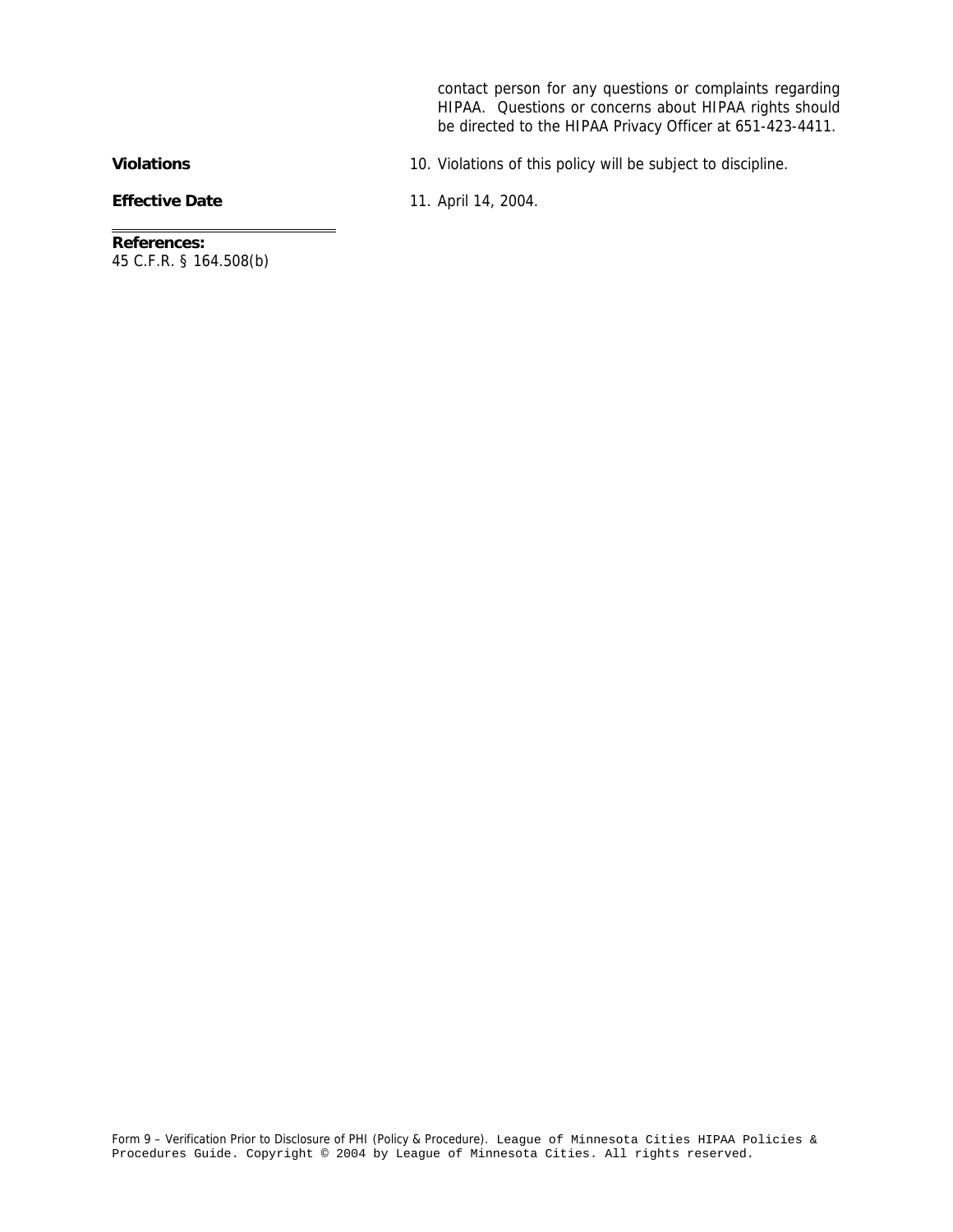contact person for any questions or complaints regarding HIPAA. Questions or concerns about HIPAA rights should be directed to the HIPAA Privacy Officer at 651-423-4411.

**Violations**

10. Violations of this policy will be subject to discipline.

**Effective Date**

11. April 14, 2004.

---

**References:**
45 C.F.R. § 164.508(b)

Form 9 – Verification Prior to Disclosure of PHI (Policy & Procedure). League of Minnesota Cities HIPAA Policies & Procedures Guide. Copyright © 2004 by League of Minnesota Cities. All rights reserved.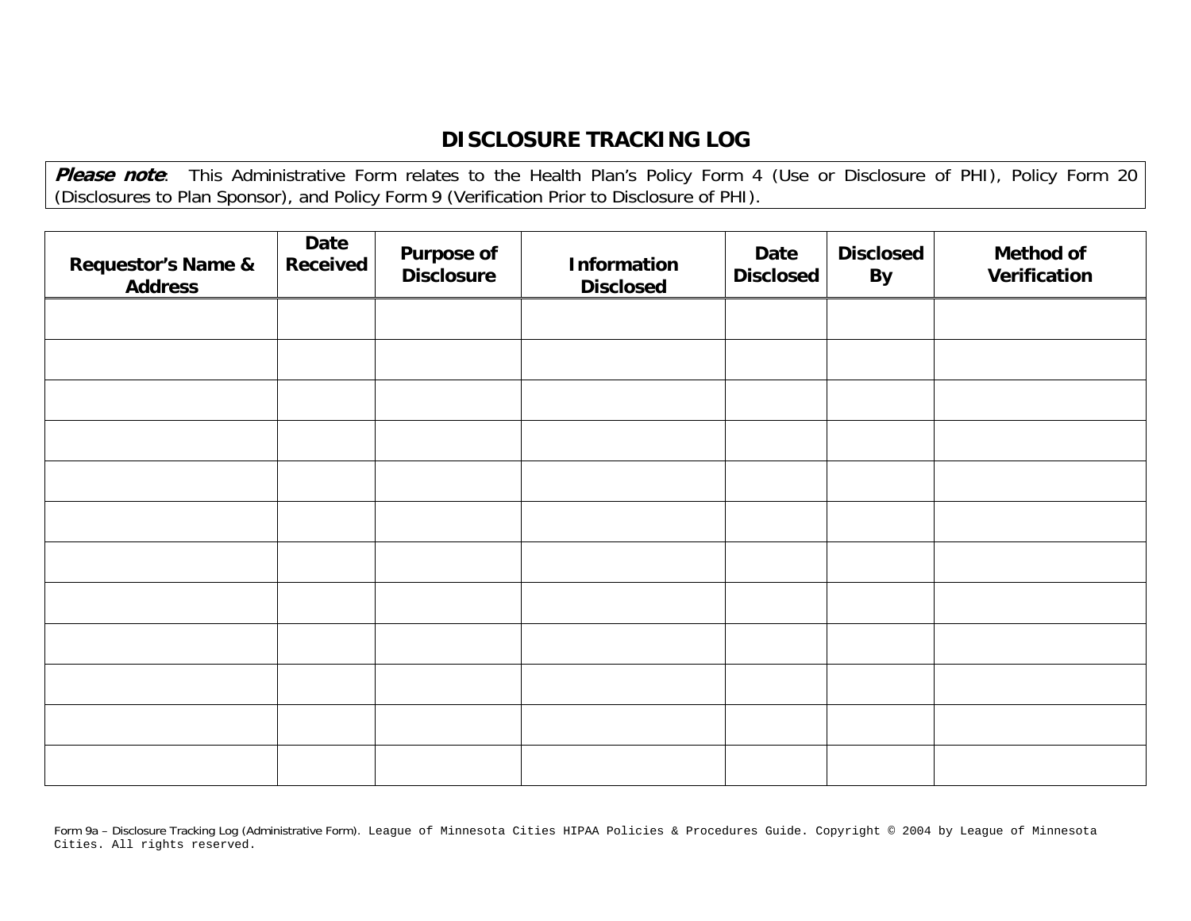# DISCLOSURE TRACKING LOG

***Please note***: This Administrative Form relates to the Health Plan's Policy Form 4 (Use or Disclosure of PHI), Policy Form 20 (Disclosures to Plan Sponsor), and Policy Form 9 (Verification Prior to Disclosure of PHI).

| Requestor's Name & Address | Date Received | Purpose of Disclosure | Information Disclosed | Date Disclosed | Disclosed By | Method of Verification |
|---|---|---|---|---|---|---|
| | | | | | | |
| | | | | | | |
| | | | | | | |
| | | | | | | |
| | | | | | | |
| | | | | | | |
| | | | | | | |
| | | | | | | |
| | | | | | | |
| | | | | | | |
| | | | | | | |
| | | | | | | |

Form 9a – Disclosure Tracking Log (Administrative Form). League of Minnesota Cities HIPAA Policies & Procedures Guide. Copyright © 2004 by League of Minnesota Cities. All rights reserved.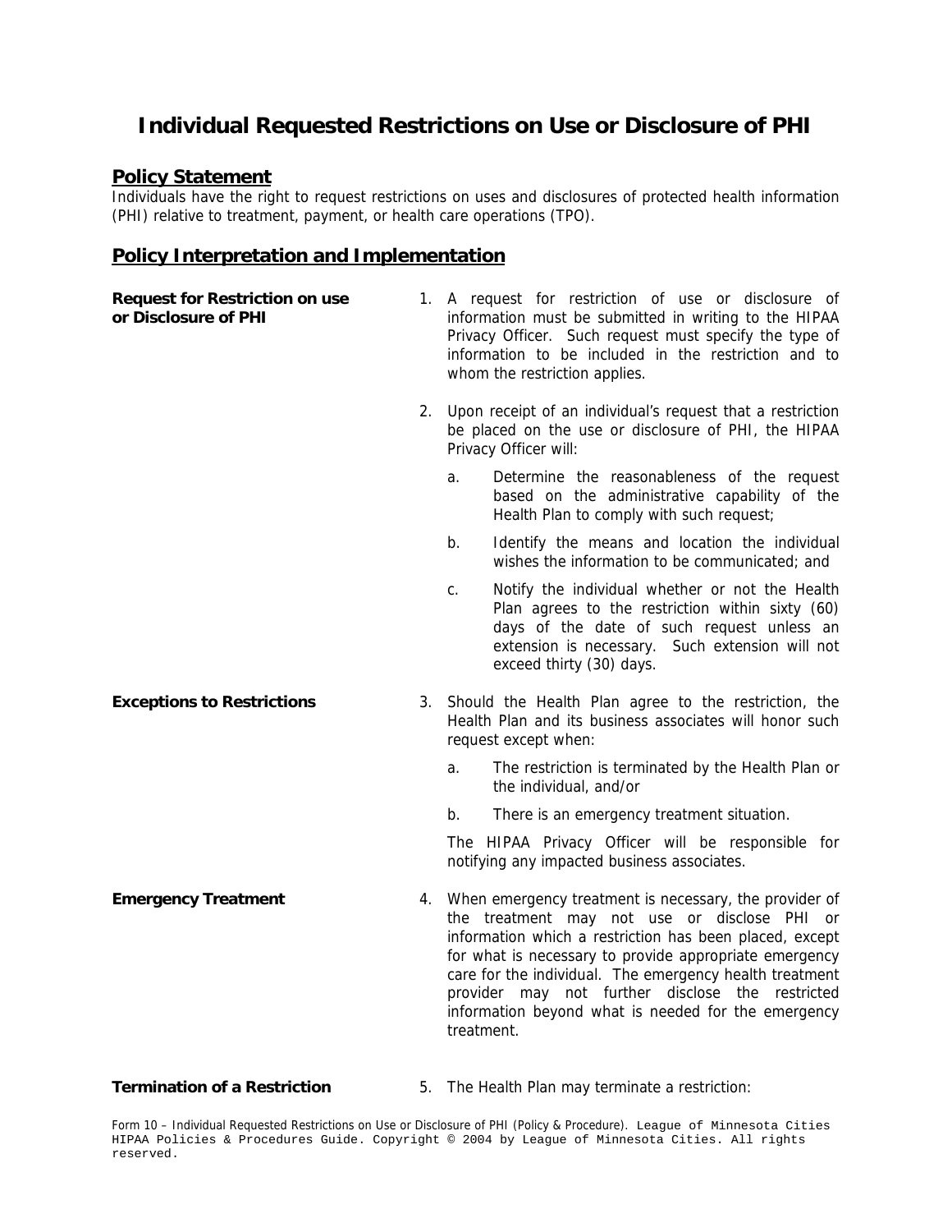# Individual Requested Restrictions on Use or Disclosure of PHI

## Policy Statement

Individuals have the right to request restrictions on uses and disclosures of protected health information (PHI) relative to treatment, payment, or health care operations (TPO).

## Policy Interpretation and Implementation

**Request for Restriction on use or Disclosure of PHI**

1. A request for restriction of use or disclosure of information must be submitted in writing to the HIPAA Privacy Officer. Such request must specify the type of information to be included in the restriction and to whom the restriction applies.

2. Upon receipt of an individual's request that a restriction be placed on the use or disclosure of PHI, the HIPAA Privacy Officer will:

   a. Determine the reasonableness of the request based on the administrative capability of the Health Plan to comply with such request;

   b. Identify the means and location the individual wishes the information to be communicated; and

   c. Notify the individual whether or not the Health Plan agrees to the restriction within sixty (60) days of the date of such request unless an extension is necessary. Such extension will not exceed thirty (30) days.

**Exceptions to Restrictions**

3. Should the Health Plan agree to the restriction, the Health Plan and its business associates will honor such request except when:

   a. The restriction is terminated by the Health Plan or the individual, and/or

   b. There is an emergency treatment situation.

   The HIPAA Privacy Officer will be responsible for notifying any impacted business associates.

**Emergency Treatment**

4. When emergency treatment is necessary, the provider of the treatment may not use or disclose PHI or information which a restriction has been placed, except for what is necessary to provide appropriate emergency care for the individual. The emergency health treatment provider may not further disclose the restricted information beyond what is needed for the emergency treatment.

**Termination of a Restriction**

5. The Health Plan may terminate a restriction:

Form 10 – Individual Requested Restrictions on Use or Disclosure of PHI (Policy & Procedure). League of Minnesota Cities HIPAA Policies & Procedures Guide. Copyright © 2004 by League of Minnesota Cities. All rights reserved.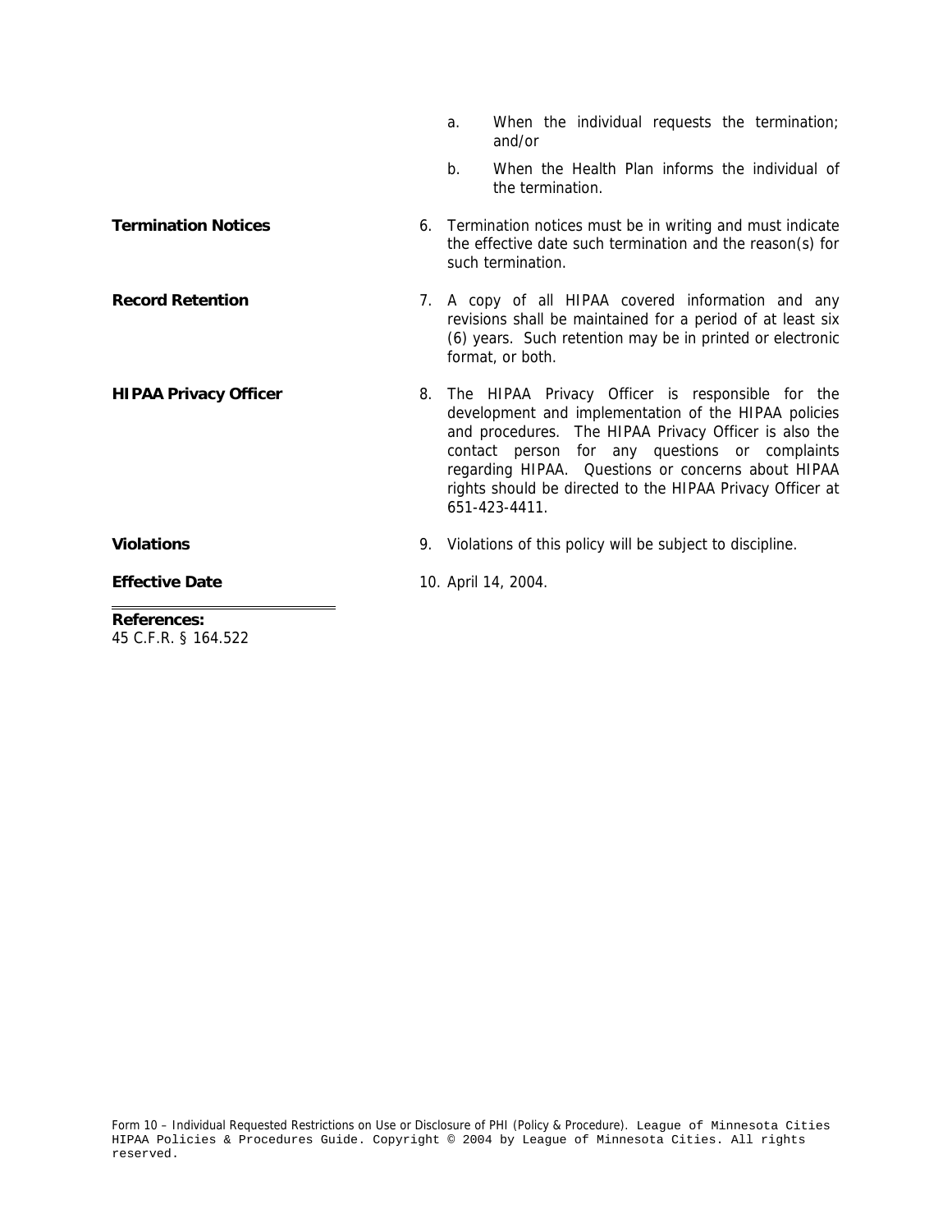a. When the individual requests the termination; and/or

b. When the Health Plan informs the individual of the termination.

**Termination Notices**

6. Termination notices must be in writing and must indicate the effective date such termination and the reason(s) for such termination.

**Record Retention**

7. A copy of all HIPAA covered information and any revisions shall be maintained for a period of at least six (6) years. Such retention may be in printed or electronic format, or both.

**HIPAA Privacy Officer**

8. The HIPAA Privacy Officer is responsible for the development and implementation of the HIPAA policies and procedures. The HIPAA Privacy Officer is also the contact person for any questions or complaints regarding HIPAA. Questions or concerns about HIPAA rights should be directed to the HIPAA Privacy Officer at 651-423-4411.

**Violations**

9. Violations of this policy will be subject to discipline.

**Effective Date**

10. April 14, 2004.

---

**References:**
45 C.F.R. § 164.522

Form 10 – Individual Requested Restrictions on Use or Disclosure of PHI (Policy & Procedure). League of Minnesota Cities HIPAA Policies & Procedures Guide. Copyright © 2004 by League of Minnesota Cities. All rights reserved.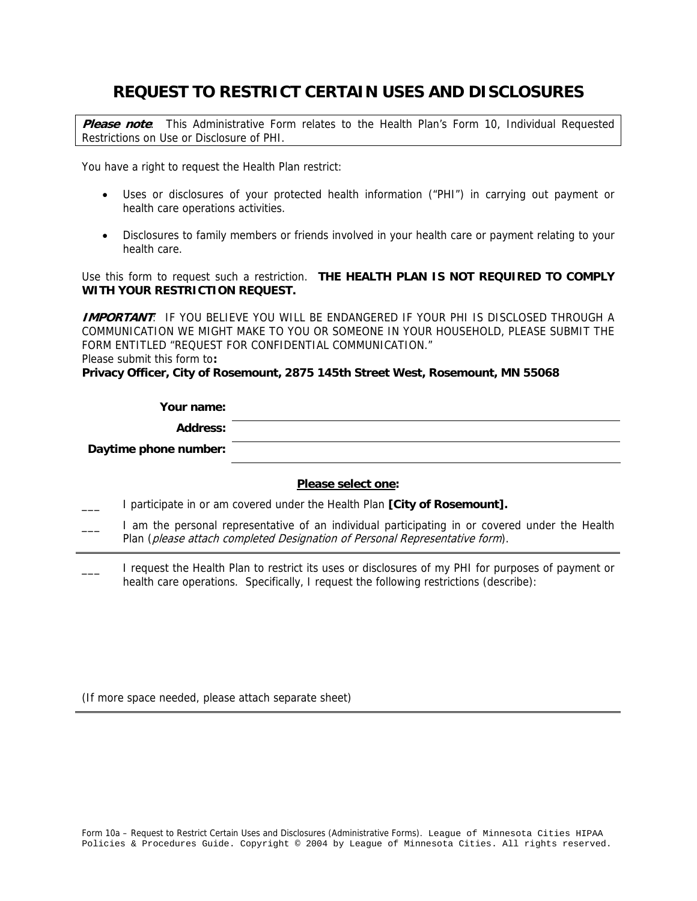# REQUEST TO RESTRICT CERTAIN USES AND DISCLOSURES

***Please note***: This Administrative Form relates to the Health Plan's Form 10, Individual Requested Restrictions on Use or Disclosure of PHI.

You have a right to request the Health Plan restrict:

- Uses or disclosures of your protected health information ("PHI") in carrying out payment or health care operations activities.
- Disclosures to family members or friends involved in your health care or payment relating to your health care.

Use this form to request such a restriction. **THE HEALTH PLAN IS NOT REQUIRED TO COMPLY WITH YOUR RESTRICTION REQUEST.**

***IMPORTANT***: IF YOU BELIEVE YOU WILL BE ENDANGERED IF YOUR PHI IS DISCLOSED THROUGH A COMMUNICATION WE MIGHT MAKE TO YOU OR SOMEONE IN YOUR HOUSEHOLD, PLEASE SUBMIT THE FORM ENTITLED "REQUEST FOR CONFIDENTIAL COMMUNICATION."

Please submit this form to**:**

**Privacy Officer, City of Rosemount, 2875 145th Street West, Rosemount, MN 55068**

**Your name:** ______________________________

**Address:** ______________________________

**Daytime phone number:** ______________________________

**Please select one:**

___ I participate in or am covered under the Health Plan **[City of Rosemount].**

___ I am the personal representative of an individual participating in or covered under the Health Plan (*please attach completed Designation of Personal Representative form*).

---

___ I request the Health Plan to restrict its uses or disclosures of my PHI for purposes of payment or health care operations. Specifically, I request the following restrictions (describe):

(If more space needed, please attach separate sheet)

---

Form 10a – Request to Restrict Certain Uses and Disclosures (Administrative Forms). League of Minnesota Cities HIPAA Policies & Procedures Guide. Copyright © 2004 by League of Minnesota Cities. All rights reserved.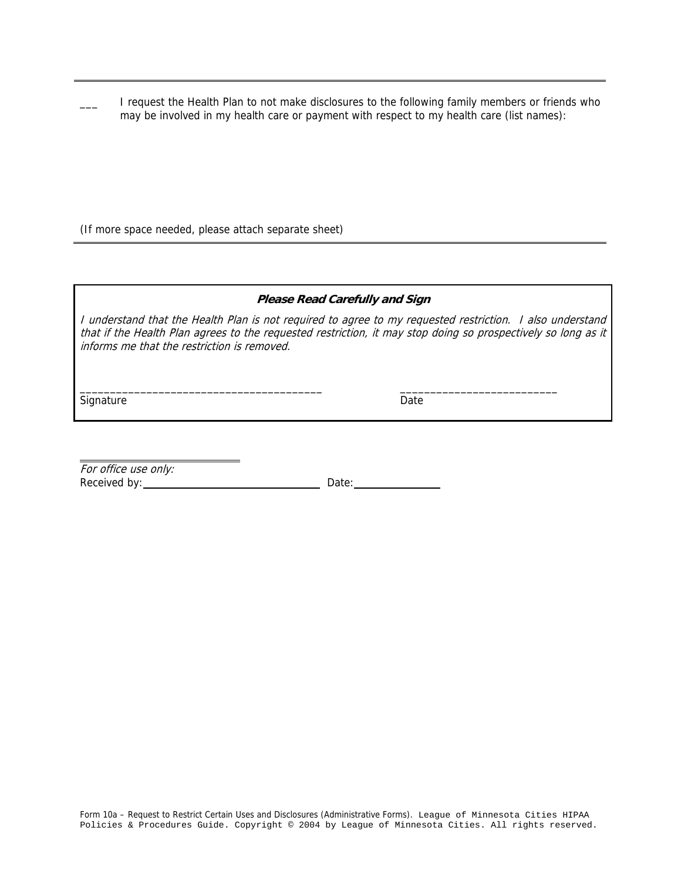---

___ I request the Health Plan to not make disclosures to the following family members or friends who may be involved in my health care or payment with respect to my health care (list names):

(If more space needed, please attach separate sheet)

---

***Please Read Carefully and Sign***

*I understand that the Health Plan is not required to agree to my requested restriction. I also understand that if the Health Plan agrees to the requested restriction, it may stop doing so prospectively so long as it informs me that the restriction is removed.*

________________________________________ __________________________

Signature Date

---

*For office use only:*

Received by: ______________________________ Date: ______________

Form 10a – Request to Restrict Certain Uses and Disclosures (Administrative Forms). League of Minnesota Cities HIPAA Policies & Procedures Guide. Copyright © 2004 by League of Minnesota Cities. All rights reserved.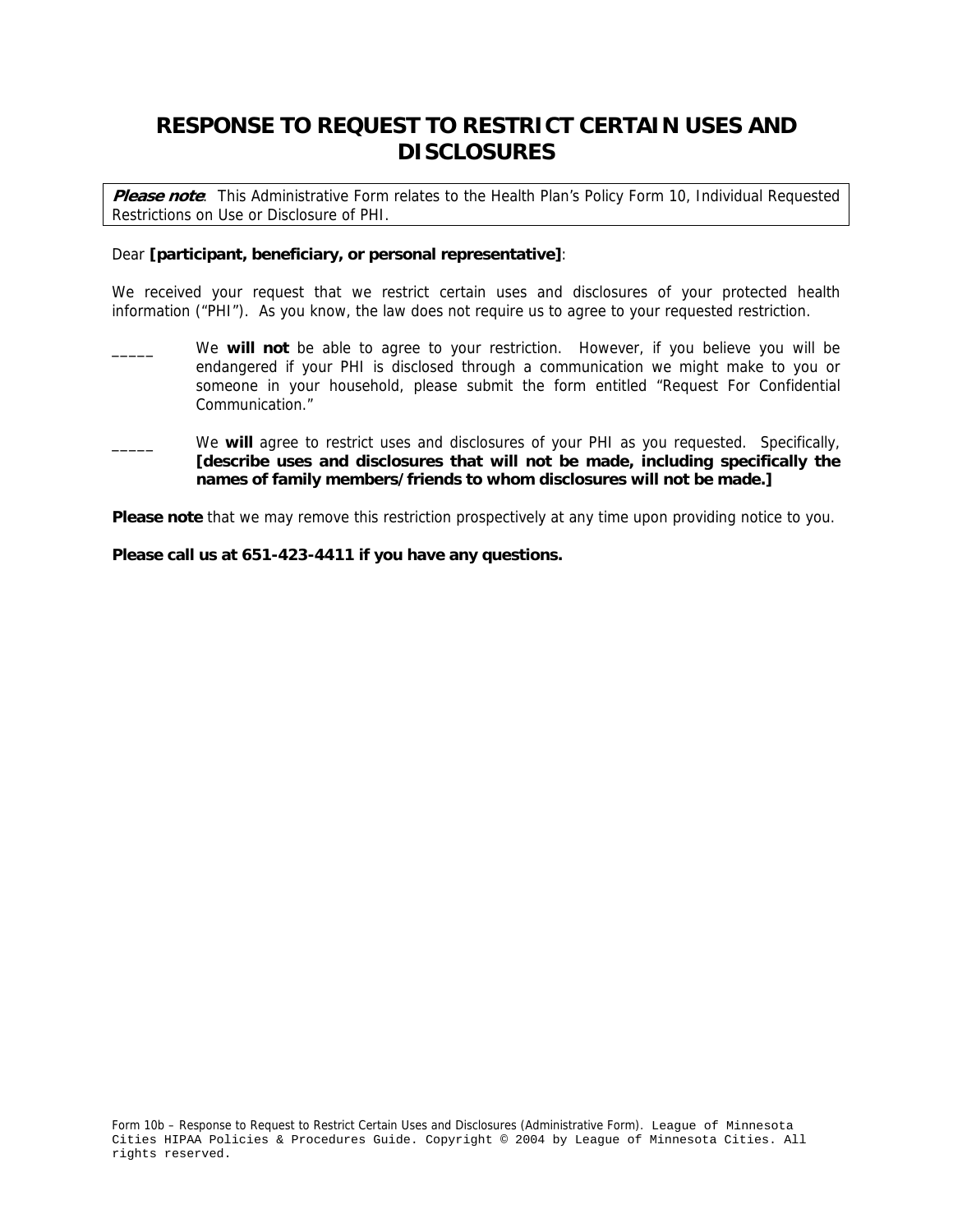# RESPONSE TO REQUEST TO RESTRICT CERTAIN USES AND DISCLOSURES

> ***Please note***: This Administrative Form relates to the Health Plan's Policy Form 10, Individual Requested Restrictions on Use or Disclosure of PHI.

Dear **[participant, beneficiary, or personal representative]**:

We received your request that we restrict certain uses and disclosures of your protected health information ("PHI"). As you know, the law does not require us to agree to your requested restriction.

_____ We **will not** be able to agree to your restriction. However, if you believe you will be endangered if your PHI is disclosed through a communication we might make to you or someone in your household, please submit the form entitled "Request For Confidential Communication."

_____ We **will** agree to restrict uses and disclosures of your PHI as you requested. Specifically, **[describe uses and disclosures that will not be made, including specifically the names of family members/friends to whom disclosures will not be made.]**

**Please note** that we may remove this restriction prospectively at any time upon providing notice to you.

**Please call us at 651-423-4411 if you have any questions.**

Form 10b – Response to Request to Restrict Certain Uses and Disclosures (Administrative Form). League of Minnesota Cities HIPAA Policies & Procedures Guide. Copyright © 2004 by League of Minnesota Cities. All rights reserved.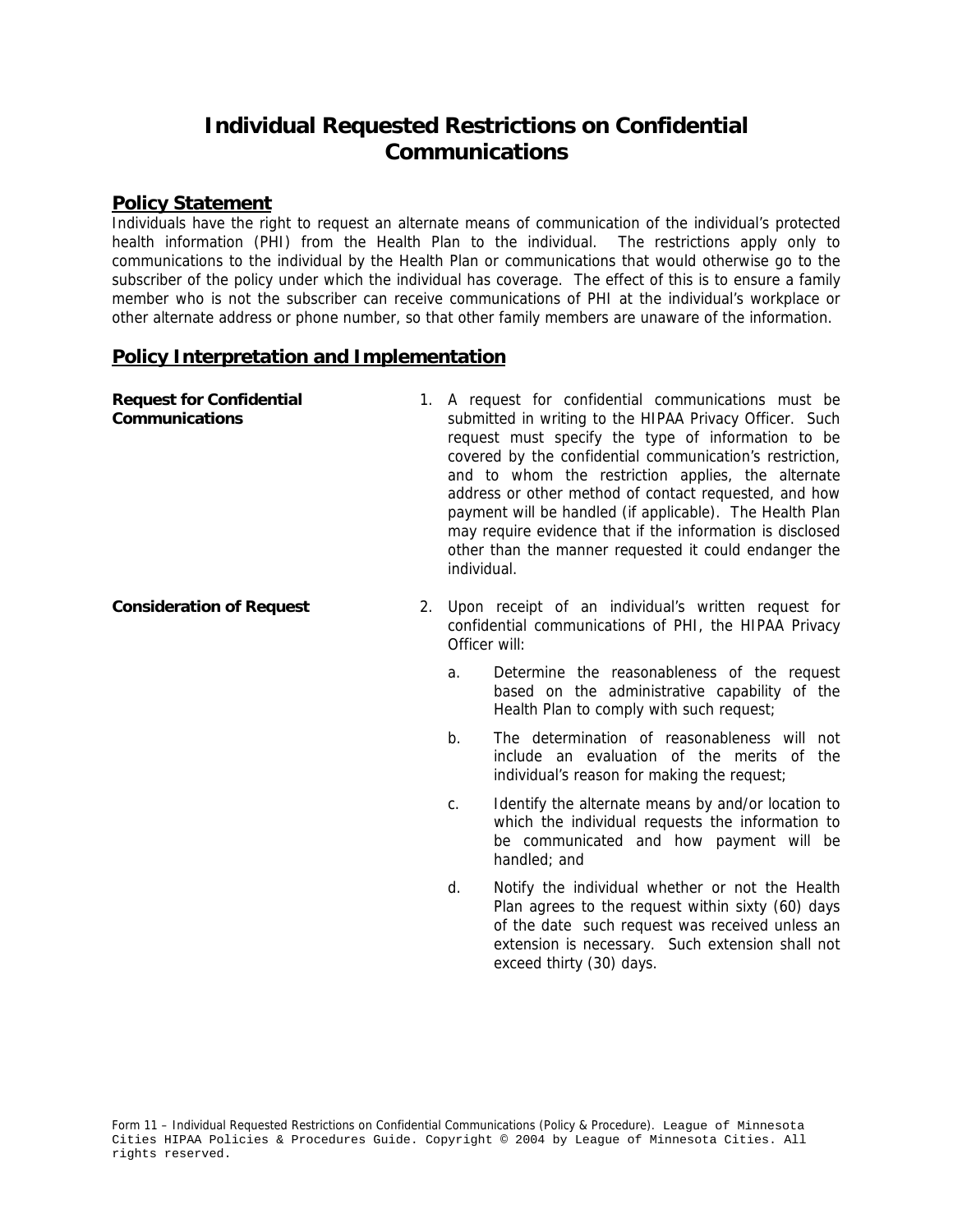# Individual Requested Restrictions on Confidential Communications

## Policy Statement

Individuals have the right to request an alternate means of communication of the individual's protected health information (PHI) from the Health Plan to the individual. The restrictions apply only to communications to the individual by the Health Plan or communications that would otherwise go to the subscriber of the policy under which the individual has coverage. The effect of this is to ensure a family member who is not the subscriber can receive communications of PHI at the individual's workplace or other alternate address or phone number, so that other family members are unaware of the information.

## Policy Interpretation and Implementation

**Request for Confidential Communications**

1. A request for confidential communications must be submitted in writing to the HIPAA Privacy Officer. Such request must specify the type of information to be covered by the confidential communication's restriction, and to whom the restriction applies, the alternate address or other method of contact requested, and how payment will be handled (if applicable). The Health Plan may require evidence that if the information is disclosed other than the manner requested it could endanger the individual.

**Consideration of Request**

2. Upon receipt of an individual's written request for confidential communications of PHI, the HIPAA Privacy Officer will:

   a. Determine the reasonableness of the request based on the administrative capability of the Health Plan to comply with such request;

   b. The determination of reasonableness will not include an evaluation of the merits of the individual's reason for making the request;

   c. Identify the alternate means by and/or location to which the individual requests the information to be communicated and how payment will be handled; and

   d. Notify the individual whether or not the Health Plan agrees to the request within sixty (60) days of the date such request was received unless an extension is necessary. Such extension shall not exceed thirty (30) days.

Form 11 – Individual Requested Restrictions on Confidential Communications (Policy & Procedure). League of Minnesota Cities HIPAA Policies & Procedures Guide. Copyright © 2004 by League of Minnesota Cities. All rights reserved.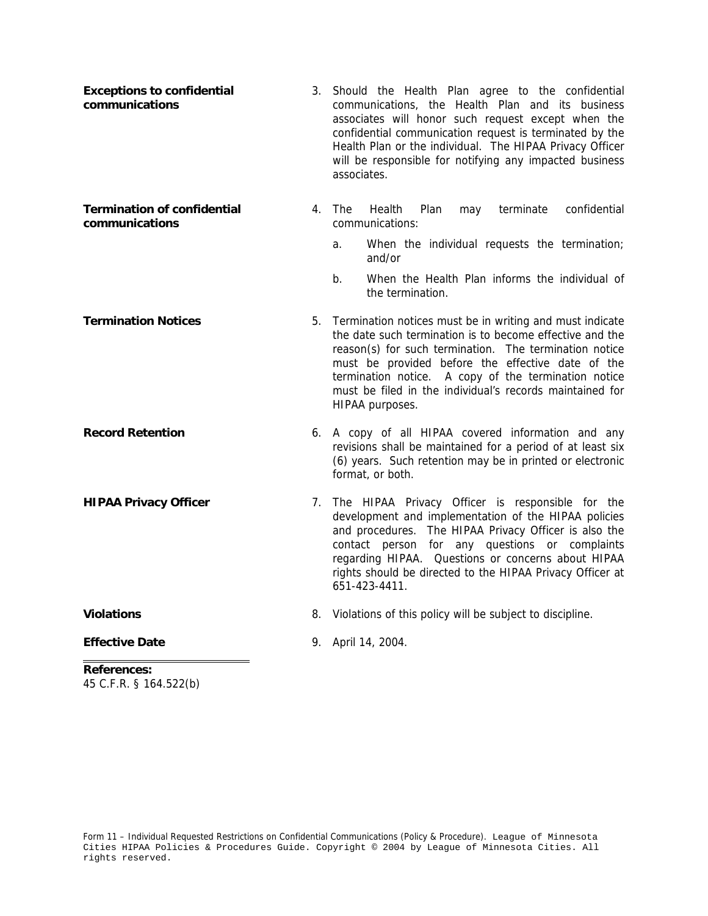**Exceptions to confidential communications**

3. Should the Health Plan agree to the confidential communications, the Health Plan and its business associates will honor such request except when the confidential communication request is terminated by the Health Plan or the individual. The HIPAA Privacy Officer will be responsible for notifying any impacted business associates.

**Termination of confidential communications**

4. The Health Plan may terminate confidential communications:

   a. When the individual requests the termination; and/or

   b. When the Health Plan informs the individual of the termination.

**Termination Notices**

5. Termination notices must be in writing and must indicate the date such termination is to become effective and the reason(s) for such termination. The termination notice must be provided before the effective date of the termination notice. A copy of the termination notice must be filed in the individual's records maintained for HIPAA purposes.

**Record Retention**

6. A copy of all HIPAA covered information and any revisions shall be maintained for a period of at least six (6) years. Such retention may be in printed or electronic format, or both.

**HIPAA Privacy Officer**

7. The HIPAA Privacy Officer is responsible for the development and implementation of the HIPAA policies and procedures. The HIPAA Privacy Officer is also the contact person for any questions or complaints regarding HIPAA. Questions or concerns about HIPAA rights should be directed to the HIPAA Privacy Officer at 651-423-4411.

**Violations**

8. Violations of this policy will be subject to discipline.

**Effective Date**

9. April 14, 2004.

---

**References:**
45 C.F.R. § 164.522(b)

Form 11 – Individual Requested Restrictions on Confidential Communications (Policy & Procedure). League of Minnesota Cities HIPAA Policies & Procedures Guide. Copyright © 2004 by League of Minnesota Cities. All rights reserved.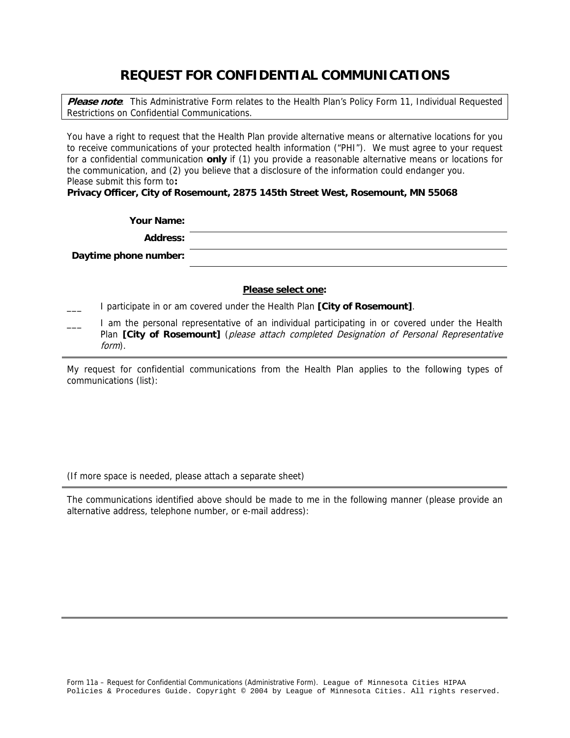# REQUEST FOR CONFIDENTIAL COMMUNICATIONS

***Please note***: This Administrative Form relates to the Health Plan's Policy Form 11, Individual Requested Restrictions on Confidential Communications.

You have a right to request that the Health Plan provide alternative means or alternative locations for you to receive communications of your protected health information ("PHI"). We must agree to your request for a confidential communication **only** if (1) you provide a reasonable alternative means or locations for the communication, and (2) you believe that a disclosure of the information could endanger you.
Please submit this form to**:**
**Privacy Officer, City of Rosemount, 2875 145th Street West, Rosemount, MN 55068**

**Your Name:** ______________________________

**Address:** ______________________________

**Daytime phone number:** ______________________________

**Please select one:**

___ I participate in or am covered under the Health Plan **[City of Rosemount]**.

___ I am the personal representative of an individual participating in or covered under the Health Plan **[City of Rosemount]** (*please attach completed Designation of Personal Representative form*).

---

My request for confidential communications from the Health Plan applies to the following types of communications (list):

(If more space is needed, please attach a separate sheet)

---

The communications identified above should be made to me in the following manner (please provide an alternative address, telephone number, or e-mail address):

---

Form 11a – Request for Confidential Communications (Administrative Form). League of Minnesota Cities HIPAA Policies & Procedures Guide. Copyright © 2004 by League of Minnesota Cities. All rights reserved.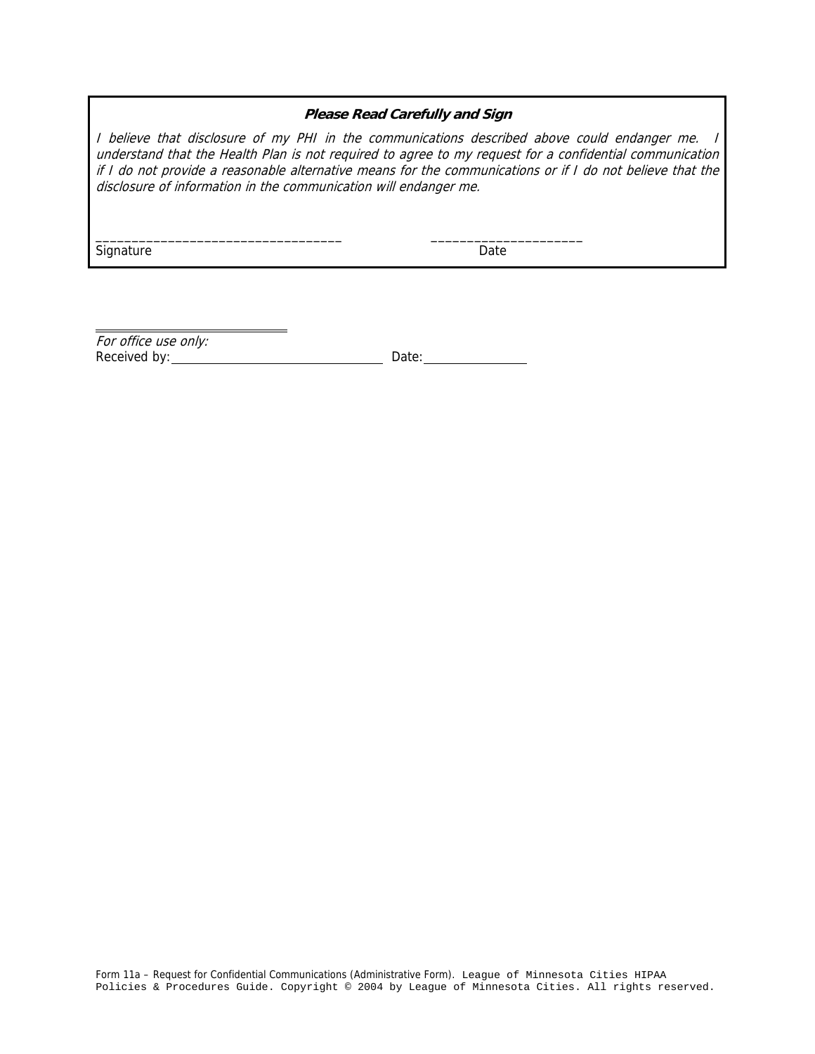**_Please Read Carefully and Sign_**

_I believe that disclosure of my PHI in the communications described above could endanger me. I understand that the Health Plan is not required to agree to my request for a confidential communication if I do not provide a reasonable alternative means for the communications or if I do not believe that the disclosure of information in the communication will endanger me._

___________________________________ ______________________
Signature Date

_For office use only:_
Received by: ________________________________ Date: ________________

Form 11a – Request for Confidential Communications (Administrative Form). League of Minnesota Cities HIPAA Policies & Procedures Guide. Copyright © 2004 by League of Minnesota Cities. All rights reserved.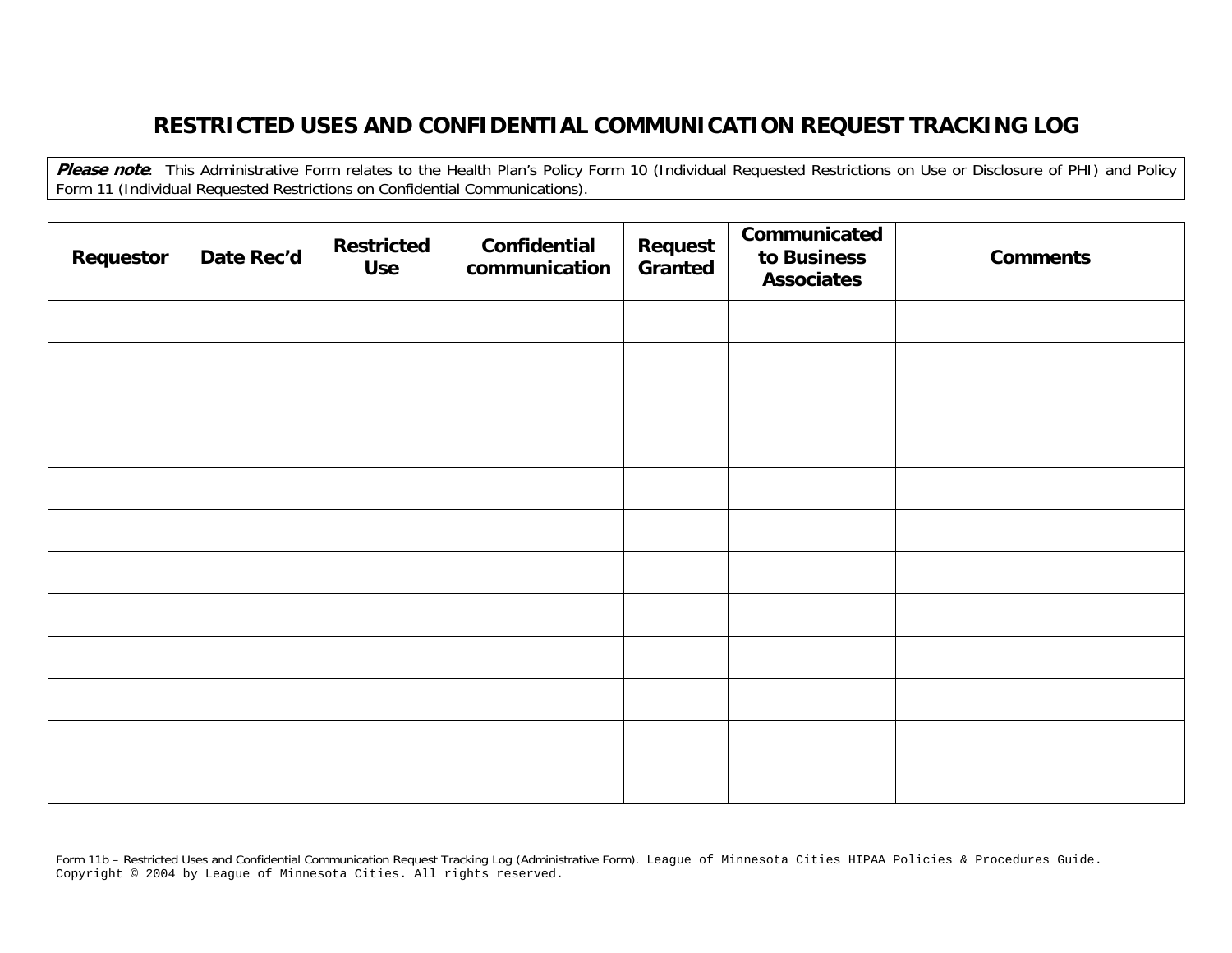# RESTRICTED USES AND CONFIDENTIAL COMMUNICATION REQUEST TRACKING LOG

***Please note***: This Administrative Form relates to the Health Plan's Policy Form 10 (Individual Requested Restrictions on Use or Disclosure of PHI) and Policy Form 11 (Individual Requested Restrictions on Confidential Communications).

| Requestor | Date Rec'd | Restricted Use | Confidential communication | Request Granted | Communicated to Business Associates | Comments |
|---|---|---|---|---|---|---|
| | | | | | | |
| | | | | | | |
| | | | | | | |
| | | | | | | |
| | | | | | | |
| | | | | | | |
| | | | | | | |
| | | | | | | |
| | | | | | | |
| | | | | | | |
| | | | | | | |
| | | | | | | |

Form 11b – Restricted Uses and Confidential Communication Request Tracking Log (Administrative Form). League of Minnesota Cities HIPAA Policies & Procedures Guide. Copyright © 2004 by League of Minnesota Cities. All rights reserved.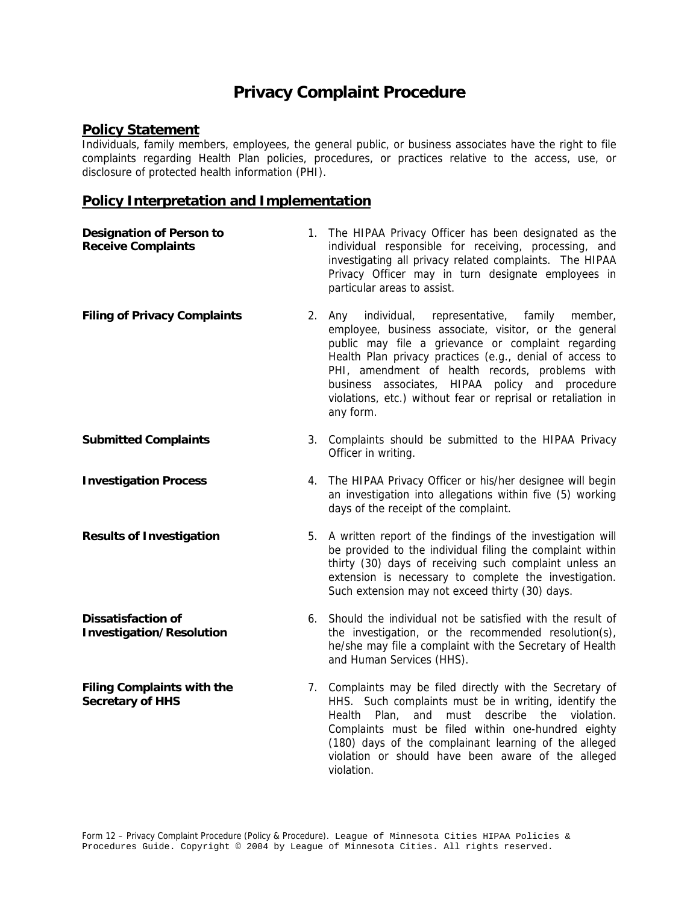# Privacy Complaint Procedure

## Policy Statement

Individuals, family members, employees, the general public, or business associates have the right to file complaints regarding Health Plan policies, procedures, or practices relative to the access, use, or disclosure of protected health information (PHI).

## Policy Interpretation and Implementation

**Designation of Person to Receive Complaints**

1. The HIPAA Privacy Officer has been designated as the individual responsible for receiving, processing, and investigating all privacy related complaints. The HIPAA Privacy Officer may in turn designate employees in particular areas to assist.

**Filing of Privacy Complaints**

2. Any individual, representative, family member, employee, business associate, visitor, or the general public may file a grievance or complaint regarding Health Plan privacy practices (e.g., denial of access to PHI, amendment of health records, problems with business associates, HIPAA policy and procedure violations, etc.) without fear or reprisal or retaliation in any form.

**Submitted Complaints**

3. Complaints should be submitted to the HIPAA Privacy Officer in writing.

**Investigation Process**

4. The HIPAA Privacy Officer or his/her designee will begin an investigation into allegations within five (5) working days of the receipt of the complaint.

**Results of Investigation**

5. A written report of the findings of the investigation will be provided to the individual filing the complaint within thirty (30) days of receiving such complaint unless an extension is necessary to complete the investigation. Such extension may not exceed thirty (30) days.

**Dissatisfaction of Investigation/Resolution**

6. Should the individual not be satisfied with the result of the investigation, or the recommended resolution(s), he/she may file a complaint with the Secretary of Health and Human Services (HHS).

**Filing Complaints with the Secretary of HHS**

7. Complaints may be filed directly with the Secretary of HHS. Such complaints must be in writing, identify the Health Plan, and must describe the violation. Complaints must be filed within one-hundred eighty (180) days of the complainant learning of the alleged violation or should have been aware of the alleged violation.

Form 12 – Privacy Complaint Procedure (Policy & Procedure). League of Minnesota Cities HIPAA Policies & Procedures Guide. Copyright © 2004 by League of Minnesota Cities. All rights reserved.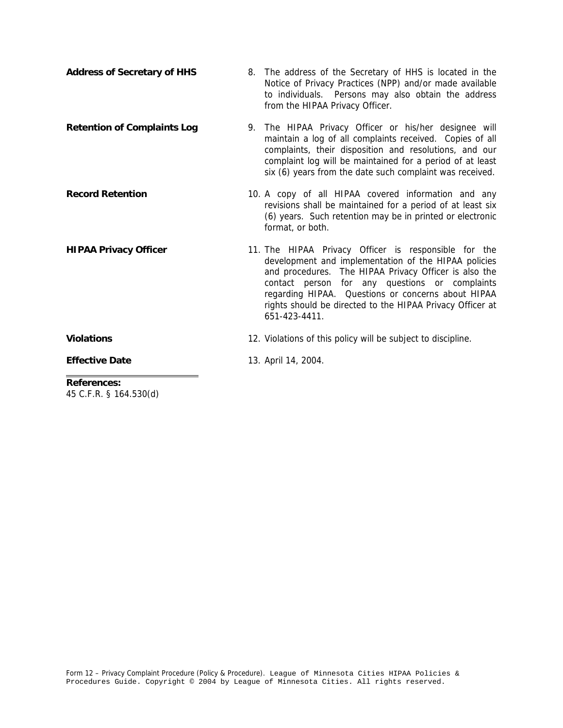**Address of Secretary of HHS**

8. The address of the Secretary of HHS is located in the Notice of Privacy Practices (NPP) and/or made available to individuals. Persons may also obtain the address from the HIPAA Privacy Officer.

**Retention of Complaints Log**

9. The HIPAA Privacy Officer or his/her designee will maintain a log of all complaints received. Copies of all complaints, their disposition and resolutions, and our complaint log will be maintained for a period of at least six (6) years from the date such complaint was received.

**Record Retention**

10. A copy of all HIPAA covered information and any revisions shall be maintained for a period of at least six (6) years. Such retention may be in printed or electronic format, or both.

**HIPAA Privacy Officer**

11. The HIPAA Privacy Officer is responsible for the development and implementation of the HIPAA policies and procedures. The HIPAA Privacy Officer is also the contact person for any questions or complaints regarding HIPAA. Questions or concerns about HIPAA rights should be directed to the HIPAA Privacy Officer at 651-423-4411.

**Violations**

12. Violations of this policy will be subject to discipline.

**Effective Date**

13. April 14, 2004.

---

**References:**
45 C.F.R. § 164.530(d)

Form 12 – Privacy Complaint Procedure (Policy & Procedure). League of Minnesota Cities HIPAA Policies & Procedures Guide. Copyright © 2004 by League of Minnesota Cities. All rights reserved.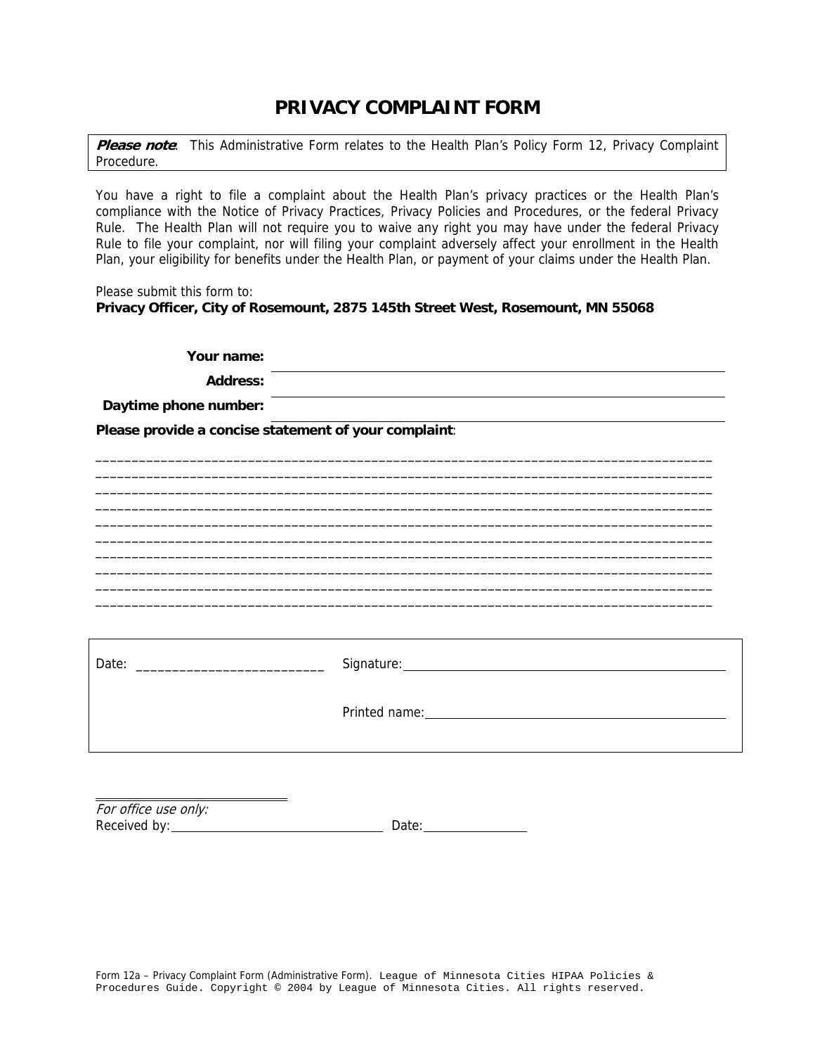# PRIVACY COMPLAINT FORM

***Please note***: This Administrative Form relates to the Health Plan's Policy Form 12, Privacy Complaint Procedure.

You have a right to file a complaint about the Health Plan's privacy practices or the Health Plan's compliance with the Notice of Privacy Practices, Privacy Policies and Procedures, or the federal Privacy Rule. The Health Plan will not require you to waive any right you may have under the federal Privacy Rule to file your complaint, nor will filing your complaint adversely affect your enrollment in the Health Plan, your eligibility for benefits under the Health Plan, or payment of your claims under the Health Plan.

Please submit this form to:
**Privacy Officer, City of Rosemount, 2875 145th Street West, Rosemount, MN 55068**

**Your name:** ______________________________

**Address:** ______________________________

**Daytime phone number:** ______________________________

**Please provide a concise statement of your complaint**:

_______________________________________________________________________________
_______________________________________________________________________________
_______________________________________________________________________________
_______________________________________________________________________________
_______________________________________________________________________________
_______________________________________________________________________________
_______________________________________________________________________________
_______________________________________________________________________________
_______________________________________________________________________________
_______________________________________________________________________________

Date: __________________________ Signature: ______________________________

Printed name: ______________________________

*For office use only:*
Received by: ______________________________ Date: ______________

Form 12a – Privacy Complaint Form (Administrative Form). League of Minnesota Cities HIPAA Policies & Procedures Guide. Copyright © 2004 by League of Minnesota Cities. All rights reserved.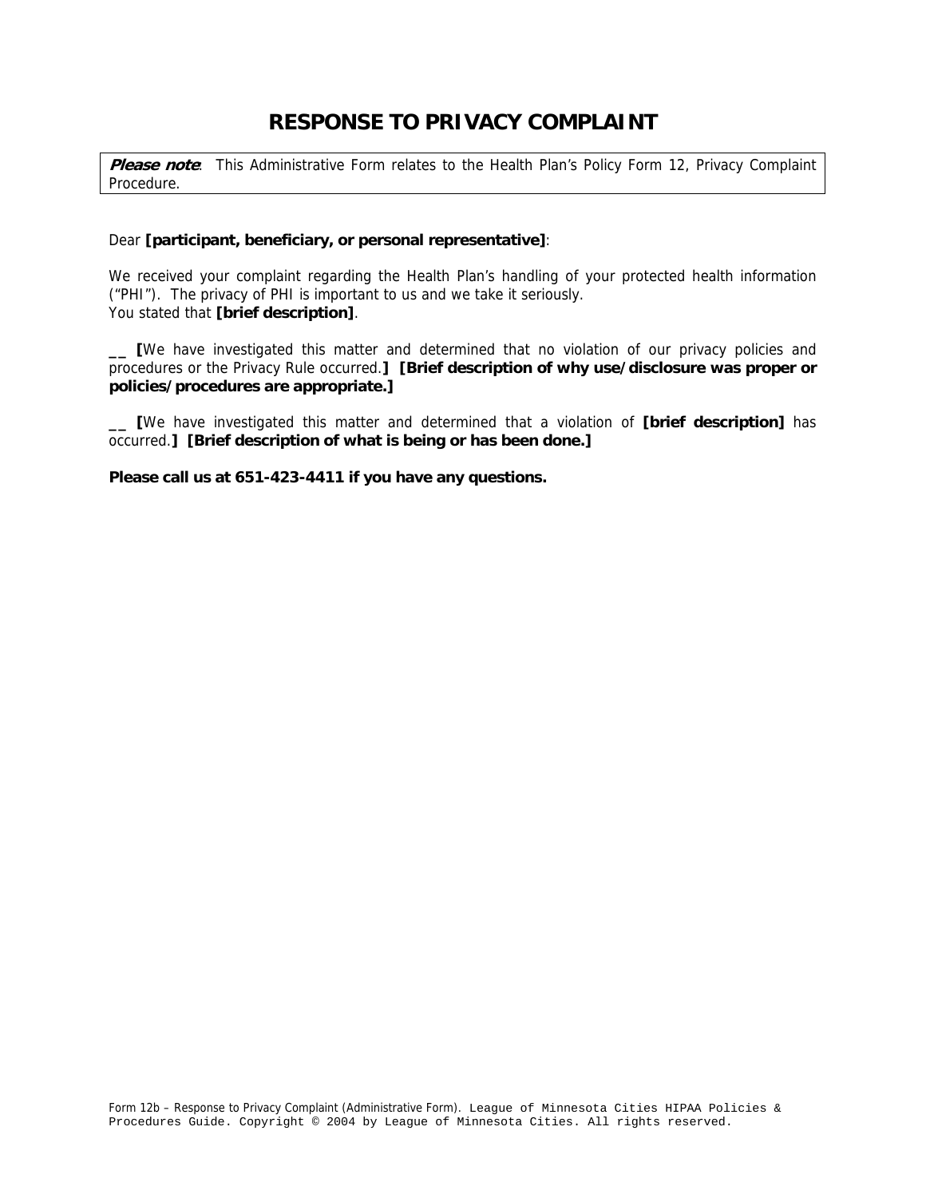# RESPONSE TO PRIVACY COMPLAINT

***Please note***: This Administrative Form relates to the Health Plan's Policy Form 12, Privacy Complaint Procedure.

Dear **[participant, beneficiary, or personal representative]**:

We received your complaint regarding the Health Plan's handling of your protected health information ("PHI"). The privacy of PHI is important to us and we take it seriously.
You stated that **[brief description]**.

**__ [**We have investigated this matter and determined that no violation of our privacy policies and procedures or the Privacy Rule occurred.**] [Brief description of why use/disclosure was proper or policies/procedures are appropriate.]**

**__ [**We have investigated this matter and determined that a violation of **[brief description]** has occurred.**] [Brief description of what is being or has been done.]**

**Please call us at 651-423-4411 if you have any questions.**

Form 12b – Response to Privacy Complaint (Administrative Form). League of Minnesota Cities HIPAA Policies & Procedures Guide. Copyright © 2004 by League of Minnesota Cities. All rights reserved.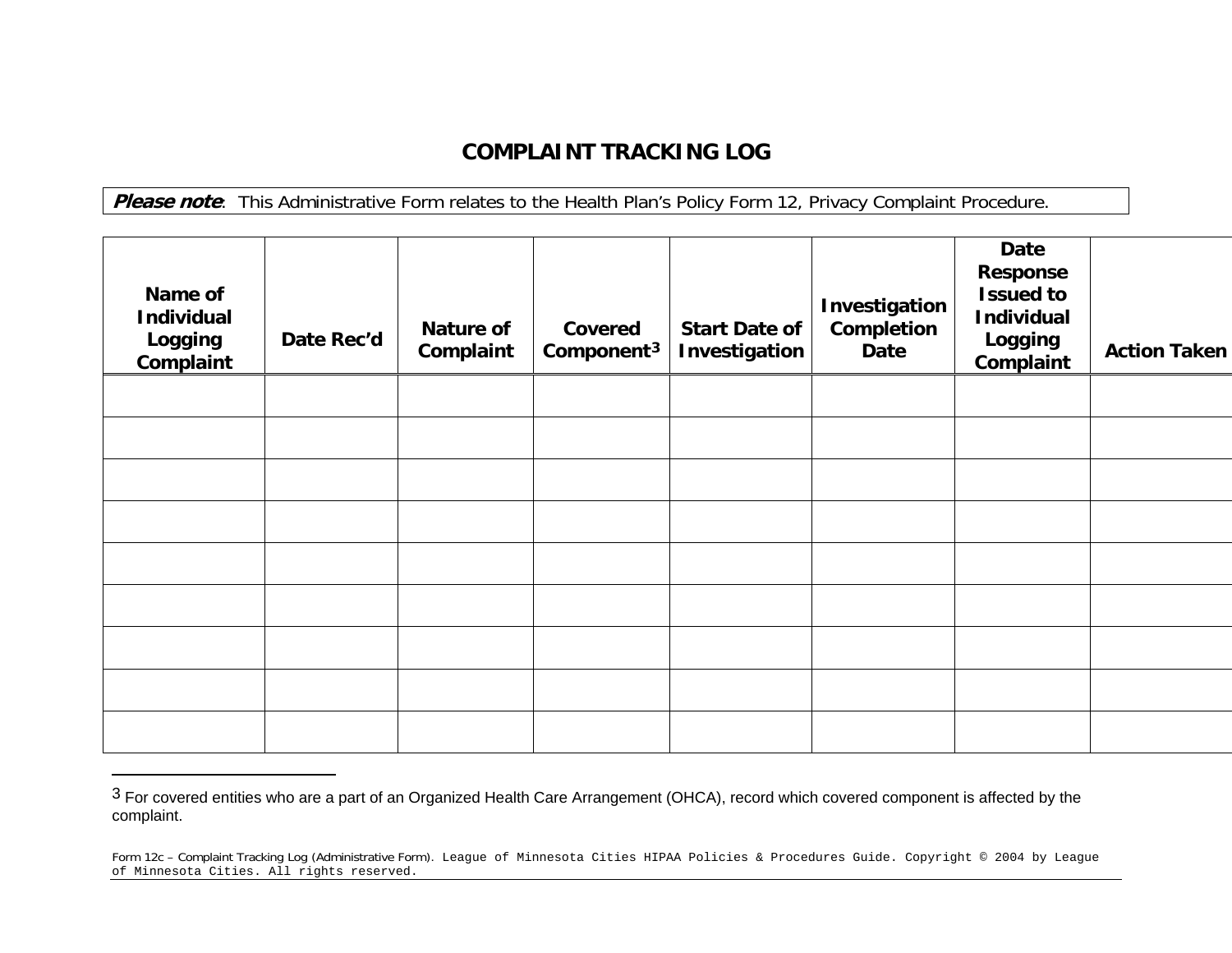# COMPLAINT TRACKING LOG

***Please note***: This Administrative Form relates to the Health Plan's Policy Form 12, Privacy Complaint Procedure.

| Name of Individual Logging Complaint | Date Rec'd | Nature of Complaint | Covered Component[3] | Start Date of Investigation | Investigation Completion Date | Date Response Issued to Individual Logging Complaint | Action Taken |
|---|---|---|---|---|---|---|---|
| | | | | | | | |
| | | | | | | | |
| | | | | | | | |
| | | | | | | | |
| | | | | | | | |
| | | | | | | | |
| | | | | | | | |
| | | | | | | | |
| | | | | | | | |

[3] For covered entities who are a part of an Organized Health Care Arrangement (OHCA), record which covered component is affected by the complaint.

Form 12c – Complaint Tracking Log (Administrative Form). League of Minnesota Cities HIPAA Policies & Procedures Guide. Copyright © 2004 by League of Minnesota Cities. All rights reserved.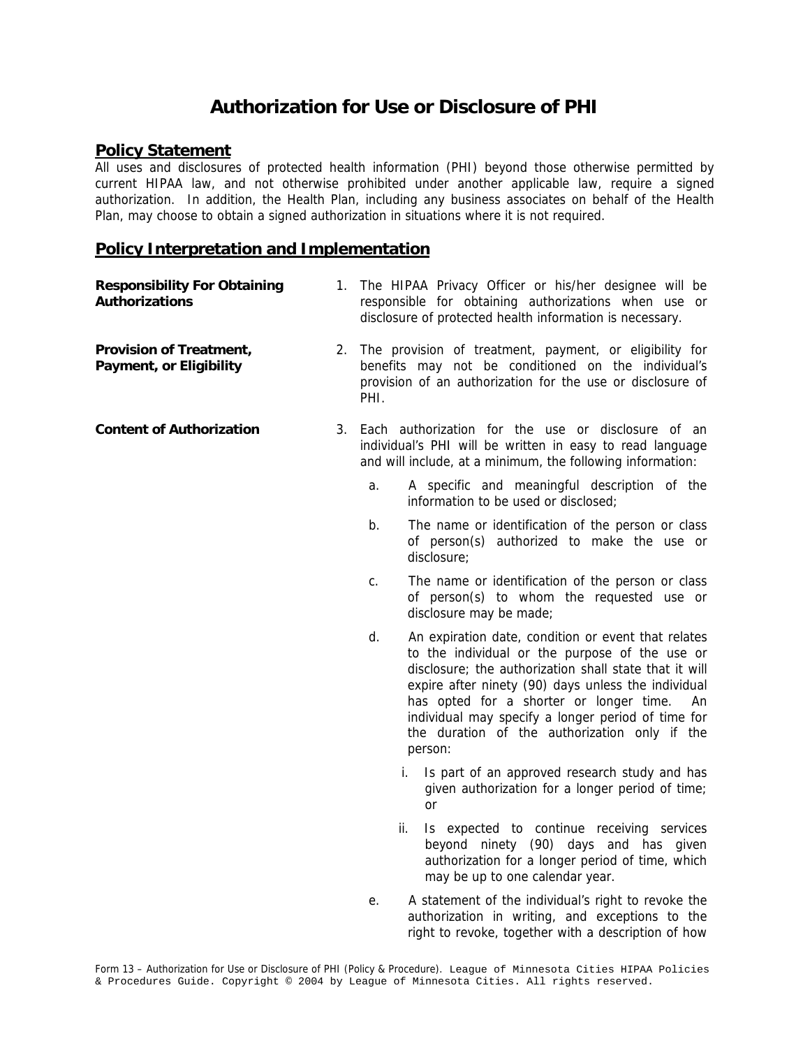# Authorization for Use or Disclosure of PHI

## Policy Statement

All uses and disclosures of protected health information (PHI) beyond those otherwise permitted by current HIPAA law, and not otherwise prohibited under another applicable law, require a signed authorization. In addition, the Health Plan, including any business associates on behalf of the Health Plan, may choose to obtain a signed authorization in situations where it is not required.

## Policy Interpretation and Implementation

**Responsibility For Obtaining Authorizations**

1. The HIPAA Privacy Officer or his/her designee will be responsible for obtaining authorizations when use or disclosure of protected health information is necessary.

**Provision of Treatment, Payment, or Eligibility**

2. The provision of treatment, payment, or eligibility for benefits may not be conditioned on the individual's provision of an authorization for the use or disclosure of PHI.

**Content of Authorization**

3. Each authorization for the use or disclosure of an individual's PHI will be written in easy to read language and will include, at a minimum, the following information:

   a. A specific and meaningful description of the information to be used or disclosed;

   b. The name or identification of the person or class of person(s) authorized to make the use or disclosure;

   c. The name or identification of the person or class of person(s) to whom the requested use or disclosure may be made;

   d. An expiration date, condition or event that relates to the individual or the purpose of the use or disclosure; the authorization shall state that it will expire after ninety (90) days unless the individual has opted for a shorter or longer time. An individual may specify a longer period of time for the duration of the authorization only if the person:

      i. Is part of an approved research study and has given authorization for a longer period of time; or

      ii. Is expected to continue receiving services beyond ninety (90) days and has given authorization for a longer period of time, which may be up to one calendar year.

   e. A statement of the individual's right to revoke the authorization in writing, and exceptions to the right to revoke, together with a description of how

Form 13 – Authorization for Use or Disclosure of PHI (Policy & Procedure). League of Minnesota Cities HIPAA Policies & Procedures Guide. Copyright © 2004 by League of Minnesota Cities. All rights reserved.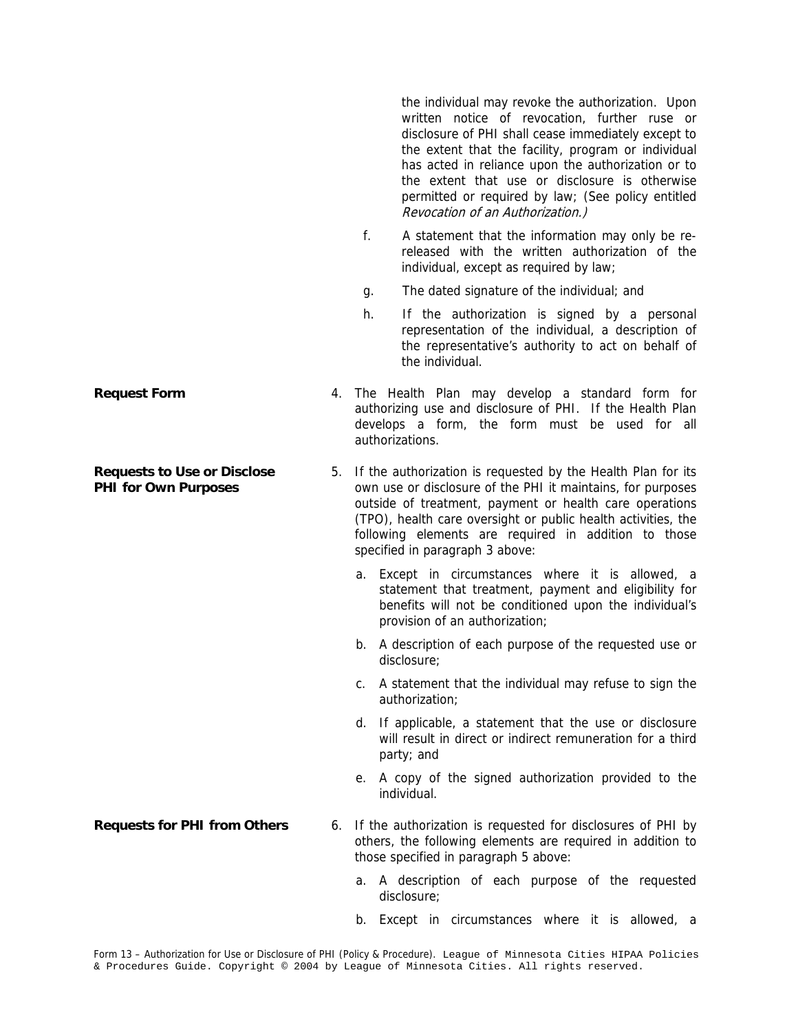the individual may revoke the authorization. Upon written notice of revocation, further ruse or disclosure of PHI shall cease immediately except to the extent that the facility, program or individual has acted in reliance upon the authorization or to the extent that use or disclosure is otherwise permitted or required by law; (See policy entitled *Revocation of an Authorization.)*

f. A statement that the information may only be re-released with the written authorization of the individual, except as required by law;

g. The dated signature of the individual; and

h. If the authorization is signed by a personal representation of the individual, a description of the representative's authority to act on behalf of the individual.

**Request Form**

4. The Health Plan may develop a standard form for authorizing use and disclosure of PHI. If the Health Plan develops a form, the form must be used for all authorizations.

**Requests to Use or Disclose PHI for Own Purposes**

5. If the authorization is requested by the Health Plan for its own use or disclosure of the PHI it maintains, for purposes outside of treatment, payment or health care operations (TPO), health care oversight or public health activities, the following elements are required in addition to those specified in paragraph 3 above:

   a. Except in circumstances where it is allowed, a statement that treatment, payment and eligibility for benefits will not be conditioned upon the individual's provision of an authorization;

   b. A description of each purpose of the requested use or disclosure;

   c. A statement that the individual may refuse to sign the authorization;

   d. If applicable, a statement that the use or disclosure will result in direct or indirect remuneration for a third party; and

   e. A copy of the signed authorization provided to the individual.

**Requests for PHI from Others**

6. If the authorization is requested for disclosures of PHI by others, the following elements are required in addition to those specified in paragraph 5 above:

   a. A description of each purpose of the requested disclosure;

   b. Except in circumstances where it is allowed, a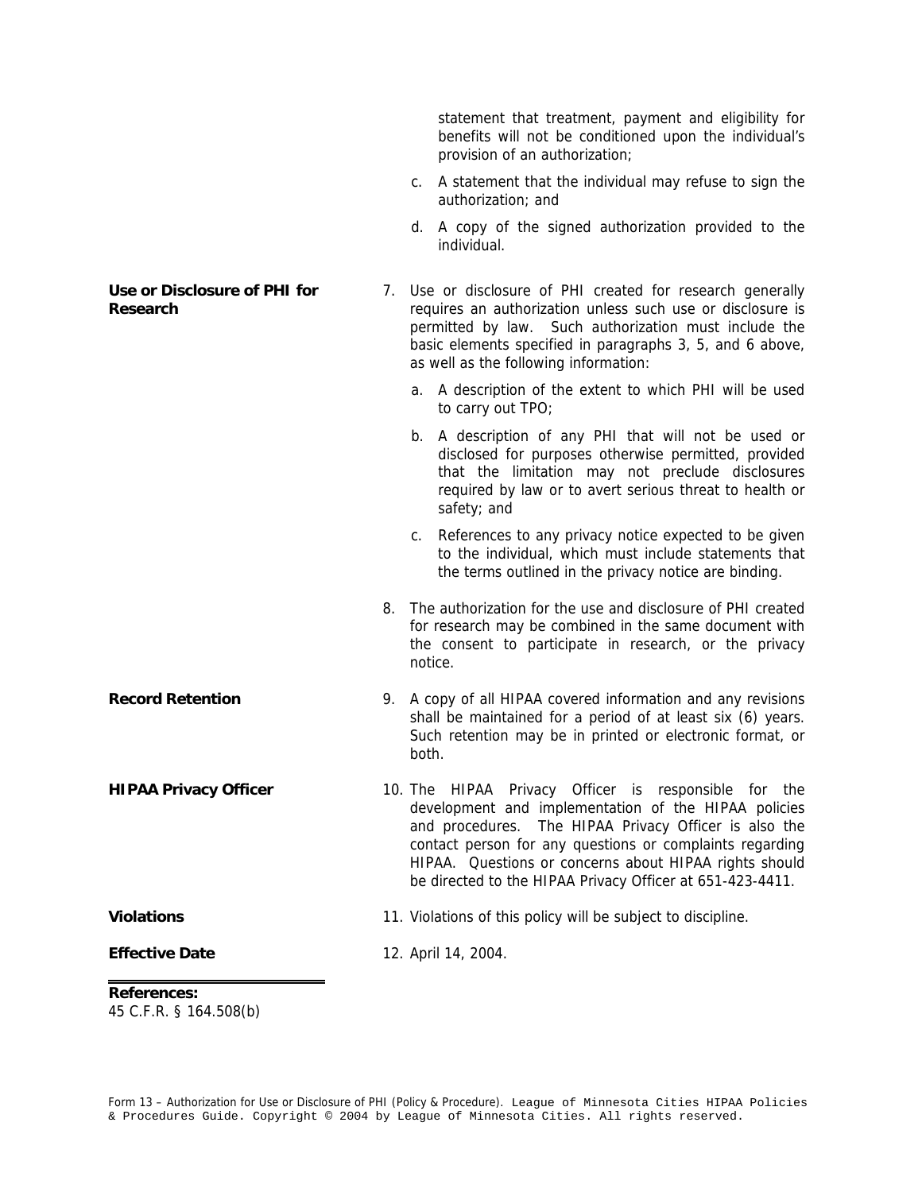statement that treatment, payment and eligibility for benefits will not be conditioned upon the individual's provision of an authorization;

c. A statement that the individual may refuse to sign the authorization; and

d. A copy of the signed authorization provided to the individual.

**Use or Disclosure of PHI for Research**

7. Use or disclosure of PHI created for research generally requires an authorization unless such use or disclosure is permitted by law. Such authorization must include the basic elements specified in paragraphs 3, 5, and 6 above, as well as the following information:

   a. A description of the extent to which PHI will be used to carry out TPO;

   b. A description of any PHI that will not be used or disclosed for purposes otherwise permitted, provided that the limitation may not preclude disclosures required by law or to avert serious threat to health or safety; and

   c. References to any privacy notice expected to be given to the individual, which must include statements that the terms outlined in the privacy notice are binding.

8. The authorization for the use and disclosure of PHI created for research may be combined in the same document with the consent to participate in research, or the privacy notice.

**Record Retention**

9. A copy of all HIPAA covered information and any revisions shall be maintained for a period of at least six (6) years. Such retention may be in printed or electronic format, or both.

**HIPAA Privacy Officer**

10. The HIPAA Privacy Officer is responsible for the development and implementation of the HIPAA policies and procedures. The HIPAA Privacy Officer is also the contact person for any questions or complaints regarding HIPAA. Questions or concerns about HIPAA rights should be directed to the HIPAA Privacy Officer at 651-423-4411.

**Violations**

11. Violations of this policy will be subject to discipline.

**Effective Date**

12. April 14, 2004.

---

**References:**
45 C.F.R. § 164.508(b)

Form 13 – Authorization for Use or Disclosure of PHI (Policy & Procedure). League of Minnesota Cities HIPAA Policies & Procedures Guide. Copyright © 2004 by League of Minnesota Cities. All rights reserved.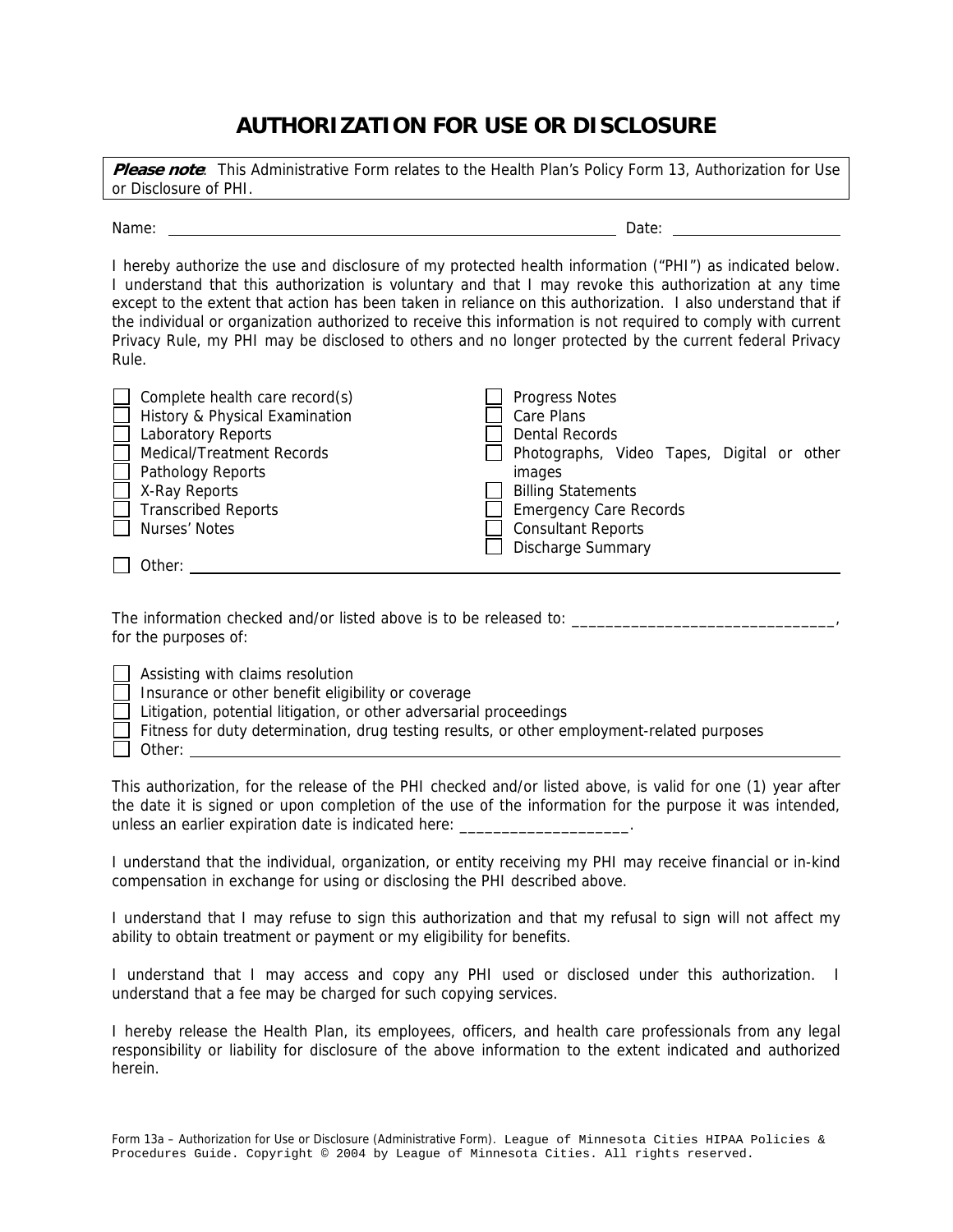# AUTHORIZATION FOR USE OR DISCLOSURE

> ***Please note***: This Administrative Form relates to the Health Plan's Policy Form 13, Authorization for Use or Disclosure of PHI.

Name: ______________________________________________ Date: ____________________

I hereby authorize the use and disclosure of my protected health information ("PHI") as indicated below. I understand that this authorization is voluntary and that I may revoke this authorization at any time except to the extent that action has been taken in reliance on this authorization. I also understand that if the individual or organization authorized to receive this information is not required to comply with current Privacy Rule, my PHI may be disclosed to others and no longer protected by the current federal Privacy Rule.

- ☐ Complete health care record(s)
- ☐ History & Physical Examination
- ☐ Laboratory Reports
- ☐ Medical/Treatment Records
- ☐ Pathology Reports
- ☐ X-Ray Reports
- ☐ Transcribed Reports
- ☐ Nurses' Notes
- ☐ Progress Notes
- ☐ Care Plans
- ☐ Dental Records
- ☐ Photographs, Video Tapes, Digital or other images
- ☐ Billing Statements
- ☐ Emergency Care Records
- ☐ Consultant Reports
- ☐ Discharge Summary
- ☐ Other: ______________________________________________

The information checked and/or listed above is to be released to: _______________________________, for the purposes of:

- ☐ Assisting with claims resolution
- ☐ Insurance or other benefit eligibility or coverage
- ☐ Litigation, potential litigation, or other adversarial proceedings
- ☐ Fitness for duty determination, drug testing results, or other employment-related purposes
- ☐ Other: ______________________________________________

This authorization, for the release of the PHI checked and/or listed above, is valid for one (1) year after the date it is signed or upon completion of the use of the information for the purpose it was intended, unless an earlier expiration date is indicated here: ____________________.

I understand that the individual, organization, or entity receiving my PHI may receive financial or in-kind compensation in exchange for using or disclosing the PHI described above.

I understand that I may refuse to sign this authorization and that my refusal to sign will not affect my ability to obtain treatment or payment or my eligibility for benefits.

I understand that I may access and copy any PHI used or disclosed under this authorization. I understand that a fee may be charged for such copying services.

I hereby release the Health Plan, its employees, officers, and health care professionals from any legal responsibility or liability for disclosure of the above information to the extent indicated and authorized herein.

Form 13a – Authorization for Use or Disclosure (Administrative Form). League of Minnesota Cities HIPAA Policies & Procedures Guide. Copyright © 2004 by League of Minnesota Cities. All rights reserved.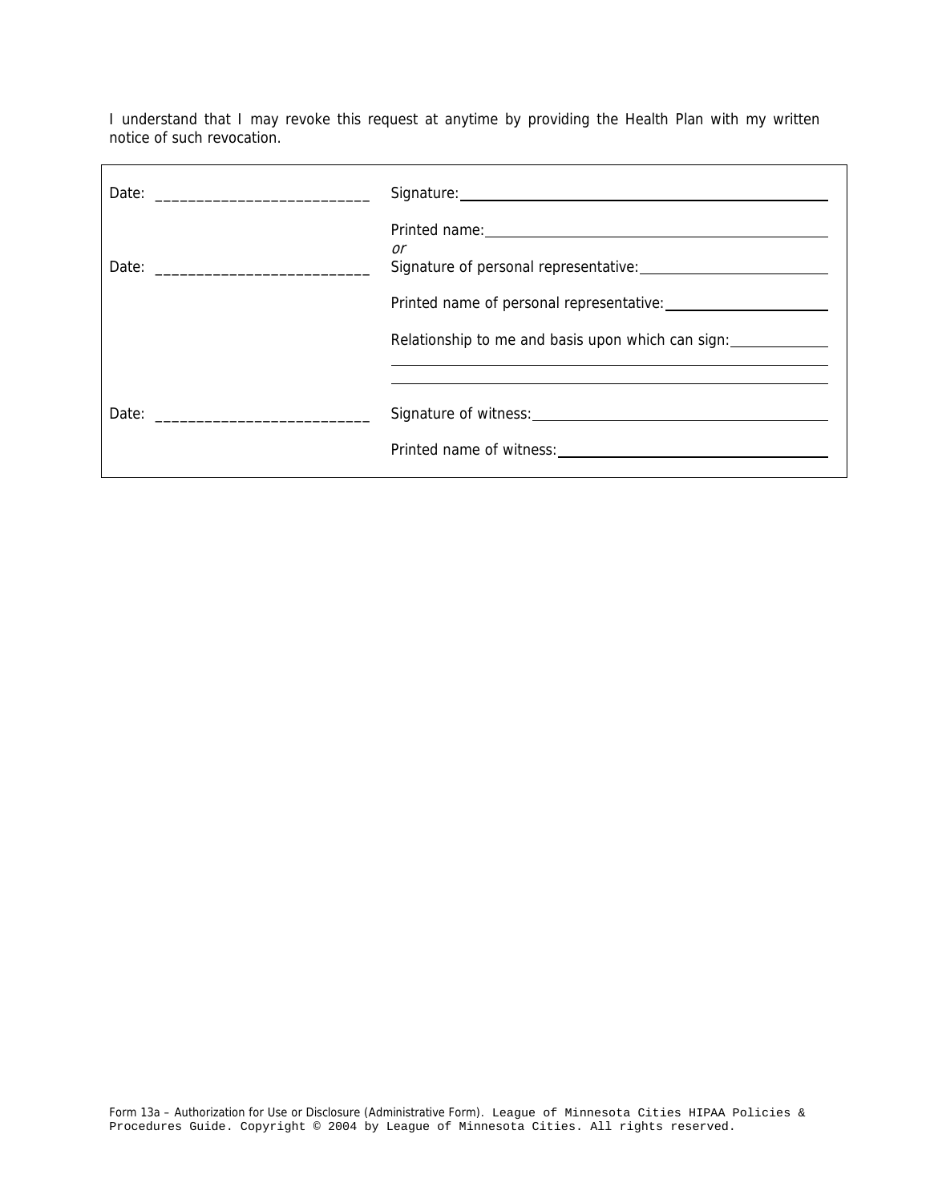I understand that I may revoke this request at anytime by providing the Health Plan with my written notice of such revocation.

| | |
|---|---|
| Date: ___________________________ | Signature: ___________________________ |
| | Printed name: ___________________________ |
| | *or* |
| Date: ___________________________ | Signature of personal representative: ___________________________ |
| | Printed name of personal representative: ___________________________ |
| | Relationship to me and basis upon which can sign: ___________________________ |
| | ___________________________ |
| | ___________________________ |
| Date: ___________________________ | Signature of witness: ___________________________ |
| | Printed name of witness: ___________________________ |

Form 13a – Authorization for Use or Disclosure (Administrative Form). League of Minnesota Cities HIPAA Policies & Procedures Guide. Copyright © 2004 by League of Minnesota Cities. All rights reserved.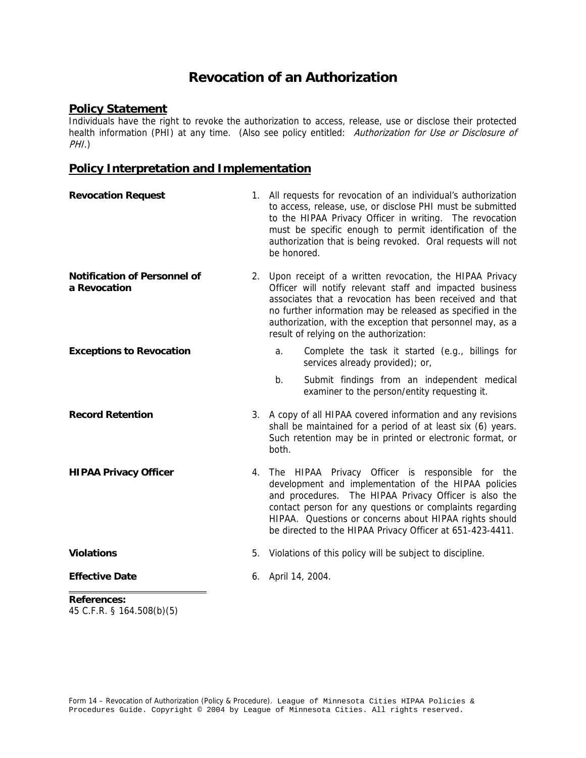# Revocation of an Authorization

## Policy Statement

Individuals have the right to revoke the authorization to access, release, use or disclose their protected health information (PHI) at any time. (Also see policy entitled: *Authorization for Use or Disclosure of PHI*.)

## Policy Interpretation and Implementation

**Revocation Request**

1. All requests for revocation of an individual's authorization to access, release, use, or disclose PHI must be submitted to the HIPAA Privacy Officer in writing. The revocation must be specific enough to permit identification of the authorization that is being revoked. Oral requests will not be honored.

**Notification of Personnel of a Revocation**

2. Upon receipt of a written revocation, the HIPAA Privacy Officer will notify relevant staff and impacted business associates that a revocation has been received and that no further information may be released as specified in the authorization, with the exception that personnel may, as a result of relying on the authorization:

**Exceptions to Revocation**

   a. Complete the task it started (e.g., billings for services already provided); or,

   b. Submit findings from an independent medical examiner to the person/entity requesting it.

**Record Retention**

3. A copy of all HIPAA covered information and any revisions shall be maintained for a period of at least six (6) years. Such retention may be in printed or electronic format, or both.

**HIPAA Privacy Officer**

4. The HIPAA Privacy Officer is responsible for the development and implementation of the HIPAA policies and procedures. The HIPAA Privacy Officer is also the contact person for any questions or complaints regarding HIPAA. Questions or concerns about HIPAA rights should be directed to the HIPAA Privacy Officer at 651-423-4411.

**Violations**

5. Violations of this policy will be subject to discipline.

**Effective Date**

6. April 14, 2004.

---

**References:**
45 C.F.R. § 164.508(b)(5)

Form 14 – Revocation of Authorization (Policy & Procedure). League of Minnesota Cities HIPAA Policies & Procedures Guide. Copyright © 2004 by League of Minnesota Cities. All rights reserved.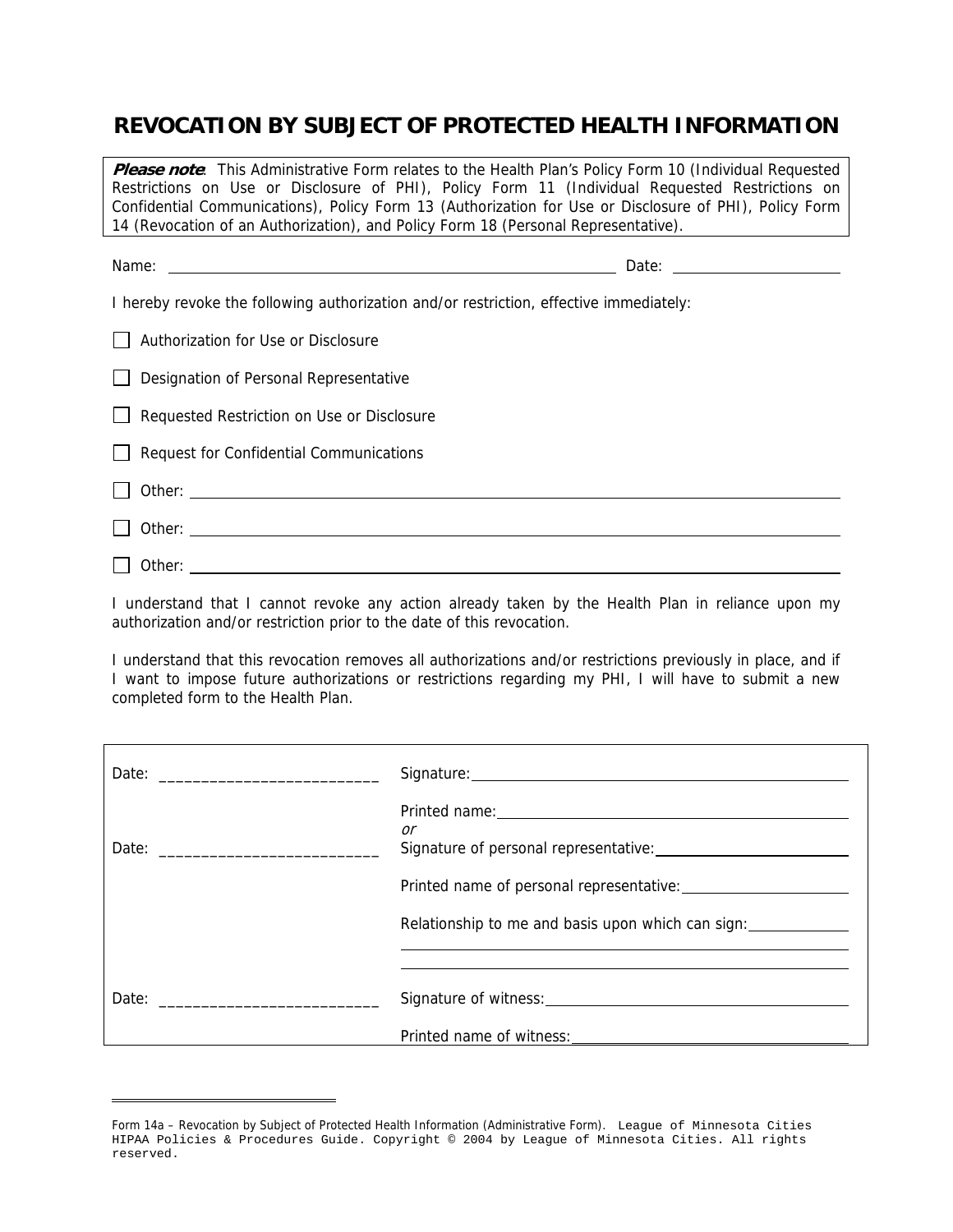# REVOCATION BY SUBJECT OF PROTECTED HEALTH INFORMATION

> ***Please note***: This Administrative Form relates to the Health Plan's Policy Form 10 (Individual Requested Restrictions on Use or Disclosure of PHI), Policy Form 11 (Individual Requested Restrictions on Confidential Communications), Policy Form 13 (Authorization for Use or Disclosure of PHI), Policy Form 14 (Revocation of an Authorization), and Policy Form 18 (Personal Representative).

Name: ______________________________________________ Date: __________________

I hereby revoke the following authorization and/or restriction, effective immediately:

- ☐ Authorization for Use or Disclosure
- ☐ Designation of Personal Representative
- ☐ Requested Restriction on Use or Disclosure
- ☐ Request for Confidential Communications
- ☐ Other: ______________________________________________
- ☐ Other: ______________________________________________
- ☐ Other: ______________________________________________

I understand that I cannot revoke any action already taken by the Health Plan in reliance upon my authorization and/or restriction prior to the date of this revocation.

I understand that this revocation removes all authorizations and/or restrictions previously in place, and if I want to impose future authorizations or restrictions regarding my PHI, I will have to submit a new completed form to the Health Plan.

| | |
|---|---|
| Date: ___________________________ | Signature: ______________________________ |
| | Printed name: ______________________________ |
| | *or* |
| Date: ___________________________ | Signature of personal representative: ______________________________ |
| | Printed name of personal representative: ______________________________ |
| | Relationship to me and basis upon which can sign: ______________________________ |
| | ______________________________ |
| | ______________________________ |
| Date: ___________________________ | Signature of witness: ______________________________ |
| | Printed name of witness: ______________________________ |

Form 14a – Revocation by Subject of Protected Health Information (Administrative Form). League of Minnesota Cities HIPAA Policies & Procedures Guide. Copyright © 2004 by League of Minnesota Cities. All rights reserved.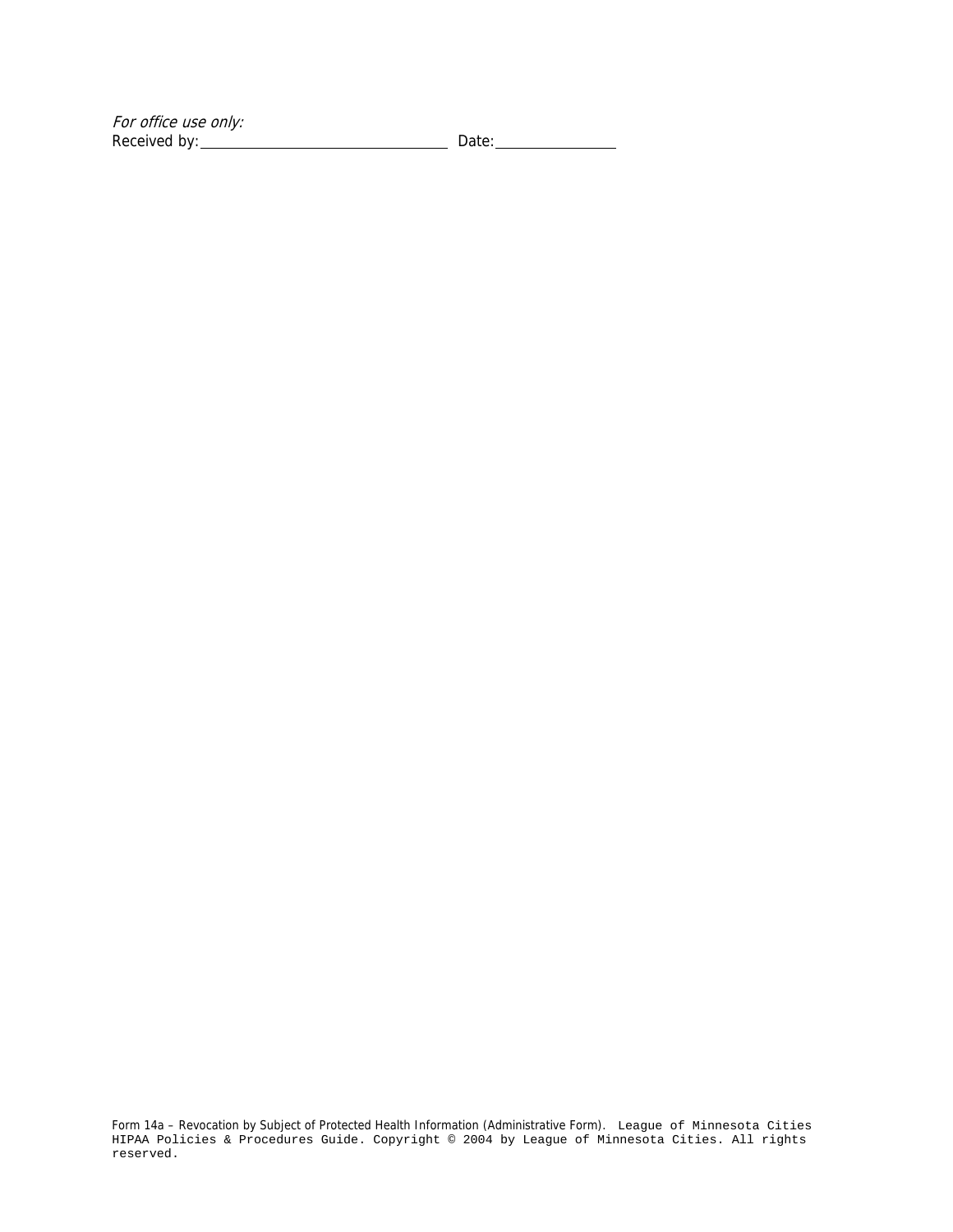*For office use only:*
Received by: ______________________________ Date: ______________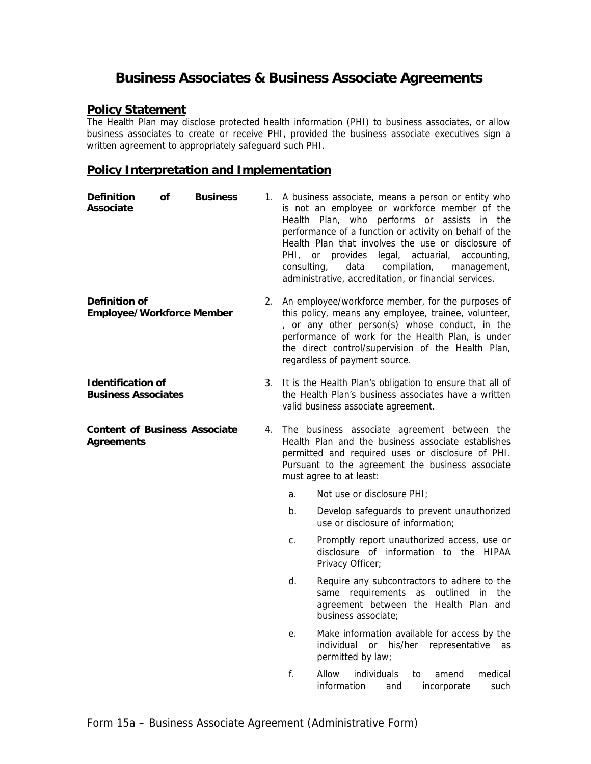# Business Associates & Business Associate Agreements

## Policy Statement

The Health Plan may disclose protected health information (PHI) to business associates, or allow business associates to create or receive PHI, provided the business associate executives sign a written agreement to appropriately safeguard such PHI.

## Policy Interpretation and Implementation

**Definition of Business Associate**

1. A business associate, means a person or entity who is not an employee or workforce member of the Health Plan, who performs or assists in the performance of a function or activity on behalf of the Health Plan that involves the use or disclosure of PHI, or provides legal, actuarial, accounting, consulting, data compilation, management, administrative, accreditation, or financial services.

**Definition of Employee/Workforce Member**

2. An employee/workforce member, for the purposes of this policy, means any employee, trainee, volunteer, , or any other person(s) whose conduct, in the performance of work for the Health Plan, is under the direct control/supervision of the Health Plan, regardless of payment source.

**Identification of Business Associates**

3. It is the Health Plan's obligation to ensure that all of the Health Plan's business associates have a written valid business associate agreement.

**Content of Business Associate Agreements**

4. The business associate agreement between the Health Plan and the business associate establishes permitted and required uses or disclosure of PHI. Pursuant to the agreement the business associate must agree to at least:

   a. Not use or disclosure PHI;

   b. Develop safeguards to prevent unauthorized use or disclosure of information;

   c. Promptly report unauthorized access, use or disclosure of information to the HIPAA Privacy Officer;

   d. Require any subcontractors to adhere to the same requirements as outlined in the agreement between the Health Plan and business associate;

   e. Make information available for access by the individual or his/her representative as permitted by law;

   f. Allow individuals to amend medical information and incorporate such

Form 15a – Business Associate Agreement (Administrative Form)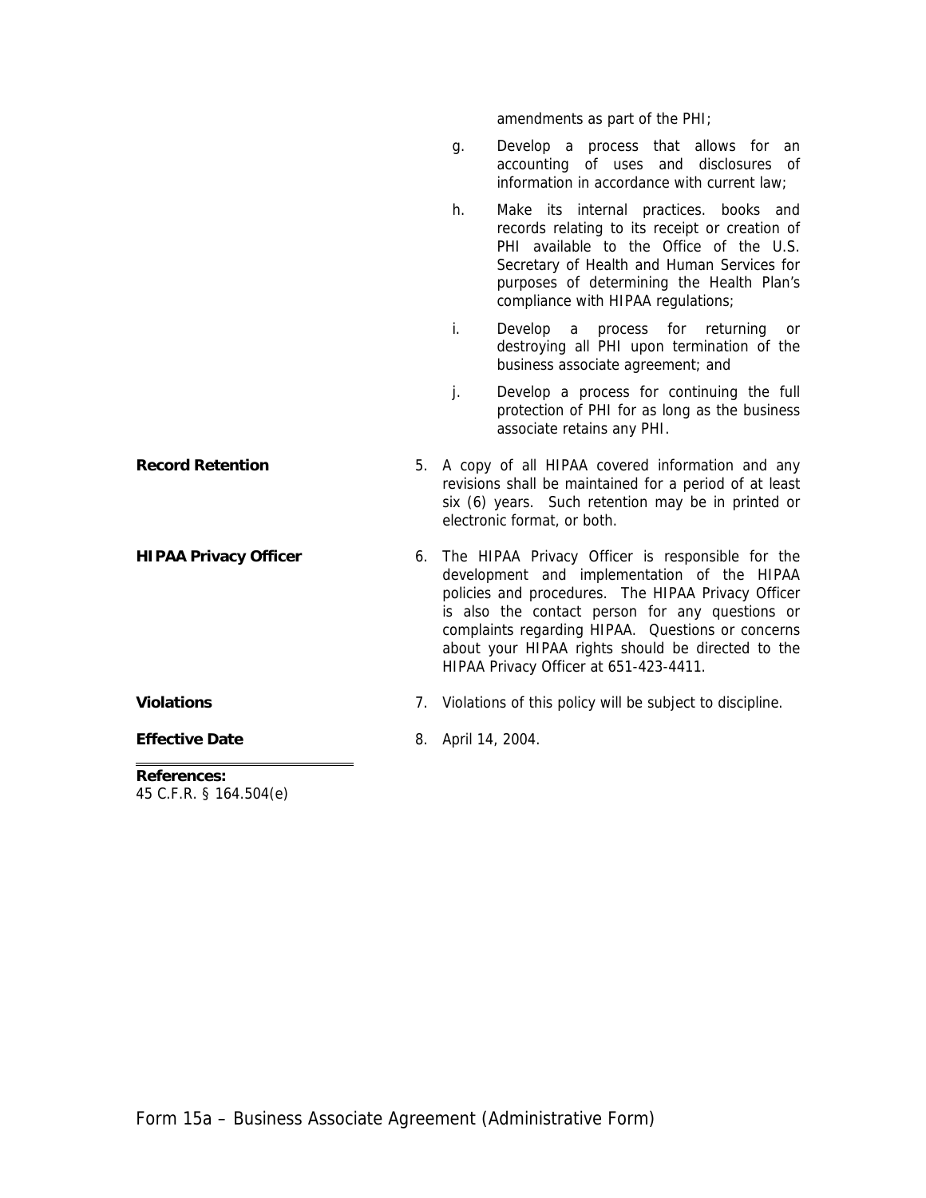amendments as part of the PHI;

g. Develop a process that allows for an accounting of uses and disclosures of information in accordance with current law;

h. Make its internal practices. books and records relating to its receipt or creation of PHI available to the Office of the U.S. Secretary of Health and Human Services for purposes of determining the Health Plan's compliance with HIPAA regulations;

i. Develop a process for returning or destroying all PHI upon termination of the business associate agreement; and

j. Develop a process for continuing the full protection of PHI for as long as the business associate retains any PHI.

**Record Retention**

5. A copy of all HIPAA covered information and any revisions shall be maintained for a period of at least six (6) years. Such retention may be in printed or electronic format, or both.

**HIPAA Privacy Officer**

6. The HIPAA Privacy Officer is responsible for the development and implementation of the HIPAA policies and procedures. The HIPAA Privacy Officer is also the contact person for any questions or complaints regarding HIPAA. Questions or concerns about your HIPAA rights should be directed to the HIPAA Privacy Officer at 651-423-4411.

**Violations**

7. Violations of this policy will be subject to discipline.

**Effective Date**

8. April 14, 2004.

**References:**
45 C.F.R. § 164.504(e)

Form 15a – Business Associate Agreement (Administrative Form)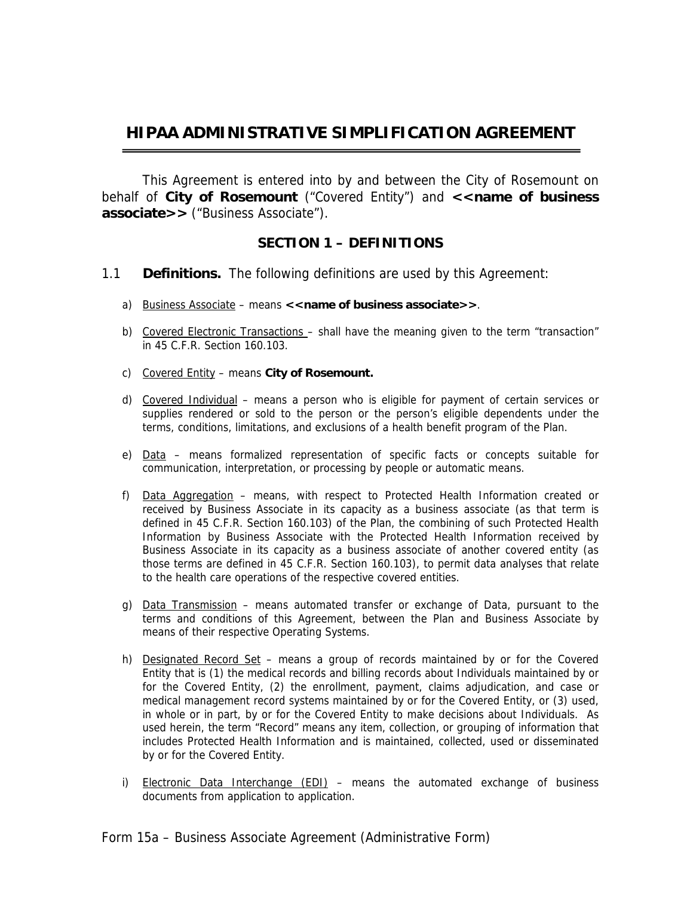# HIPAA ADMINISTRATIVE SIMPLIFICATION AGREEMENT

This Agreement is entered into by and between the City of Rosemount on behalf of **City of Rosemount** ("Covered Entity") and **<<name of business associate>>** ("Business Associate").

## SECTION 1 – DEFINITIONS

1.1 **Definitions.** The following definitions are used by this Agreement:

a) Business Associate – means **<<name of business associate>>**.

b) Covered Electronic Transactions – shall have the meaning given to the term "transaction" in 45 C.F.R. Section 160.103.

c) Covered Entity – means **City of Rosemount.**

d) Covered Individual – means a person who is eligible for payment of certain services or supplies rendered or sold to the person or the person's eligible dependents under the terms, conditions, limitations, and exclusions of a health benefit program of the Plan.

e) Data – means formalized representation of specific facts or concepts suitable for communication, interpretation, or processing by people or automatic means.

f) Data Aggregation – means, with respect to Protected Health Information created or received by Business Associate in its capacity as a business associate (as that term is defined in 45 C.F.R. Section 160.103) of the Plan, the combining of such Protected Health Information by Business Associate with the Protected Health Information received by Business Associate in its capacity as a business associate of another covered entity (as those terms are defined in 45 C.F.R. Section 160.103), to permit data analyses that relate to the health care operations of the respective covered entities.

g) Data Transmission – means automated transfer or exchange of Data, pursuant to the terms and conditions of this Agreement, between the Plan and Business Associate by means of their respective Operating Systems.

h) Designated Record Set – means a group of records maintained by or for the Covered Entity that is (1) the medical records and billing records about Individuals maintained by or for the Covered Entity, (2) the enrollment, payment, claims adjudication, and case or medical management record systems maintained by or for the Covered Entity, or (3) used, in whole or in part, by or for the Covered Entity to make decisions about Individuals. As used herein, the term "Record" means any item, collection, or grouping of information that includes Protected Health Information and is maintained, collected, used or disseminated by or for the Covered Entity.

i) Electronic Data Interchange (EDI) – means the automated exchange of business documents from application to application.

Form 15a – Business Associate Agreement (Administrative Form)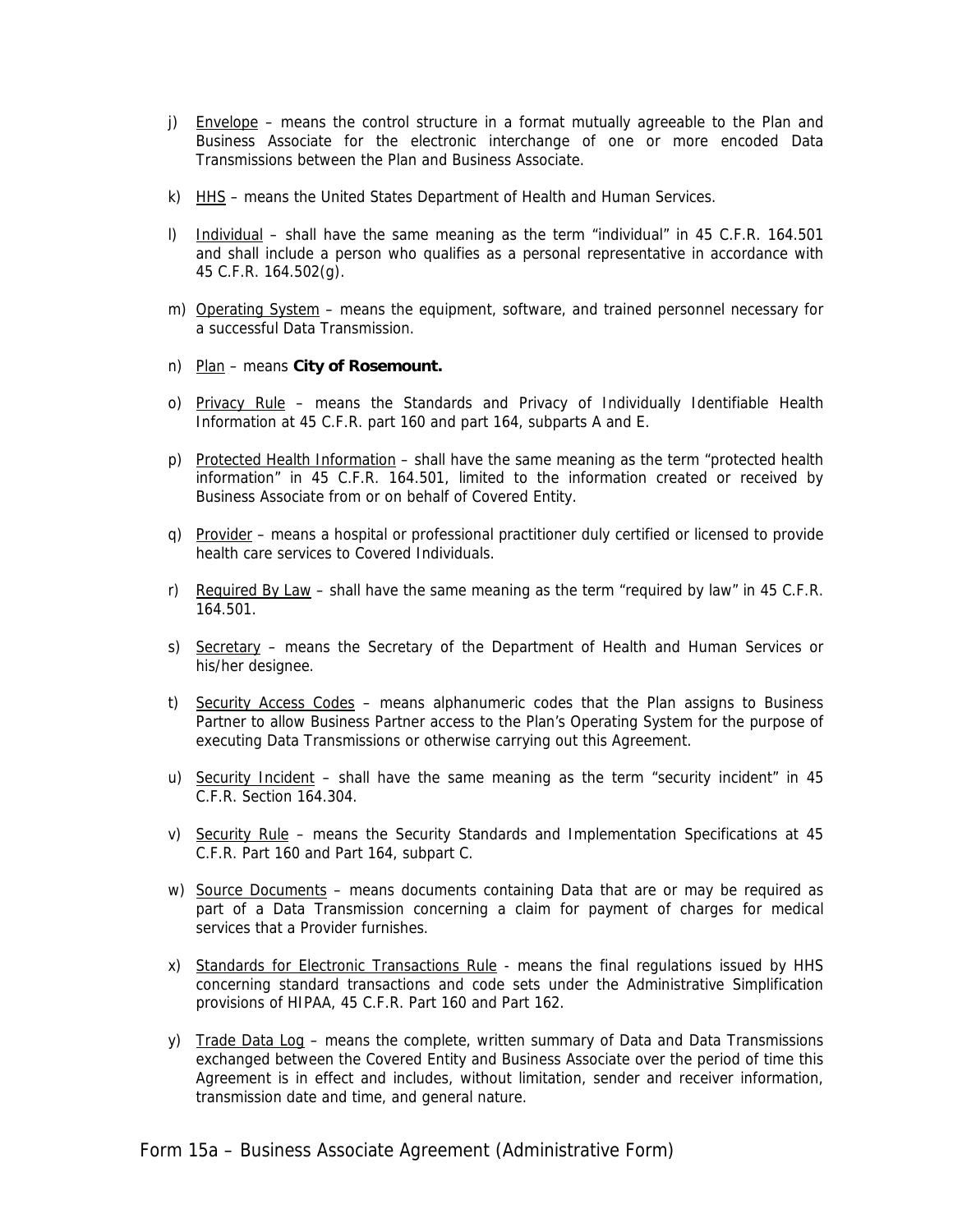j) Envelope – means the control structure in a format mutually agreeable to the Plan and Business Associate for the electronic interchange of one or more encoded Data Transmissions between the Plan and Business Associate.

k) HHS – means the United States Department of Health and Human Services.

l) Individual – shall have the same meaning as the term "individual" in 45 C.F.R. 164.501 and shall include a person who qualifies as a personal representative in accordance with 45 C.F.R. 164.502(g).

m) Operating System – means the equipment, software, and trained personnel necessary for a successful Data Transmission.

n) Plan – means **City of Rosemount.**

o) Privacy Rule – means the Standards and Privacy of Individually Identifiable Health Information at 45 C.F.R. part 160 and part 164, subparts A and E.

p) Protected Health Information – shall have the same meaning as the term "protected health information" in 45 C.F.R. 164.501, limited to the information created or received by Business Associate from or on behalf of Covered Entity.

q) Provider – means a hospital or professional practitioner duly certified or licensed to provide health care services to Covered Individuals.

r) Required By Law – shall have the same meaning as the term "required by law" in 45 C.F.R. 164.501.

s) Secretary – means the Secretary of the Department of Health and Human Services or his/her designee.

t) Security Access Codes – means alphanumeric codes that the Plan assigns to Business Partner to allow Business Partner access to the Plan's Operating System for the purpose of executing Data Transmissions or otherwise carrying out this Agreement.

u) Security Incident – shall have the same meaning as the term "security incident" in 45 C.F.R. Section 164.304.

v) Security Rule – means the Security Standards and Implementation Specifications at 45 C.F.R. Part 160 and Part 164, subpart C.

w) Source Documents – means documents containing Data that are or may be required as part of a Data Transmission concerning a claim for payment of charges for medical services that a Provider furnishes.

x) Standards for Electronic Transactions Rule - means the final regulations issued by HHS concerning standard transactions and code sets under the Administrative Simplification provisions of HIPAA, 45 C.F.R. Part 160 and Part 162.

y) Trade Data Log – means the complete, written summary of Data and Data Transmissions exchanged between the Covered Entity and Business Associate over the period of time this Agreement is in effect and includes, without limitation, sender and receiver information, transmission date and time, and general nature.

Form 15a – Business Associate Agreement (Administrative Form)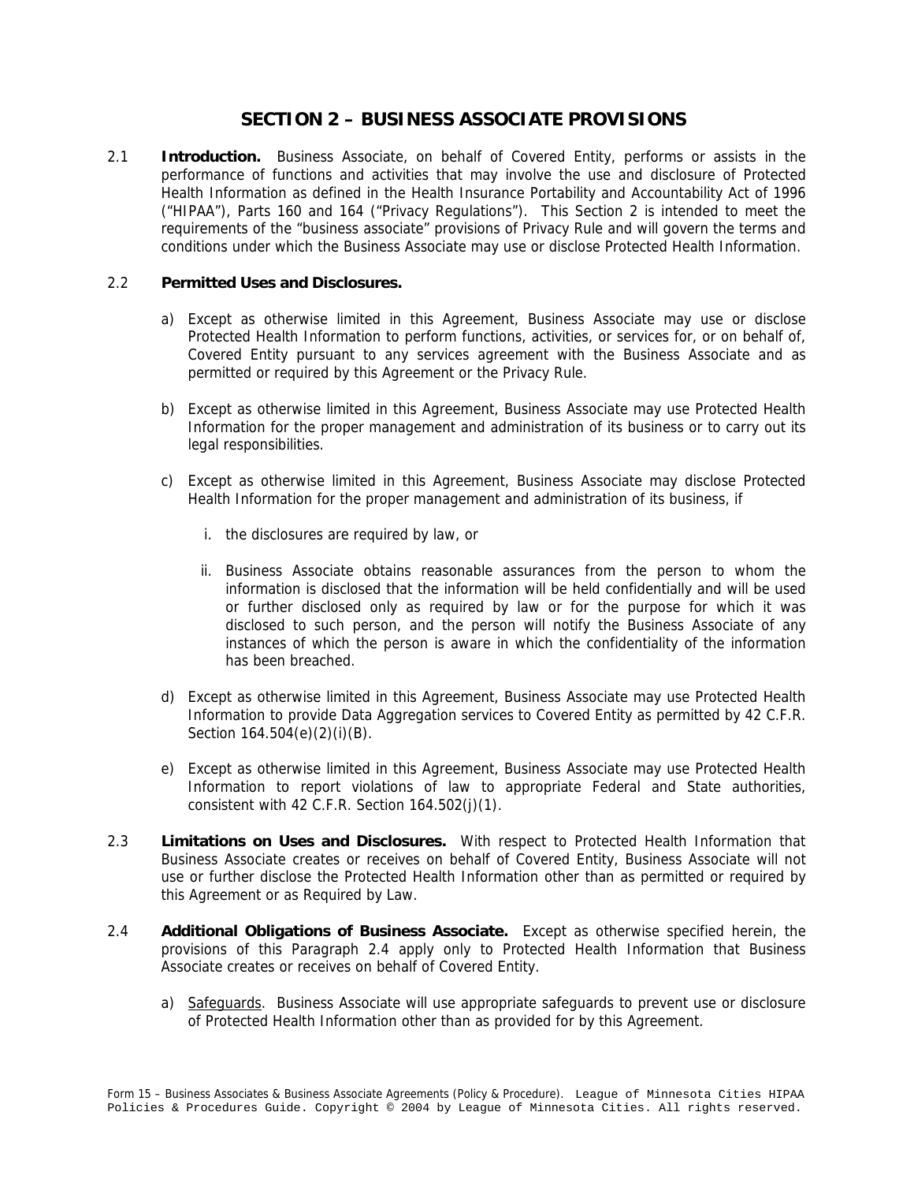# SECTION 2 – BUSINESS ASSOCIATE PROVISIONS

2.1 **Introduction.** Business Associate, on behalf of Covered Entity, performs or assists in the performance of functions and activities that may involve the use and disclosure of Protected Health Information as defined in the Health Insurance Portability and Accountability Act of 1996 ("HIPAA"), Parts 160 and 164 ("Privacy Regulations"). This Section 2 is intended to meet the requirements of the "business associate" provisions of Privacy Rule and will govern the terms and conditions under which the Business Associate may use or disclose Protected Health Information.

2.2 **Permitted Uses and Disclosures.**

a) Except as otherwise limited in this Agreement, Business Associate may use or disclose Protected Health Information to perform functions, activities, or services for, or on behalf of, Covered Entity pursuant to any services agreement with the Business Associate and as permitted or required by this Agreement or the Privacy Rule.

b) Except as otherwise limited in this Agreement, Business Associate may use Protected Health Information for the proper management and administration of its business or to carry out its legal responsibilities.

c) Except as otherwise limited in this Agreement, Business Associate may disclose Protected Health Information for the proper management and administration of its business, if

   i. the disclosures are required by law, or

   ii. Business Associate obtains reasonable assurances from the person to whom the information is disclosed that the information will be held confidentially and will be used or further disclosed only as required by law or for the purpose for which it was disclosed to such person, and the person will notify the Business Associate of any instances of which the person is aware in which the confidentiality of the information has been breached.

d) Except as otherwise limited in this Agreement, Business Associate may use Protected Health Information to provide Data Aggregation services to Covered Entity as permitted by 42 C.F.R. Section 164.504(e)(2)(i)(B).

e) Except as otherwise limited in this Agreement, Business Associate may use Protected Health Information to report violations of law to appropriate Federal and State authorities, consistent with 42 C.F.R. Section 164.502(j)(1).

2.3 **Limitations on Uses and Disclosures.** With respect to Protected Health Information that Business Associate creates or receives on behalf of Covered Entity, Business Associate will not use or further disclose the Protected Health Information other than as permitted or required by this Agreement or as Required by Law.

2.4 **Additional Obligations of Business Associate.** Except as otherwise specified herein, the provisions of this Paragraph 2.4 apply only to Protected Health Information that Business Associate creates or receives on behalf of Covered Entity.

a) Safeguards. Business Associate will use appropriate safeguards to prevent use or disclosure of Protected Health Information other than as provided for by this Agreement.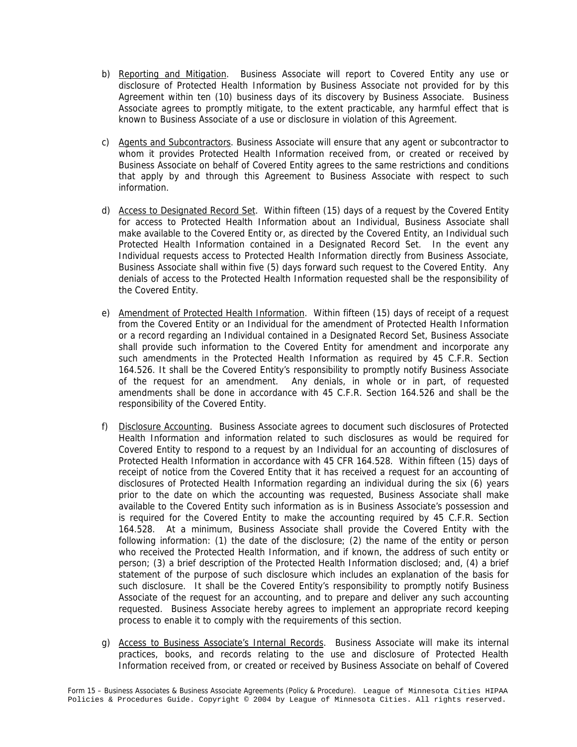b) Reporting and Mitigation. Business Associate will report to Covered Entity any use or disclosure of Protected Health Information by Business Associate not provided for by this Agreement within ten (10) business days of its discovery by Business Associate. Business Associate agrees to promptly mitigate, to the extent practicable, any harmful effect that is known to Business Associate of a use or disclosure in violation of this Agreement.

c) Agents and Subcontractors. Business Associate will ensure that any agent or subcontractor to whom it provides Protected Health Information received from, or created or received by Business Associate on behalf of Covered Entity agrees to the same restrictions and conditions that apply by and through this Agreement to Business Associate with respect to such information.

d) Access to Designated Record Set. Within fifteen (15) days of a request by the Covered Entity for access to Protected Health Information about an Individual, Business Associate shall make available to the Covered Entity or, as directed by the Covered Entity, an Individual such Protected Health Information contained in a Designated Record Set. In the event any Individual requests access to Protected Health Information directly from Business Associate, Business Associate shall within five (5) days forward such request to the Covered Entity. Any denials of access to the Protected Health Information requested shall be the responsibility of the Covered Entity.

e) Amendment of Protected Health Information. Within fifteen (15) days of receipt of a request from the Covered Entity or an Individual for the amendment of Protected Health Information or a record regarding an Individual contained in a Designated Record Set, Business Associate shall provide such information to the Covered Entity for amendment and incorporate any such amendments in the Protected Health Information as required by 45 C.F.R. Section 164.526. It shall be the Covered Entity's responsibility to promptly notify Business Associate of the request for an amendment. Any denials, in whole or in part, of requested amendments shall be done in accordance with 45 C.F.R. Section 164.526 and shall be the responsibility of the Covered Entity.

f) Disclosure Accounting. Business Associate agrees to document such disclosures of Protected Health Information and information related to such disclosures as would be required for Covered Entity to respond to a request by an Individual for an accounting of disclosures of Protected Health Information in accordance with 45 CFR 164.528. Within fifteen (15) days of receipt of notice from the Covered Entity that it has received a request for an accounting of disclosures of Protected Health Information regarding an individual during the six (6) years prior to the date on which the accounting was requested, Business Associate shall make available to the Covered Entity such information as is in Business Associate's possession and is required for the Covered Entity to make the accounting required by 45 C.F.R. Section 164.528. At a minimum, Business Associate shall provide the Covered Entity with the following information: (1) the date of the disclosure; (2) the name of the entity or person who received the Protected Health Information, and if known, the address of such entity or person; (3) a brief description of the Protected Health Information disclosed; and, (4) a brief statement of the purpose of such disclosure which includes an explanation of the basis for such disclosure. It shall be the Covered Entity's responsibility to promptly notify Business Associate of the request for an accounting, and to prepare and deliver any such accounting requested. Business Associate hereby agrees to implement an appropriate record keeping process to enable it to comply with the requirements of this section.

g) Access to Business Associate's Internal Records. Business Associate will make its internal practices, books, and records relating to the use and disclosure of Protected Health Information received from, or created or received by Business Associate on behalf of Covered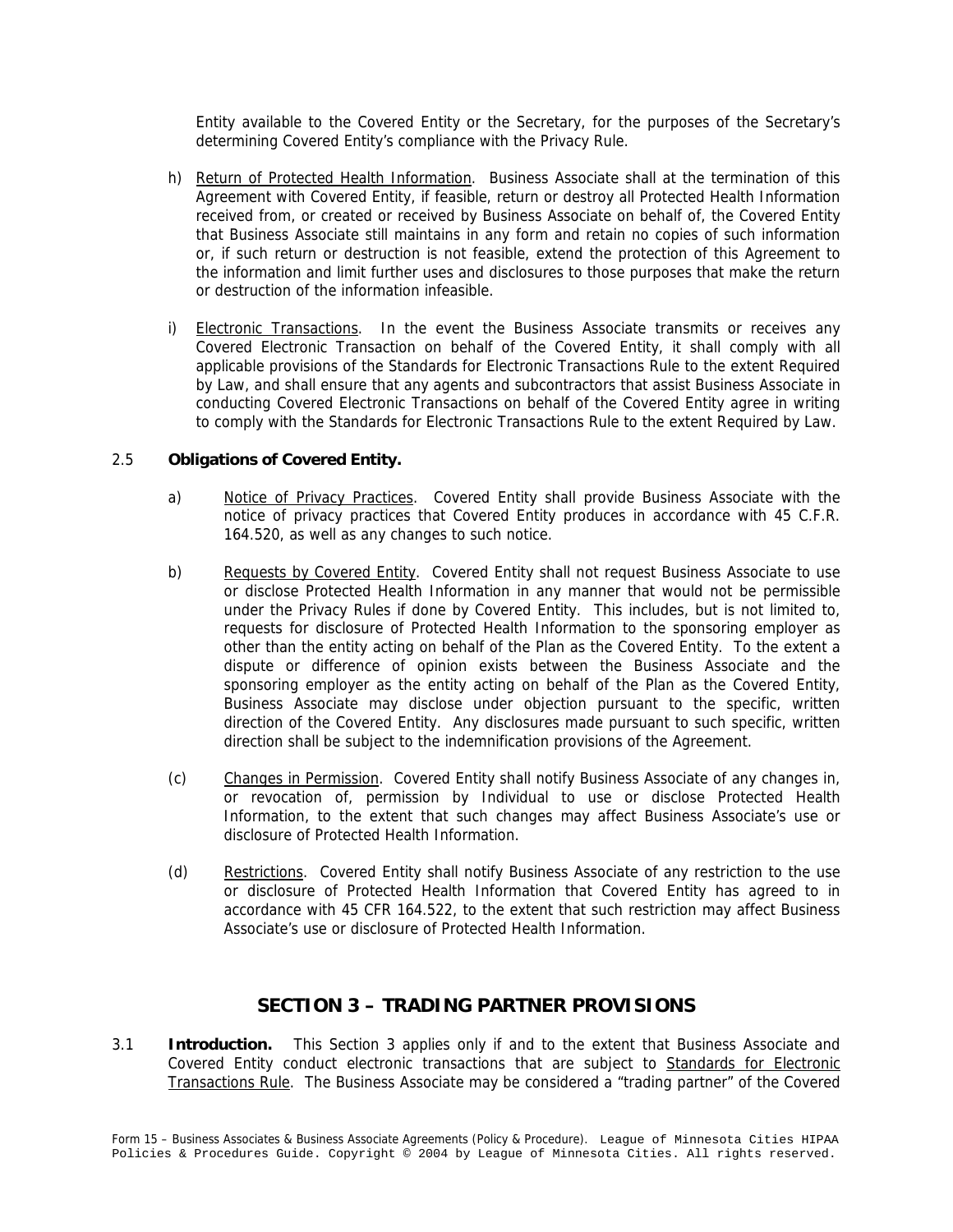Entity available to the Covered Entity or the Secretary, for the purposes of the Secretary's determining Covered Entity's compliance with the Privacy Rule.

h) Return of Protected Health Information. Business Associate shall at the termination of this Agreement with Covered Entity, if feasible, return or destroy all Protected Health Information received from, or created or received by Business Associate on behalf of, the Covered Entity that Business Associate still maintains in any form and retain no copies of such information or, if such return or destruction is not feasible, extend the protection of this Agreement to the information and limit further uses and disclosures to those purposes that make the return or destruction of the information infeasible.

i) Electronic Transactions. In the event the Business Associate transmits or receives any Covered Electronic Transaction on behalf of the Covered Entity, it shall comply with all applicable provisions of the Standards for Electronic Transactions Rule to the extent Required by Law, and shall ensure that any agents and subcontractors that assist Business Associate in conducting Covered Electronic Transactions on behalf of the Covered Entity agree in writing to comply with the Standards for Electronic Transactions Rule to the extent Required by Law.

2.5 **Obligations of Covered Entity.**

a) Notice of Privacy Practices. Covered Entity shall provide Business Associate with the notice of privacy practices that Covered Entity produces in accordance with 45 C.F.R. 164.520, as well as any changes to such notice.

b) Requests by Covered Entity. Covered Entity shall not request Business Associate to use or disclose Protected Health Information in any manner that would not be permissible under the Privacy Rules if done by Covered Entity. This includes, but is not limited to, requests for disclosure of Protected Health Information to the sponsoring employer as other than the entity acting on behalf of the Plan as the Covered Entity. To the extent a dispute or difference of opinion exists between the Business Associate and the sponsoring employer as the entity acting on behalf of the Plan as the Covered Entity, Business Associate may disclose under objection pursuant to the specific, written direction of the Covered Entity. Any disclosures made pursuant to such specific, written direction shall be subject to the indemnification provisions of the Agreement.

(c) Changes in Permission. Covered Entity shall notify Business Associate of any changes in, or revocation of, permission by Individual to use or disclose Protected Health Information, to the extent that such changes may affect Business Associate's use or disclosure of Protected Health Information.

(d) Restrictions. Covered Entity shall notify Business Associate of any restriction to the use or disclosure of Protected Health Information that Covered Entity has agreed to in accordance with 45 CFR 164.522, to the extent that such restriction may affect Business Associate's use or disclosure of Protected Health Information.

## SECTION 3 – TRADING PARTNER PROVISIONS

3.1 **Introduction.** This Section 3 applies only if and to the extent that Business Associate and Covered Entity conduct electronic transactions that are subject to Standards for Electronic Transactions Rule. The Business Associate may be considered a "trading partner" of the Covered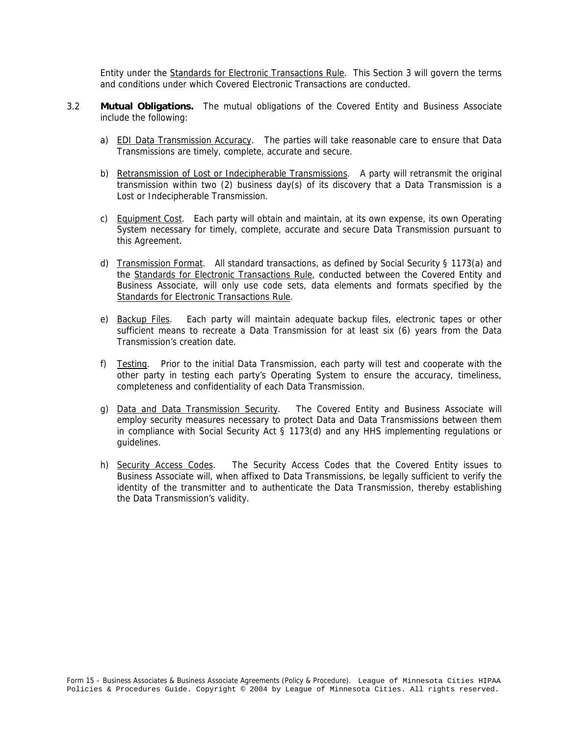Entity under the Standards for Electronic Transactions Rule. This Section 3 will govern the terms and conditions under which Covered Electronic Transactions are conducted.

3.2 **Mutual Obligations.** The mutual obligations of the Covered Entity and Business Associate include the following:

a) EDI Data Transmission Accuracy. The parties will take reasonable care to ensure that Data Transmissions are timely, complete, accurate and secure.

b) Retransmission of Lost or Indecipherable Transmissions. A party will retransmit the original transmission within two (2) business day(s) of its discovery that a Data Transmission is a Lost or Indecipherable Transmission.

c) Equipment Cost. Each party will obtain and maintain, at its own expense, its own Operating System necessary for timely, complete, accurate and secure Data Transmission pursuant to this Agreement.

d) Transmission Format. All standard transactions, as defined by Social Security § 1173(a) and the Standards for Electronic Transactions Rule, conducted between the Covered Entity and Business Associate, will only use code sets, data elements and formats specified by the Standards for Electronic Transactions Rule.

e) Backup Files. Each party will maintain adequate backup files, electronic tapes or other sufficient means to recreate a Data Transmission for at least six (6) years from the Data Transmission's creation date.

f) Testing. Prior to the initial Data Transmission, each party will test and cooperate with the other party in testing each party's Operating System to ensure the accuracy, timeliness, completeness and confidentiality of each Data Transmission.

g) Data and Data Transmission Security. The Covered Entity and Business Associate will employ security measures necessary to protect Data and Data Transmissions between them in compliance with Social Security Act § 1173(d) and any HHS implementing regulations or guidelines.

h) Security Access Codes. The Security Access Codes that the Covered Entity issues to Business Associate will, when affixed to Data Transmissions, be legally sufficient to verify the identity of the transmitter and to authenticate the Data Transmission, thereby establishing the Data Transmission's validity.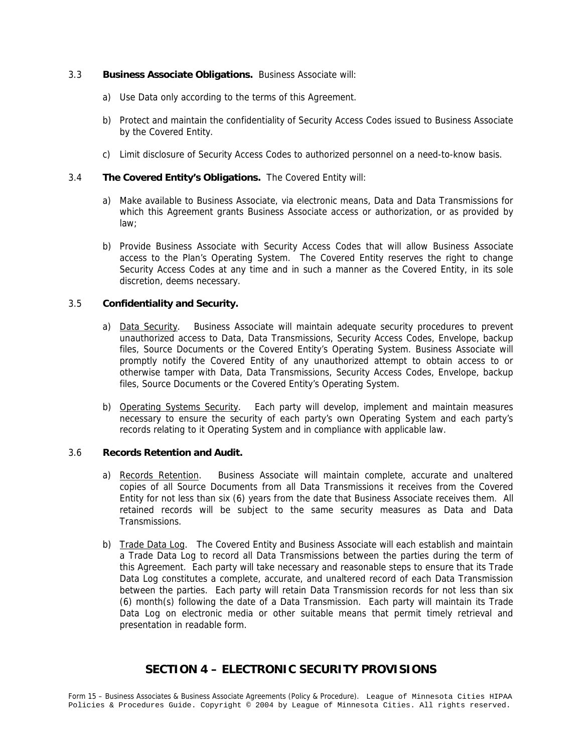3.3 **Business Associate Obligations.** Business Associate will:

a) Use Data only according to the terms of this Agreement.

b) Protect and maintain the confidentiality of Security Access Codes issued to Business Associate by the Covered Entity.

c) Limit disclosure of Security Access Codes to authorized personnel on a need-to-know basis.

3.4 **The Covered Entity's Obligations.** The Covered Entity will:

a) Make available to Business Associate, via electronic means, Data and Data Transmissions for which this Agreement grants Business Associate access or authorization, or as provided by law;

b) Provide Business Associate with Security Access Codes that will allow Business Associate access to the Plan's Operating System. The Covered Entity reserves the right to change Security Access Codes at any time and in such a manner as the Covered Entity, in its sole discretion, deems necessary.

3.5 **Confidentiality and Security.**

a) <u>Data Security</u>. Business Associate will maintain adequate security procedures to prevent unauthorized access to Data, Data Transmissions, Security Access Codes, Envelope, backup files, Source Documents or the Covered Entity's Operating System. Business Associate will promptly notify the Covered Entity of any unauthorized attempt to obtain access to or otherwise tamper with Data, Data Transmissions, Security Access Codes, Envelope, backup files, Source Documents or the Covered Entity's Operating System.

b) <u>Operating Systems Security</u>. Each party will develop, implement and maintain measures necessary to ensure the security of each party's own Operating System and each party's records relating to it Operating System and in compliance with applicable law.

3.6 **Records Retention and Audit.**

a) <u>Records Retention</u>. Business Associate will maintain complete, accurate and unaltered copies of all Source Documents from all Data Transmissions it receives from the Covered Entity for not less than six (6) years from the date that Business Associate receives them. All retained records will be subject to the same security measures as Data and Data Transmissions.

b) <u>Trade Data Log</u>. The Covered Entity and Business Associate will each establish and maintain a Trade Data Log to record all Data Transmissions between the parties during the term of this Agreement. Each party will take necessary and reasonable steps to ensure that its Trade Data Log constitutes a complete, accurate, and unaltered record of each Data Transmission between the parties. Each party will retain Data Transmission records for not less than six (6) month(s) following the date of a Data Transmission. Each party will maintain its Trade Data Log on electronic media or other suitable means that permit timely retrieval and presentation in readable form.

## SECTION 4 – ELECTRONIC SECURITY PROVISIONS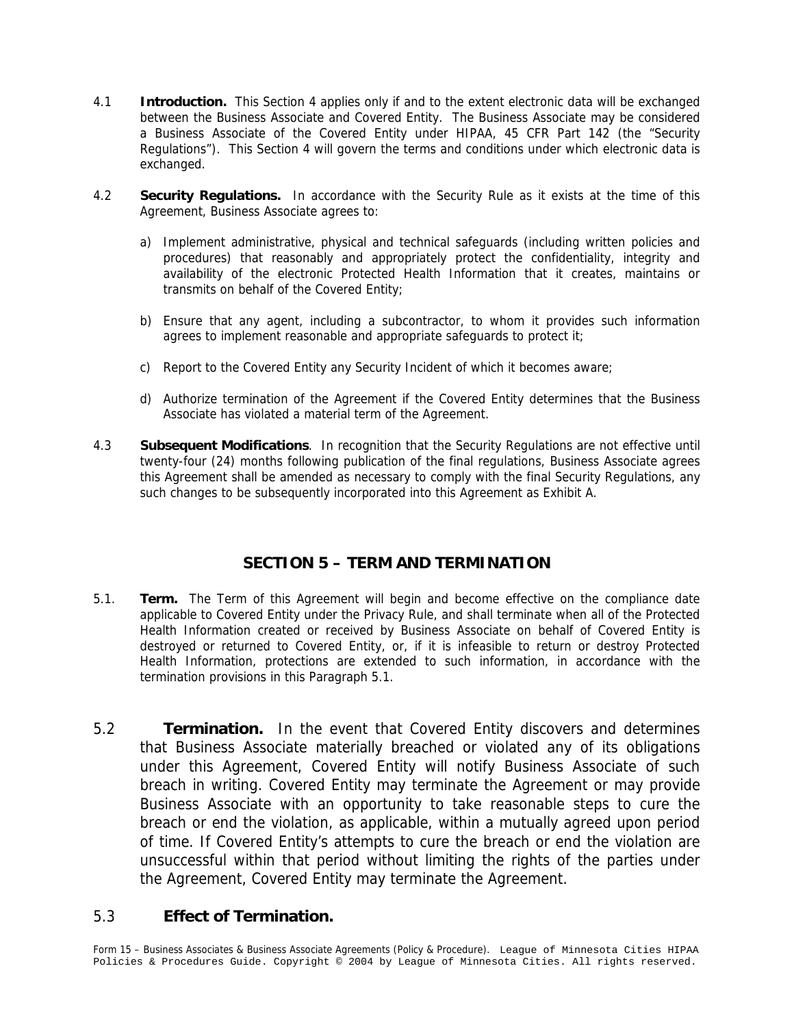4.1 **Introduction.** This Section 4 applies only if and to the extent electronic data will be exchanged between the Business Associate and Covered Entity. The Business Associate may be considered a Business Associate of the Covered Entity under HIPAA, 45 CFR Part 142 (the "Security Regulations"). This Section 4 will govern the terms and conditions under which electronic data is exchanged.

4.2 **Security Regulations.** In accordance with the Security Rule as it exists at the time of this Agreement, Business Associate agrees to:

a) Implement administrative, physical and technical safeguards (including written policies and procedures) that reasonably and appropriately protect the confidentiality, integrity and availability of the electronic Protected Health Information that it creates, maintains or transmits on behalf of the Covered Entity;

b) Ensure that any agent, including a subcontractor, to whom it provides such information agrees to implement reasonable and appropriate safeguards to protect it;

c) Report to the Covered Entity any Security Incident of which it becomes aware;

d) Authorize termination of the Agreement if the Covered Entity determines that the Business Associate has violated a material term of the Agreement.

4.3 **Subsequent Modifications**. In recognition that the Security Regulations are not effective until twenty-four (24) months following publication of the final regulations, Business Associate agrees this Agreement shall be amended as necessary to comply with the final Security Regulations, any such changes to be subsequently incorporated into this Agreement as Exhibit A.

## SECTION 5 – TERM AND TERMINATION

5.1. **Term.** The Term of this Agreement will begin and become effective on the compliance date applicable to Covered Entity under the Privacy Rule, and shall terminate when all of the Protected Health Information created or received by Business Associate on behalf of Covered Entity is destroyed or returned to Covered Entity, or, if it is infeasible to return or destroy Protected Health Information, protections are extended to such information, in accordance with the termination provisions in this Paragraph 5.1.

5.2 **Termination.** In the event that Covered Entity discovers and determines that Business Associate materially breached or violated any of its obligations under this Agreement, Covered Entity will notify Business Associate of such breach in writing. Covered Entity may terminate the Agreement or may provide Business Associate with an opportunity to take reasonable steps to cure the breach or end the violation, as applicable, within a mutually agreed upon period of time. If Covered Entity's attempts to cure the breach or end the violation are unsuccessful within that period without limiting the rights of the parties under the Agreement, Covered Entity may terminate the Agreement.

5.3 **Effect of Termination.**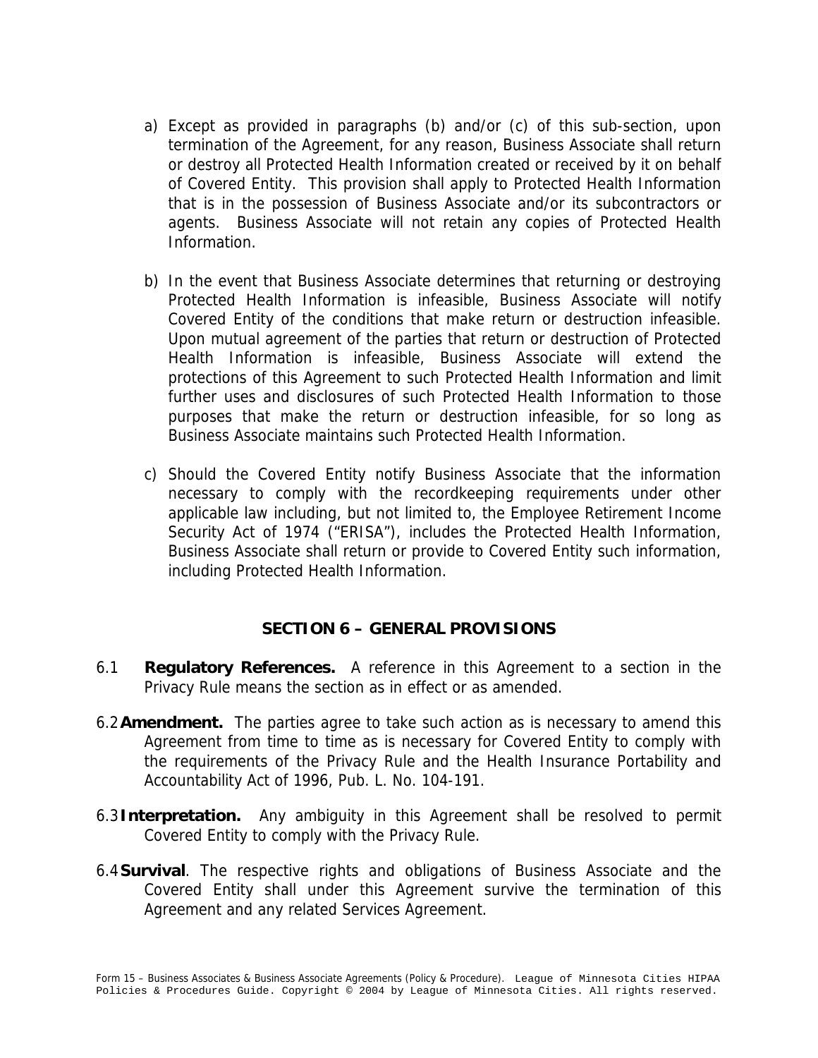a) Except as provided in paragraphs (b) and/or (c) of this sub-section, upon termination of the Agreement, for any reason, Business Associate shall return or destroy all Protected Health Information created or received by it on behalf of Covered Entity. This provision shall apply to Protected Health Information that is in the possession of Business Associate and/or its subcontractors or agents. Business Associate will not retain any copies of Protected Health Information.

b) In the event that Business Associate determines that returning or destroying Protected Health Information is infeasible, Business Associate will notify Covered Entity of the conditions that make return or destruction infeasible. Upon mutual agreement of the parties that return or destruction of Protected Health Information is infeasible, Business Associate will extend the protections of this Agreement to such Protected Health Information and limit further uses and disclosures of such Protected Health Information to those purposes that make the return or destruction infeasible, for so long as Business Associate maintains such Protected Health Information.

c) Should the Covered Entity notify Business Associate that the information necessary to comply with the recordkeeping requirements under other applicable law including, but not limited to, the Employee Retirement Income Security Act of 1974 ("ERISA"), includes the Protected Health Information, Business Associate shall return or provide to Covered Entity such information, including Protected Health Information.

## SECTION 6 – GENERAL PROVISIONS

6.1 **Regulatory References.** A reference in this Agreement to a section in the Privacy Rule means the section as in effect or as amended.

6.2 **Amendment.** The parties agree to take such action as is necessary to amend this Agreement from time to time as is necessary for Covered Entity to comply with the requirements of the Privacy Rule and the Health Insurance Portability and Accountability Act of 1996, Pub. L. No. 104-191.

6.3 **Interpretation.** Any ambiguity in this Agreement shall be resolved to permit Covered Entity to comply with the Privacy Rule.

6.4 **Survival**. The respective rights and obligations of Business Associate and the Covered Entity shall under this Agreement survive the termination of this Agreement and any related Services Agreement.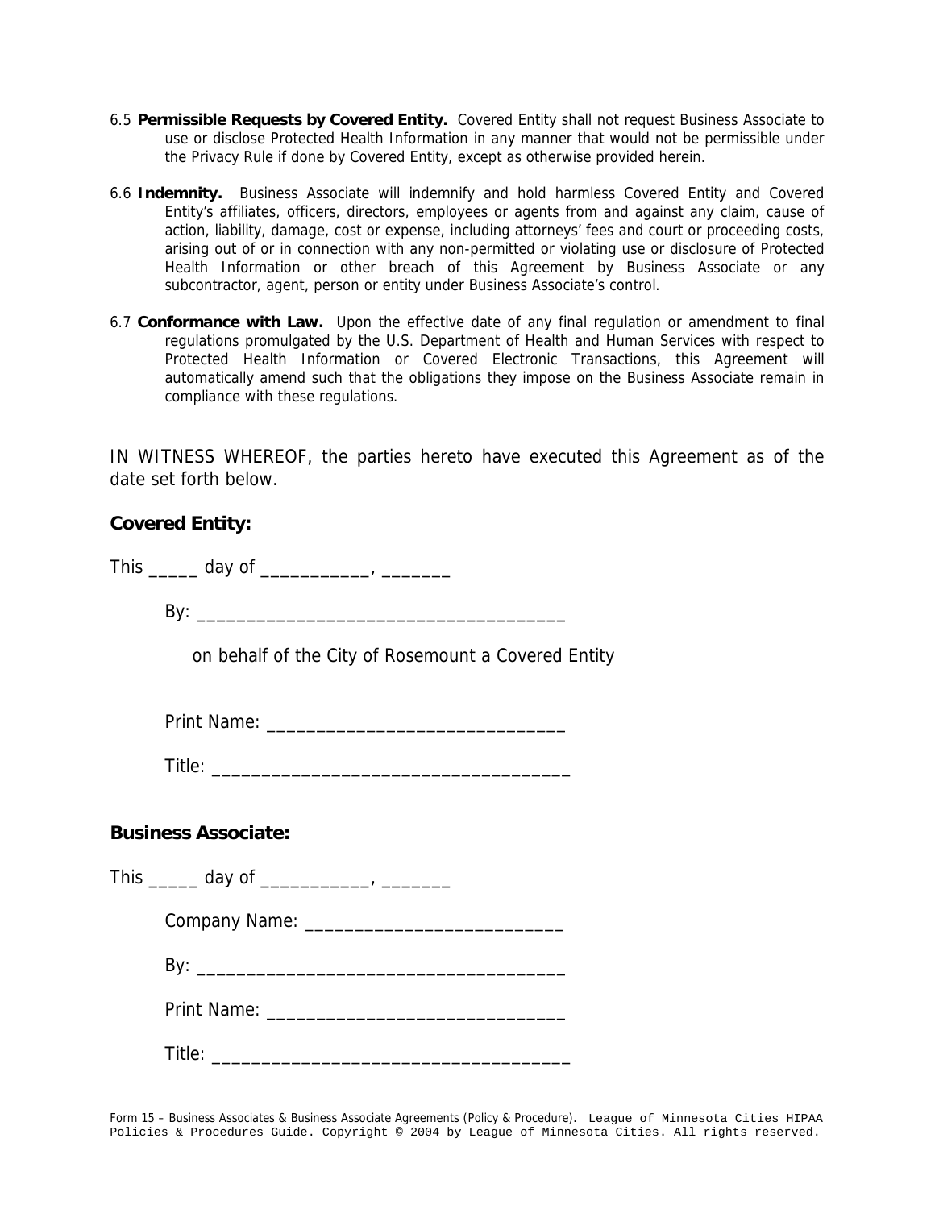6.5 **Permissible Requests by Covered Entity.** Covered Entity shall not request Business Associate to use or disclose Protected Health Information in any manner that would not be permissible under the Privacy Rule if done by Covered Entity, except as otherwise provided herein.

6.6 **Indemnity.** Business Associate will indemnify and hold harmless Covered Entity and Covered Entity's affiliates, officers, directors, employees or agents from and against any claim, cause of action, liability, damage, cost or expense, including attorneys' fees and court or proceeding costs, arising out of or in connection with any non-permitted or violating use or disclosure of Protected Health Information or other breach of this Agreement by Business Associate or any subcontractor, agent, person or entity under Business Associate's control.

6.7 **Conformance with Law.** Upon the effective date of any final regulation or amendment to final regulations promulgated by the U.S. Department of Health and Human Services with respect to Protected Health Information or Covered Electronic Transactions, this Agreement will automatically amend such that the obligations they impose on the Business Associate remain in compliance with these regulations.

IN WITNESS WHEREOF, the parties hereto have executed this Agreement as of the date set forth below.

**Covered Entity:**

This _____ day of ___________, _______

By: ____________________________________

on behalf of the City of Rosemount a Covered Entity

Print Name: ______________________________

Title: ____________________________________

**Business Associate:**

This _____ day of ___________, _______

Company Name: ___________________________

By: ____________________________________

Print Name: ______________________________

Title: ____________________________________

Form 15 – Business Associates & Business Associate Agreements (Policy & Procedure). League of Minnesota Cities HIPAA Policies & Procedures Guide. Copyright © 2004 by League of Minnesota Cities. All rights reserved.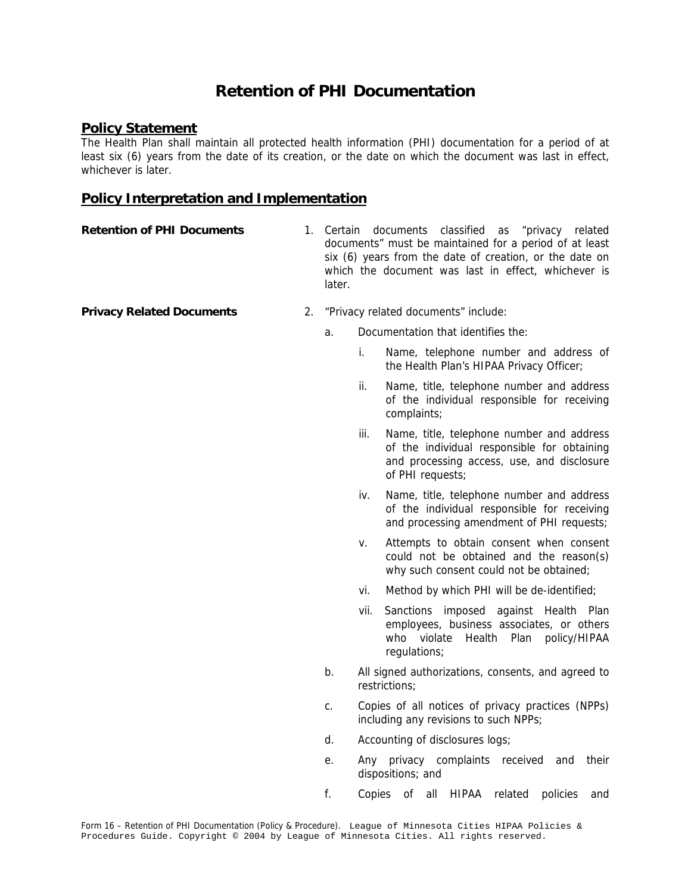# Retention of PHI Documentation

## Policy Statement

The Health Plan shall maintain all protected health information (PHI) documentation for a period of at least six (6) years from the date of its creation, or the date on which the document was last in effect, whichever is later.

## Policy Interpretation and Implementation

**Retention of PHI Documents**

1. Certain documents classified as "privacy related documents" must be maintained for a period of at least six (6) years from the date of creation, or the date on which the document was last in effect, whichever is later.

**Privacy Related Documents**

2. "Privacy related documents" include:

   a. Documentation that identifies the:

      i. Name, telephone number and address of the Health Plan's HIPAA Privacy Officer;

      ii. Name, title, telephone number and address of the individual responsible for receiving complaints;

      iii. Name, title, telephone number and address of the individual responsible for obtaining and processing access, use, and disclosure of PHI requests;

      iv. Name, title, telephone number and address of the individual responsible for receiving and processing amendment of PHI requests;

      v. Attempts to obtain consent when consent could not be obtained and the reason(s) why such consent could not be obtained;

      vi. Method by which PHI will be de-identified;

      vii. Sanctions imposed against Health Plan employees, business associates, or others who violate Health Plan policy/HIPAA regulations;

   b. All signed authorizations, consents, and agreed to restrictions;

   c. Copies of all notices of privacy practices (NPPs) including any revisions to such NPPs;

   d. Accounting of disclosures logs;

   e. Any privacy complaints received and their dispositions; and

   f. Copies of all HIPAA related policies and

Form 16 – Retention of PHI Documentation (Policy & Procedure). League of Minnesota Cities HIPAA Policies & Procedures Guide. Copyright © 2004 by League of Minnesota Cities. All rights reserved.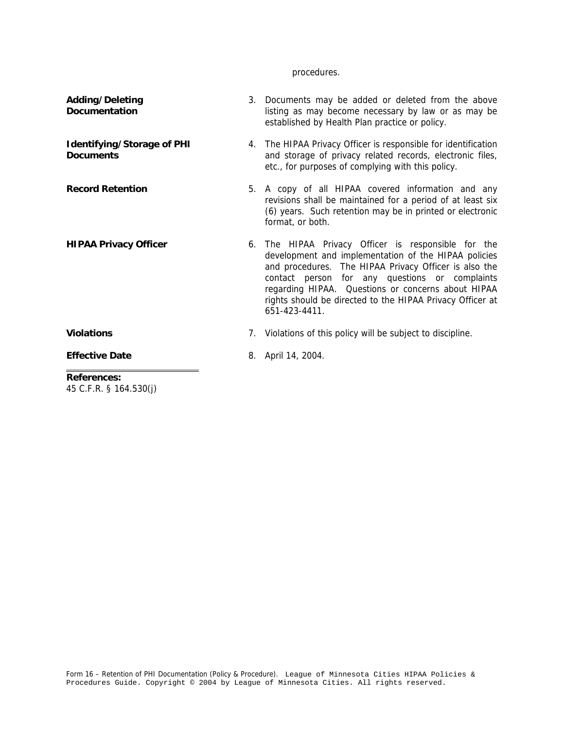procedures.

**Adding/Deleting Documentation**

3. Documents may be added or deleted from the above listing as may become necessary by law or as may be established by Health Plan practice or policy.

**Identifying/Storage of PHI Documents**

4. The HIPAA Privacy Officer is responsible for identification and storage of privacy related records, electronic files, etc., for purposes of complying with this policy.

**Record Retention**

5. A copy of all HIPAA covered information and any revisions shall be maintained for a period of at least six (6) years. Such retention may be in printed or electronic format, or both.

**HIPAA Privacy Officer**

6. The HIPAA Privacy Officer is responsible for the development and implementation of the HIPAA policies and procedures. The HIPAA Privacy Officer is also the contact person for any questions or complaints regarding HIPAA. Questions or concerns about HIPAA rights should be directed to the HIPAA Privacy Officer at 651-423-4411.

**Violations**

7. Violations of this policy will be subject to discipline.

**Effective Date**

8. April 14, 2004.

**References:**
45 C.F.R. § 164.530(j)

Form 16 – Retention of PHI Documentation (Policy & Procedure). League of Minnesota Cities HIPAA Policies & Procedures Guide. Copyright © 2004 by League of Minnesota Cities. All rights reserved.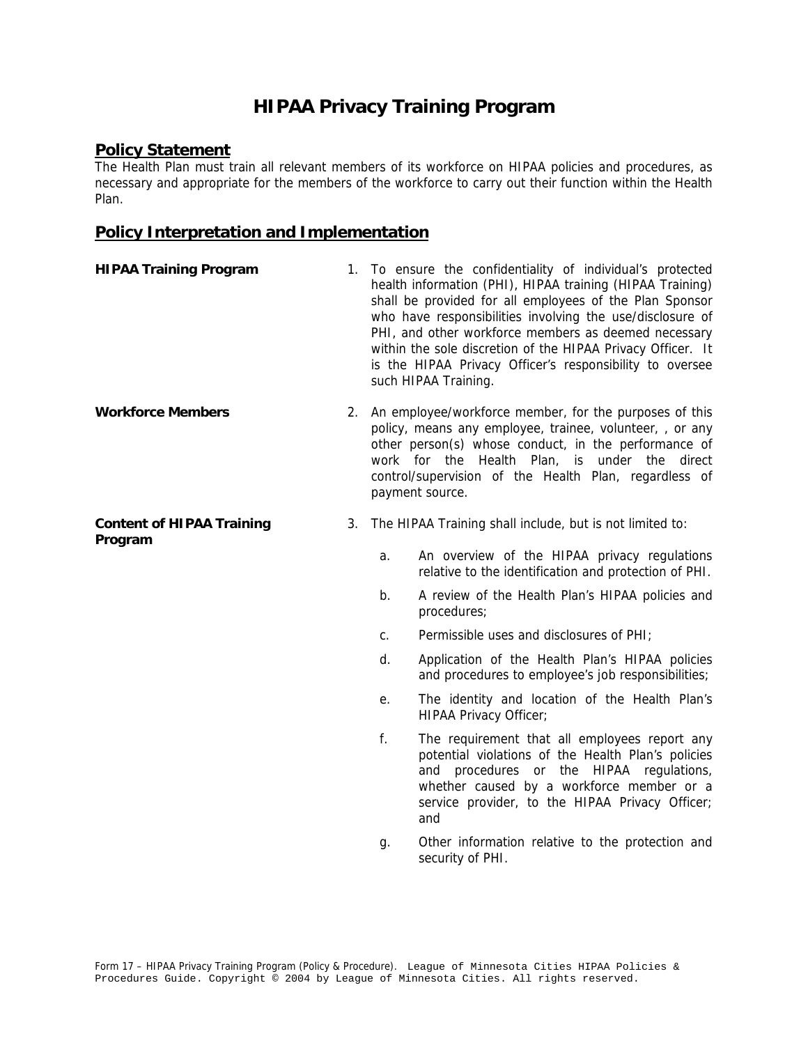# HIPAA Privacy Training Program

## Policy Statement

The Health Plan must train all relevant members of its workforce on HIPAA policies and procedures, as necessary and appropriate for the members of the workforce to carry out their function within the Health Plan.

## Policy Interpretation and Implementation

**HIPAA Training Program**

1. To ensure the confidentiality of individual's protected health information (PHI), HIPAA training (HIPAA Training) shall be provided for all employees of the Plan Sponsor who have responsibilities involving the use/disclosure of PHI, and other workforce members as deemed necessary within the sole discretion of the HIPAA Privacy Officer. It is the HIPAA Privacy Officer's responsibility to oversee such HIPAA Training.

**Workforce Members**

2. An employee/workforce member, for the purposes of this policy, means any employee, trainee, volunteer, , or any other person(s) whose conduct, in the performance of work for the Health Plan, is under the direct control/supervision of the Health Plan, regardless of payment source.

**Content of HIPAA Training Program**

3. The HIPAA Training shall include, but is not limited to:

   a. An overview of the HIPAA privacy regulations relative to the identification and protection of PHI.

   b. A review of the Health Plan's HIPAA policies and procedures;

   c. Permissible uses and disclosures of PHI;

   d. Application of the Health Plan's HIPAA policies and procedures to employee's job responsibilities;

   e. The identity and location of the Health Plan's HIPAA Privacy Officer;

   f. The requirement that all employees report any potential violations of the Health Plan's policies and procedures or the HIPAA regulations, whether caused by a workforce member or a service provider, to the HIPAA Privacy Officer; and

   g. Other information relative to the protection and security of PHI.

Form 17 – HIPAA Privacy Training Program (Policy & Procedure). League of Minnesota Cities HIPAA Policies & Procedures Guide. Copyright © 2004 by League of Minnesota Cities. All rights reserved.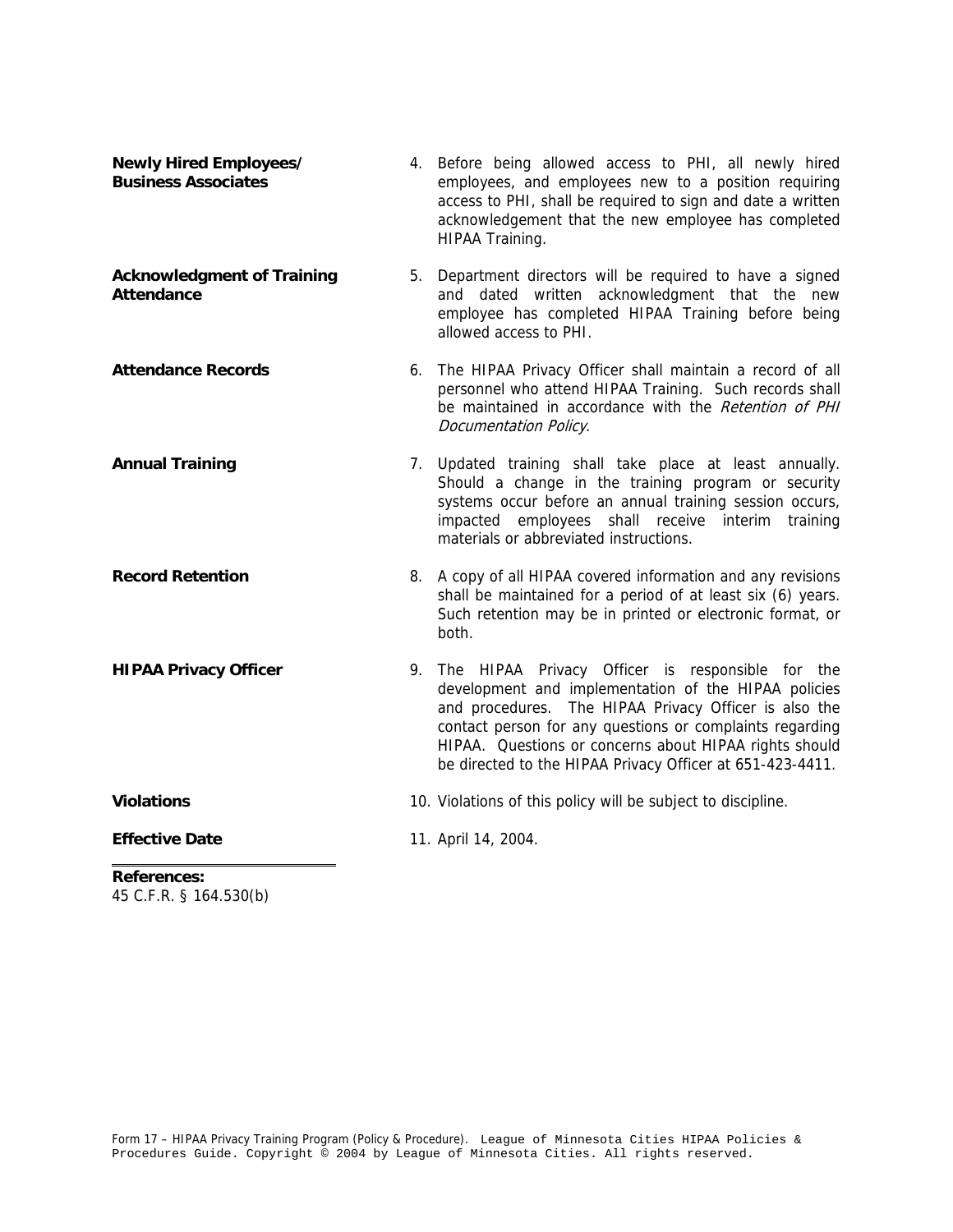**Newly Hired Employees/ Business Associates**

4. Before being allowed access to PHI, all newly hired employees, and employees new to a position requiring access to PHI, shall be required to sign and date a written acknowledgement that the new employee has completed HIPAA Training.

**Acknowledgment of Training Attendance**

5. Department directors will be required to have a signed and dated written acknowledgment that the new employee has completed HIPAA Training before being allowed access to PHI.

**Attendance Records**

6. The HIPAA Privacy Officer shall maintain a record of all personnel who attend HIPAA Training. Such records shall be maintained in accordance with the *Retention of PHI Documentation Policy*.

**Annual Training**

7. Updated training shall take place at least annually. Should a change in the training program or security systems occur before an annual training session occurs, impacted employees shall receive interim training materials or abbreviated instructions.

**Record Retention**

8. A copy of all HIPAA covered information and any revisions shall be maintained for a period of at least six (6) years. Such retention may be in printed or electronic format, or both.

**HIPAA Privacy Officer**

9. The HIPAA Privacy Officer is responsible for the development and implementation of the HIPAA policies and procedures. The HIPAA Privacy Officer is also the contact person for any questions or complaints regarding HIPAA. Questions or concerns about HIPAA rights should be directed to the HIPAA Privacy Officer at 651-423-4411.

**Violations**

10. Violations of this policy will be subject to discipline.

**Effective Date**

11. April 14, 2004.

**References:**
45 C.F.R. § 164.530(b)

Form 17 – HIPAA Privacy Training Program (Policy & Procedure). League of Minnesota Cities HIPAA Policies & Procedures Guide. Copyright © 2004 by League of Minnesota Cities. All rights reserved.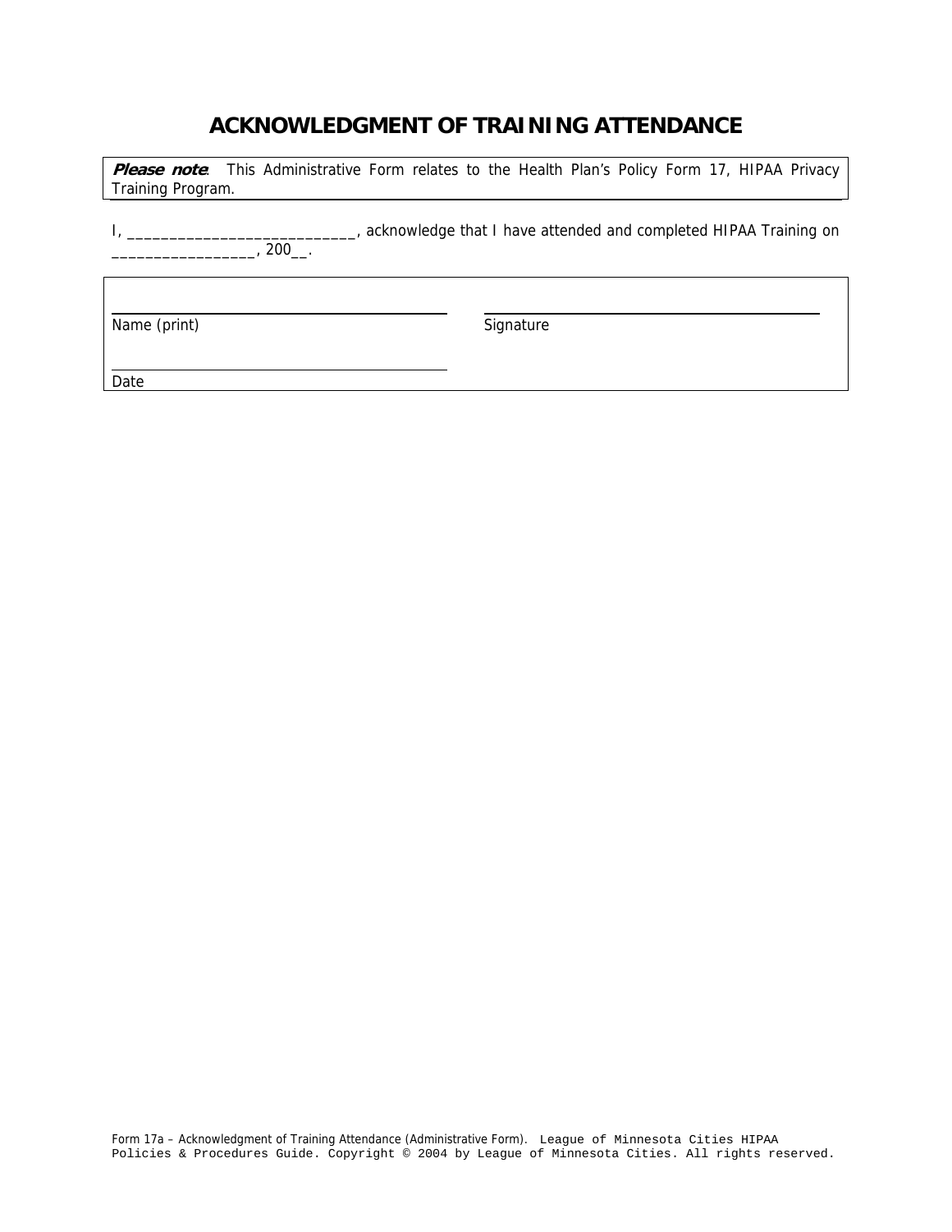# ACKNOWLEDGMENT OF TRAINING ATTENDANCE

***Please note***: This Administrative Form relates to the Health Plan's Policy Form 17, HIPAA Privacy Training Program.

I, ___________________________, acknowledge that I have attended and completed HIPAA Training on _________________, 200__.

| | |
|---|---|
| ______________________________ | ______________________________ |
| Name (print) | Signature |
| ______________________________ | |
| Date | |

Form 17a – Acknowledgment of Training Attendance (Administrative Form). League of Minnesota Cities HIPAA Policies & Procedures Guide. Copyright © 2004 by League of Minnesota Cities. All rights reserved.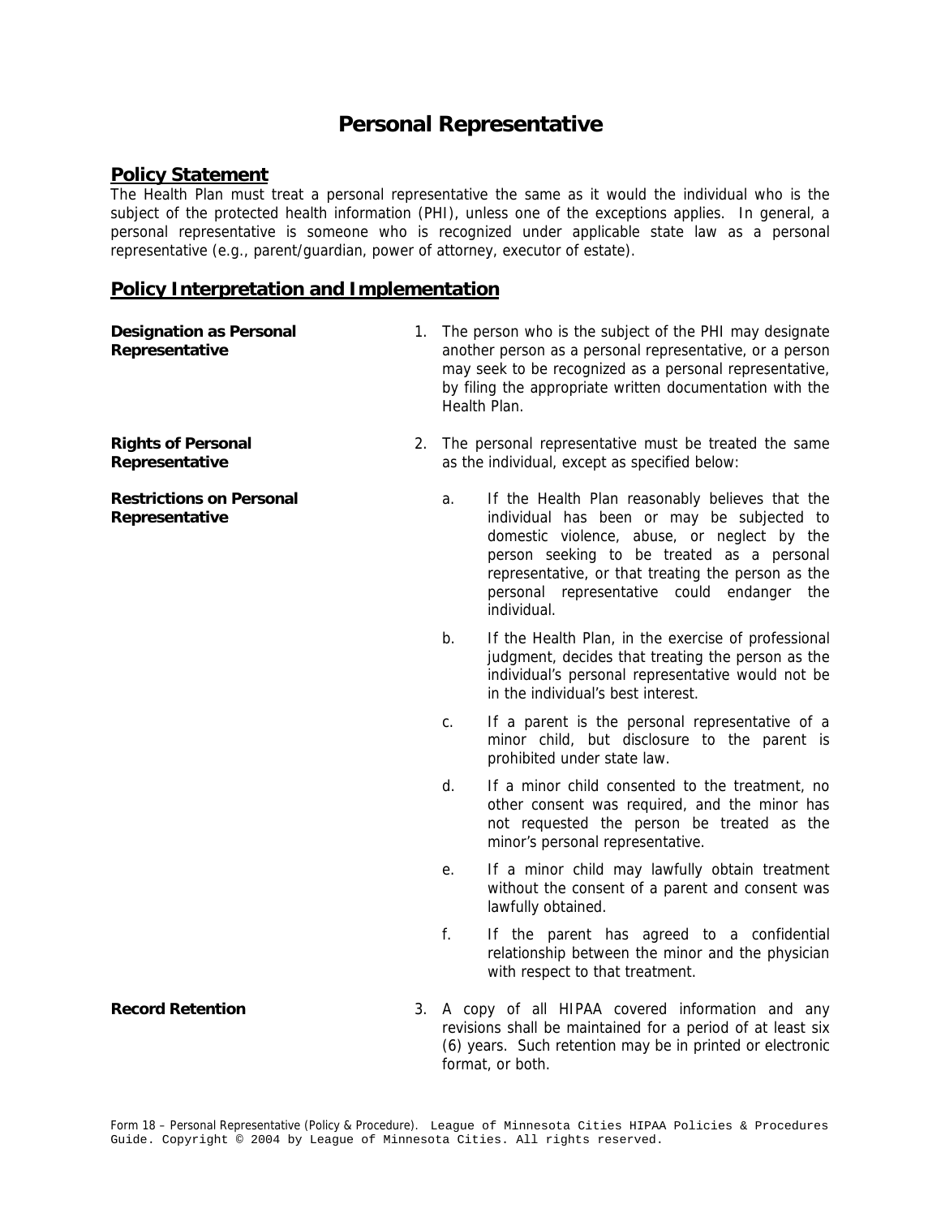# Personal Representative

## Policy Statement

The Health Plan must treat a personal representative the same as it would the individual who is the subject of the protected health information (PHI), unless one of the exceptions applies. In general, a personal representative is someone who is recognized under applicable state law as a personal representative (e.g., parent/guardian, power of attorney, executor of estate).

## Policy Interpretation and Implementation

**Designation as Personal Representative**

1. The person who is the subject of the PHI may designate another person as a personal representative, or a person may seek to be recognized as a personal representative, by filing the appropriate written documentation with the Health Plan.

**Rights of Personal Representative**

2. The personal representative must be treated the same as the individual, except as specified below:

**Restrictions on Personal Representative**

   a. If the Health Plan reasonably believes that the individual has been or may be subjected to domestic violence, abuse, or neglect by the person seeking to be treated as a personal representative, or that treating the person as the personal representative could endanger the individual.

   b. If the Health Plan, in the exercise of professional judgment, decides that treating the person as the individual's personal representative would not be in the individual's best interest.

   c. If a parent is the personal representative of a minor child, but disclosure to the parent is prohibited under state law.

   d. If a minor child consented to the treatment, no other consent was required, and the minor has not requested the person be treated as the minor's personal representative.

   e. If a minor child may lawfully obtain treatment without the consent of a parent and consent was lawfully obtained.

   f. If the parent has agreed to a confidential relationship between the minor and the physician with respect to that treatment.

**Record Retention**

3. A copy of all HIPAA covered information and any revisions shall be maintained for a period of at least six (6) years. Such retention may be in printed or electronic format, or both.

Form 18 – Personal Representative (Policy & Procedure). League of Minnesota Cities HIPAA Policies & Procedures Guide. Copyright © 2004 by League of Minnesota Cities. All rights reserved.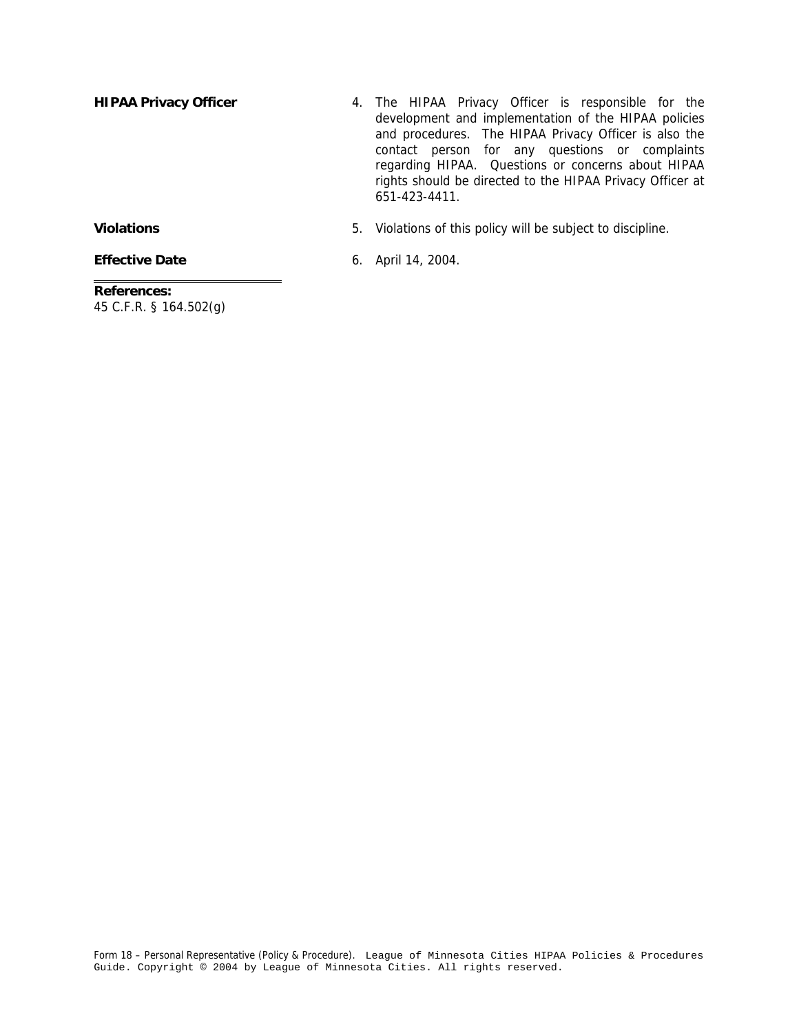**HIPAA Privacy Officer**

4. The HIPAA Privacy Officer is responsible for the development and implementation of the HIPAA policies and procedures. The HIPAA Privacy Officer is also the contact person for any questions or complaints regarding HIPAA. Questions or concerns about HIPAA rights should be directed to the HIPAA Privacy Officer at 651-423-4411.

**Violations**

5. Violations of this policy will be subject to discipline.

**Effective Date**

6. April 14, 2004.

---

**References:**
45 C.F.R. § 164.502(g)

Form 18 – Personal Representative (Policy & Procedure). League of Minnesota Cities HIPAA Policies & Procedures Guide. Copyright © 2004 by League of Minnesota Cities. All rights reserved.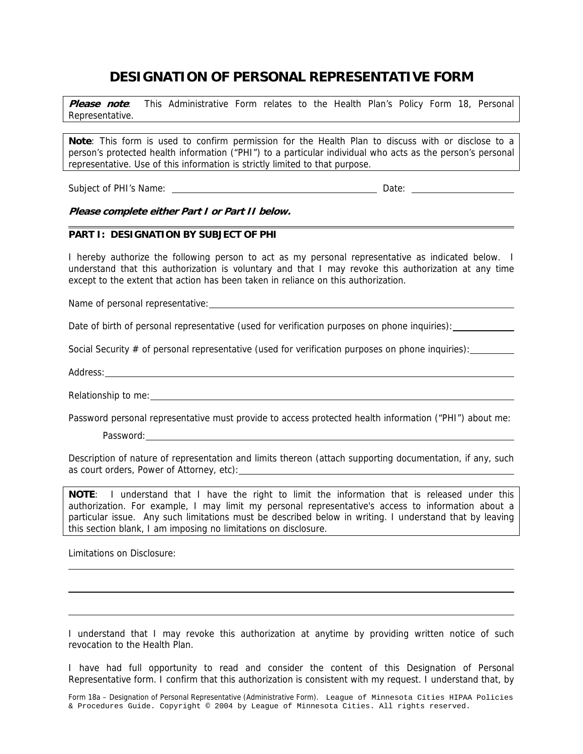# DESIGNATION OF PERSONAL REPRESENTATIVE FORM

***Please note***: This Administrative Form relates to the Health Plan's Policy Form 18, Personal Representative.

**Note**: This form is used to confirm permission for the Health Plan to discuss with or disclose to a person's protected health information ("PHI") to a particular individual who acts as the person's personal representative. Use of this information is strictly limited to that purpose.

Subject of PHI's Name: ______________________________ Date: ________________

***Please complete either Part I or Part II below.***

**PART I: DESIGNATION BY SUBJECT OF PHI**

I hereby authorize the following person to act as my personal representative as indicated below. I understand that this authorization is voluntary and that I may revoke this authorization at any time except to the extent that action has been taken in reliance on this authorization.

Name of personal representative: ______________________________

Date of birth of personal representative (used for verification purposes on phone inquiries): ____________

Social Security # of personal representative (used for verification purposes on phone inquiries): ________

Address: ______________________________

Relationship to me: ______________________________

Password personal representative must provide to access protected health information ("PHI") about me:

Password: ______________________________

Description of nature of representation and limits thereon (attach supporting documentation, if any, such as court orders, Power of Attorney, etc): ______________________________

**NOTE**: I understand that I have the right to limit the information that is released under this authorization. For example, I may limit my personal representative's access to information about a particular issue. Any such limitations must be described below in writing. I understand that by leaving this section blank, I am imposing no limitations on disclosure.

Limitations on Disclosure:

______________________________

______________________________

______________________________

I understand that I may revoke this authorization at anytime by providing written notice of such revocation to the Health Plan.

I have had full opportunity to read and consider the content of this Designation of Personal Representative form. I confirm that this authorization is consistent with my request. I understand that, by

Form 18a – Designation of Personal Representative (Administrative Form). League of Minnesota Cities HIPAA Policies & Procedures Guide. Copyright © 2004 by League of Minnesota Cities. All rights reserved.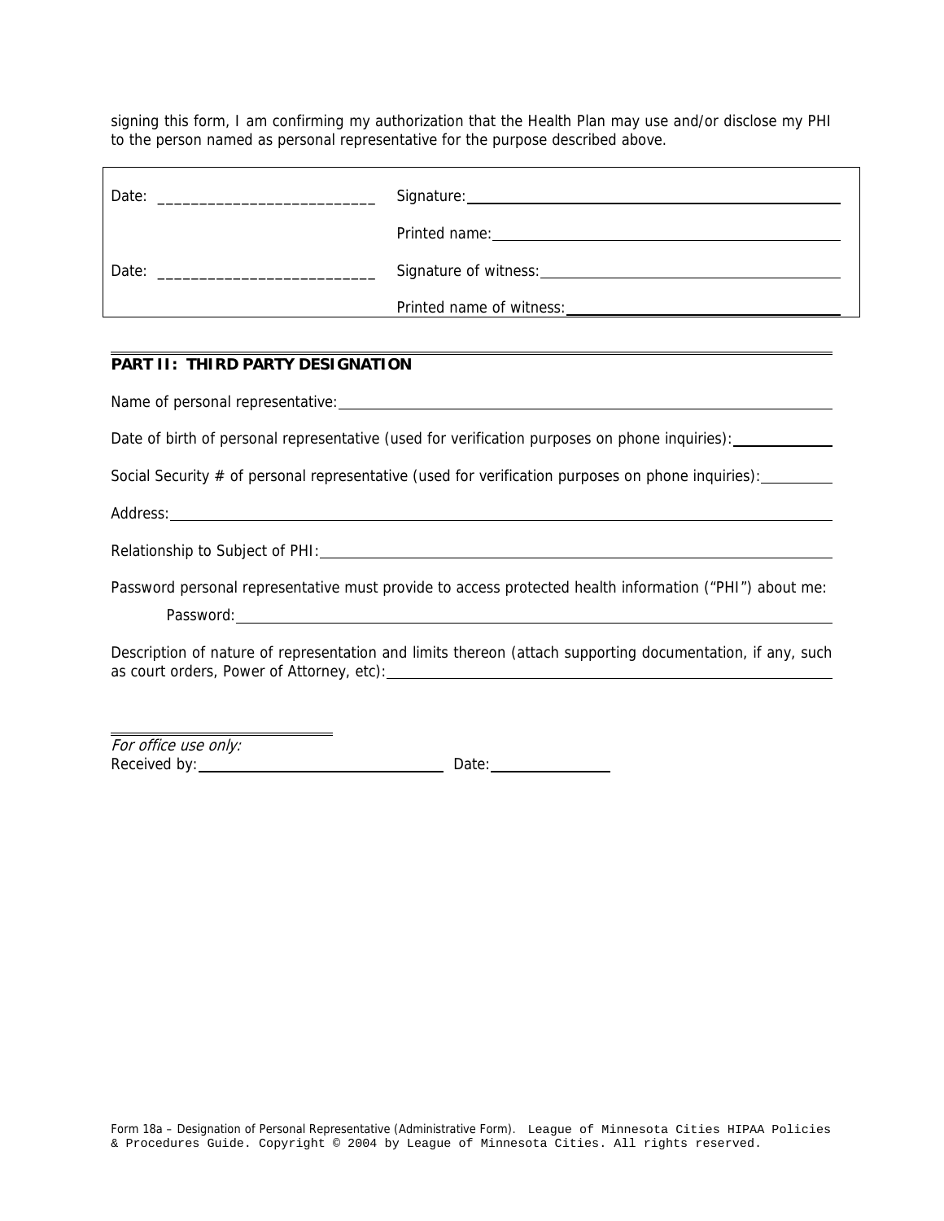signing this form, I am confirming my authorization that the Health Plan may use and/or disclose my PHI to the person named as personal representative for the purpose described above.

| | |
|---|---|
| Date: ___________________________ | Signature: ___________________________ |
| | Printed name: ___________________________ |
| Date: ___________________________ | Signature of witness: ___________________________ |
| | Printed name of witness: ___________________________ |

## PART II: THIRD PARTY DESIGNATION

Name of personal representative: ___________________________

Date of birth of personal representative (used for verification purposes on phone inquiries): ____________

Social Security # of personal representative (used for verification purposes on phone inquiries): _________

Address: ___________________________

Relationship to Subject of PHI: ___________________________

Password personal representative must provide to access protected health information ("PHI") about me:

Password: ___________________________

Description of nature of representation and limits thereon (attach supporting documentation, if any, such as court orders, Power of Attorney, etc): ___________________________

*For office use only:*
Received by: ___________________________ Date: _______________

Form 18a – Designation of Personal Representative (Administrative Form). League of Minnesota Cities HIPAA Policies & Procedures Guide. Copyright © 2004 by League of Minnesota Cities. All rights reserved.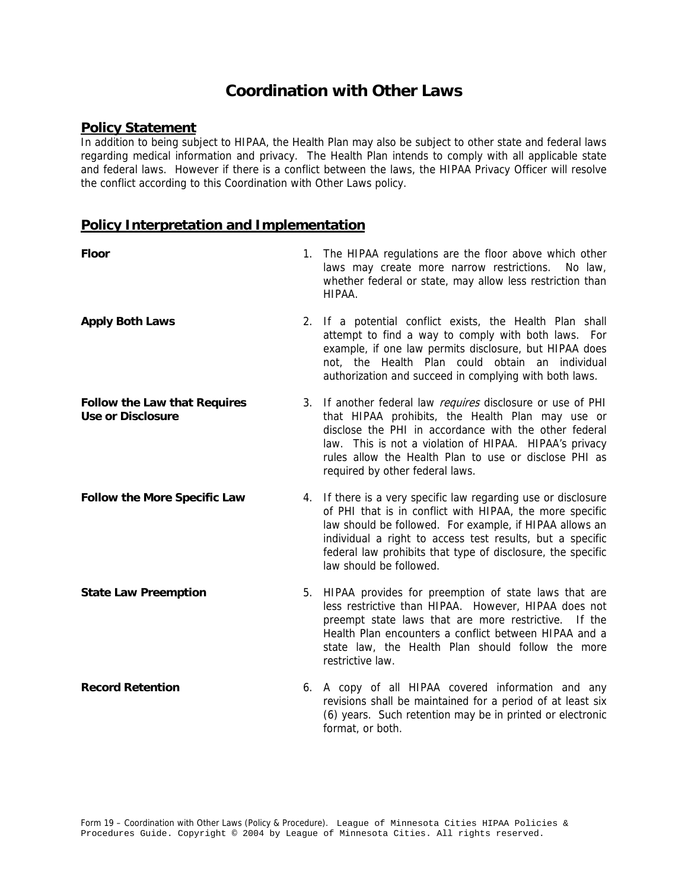# Coordination with Other Laws

## Policy Statement

In addition to being subject to HIPAA, the Health Plan may also be subject to other state and federal laws regarding medical information and privacy. The Health Plan intends to comply with all applicable state and federal laws. However if there is a conflict between the laws, the HIPAA Privacy Officer will resolve the conflict according to this Coordination with Other Laws policy.

## Policy Interpretation and Implementation

**Floor**

1. The HIPAA regulations are the floor above which other laws may create more narrow restrictions. No law, whether federal or state, may allow less restriction than HIPAA.

**Apply Both Laws**

2. If a potential conflict exists, the Health Plan shall attempt to find a way to comply with both laws. For example, if one law permits disclosure, but HIPAA does not, the Health Plan could obtain an individual authorization and succeed in complying with both laws.

**Follow the Law that Requires Use or Disclosure**

3. If another federal law *requires* disclosure or use of PHI that HIPAA prohibits, the Health Plan may use or disclose the PHI in accordance with the other federal law. This is not a violation of HIPAA. HIPAA's privacy rules allow the Health Plan to use or disclose PHI as required by other federal laws.

**Follow the More Specific Law**

4. If there is a very specific law regarding use or disclosure of PHI that is in conflict with HIPAA, the more specific law should be followed. For example, if HIPAA allows an individual a right to access test results, but a specific federal law prohibits that type of disclosure, the specific law should be followed.

**State Law Preemption**

5. HIPAA provides for preemption of state laws that are less restrictive than HIPAA. However, HIPAA does not preempt state laws that are more restrictive. If the Health Plan encounters a conflict between HIPAA and a state law, the Health Plan should follow the more restrictive law.

**Record Retention**

6. A copy of all HIPAA covered information and any revisions shall be maintained for a period of at least six (6) years. Such retention may be in printed or electronic format, or both.

Form 19 – Coordination with Other Laws (Policy & Procedure). League of Minnesota Cities HIPAA Policies & Procedures Guide. Copyright © 2004 by League of Minnesota Cities. All rights reserved.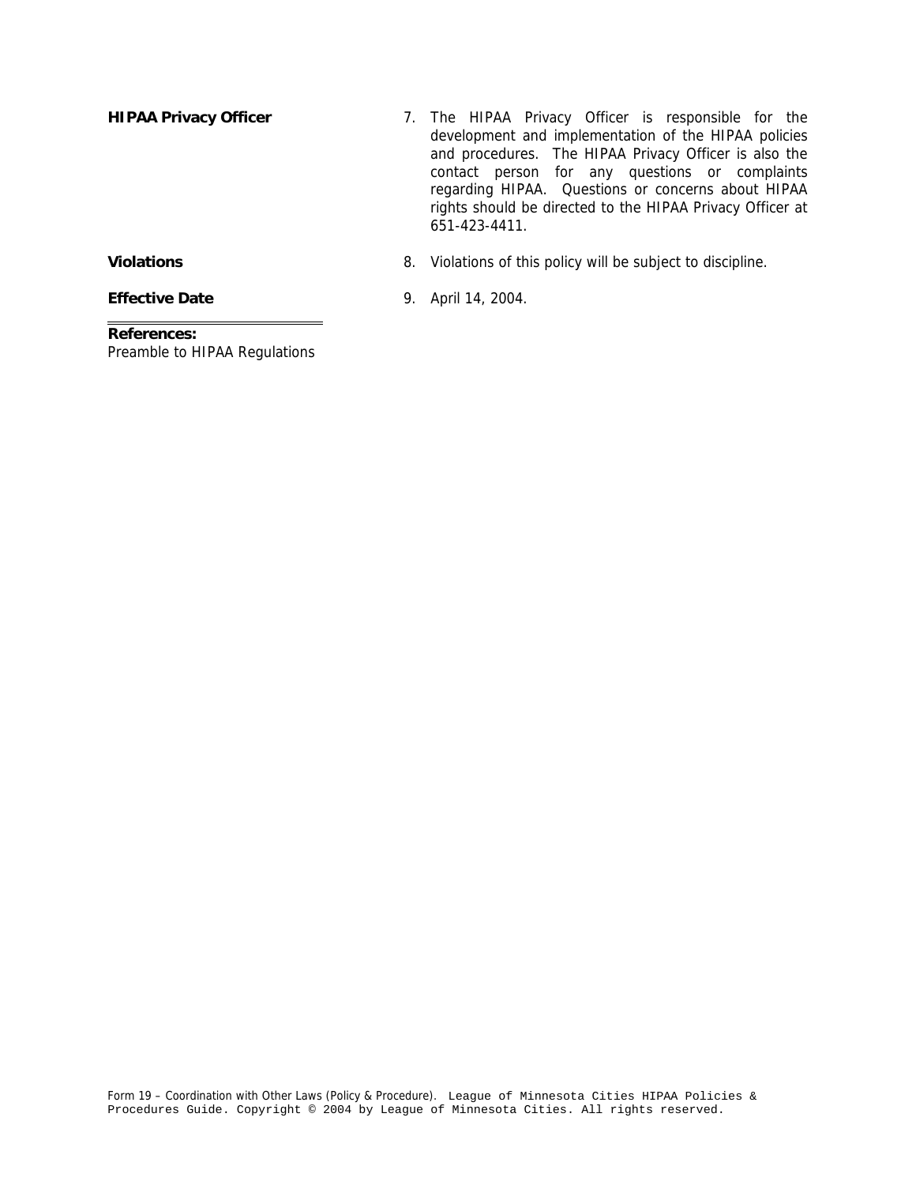**HIPAA Privacy Officer**

7. The HIPAA Privacy Officer is responsible for the development and implementation of the HIPAA policies and procedures. The HIPAA Privacy Officer is also the contact person for any questions or complaints regarding HIPAA. Questions or concerns about HIPAA rights should be directed to the HIPAA Privacy Officer at 651-423-4411.

**Violations**

8. Violations of this policy will be subject to discipline.

**Effective Date**

9. April 14, 2004.

---

**References:**
Preamble to HIPAA Regulations

Form 19 – Coordination with Other Laws (Policy & Procedure). League of Minnesota Cities HIPAA Policies & Procedures Guide. Copyright © 2004 by League of Minnesota Cities. All rights reserved.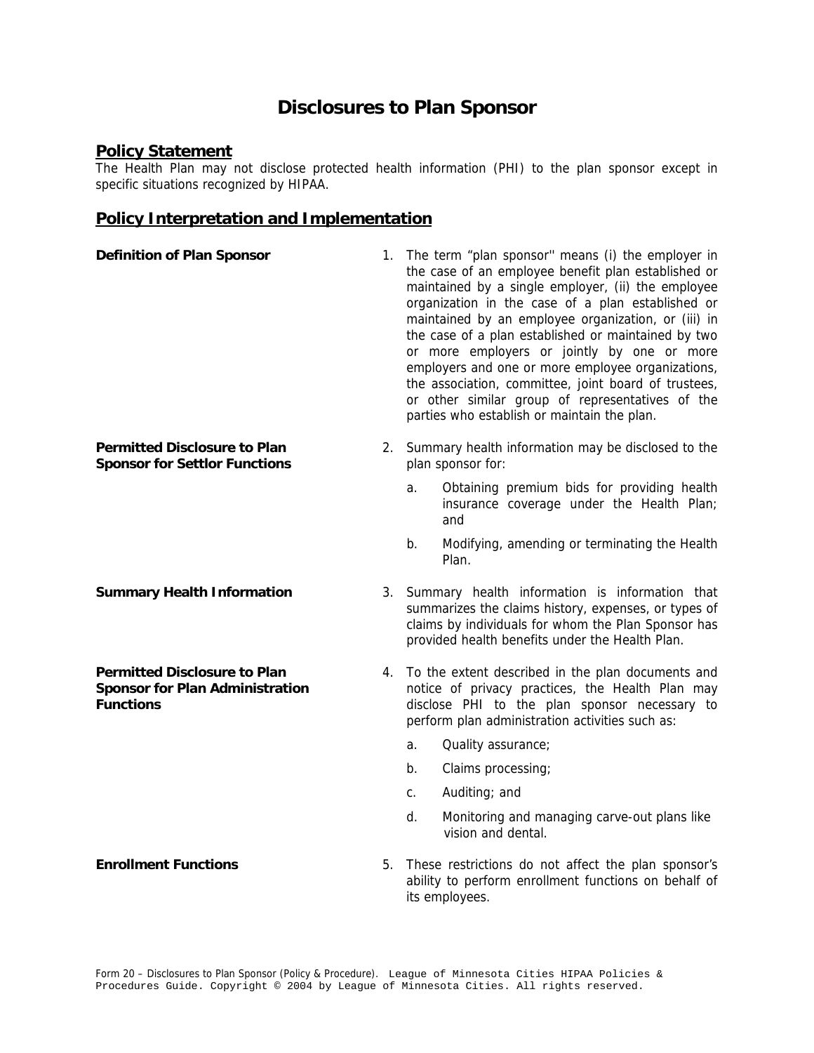# Disclosures to Plan Sponsor

## Policy Statement

The Health Plan may not disclose protected health information (PHI) to the plan sponsor except in specific situations recognized by HIPAA.

## Policy Interpretation and Implementation

**Definition of Plan Sponsor**

1. The term "plan sponsor'' means (i) the employer in the case of an employee benefit plan established or maintained by a single employer, (ii) the employee organization in the case of a plan established or maintained by an employee organization, or (iii) in the case of a plan established or maintained by two or more employers or jointly by one or more employers and one or more employee organizations, the association, committee, joint board of trustees, or other similar group of representatives of the parties who establish or maintain the plan.

**Permitted Disclosure to Plan Sponsor for Settlor Functions**

2. Summary health information may be disclosed to the plan sponsor for:
   a. Obtaining premium bids for providing health insurance coverage under the Health Plan; and
   b. Modifying, amending or terminating the Health Plan.

**Summary Health Information**

3. Summary health information is information that summarizes the claims history, expenses, or types of claims by individuals for whom the Plan Sponsor has provided health benefits under the Health Plan.

**Permitted Disclosure to Plan Sponsor for Plan Administration Functions**

4. To the extent described in the plan documents and notice of privacy practices, the Health Plan may disclose PHI to the plan sponsor necessary to perform plan administration activities such as:
   a. Quality assurance;
   b. Claims processing;
   c. Auditing; and
   d. Monitoring and managing carve-out plans like vision and dental.

**Enrollment Functions**

5. These restrictions do not affect the plan sponsor's ability to perform enrollment functions on behalf of its employees.

Form 20 – Disclosures to Plan Sponsor (Policy & Procedure). League of Minnesota Cities HIPAA Policies & Procedures Guide. Copyright © 2004 by League of Minnesota Cities. All rights reserved.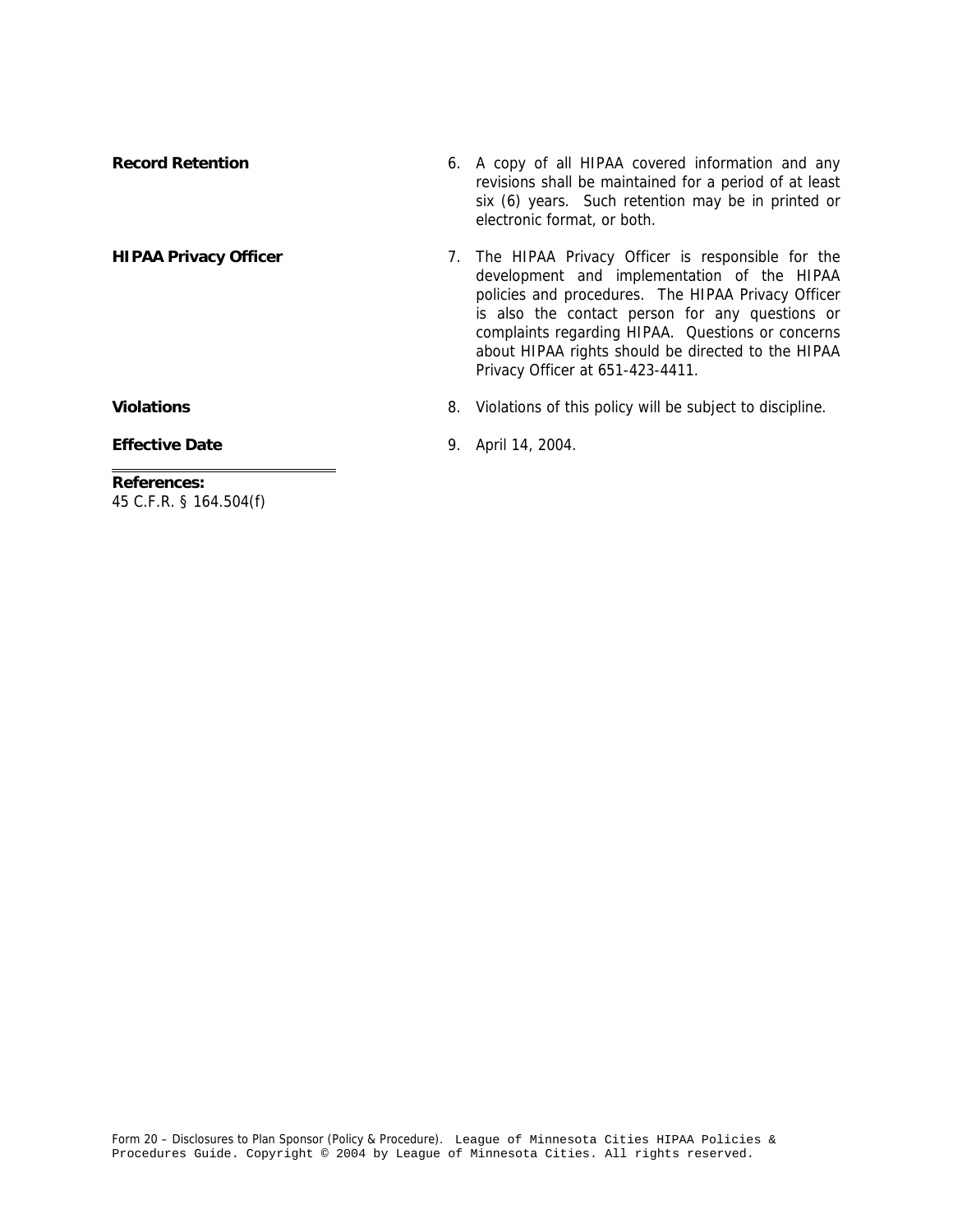**Record Retention**

6. A copy of all HIPAA covered information and any revisions shall be maintained for a period of at least six (6) years. Such retention may be in printed or electronic format, or both.

**HIPAA Privacy Officer**

7. The HIPAA Privacy Officer is responsible for the development and implementation of the HIPAA policies and procedures. The HIPAA Privacy Officer is also the contact person for any questions or complaints regarding HIPAA. Questions or concerns about HIPAA rights should be directed to the HIPAA Privacy Officer at 651-423-4411.

**Violations**

8. Violations of this policy will be subject to discipline.

**Effective Date**

9. April 14, 2004.

**References:**
45 C.F.R. § 164.504(f)

Form 20 – Disclosures to Plan Sponsor (Policy & Procedure). League of Minnesota Cities HIPAA Policies & Procedures Guide. Copyright © 2004 by League of Minnesota Cities. All rights reserved.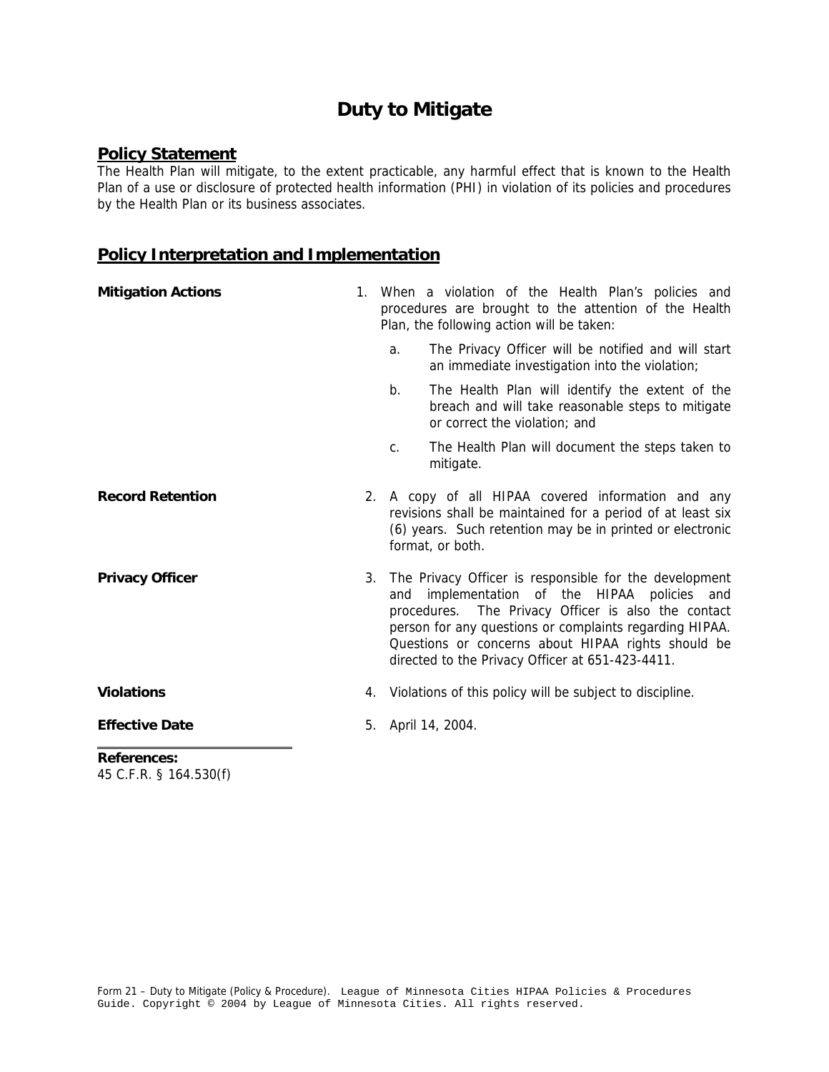# Duty to Mitigate

## Policy Statement

The Health Plan will mitigate, to the extent practicable, any harmful effect that is known to the Health Plan of a use or disclosure of protected health information (PHI) in violation of its policies and procedures by the Health Plan or its business associates.

## Policy Interpretation and Implementation

**Mitigation Actions**

1. When a violation of the Health Plan's policies and procedures are brought to the attention of the Health Plan, the following action will be taken:
   a. The Privacy Officer will be notified and will start an immediate investigation into the violation;
   b. The Health Plan will identify the extent of the breach and will take reasonable steps to mitigate or correct the violation; and
   c. The Health Plan will document the steps taken to mitigate.

**Record Retention**

2. A copy of all HIPAA covered information and any revisions shall be maintained for a period of at least six (6) years. Such retention may be in printed or electronic format, or both.

**Privacy Officer**

3. The Privacy Officer is responsible for the development and implementation of the HIPAA policies and procedures. The Privacy Officer is also the contact person for any questions or complaints regarding HIPAA. Questions or concerns about HIPAA rights should be directed to the Privacy Officer at 651-423-4411.

**Violations**

4. Violations of this policy will be subject to discipline.

**Effective Date**

5. April 14, 2004.

**References:**
45 C.F.R. § 164.530(f)

Form 21 – Duty to Mitigate (Policy & Procedure). League of Minnesota Cities HIPAA Policies & Procedures Guide. Copyright © 2004 by League of Minnesota Cities. All rights reserved.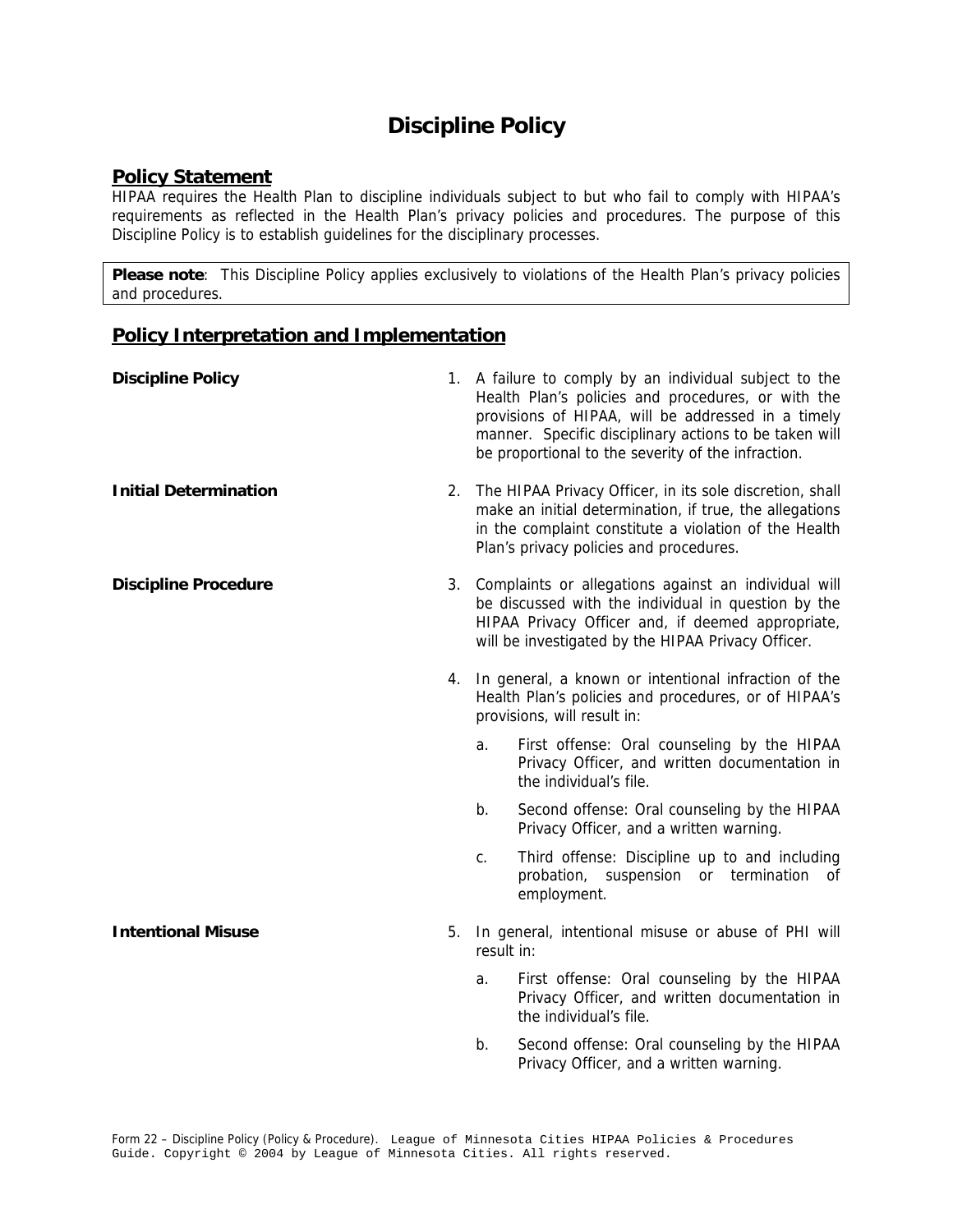# Discipline Policy

## Policy Statement

HIPAA requires the Health Plan to discipline individuals subject to but who fail to comply with HIPAA's requirements as reflected in the Health Plan's privacy policies and procedures. The purpose of this Discipline Policy is to establish guidelines for the disciplinary processes.

**Please note**: This Discipline Policy applies exclusively to violations of the Health Plan's privacy policies and procedures.

## Policy Interpretation and Implementation

**Discipline Policy**

1. A failure to comply by an individual subject to the Health Plan's policies and procedures, or with the provisions of HIPAA, will be addressed in a timely manner. Specific disciplinary actions to be taken will be proportional to the severity of the infraction.

**Initial Determination**

2. The HIPAA Privacy Officer, in its sole discretion, shall make an initial determination, if true, the allegations in the complaint constitute a violation of the Health Plan's privacy policies and procedures.

**Discipline Procedure**

3. Complaints or allegations against an individual will be discussed with the individual in question by the HIPAA Privacy Officer and, if deemed appropriate, will be investigated by the HIPAA Privacy Officer.

4. In general, a known or intentional infraction of the Health Plan's policies and procedures, or of HIPAA's provisions, will result in:

   a. First offense: Oral counseling by the HIPAA Privacy Officer, and written documentation in the individual's file.

   b. Second offense: Oral counseling by the HIPAA Privacy Officer, and a written warning.

   c. Third offense: Discipline up to and including probation, suspension or termination of employment.

**Intentional Misuse**

5. In general, intentional misuse or abuse of PHI will result in:

   a. First offense: Oral counseling by the HIPAA Privacy Officer, and written documentation in the individual's file.

   b. Second offense: Oral counseling by the HIPAA Privacy Officer, and a written warning.

Form 22 – Discipline Policy (Policy & Procedure). League of Minnesota Cities HIPAA Policies & Procedures Guide. Copyright © 2004 by League of Minnesota Cities. All rights reserved.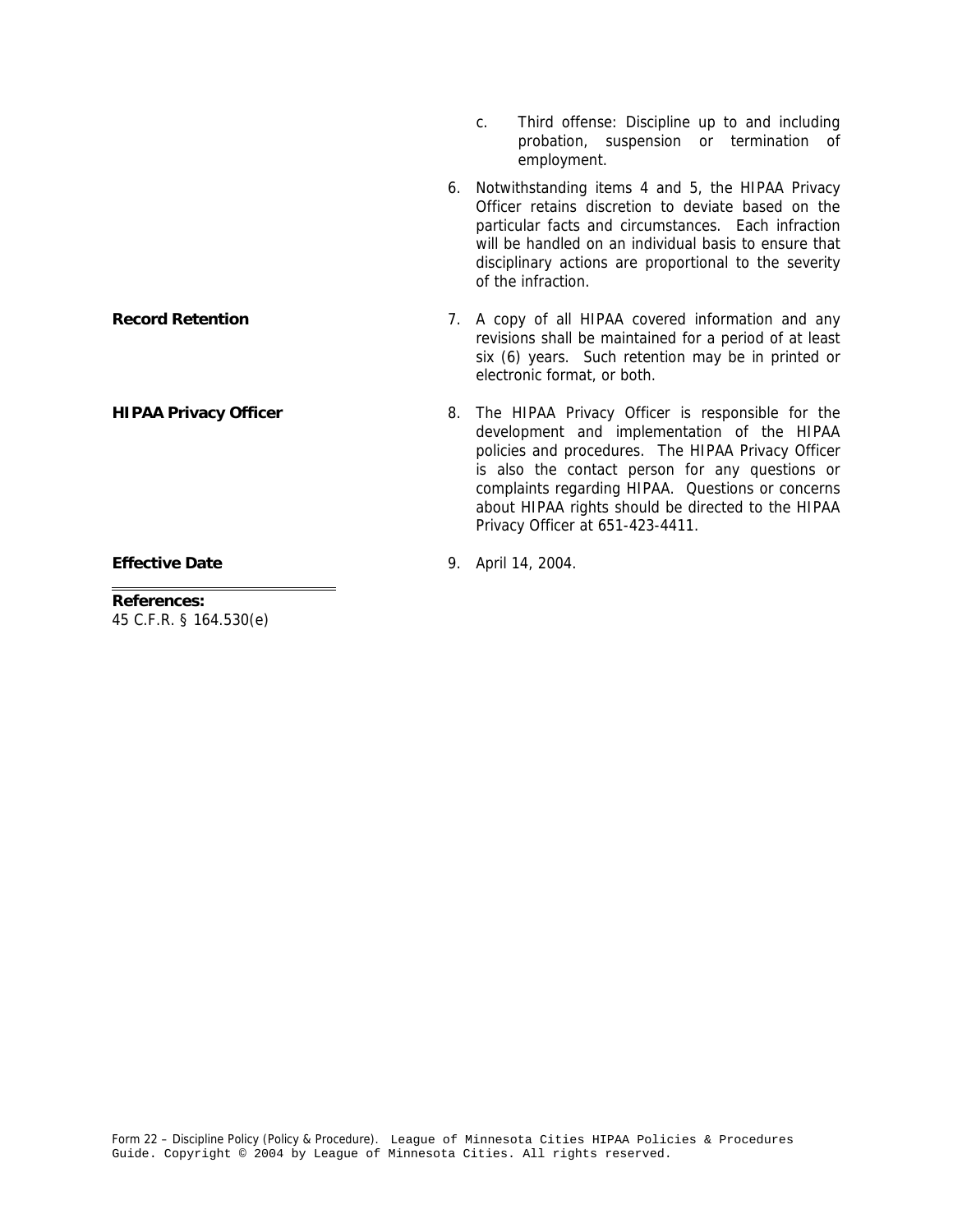c. Third offense: Discipline up to and including probation, suspension or termination of employment.

6. Notwithstanding items 4 and 5, the HIPAA Privacy Officer retains discretion to deviate based on the particular facts and circumstances. Each infraction will be handled on an individual basis to ensure that disciplinary actions are proportional to the severity of the infraction.

**Record Retention**

7. A copy of all HIPAA covered information and any revisions shall be maintained for a period of at least six (6) years. Such retention may be in printed or electronic format, or both.

**HIPAA Privacy Officer**

8. The HIPAA Privacy Officer is responsible for the development and implementation of the HIPAA policies and procedures. The HIPAA Privacy Officer is also the contact person for any questions or complaints regarding HIPAA. Questions or concerns about HIPAA rights should be directed to the HIPAA Privacy Officer at 651-423-4411.

**Effective Date**

9. April 14, 2004.

**References:**
45 C.F.R. § 164.530(e)

Form 22 – Discipline Policy (Policy & Procedure). League of Minnesota Cities HIPAA Policies & Procedures Guide. Copyright © 2004 by League of Minnesota Cities. All rights reserved.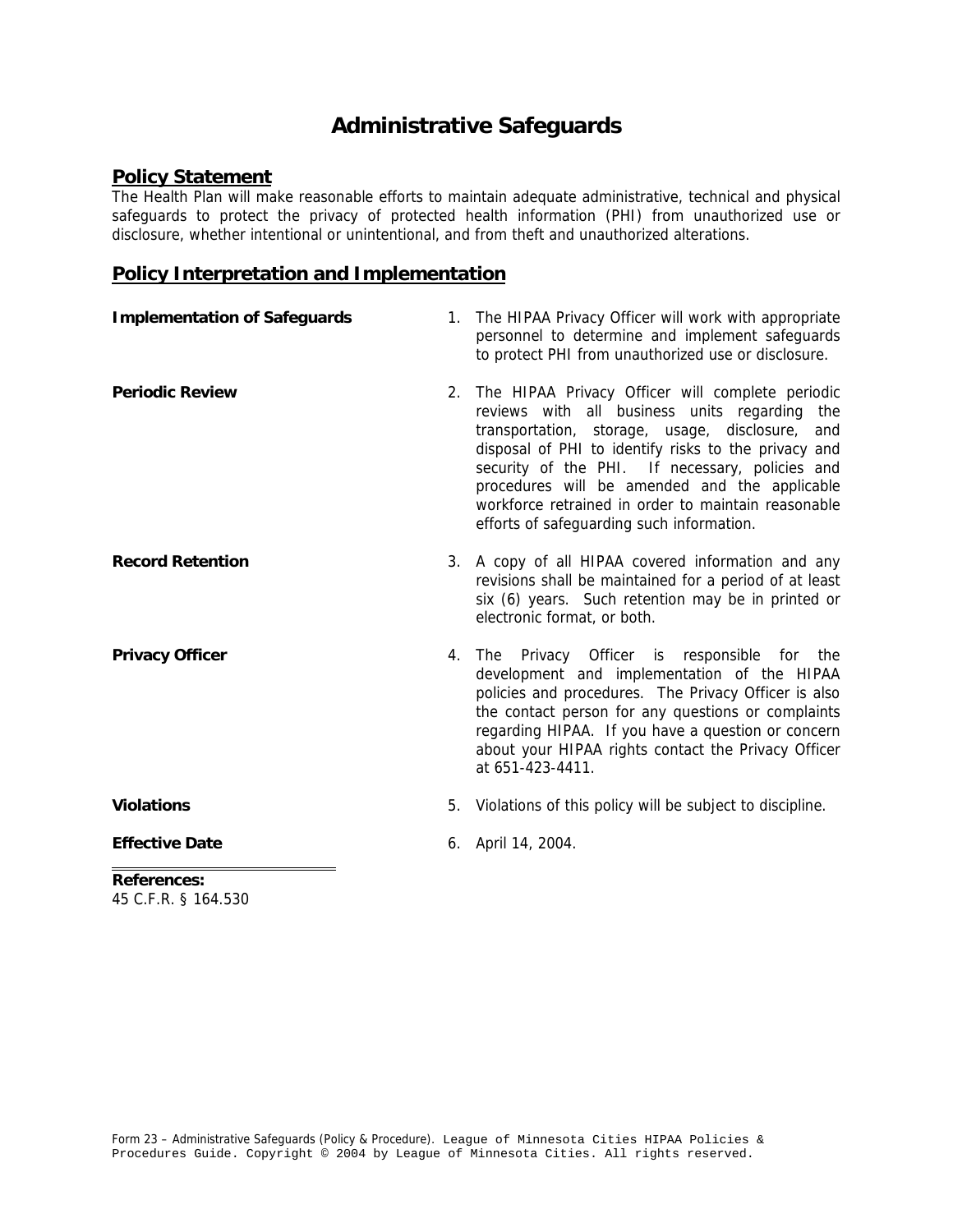# Administrative Safeguards

## Policy Statement

The Health Plan will make reasonable efforts to maintain adequate administrative, technical and physical safeguards to protect the privacy of protected health information (PHI) from unauthorized use or disclosure, whether intentional or unintentional, and from theft and unauthorized alterations.

## Policy Interpretation and Implementation

**Implementation of Safeguards**

1. The HIPAA Privacy Officer will work with appropriate personnel to determine and implement safeguards to protect PHI from unauthorized use or disclosure.

**Periodic Review**

2. The HIPAA Privacy Officer will complete periodic reviews with all business units regarding the transportation, storage, usage, disclosure, and disposal of PHI to identify risks to the privacy and security of the PHI. If necessary, policies and procedures will be amended and the applicable workforce retrained in order to maintain reasonable efforts of safeguarding such information.

**Record Retention**

3. A copy of all HIPAA covered information and any revisions shall be maintained for a period of at least six (6) years. Such retention may be in printed or electronic format, or both.

**Privacy Officer**

4. The Privacy Officer is responsible for the development and implementation of the HIPAA policies and procedures. The Privacy Officer is also the contact person for any questions or complaints regarding HIPAA. If you have a question or concern about your HIPAA rights contact the Privacy Officer at 651-423-4411.

**Violations**

5. Violations of this policy will be subject to discipline.

**Effective Date**

6. April 14, 2004.

---

**References:**
45 C.F.R. § 164.530

Form 23 – Administrative Safeguards (Policy & Procedure). League of Minnesota Cities HIPAA Policies & Procedures Guide. Copyright © 2004 by League of Minnesota Cities. All rights reserved.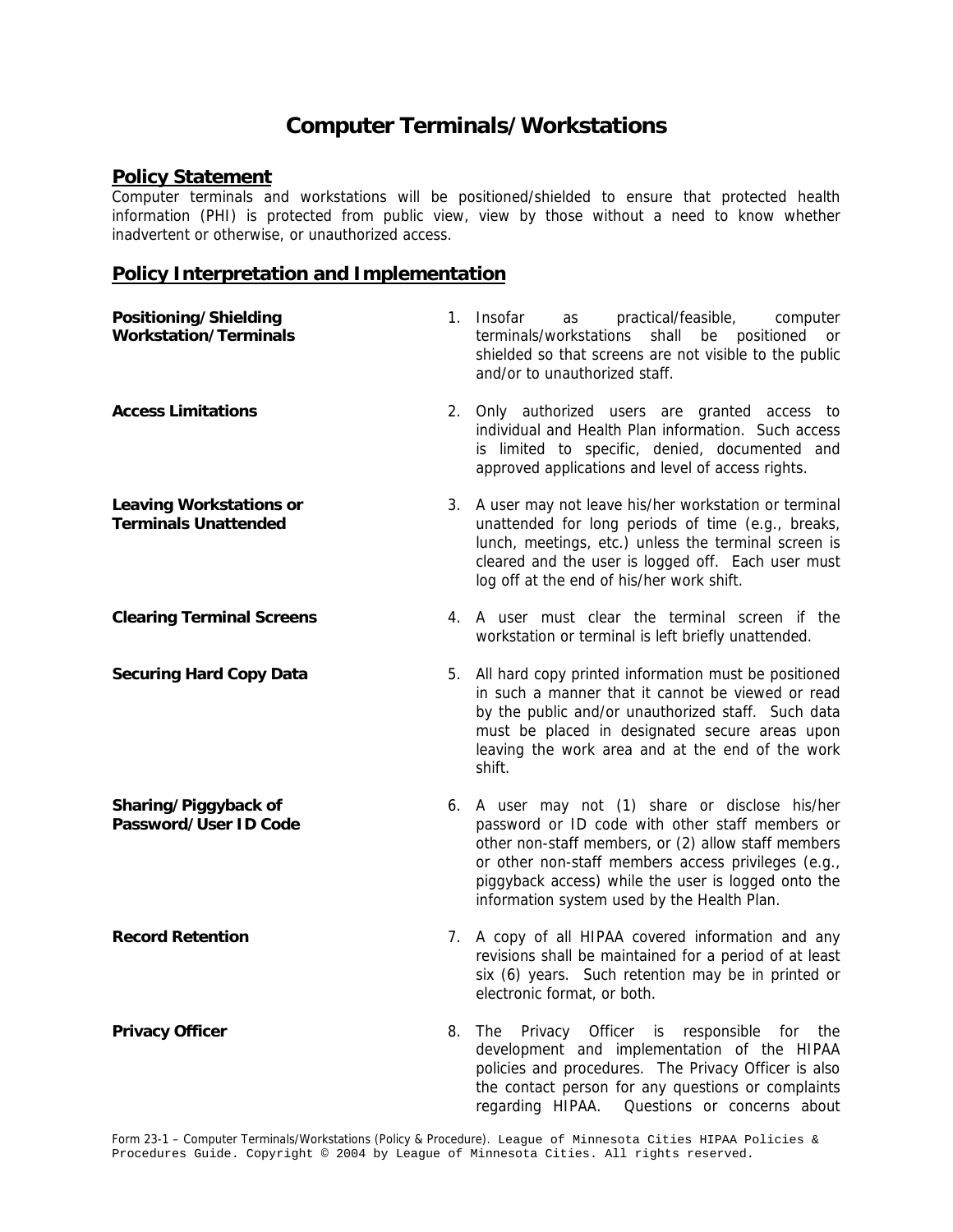# Computer Terminals/Workstations

## Policy Statement

Computer terminals and workstations will be positioned/shielded to ensure that protected health information (PHI) is protected from public view, view by those without a need to know whether inadvertent or otherwise, or unauthorized access.

## Policy Interpretation and Implementation

**Positioning/Shielding Workstation/Terminals**

1. Insofar as practical/feasible, computer terminals/workstations shall be positioned or shielded so that screens are not visible to the public and/or to unauthorized staff.

**Access Limitations**

2. Only authorized users are granted access to individual and Health Plan information. Such access is limited to specific, denied, documented and approved applications and level of access rights.

**Leaving Workstations or Terminals Unattended**

3. A user may not leave his/her workstation or terminal unattended for long periods of time (e.g., breaks, lunch, meetings, etc.) unless the terminal screen is cleared and the user is logged off. Each user must log off at the end of his/her work shift.

**Clearing Terminal Screens**

4. A user must clear the terminal screen if the workstation or terminal is left briefly unattended.

**Securing Hard Copy Data**

5. All hard copy printed information must be positioned in such a manner that it cannot be viewed or read by the public and/or unauthorized staff. Such data must be placed in designated secure areas upon leaving the work area and at the end of the work shift.

**Sharing/Piggyback of Password/User ID Code**

6. A user may not (1) share or disclose his/her password or ID code with other staff members or other non-staff members, or (2) allow staff members or other non-staff members access privileges (e.g., piggyback access) while the user is logged onto the information system used by the Health Plan.

**Record Retention**

7. A copy of all HIPAA covered information and any revisions shall be maintained for a period of at least six (6) years. Such retention may be in printed or electronic format, or both.

**Privacy Officer**

8. The Privacy Officer is responsible for the development and implementation of the HIPAA policies and procedures. The Privacy Officer is also the contact person for any questions or complaints regarding HIPAA. Questions or concerns about

Form 23-1 – Computer Terminals/Workstations (Policy & Procedure). League of Minnesota Cities HIPAA Policies & Procedures Guide. Copyright © 2004 by League of Minnesota Cities. All rights reserved.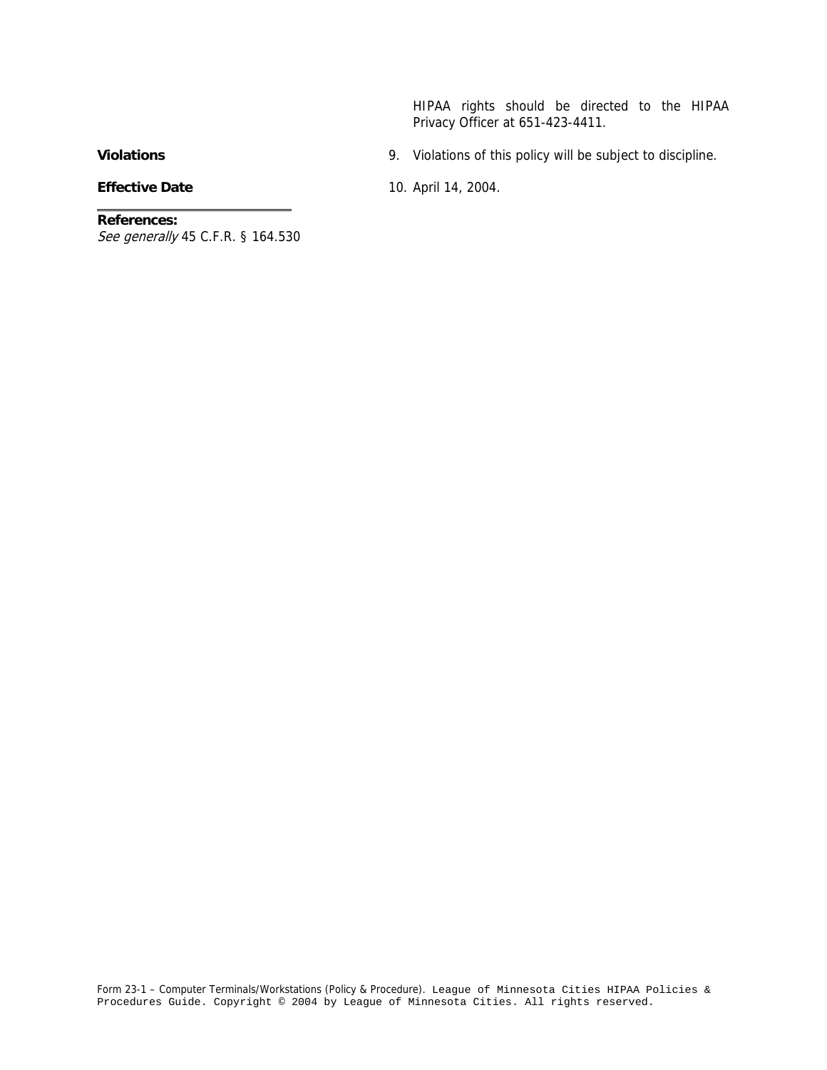HIPAA rights should be directed to the HIPAA Privacy Officer at 651-423-4411.

**Violations**

9. Violations of this policy will be subject to discipline.

**Effective Date**

10. April 14, 2004.

**References:**
*See generally* 45 C.F.R. § 164.530

Form 23-1 – Computer Terminals/Workstations (Policy & Procedure). League of Minnesota Cities HIPAA Policies & Procedures Guide. Copyright © 2004 by League of Minnesota Cities. All rights reserved.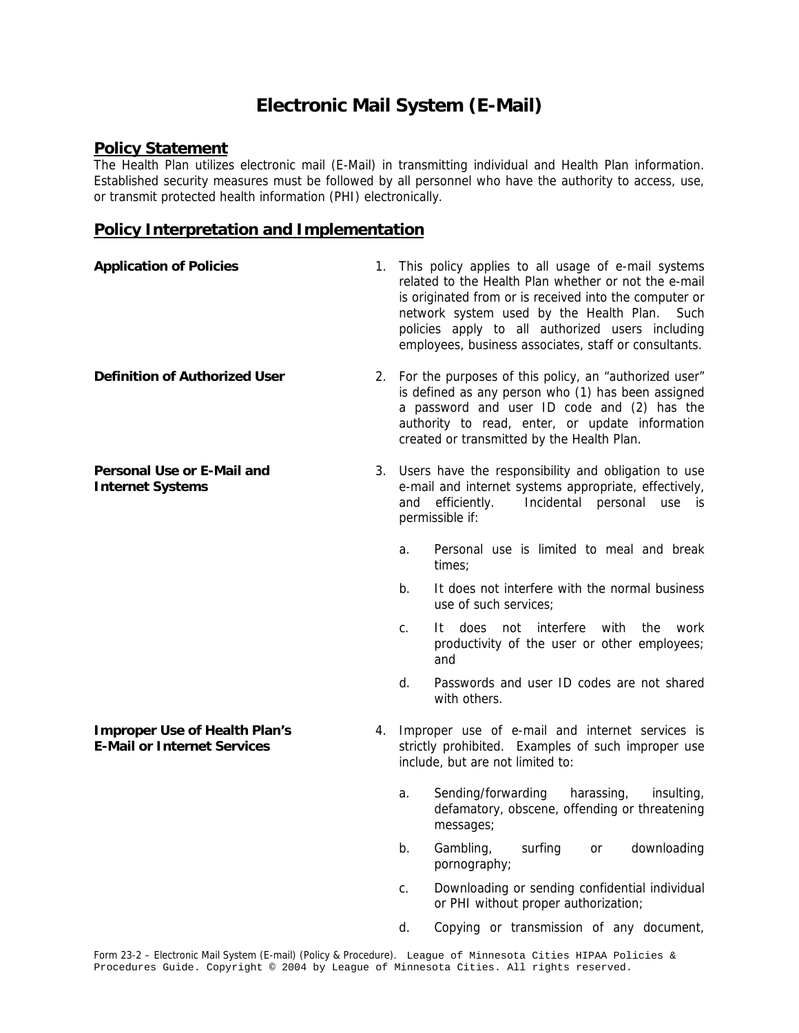# Electronic Mail System (E-Mail)

## Policy Statement

The Health Plan utilizes electronic mail (E-Mail) in transmitting individual and Health Plan information. Established security measures must be followed by all personnel who have the authority to access, use, or transmit protected health information (PHI) electronically.

## Policy Interpretation and Implementation

**Application of Policies**

1. This policy applies to all usage of e-mail systems related to the Health Plan whether or not the e-mail is originated from or is received into the computer or network system used by the Health Plan. Such policies apply to all authorized users including employees, business associates, staff or consultants.

**Definition of Authorized User**

2. For the purposes of this policy, an "authorized user" is defined as any person who (1) has been assigned a password and user ID code and (2) has the authority to read, enter, or update information created or transmitted by the Health Plan.

**Personal Use or E-Mail and Internet Systems**

3. Users have the responsibility and obligation to use e-mail and internet systems appropriate, effectively, and efficiently. Incidental personal use is permissible if:

   a. Personal use is limited to meal and break times;

   b. It does not interfere with the normal business use of such services;

   c. It does not interfere with the work productivity of the user or other employees; and

   d. Passwords and user ID codes are not shared with others.

**Improper Use of Health Plan's E-Mail or Internet Services**

4. Improper use of e-mail and internet services is strictly prohibited. Examples of such improper use include, but are not limited to:

   a. Sending/forwarding harassing, insulting, defamatory, obscene, offending or threatening messages;

   b. Gambling, surfing or downloading pornography;

   c. Downloading or sending confidential individual or PHI without proper authorization;

   d. Copying or transmission of any document,

Form 23-2 – Electronic Mail System (E-mail) (Policy & Procedure). League of Minnesota Cities HIPAA Policies & Procedures Guide. Copyright © 2004 by League of Minnesota Cities. All rights reserved.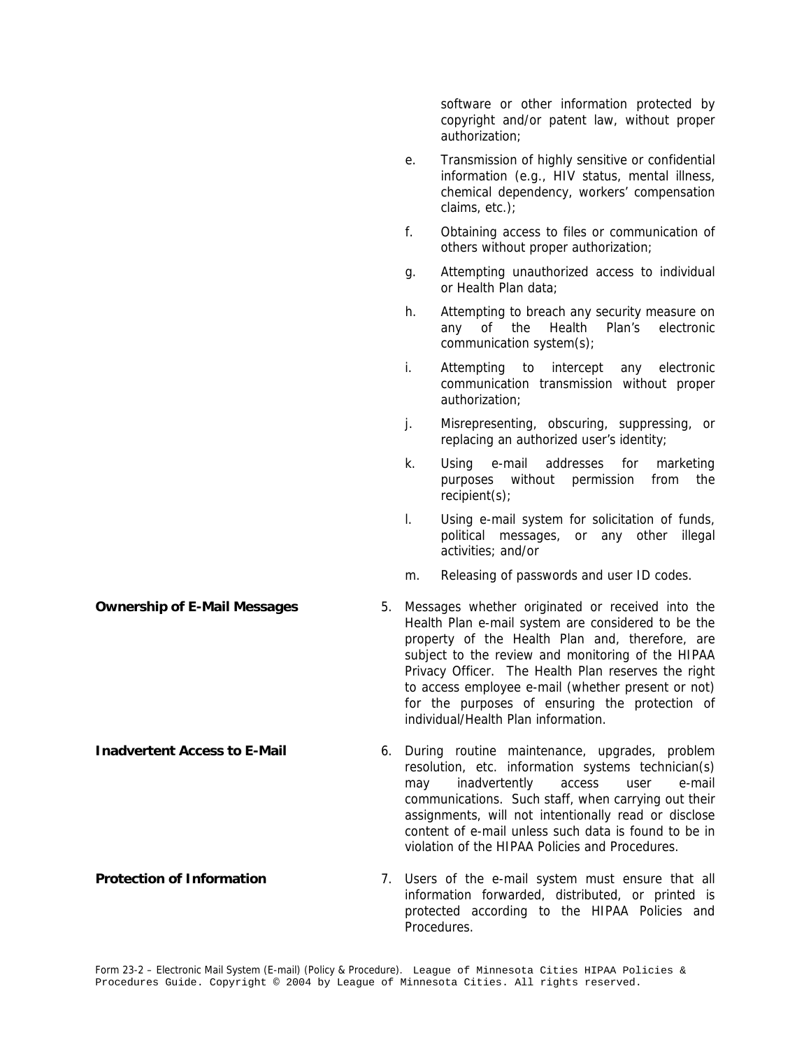software or other information protected by copyright and/or patent law, without proper authorization;

e. Transmission of highly sensitive or confidential information (e.g., HIV status, mental illness, chemical dependency, workers' compensation claims, etc.);

f. Obtaining access to files or communication of others without proper authorization;

g. Attempting unauthorized access to individual or Health Plan data;

h. Attempting to breach any security measure on any of the Health Plan's electronic communication system(s);

i. Attempting to intercept any electronic communication transmission without proper authorization;

j. Misrepresenting, obscuring, suppressing, or replacing an authorized user's identity;

k. Using e-mail addresses for marketing purposes without permission from the recipient(s);

l. Using e-mail system for solicitation of funds, political messages, or any other illegal activities; and/or

m. Releasing of passwords and user ID codes.

**Ownership of E-Mail Messages**

5. Messages whether originated or received into the Health Plan e-mail system are considered to be the property of the Health Plan and, therefore, are subject to the review and monitoring of the HIPAA Privacy Officer. The Health Plan reserves the right to access employee e-mail (whether present or not) for the purposes of ensuring the protection of individual/Health Plan information.

**Inadvertent Access to E-Mail**

6. During routine maintenance, upgrades, problem resolution, etc. information systems technician(s) may inadvertently access user e-mail communications. Such staff, when carrying out their assignments, will not intentionally read or disclose content of e-mail unless such data is found to be in violation of the HIPAA Policies and Procedures.

**Protection of Information**

7. Users of the e-mail system must ensure that all information forwarded, distributed, or printed is protected according to the HIPAA Policies and Procedures.

Form 23-2 – Electronic Mail System (E-mail) (Policy & Procedure). League of Minnesota Cities HIPAA Policies & Procedures Guide. Copyright © 2004 by League of Minnesota Cities. All rights reserved.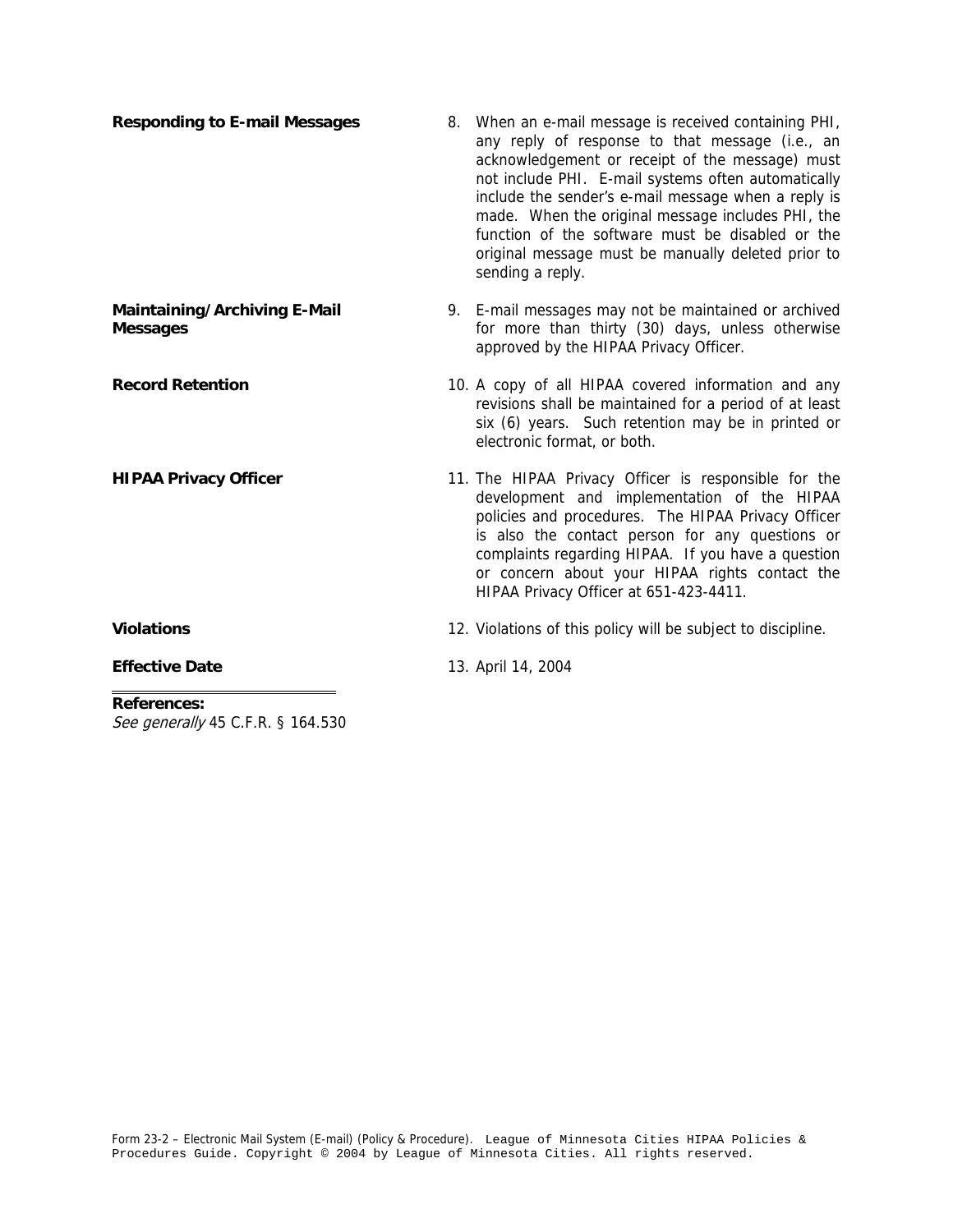**Responding to E-mail Messages**

8. When an e-mail message is received containing PHI, any reply of response to that message (i.e., an acknowledgement or receipt of the message) must not include PHI. E-mail systems often automatically include the sender's e-mail message when a reply is made. When the original message includes PHI, the function of the software must be disabled or the original message must be manually deleted prior to sending a reply.

**Maintaining/Archiving E-Mail Messages**

9. E-mail messages may not be maintained or archived for more than thirty (30) days, unless otherwise approved by the HIPAA Privacy Officer.

**Record Retention**

10. A copy of all HIPAA covered information and any revisions shall be maintained for a period of at least six (6) years. Such retention may be in printed or electronic format, or both.

**HIPAA Privacy Officer**

11. The HIPAA Privacy Officer is responsible for the development and implementation of the HIPAA policies and procedures. The HIPAA Privacy Officer is also the contact person for any questions or complaints regarding HIPAA. If you have a question or concern about your HIPAA rights contact the HIPAA Privacy Officer at 651-423-4411.

**Violations**

12. Violations of this policy will be subject to discipline.

**Effective Date**

13. April 14, 2004

---

**References:**
*See generally* 45 C.F.R. § 164.530

Form 23-2 – Electronic Mail System (E-mail) (Policy & Procedure). League of Minnesota Cities HIPAA Policies & Procedures Guide. Copyright © 2004 by League of Minnesota Cities. All rights reserved.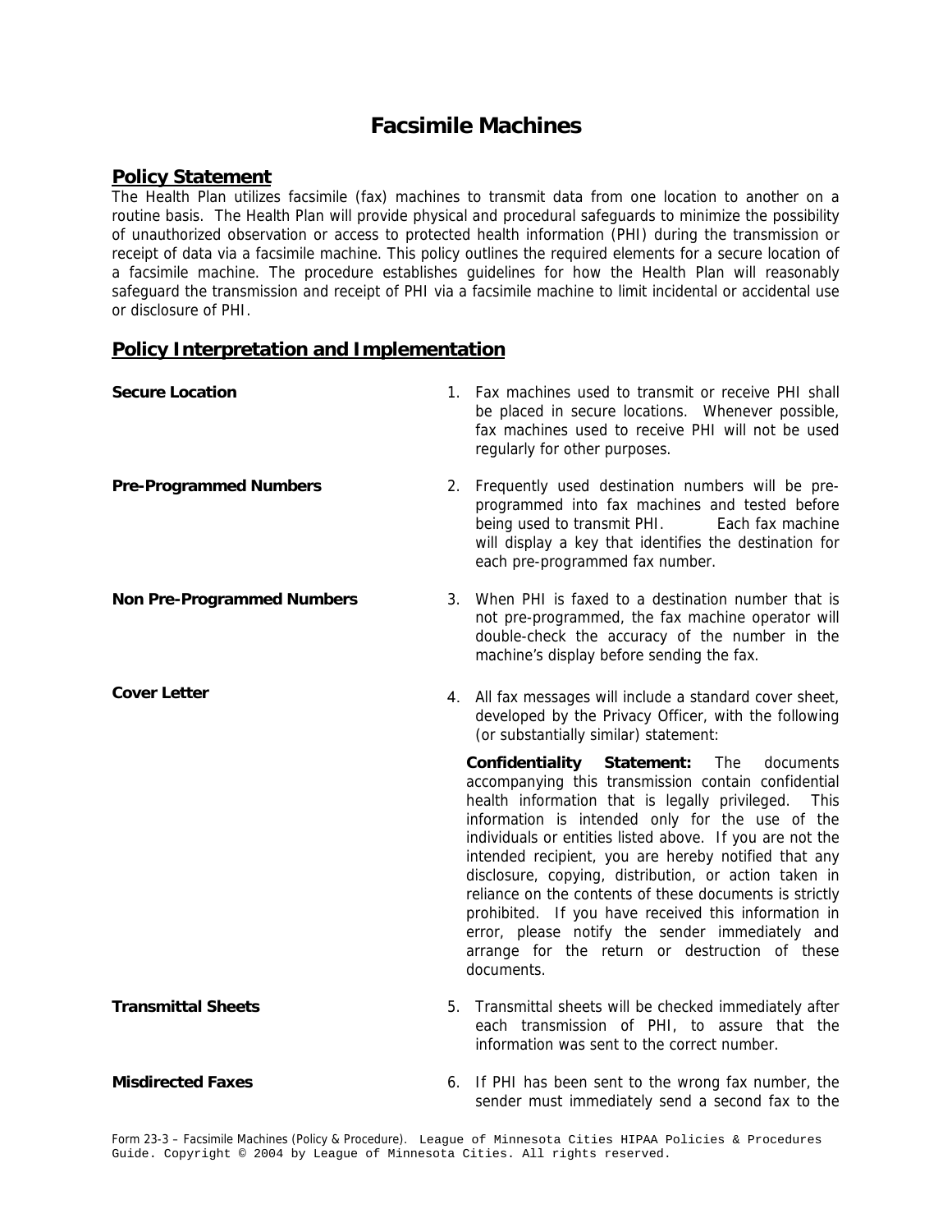# Facsimile Machines

## Policy Statement

The Health Plan utilizes facsimile (fax) machines to transmit data from one location to another on a routine basis. The Health Plan will provide physical and procedural safeguards to minimize the possibility of unauthorized observation or access to protected health information (PHI) during the transmission or receipt of data via a facsimile machine. This policy outlines the required elements for a secure location of a facsimile machine. The procedure establishes guidelines for how the Health Plan will reasonably safeguard the transmission and receipt of PHI via a facsimile machine to limit incidental or accidental use or disclosure of PHI.

## Policy Interpretation and Implementation

**Secure Location**

1. Fax machines used to transmit or receive PHI shall be placed in secure locations. Whenever possible, fax machines used to receive PHI will not be used regularly for other purposes.

**Pre-Programmed Numbers**

2. Frequently used destination numbers will be pre-programmed into fax machines and tested before being used to transmit PHI. Each fax machine will display a key that identifies the destination for each pre-programmed fax number.

**Non Pre-Programmed Numbers**

3. When PHI is faxed to a destination number that is not pre-programmed, the fax machine operator will double-check the accuracy of the number in the machine's display before sending the fax.

**Cover Letter**

4. All fax messages will include a standard cover sheet, developed by the Privacy Officer, with the following (or substantially similar) statement:

   **Confidentiality Statement:** The documents accompanying this transmission contain confidential health information that is legally privileged. This information is intended only for the use of the individuals or entities listed above. If you are not the intended recipient, you are hereby notified that any disclosure, copying, distribution, or action taken in reliance on the contents of these documents is strictly prohibited. If you have received this information in error, please notify the sender immediately and arrange for the return or destruction of these documents.

**Transmittal Sheets**

5. Transmittal sheets will be checked immediately after each transmission of PHI, to assure that the information was sent to the correct number.

**Misdirected Faxes**

6. If PHI has been sent to the wrong fax number, the sender must immediately send a second fax to the

Form 23-3 – Facsimile Machines (Policy & Procedure). League of Minnesota Cities HIPAA Policies & Procedures Guide. Copyright © 2004 by League of Minnesota Cities. All rights reserved.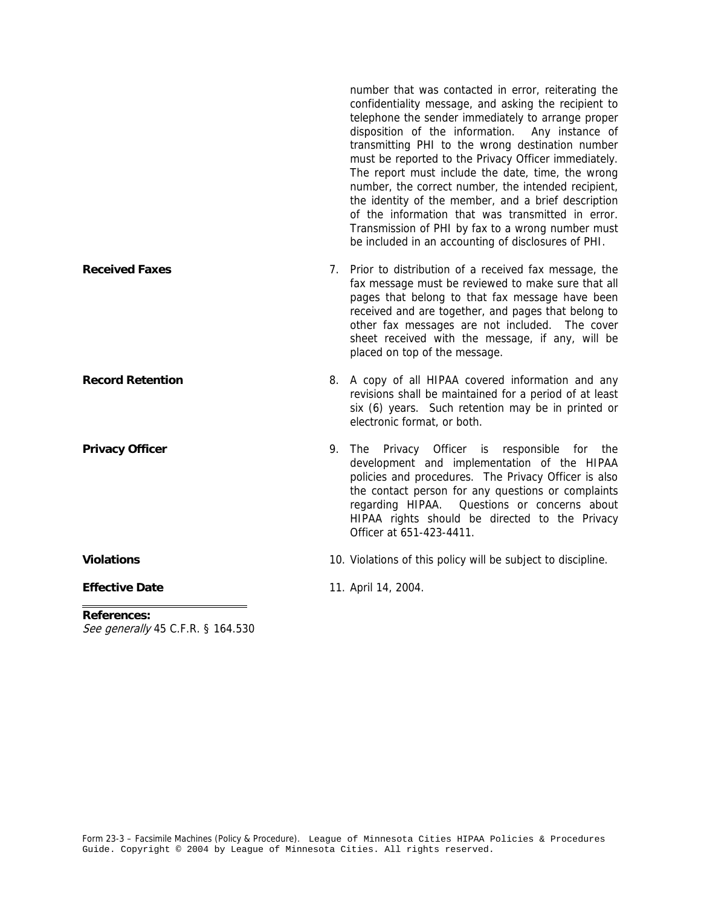number that was contacted in error, reiterating the confidentiality message, and asking the recipient to telephone the sender immediately to arrange proper disposition of the information. Any instance of transmitting PHI to the wrong destination number must be reported to the Privacy Officer immediately. The report must include the date, time, the wrong number, the correct number, the intended recipient, the identity of the member, and a brief description of the information that was transmitted in error. Transmission of PHI by fax to a wrong number must be included in an accounting of disclosures of PHI.

**Received Faxes**

7. Prior to distribution of a received fax message, the fax message must be reviewed to make sure that all pages that belong to that fax message have been received and are together, and pages that belong to other fax messages are not included. The cover sheet received with the message, if any, will be placed on top of the message.

**Record Retention**

8. A copy of all HIPAA covered information and any revisions shall be maintained for a period of at least six (6) years. Such retention may be in printed or electronic format, or both.

**Privacy Officer**

9. The Privacy Officer is responsible for the development and implementation of the HIPAA policies and procedures. The Privacy Officer is also the contact person for any questions or complaints regarding HIPAA. Questions or concerns about HIPAA rights should be directed to the Privacy Officer at 651-423-4411.

**Violations**

10. Violations of this policy will be subject to discipline.

**Effective Date**

11. April 14, 2004.

---

**References:**
*See generally* 45 C.F.R. § 164.530

Form 23-3 – Facsimile Machines (Policy & Procedure). League of Minnesota Cities HIPAA Policies & Procedures Guide. Copyright © 2004 by League of Minnesota Cities. All rights reserved.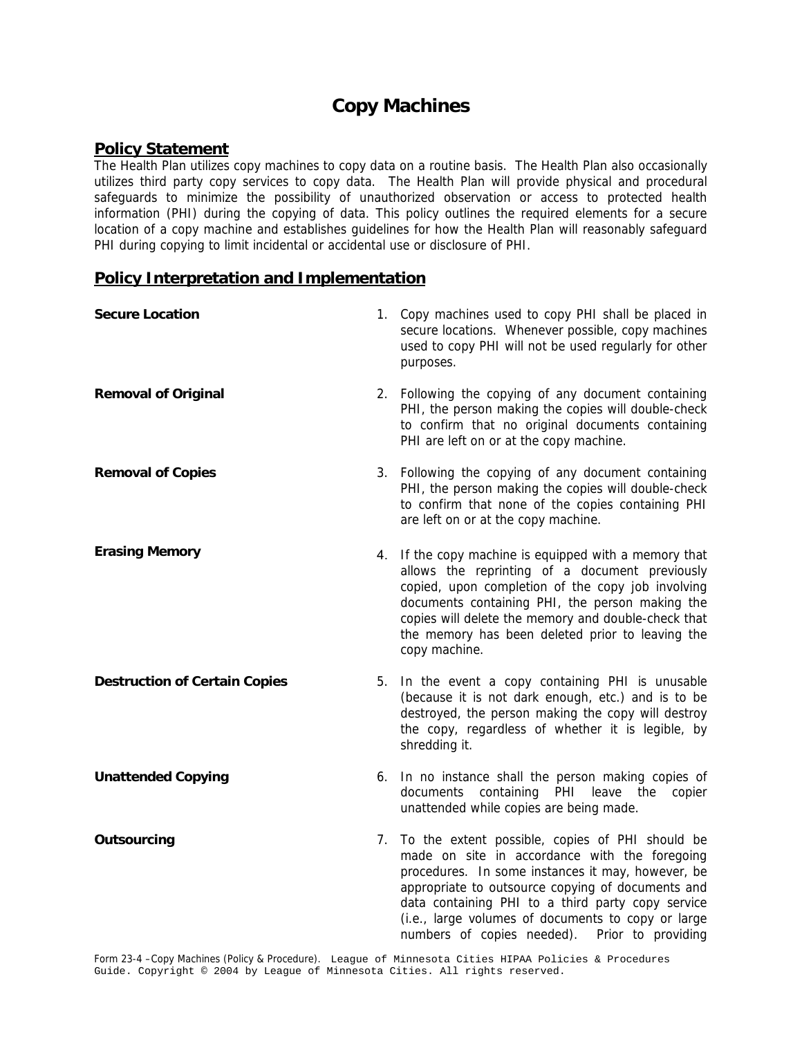# Copy Machines

## Policy Statement

The Health Plan utilizes copy machines to copy data on a routine basis. The Health Plan also occasionally utilizes third party copy services to copy data. The Health Plan will provide physical and procedural safeguards to minimize the possibility of unauthorized observation or access to protected health information (PHI) during the copying of data. This policy outlines the required elements for a secure location of a copy machine and establishes guidelines for how the Health Plan will reasonably safeguard PHI during copying to limit incidental or accidental use or disclosure of PHI.

## Policy Interpretation and Implementation

**Secure Location**

1. Copy machines used to copy PHI shall be placed in secure locations. Whenever possible, copy machines used to copy PHI will not be used regularly for other purposes.

**Removal of Original**

2. Following the copying of any document containing PHI, the person making the copies will double-check to confirm that no original documents containing PHI are left on or at the copy machine.

**Removal of Copies**

3. Following the copying of any document containing PHI, the person making the copies will double-check to confirm that none of the copies containing PHI are left on or at the copy machine.

**Erasing Memory**

4. If the copy machine is equipped with a memory that allows the reprinting of a document previously copied, upon completion of the copy job involving documents containing PHI, the person making the copies will delete the memory and double-check that the memory has been deleted prior to leaving the copy machine.

**Destruction of Certain Copies**

5. In the event a copy containing PHI is unusable (because it is not dark enough, etc.) and is to be destroyed, the person making the copy will destroy the copy, regardless of whether it is legible, by shredding it.

**Unattended Copying**

6. In no instance shall the person making copies of documents containing PHI leave the copier unattended while copies are being made.

**Outsourcing**

7. To the extent possible, copies of PHI should be made on site in accordance with the foregoing procedures. In some instances it may, however, be appropriate to outsource copying of documents and data containing PHI to a third party copy service (i.e., large volumes of documents to copy or large numbers of copies needed). Prior to providing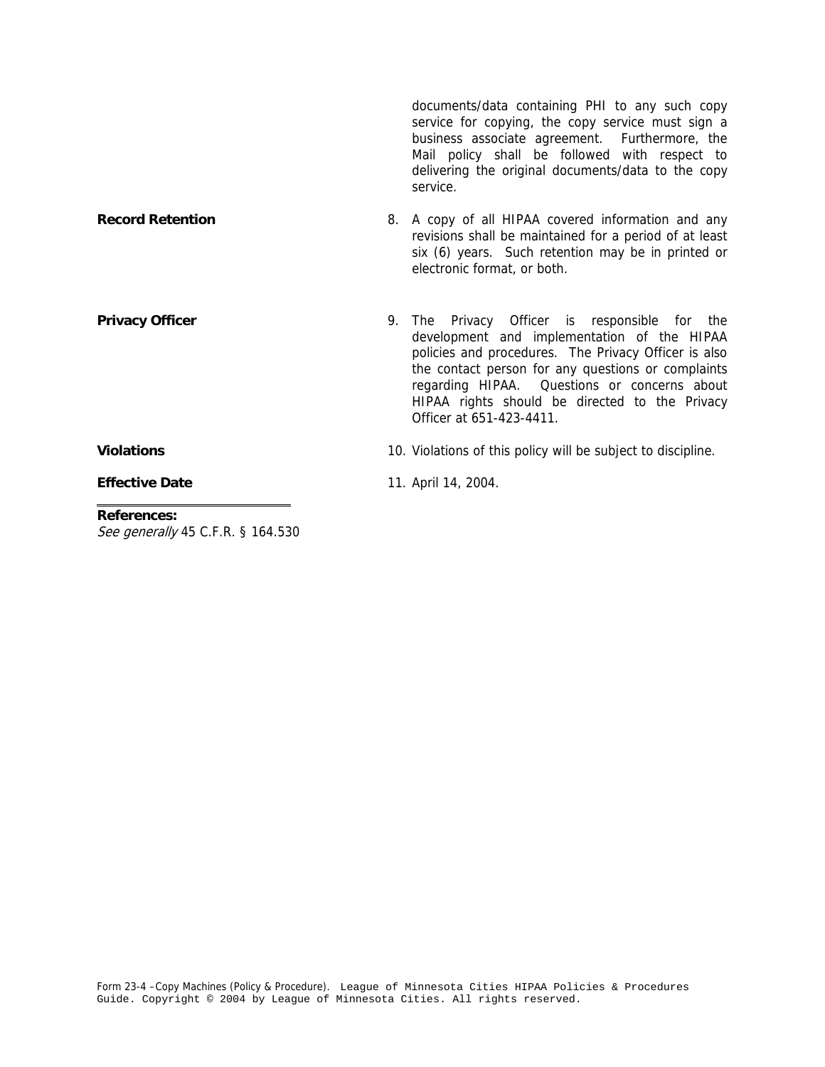documents/data containing PHI to any such copy service for copying, the copy service must sign a business associate agreement. Furthermore, the Mail policy shall be followed with respect to delivering the original documents/data to the copy service.

**Record Retention**

8. A copy of all HIPAA covered information and any revisions shall be maintained for a period of at least six (6) years. Such retention may be in printed or electronic format, or both.

**Privacy Officer**

9. The Privacy Officer is responsible for the development and implementation of the HIPAA policies and procedures. The Privacy Officer is also the contact person for any questions or complaints regarding HIPAA. Questions or concerns about HIPAA rights should be directed to the Privacy Officer at 651-423-4411.

**Violations**

10. Violations of this policy will be subject to discipline.

**Effective Date**

11. April 14, 2004.

---

**References:**
*See generally* 45 C.F.R. § 164.530

Form 23-4 –Copy Machines (Policy & Procedure). League of Minnesota Cities HIPAA Policies & Procedures Guide. Copyright © 2004 by League of Minnesota Cities. All rights reserved.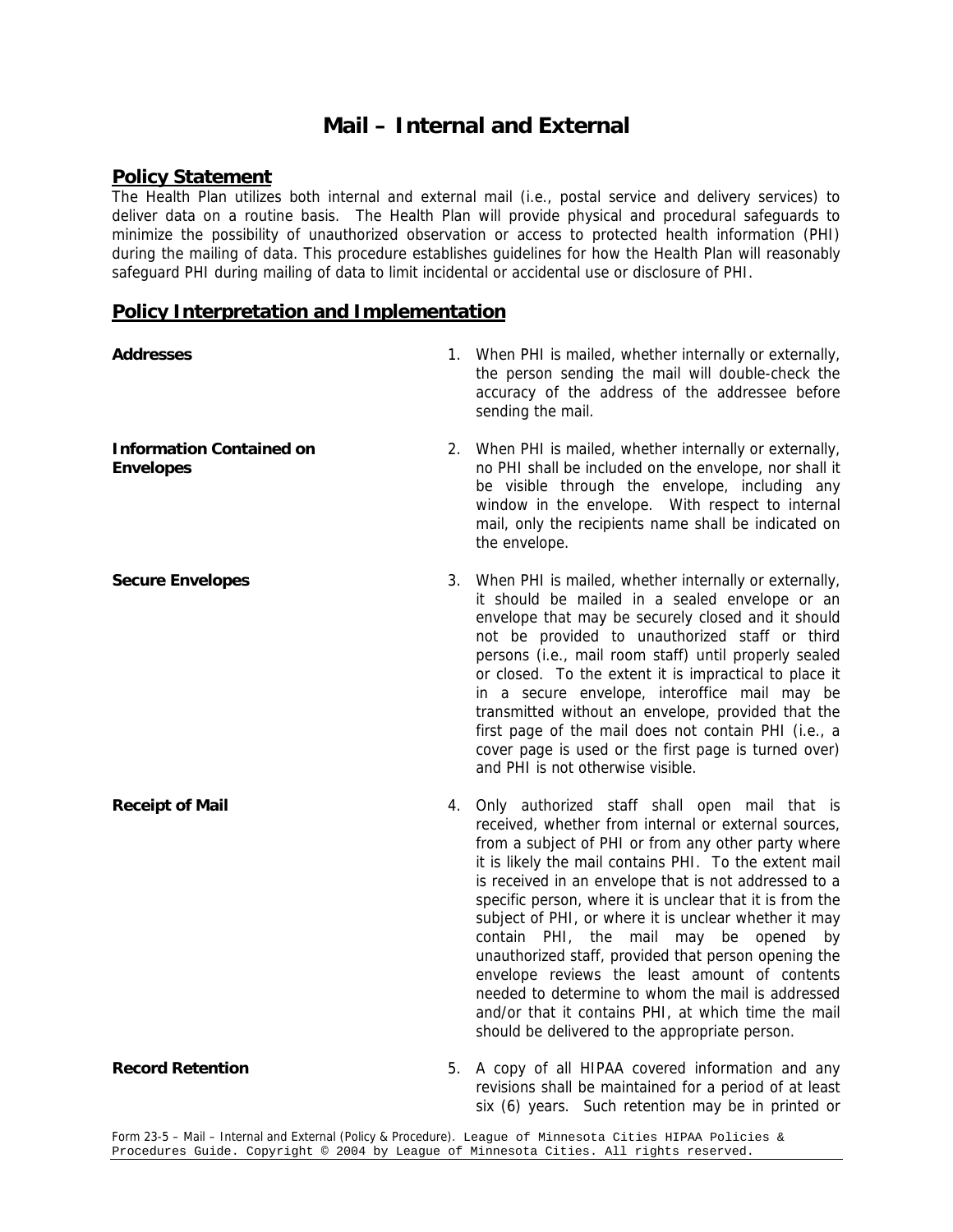# Mail – Internal and External

## Policy Statement

The Health Plan utilizes both internal and external mail (i.e., postal service and delivery services) to deliver data on a routine basis. The Health Plan will provide physical and procedural safeguards to minimize the possibility of unauthorized observation or access to protected health information (PHI) during the mailing of data. This procedure establishes guidelines for how the Health Plan will reasonably safeguard PHI during mailing of data to limit incidental or accidental use or disclosure of PHI.

## Policy Interpretation and Implementation

**Addresses**

1. When PHI is mailed, whether internally or externally, the person sending the mail will double-check the accuracy of the address of the addressee before sending the mail.

**Information Contained on Envelopes**

2. When PHI is mailed, whether internally or externally, no PHI shall be included on the envelope, nor shall it be visible through the envelope, including any window in the envelope. With respect to internal mail, only the recipients name shall be indicated on the envelope.

**Secure Envelopes**

3. When PHI is mailed, whether internally or externally, it should be mailed in a sealed envelope or an envelope that may be securely closed and it should not be provided to unauthorized staff or third persons (i.e., mail room staff) until properly sealed or closed. To the extent it is impractical to place it in a secure envelope, interoffice mail may be transmitted without an envelope, provided that the first page of the mail does not contain PHI (i.e., a cover page is used or the first page is turned over) and PHI is not otherwise visible.

**Receipt of Mail**

4. Only authorized staff shall open mail that is received, whether from internal or external sources, from a subject of PHI or from any other party where it is likely the mail contains PHI. To the extent mail is received in an envelope that is not addressed to a specific person, where it is unclear that it is from the subject of PHI, or where it is unclear whether it may contain PHI, the mail may be opened by unauthorized staff, provided that person opening the envelope reviews the least amount of contents needed to determine to whom the mail is addressed and/or that it contains PHI, at which time the mail should be delivered to the appropriate person.

**Record Retention**

5. A copy of all HIPAA covered information and any revisions shall be maintained for a period of at least six (6) years. Such retention may be in printed or

Form 23-5 – Mail – Internal and External (Policy & Procedure). League of Minnesota Cities HIPAA Policies & Procedures Guide. Copyright © 2004 by League of Minnesota Cities. All rights reserved.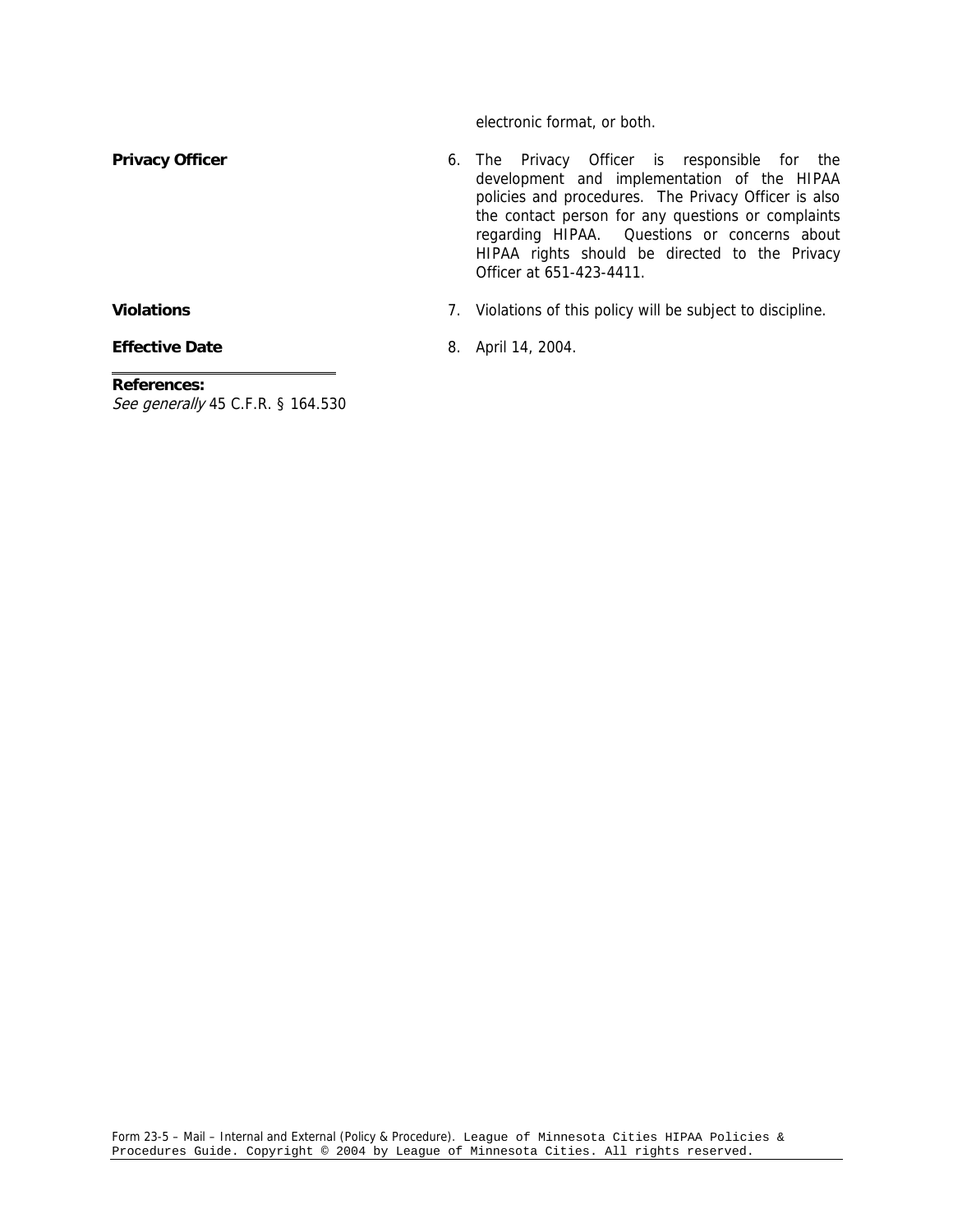electronic format, or both.

**Privacy Officer**

6. The Privacy Officer is responsible for the development and implementation of the HIPAA policies and procedures. The Privacy Officer is also the contact person for any questions or complaints regarding HIPAA. Questions or concerns about HIPAA rights should be directed to the Privacy Officer at 651-423-4411.

**Violations**

7. Violations of this policy will be subject to discipline.

**Effective Date**

8. April 14, 2004.

**References:**
*See generally* 45 C.F.R. § 164.530

Form 23-5 – Mail – Internal and External (Policy & Procedure). League of Minnesota Cities HIPAA Policies & Procedures Guide. Copyright © 2004 by League of Minnesota Cities. All rights reserved.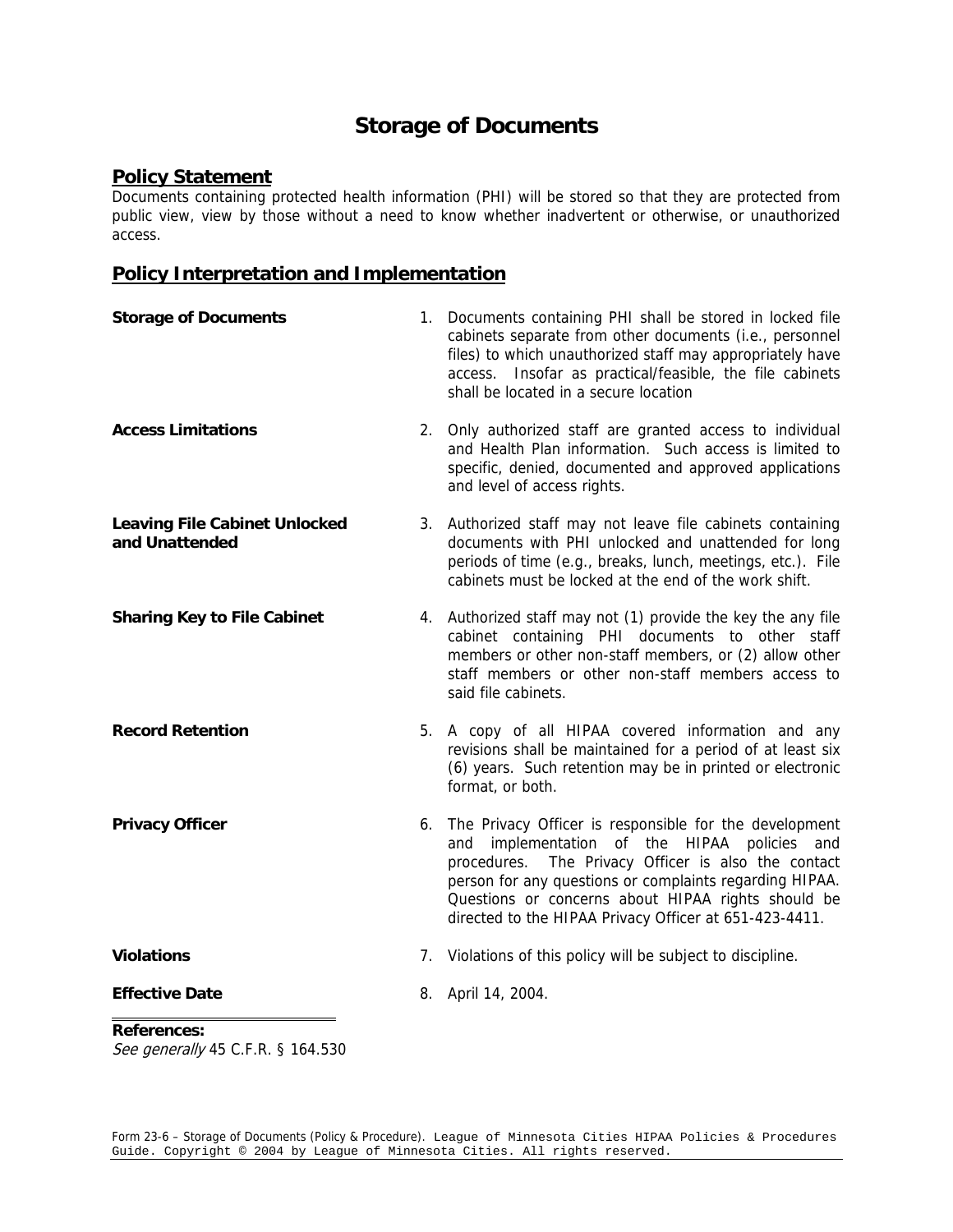# Storage of Documents

## Policy Statement

Documents containing protected health information (PHI) will be stored so that they are protected from public view, view by those without a need to know whether inadvertent or otherwise, or unauthorized access.

## Policy Interpretation and Implementation

**Storage of Documents**

1. Documents containing PHI shall be stored in locked file cabinets separate from other documents (i.e., personnel files) to which unauthorized staff may appropriately have access. Insofar as practical/feasible, the file cabinets shall be located in a secure location

**Access Limitations**

2. Only authorized staff are granted access to individual and Health Plan information. Such access is limited to specific, denied, documented and approved applications and level of access rights.

**Leaving File Cabinet Unlocked and Unattended**

3. Authorized staff may not leave file cabinets containing documents with PHI unlocked and unattended for long periods of time (e.g., breaks, lunch, meetings, etc.). File cabinets must be locked at the end of the work shift.

**Sharing Key to File Cabinet**

4. Authorized staff may not (1) provide the key the any file cabinet containing PHI documents to other staff members or other non-staff members, or (2) allow other staff members or other non-staff members access to said file cabinets.

**Record Retention**

5. A copy of all HIPAA covered information and any revisions shall be maintained for a period of at least six (6) years. Such retention may be in printed or electronic format, or both.

**Privacy Officer**

6. The Privacy Officer is responsible for the development and implementation of the HIPAA policies and procedures. The Privacy Officer is also the contact person for any questions or complaints regarding HIPAA. Questions or concerns about HIPAA rights should be directed to the HIPAA Privacy Officer at 651-423-4411.

**Violations**

7. Violations of this policy will be subject to discipline.

**Effective Date**

8. April 14, 2004.

---

**References:**
*See generally* 45 C.F.R. § 164.530

Form 23-6 – Storage of Documents (Policy & Procedure). League of Minnesota Cities HIPAA Policies & Procedures Guide. Copyright © 2004 by League of Minnesota Cities. All rights reserved.